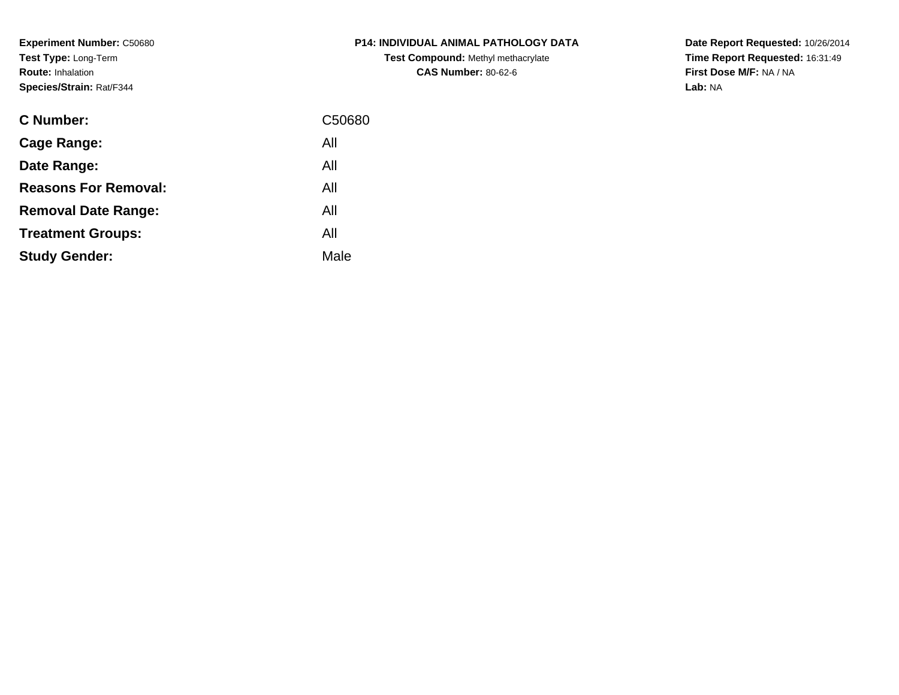**Experiment Number:** C50680
**Test Type:** Long-Term
**Route:** Inhalation
**Species/Strain:** Rat/F344

**P14: INDIVIDUAL ANIMAL PATHOLOGY DATA**
**Test Compound:** Methyl methacrylate
**CAS Number:** 80-62-6

**Date Report Requested:** 10/26/2014
**Time Report Requested:** 16:31:49
**First Dose M/F:** NA / NA
**Lab:** NA

| | |
|---|---|
| **C Number:** | C50680 |
| **Cage Range:** | All |
| **Date Range:** | All |
| **Reasons For Removal:** | All |
| **Removal Date Range:** | All |
| **Treatment Groups:** | All |
| **Study Gender:** | Male |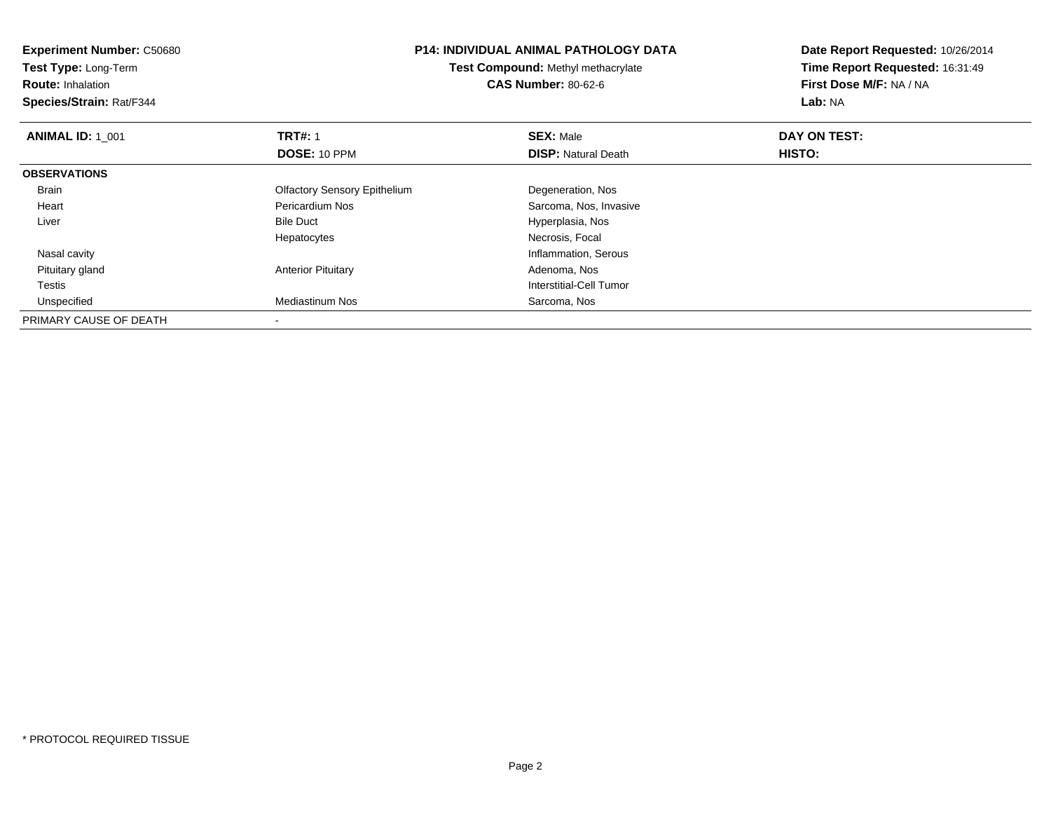**Experiment Number:** C50680
**Test Type:** Long-Term
**Route:** Inhalation
**Species/Strain:** Rat/F344

**P14: INDIVIDUAL ANIMAL PATHOLOGY DATA**
**Test Compound:** Methyl methacrylate
**CAS Number:** 80-62-6

**Date Report Requested:** 10/26/2014
**Time Report Requested:** 16:31:49
**First Dose M/F:** NA / NA
**Lab:** NA

| **ANIMAL ID:** 1_001 | **TRT#:** 1 | **SEX:** Male | **DAY ON TEST:** |
|---|---|---|---|
| | **DOSE:** 10 PPM | **DISP:** Natural Death | **HISTO:** |
| **OBSERVATIONS** | | | |
| Brain | Olfactory Sensory Epithelium | Degeneration, Nos | |
| Heart | Pericardium Nos | Sarcoma, Nos, Invasive | |
| Liver | Bile Duct | Hyperplasia, Nos | |
| | Hepatocytes | Necrosis, Focal | |
| Nasal cavity | | Inflammation, Serous | |
| Pituitary gland | Anterior Pituitary | Adenoma, Nos | |
| Testis | | Interstitial-Cell Tumor | |
| Unspecified | Mediastinum Nos | Sarcoma, Nos | |
| PRIMARY CAUSE OF DEATH | - | | |

* PROTOCOL REQUIRED TISSUE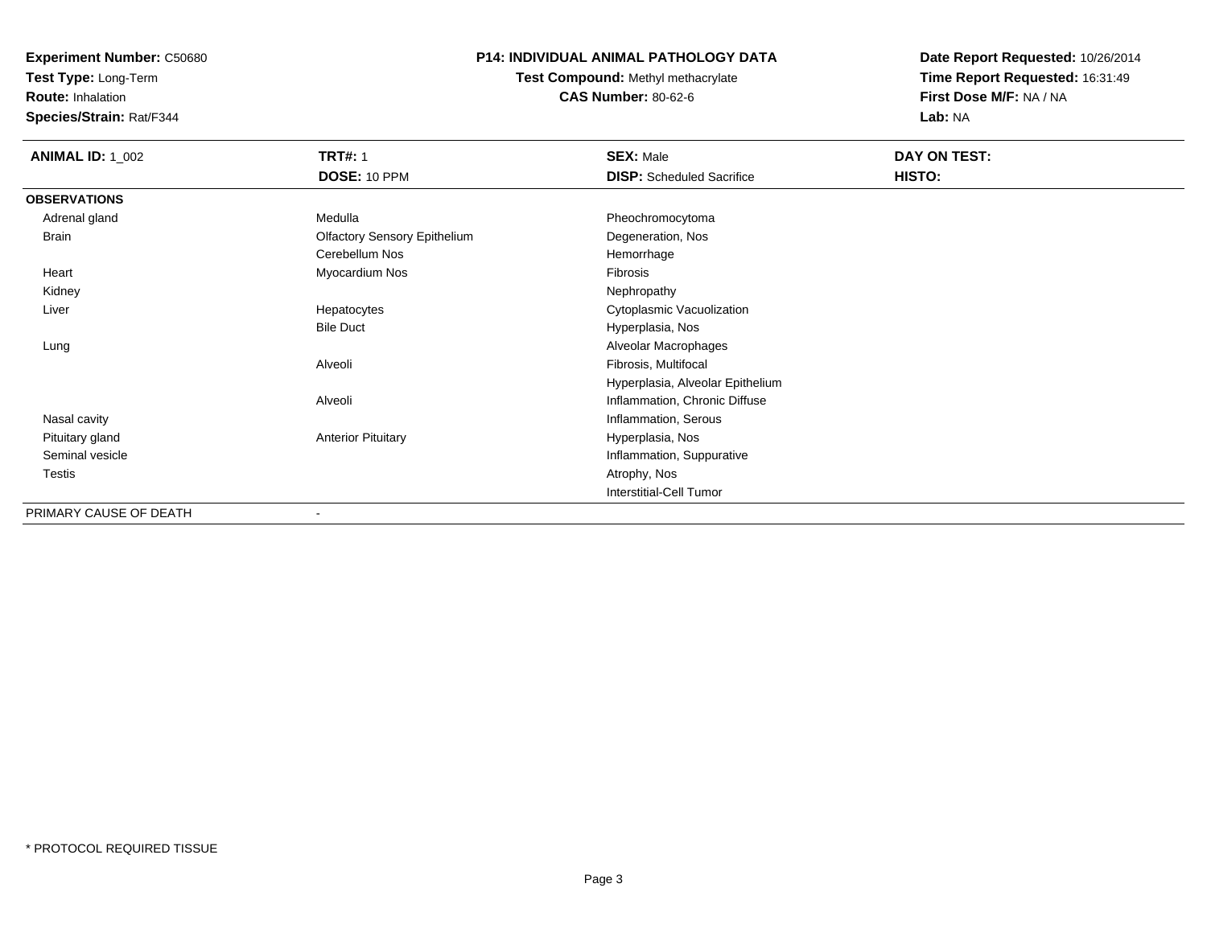**Experiment Number:** C50680
**Test Type:** Long-Term
**Route:** Inhalation
**Species/Strain:** Rat/F344

**P14: INDIVIDUAL ANIMAL PATHOLOGY DATA**
**Test Compound:** Methyl methacrylate
**CAS Number:** 80-62-6

**Date Report Requested:** 10/26/2014
**Time Report Requested:** 16:31:49
**First Dose M/F:** NA / NA
**Lab:** NA

| **ANIMAL ID:** 1_002 | **TRT#:** 1 | **SEX:** Male | **DAY ON TEST:** |
|---|---|---|---|
| | **DOSE:** 10 PPM | **DISP:** Scheduled Sacrifice | **HISTO:** |
| **OBSERVATIONS** | | | |
| Adrenal gland | Medulla | Pheochromocytoma | |
| Brain | Olfactory Sensory Epithelium | Degeneration, Nos | |
| | Cerebellum Nos | Hemorrhage | |
| Heart | Myocardium Nos | Fibrosis | |
| Kidney | | Nephropathy | |
| Liver | Hepatocytes | Cytoplasmic Vacuolization | |
| | Bile Duct | Hyperplasia, Nos | |
| Lung | | Alveolar Macrophages | |
| | Alveoli | Fibrosis, Multifocal | |
| | | Hyperplasia, Alveolar Epithelium | |
| | Alveoli | Inflammation, Chronic Diffuse | |
| Nasal cavity | | Inflammation, Serous | |
| Pituitary gland | Anterior Pituitary | Hyperplasia, Nos | |
| Seminal vesicle | | Inflammation, Suppurative | |
| Testis | | Atrophy, Nos | |
| | | Interstitial-Cell Tumor | |
| PRIMARY CAUSE OF DEATH | - | | |

\* PROTOCOL REQUIRED TISSUE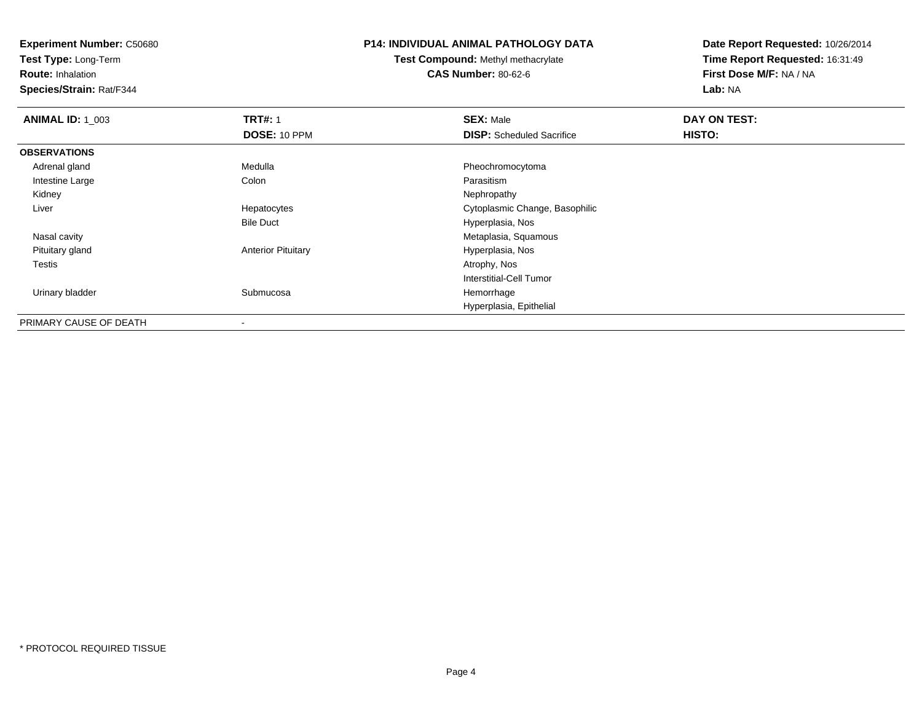**Experiment Number:** C50680
**Test Type:** Long-Term
**Route:** Inhalation
**Species/Strain:** Rat/F344

**P14: INDIVIDUAL ANIMAL PATHOLOGY DATA**
**Test Compound:** Methyl methacrylate
**CAS Number:** 80-62-6

**Date Report Requested:** 10/26/2014
**Time Report Requested:** 16:31:49
**First Dose M/F:** NA / NA
**Lab:** NA

| **ANIMAL ID:** 1_003 | **TRT#:** 1 | **SEX:** Male | **DAY ON TEST:** |
|---|---|---|---|
| | **DOSE:** 10 PPM | **DISP:** Scheduled Sacrifice | **HISTO:** |
| **OBSERVATIONS** | | | |
| Adrenal gland | Medulla | Pheochromocytoma | |
| Intestine Large | Colon | Parasitism | |
| Kidney | | Nephropathy | |
| Liver | Hepatocytes | Cytoplasmic Change, Basophilic | |
| | Bile Duct | Hyperplasia, Nos | |
| Nasal cavity | | Metaplasia, Squamous | |
| Pituitary gland | Anterior Pituitary | Hyperplasia, Nos | |
| Testis | | Atrophy, Nos | |
| | | Interstitial-Cell Tumor | |
| Urinary bladder | Submucosa | Hemorrhage | |
| | | Hyperplasia, Epithelial | |
| PRIMARY CAUSE OF DEATH | - | | |

\* PROTOCOL REQUIRED TISSUE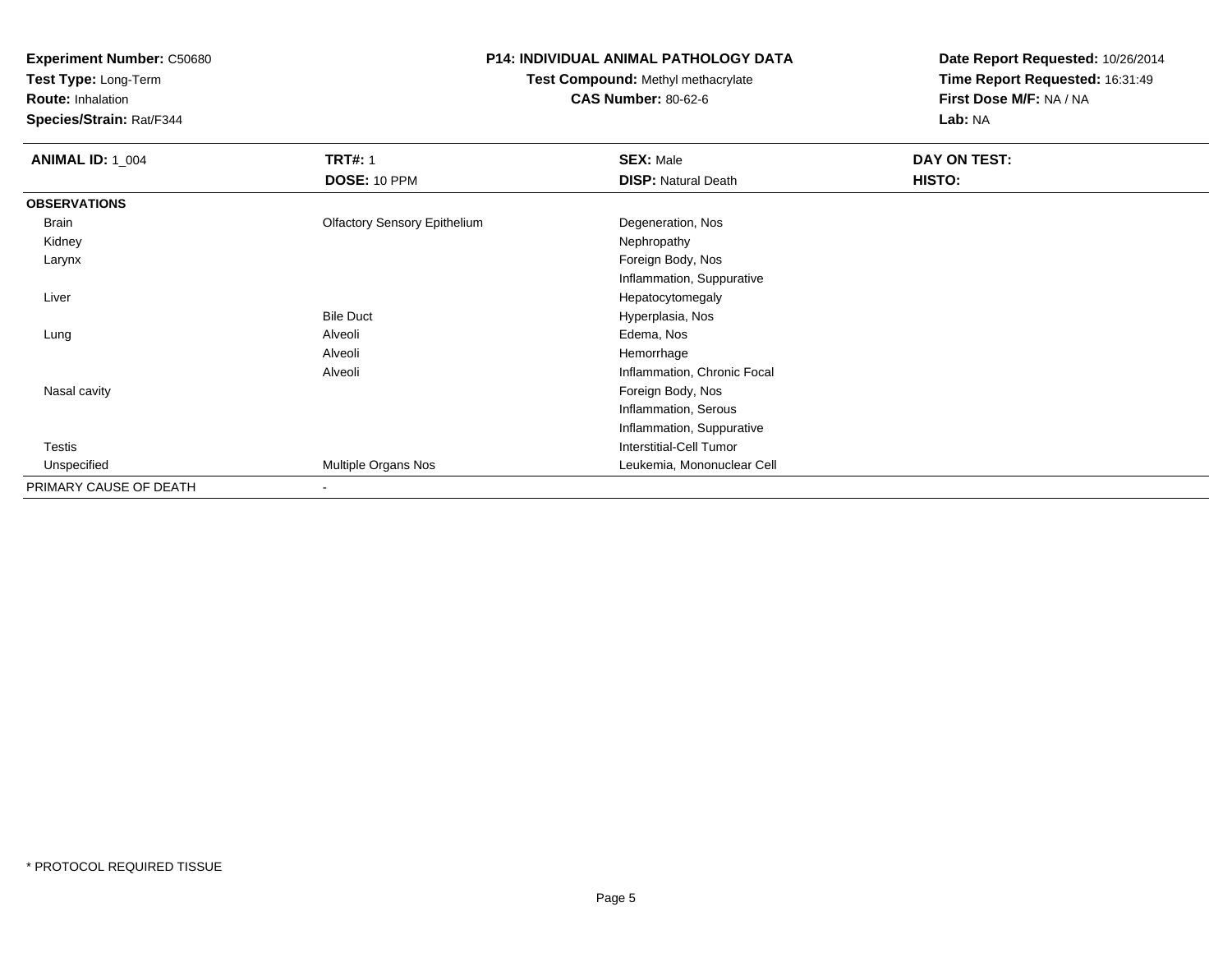**Experiment Number:** C50680
**Test Type:** Long-Term
**Route:** Inhalation
**Species/Strain:** Rat/F344

**P14: INDIVIDUAL ANIMAL PATHOLOGY DATA**
**Test Compound:** Methyl methacrylate
**CAS Number:** 80-62-6

**Date Report Requested:** 10/26/2014
**Time Report Requested:** 16:31:49
**First Dose M/F:** NA / NA
**Lab:** NA

| **ANIMAL ID:** 1_004 | **TRT#:** 1 | **SEX:** Male | **DAY ON TEST:** |
|---|---|---|---|
| | **DOSE:** 10 PPM | **DISP:** Natural Death | **HISTO:** |
| **OBSERVATIONS** | | | |
| Brain | Olfactory Sensory Epithelium | Degeneration, Nos | |
| Kidney | | Nephropathy | |
| Larynx | | Foreign Body, Nos | |
| | | Inflammation, Suppurative | |
| Liver | | Hepatocytomegaly | |
| | Bile Duct | Hyperplasia, Nos | |
| Lung | Alveoli | Edema, Nos | |
| | Alveoli | Hemorrhage | |
| | Alveoli | Inflammation, Chronic Focal | |
| Nasal cavity | | Foreign Body, Nos | |
| | | Inflammation, Serous | |
| | | Inflammation, Suppurative | |
| Testis | | Interstitial-Cell Tumor | |
| Unspecified | Multiple Organs Nos | Leukemia, Mononuclear Cell | |
| PRIMARY CAUSE OF DEATH | - | | |

* PROTOCOL REQUIRED TISSUE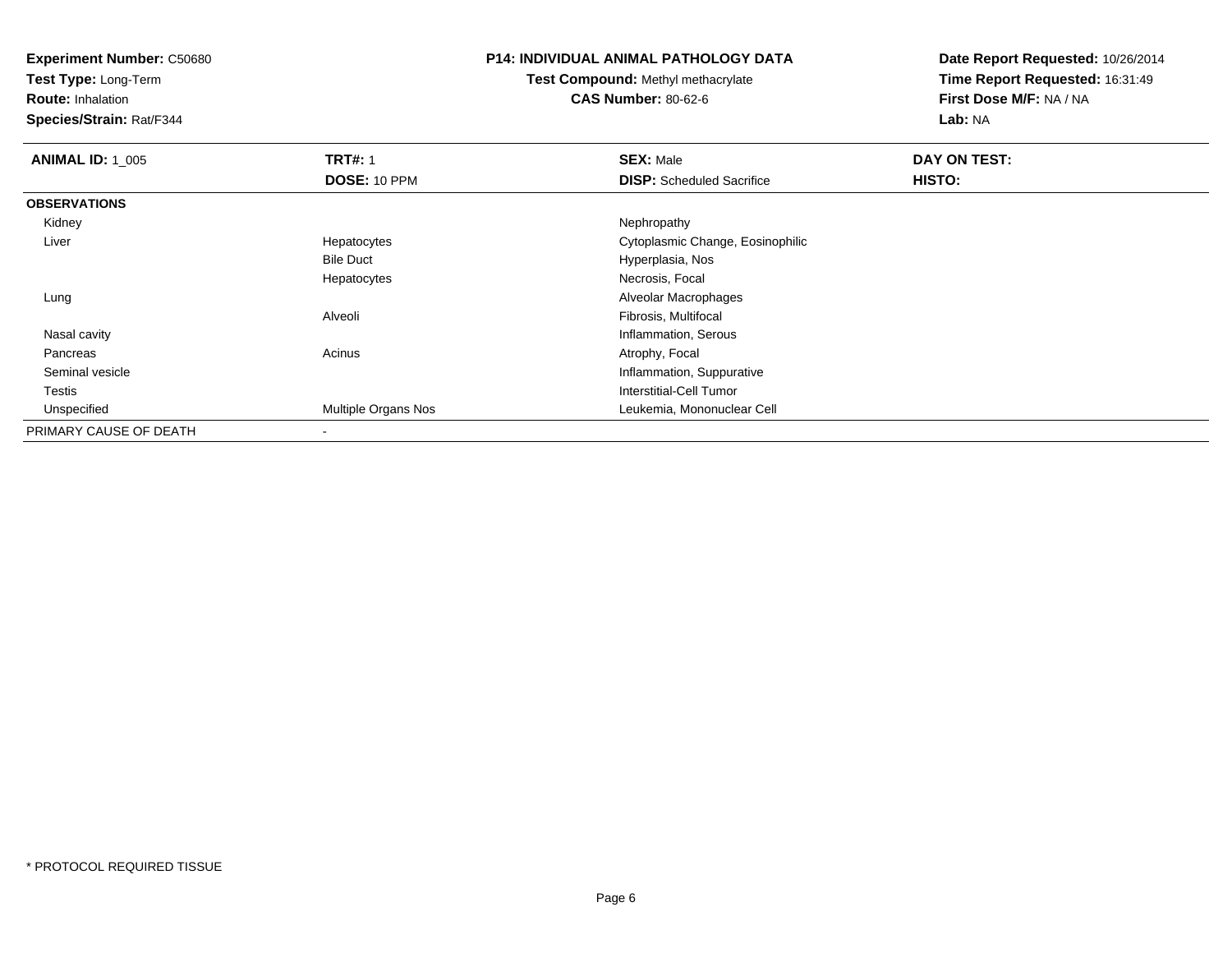**Experiment Number:** C50680
**Test Type:** Long-Term
**Route:** Inhalation
**Species/Strain:** Rat/F344

**P14: INDIVIDUAL ANIMAL PATHOLOGY DATA**
**Test Compound:** Methyl methacrylate
**CAS Number:** 80-62-6

**Date Report Requested:** 10/26/2014
**Time Report Requested:** 16:31:49
**First Dose M/F:** NA / NA
**Lab:** NA

| **ANIMAL ID:** 1_005 | **TRT#:** 1 | **SEX:** Male | **DAY ON TEST:** |
|---|---|---|---|
| | **DOSE:** 10 PPM | **DISP:** Scheduled Sacrifice | **HISTO:** |
| **OBSERVATIONS** | | | |
| Kidney | | Nephropathy | |
| Liver | Hepatocytes | Cytoplasmic Change, Eosinophilic | |
| | Bile Duct | Hyperplasia, Nos | |
| | Hepatocytes | Necrosis, Focal | |
| Lung | | Alveolar Macrophages | |
| | Alveoli | Fibrosis, Multifocal | |
| Nasal cavity | | Inflammation, Serous | |
| Pancreas | Acinus | Atrophy, Focal | |
| Seminal vesicle | | Inflammation, Suppurative | |
| Testis | | Interstitial-Cell Tumor | |
| Unspecified | Multiple Organs Nos | Leukemia, Mononuclear Cell | |
| PRIMARY CAUSE OF DEATH | - | | |

* PROTOCOL REQUIRED TISSUE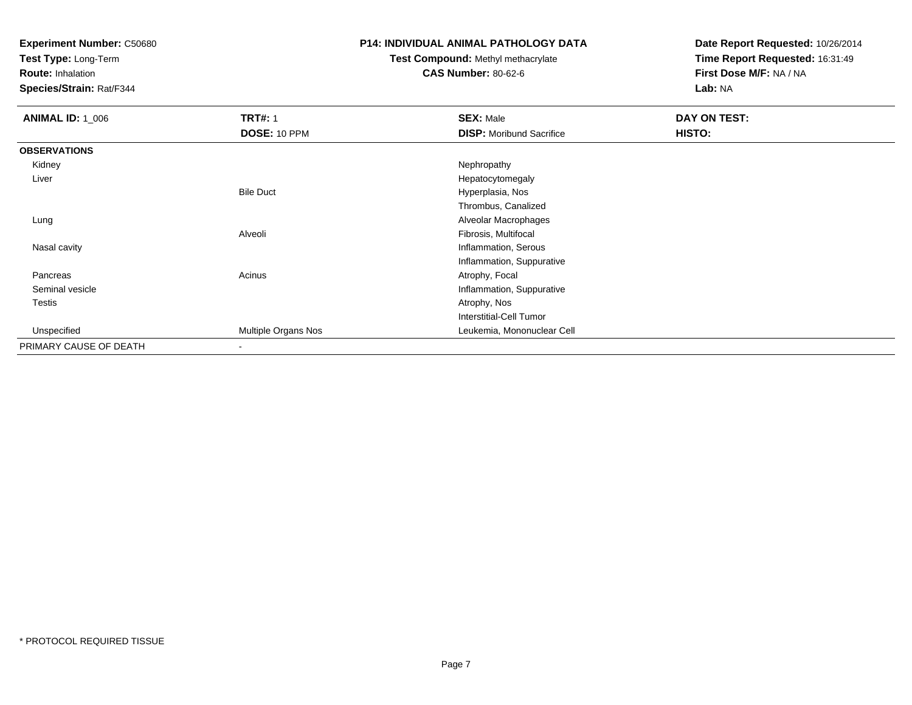**Experiment Number:** C50680
**Test Type:** Long-Term
**Route:** Inhalation
**Species/Strain:** Rat/F344

**P14: INDIVIDUAL ANIMAL PATHOLOGY DATA**
**Test Compound:** Methyl methacrylate
**CAS Number:** 80-62-6

**Date Report Requested:** 10/26/2014
**Time Report Requested:** 16:31:49
**First Dose M/F:** NA / NA
**Lab:** NA

| **ANIMAL ID:** 1_006 | **TRT#:** 1 | **SEX:** Male | **DAY ON TEST:** |
|---|---|---|---|
| | **DOSE:** 10 PPM | **DISP:** Moribund Sacrifice | **HISTO:** |
| **OBSERVATIONS** | | | |
| Kidney | | Nephropathy | |
| Liver | | Hepatocytomegaly | |
| | Bile Duct | Hyperplasia, Nos | |
| | | Thrombus, Canalized | |
| Lung | | Alveolar Macrophages | |
| | Alveoli | Fibrosis, Multifocal | |
| Nasal cavity | | Inflammation, Serous | |
| | | Inflammation, Suppurative | |
| Pancreas | Acinus | Atrophy, Focal | |
| Seminal vesicle | | Inflammation, Suppurative | |
| Testis | | Atrophy, Nos | |
| | | Interstitial-Cell Tumor | |
| Unspecified | Multiple Organs Nos | Leukemia, Mononuclear Cell | |
| PRIMARY CAUSE OF DEATH | - | | |

* PROTOCOL REQUIRED TISSUE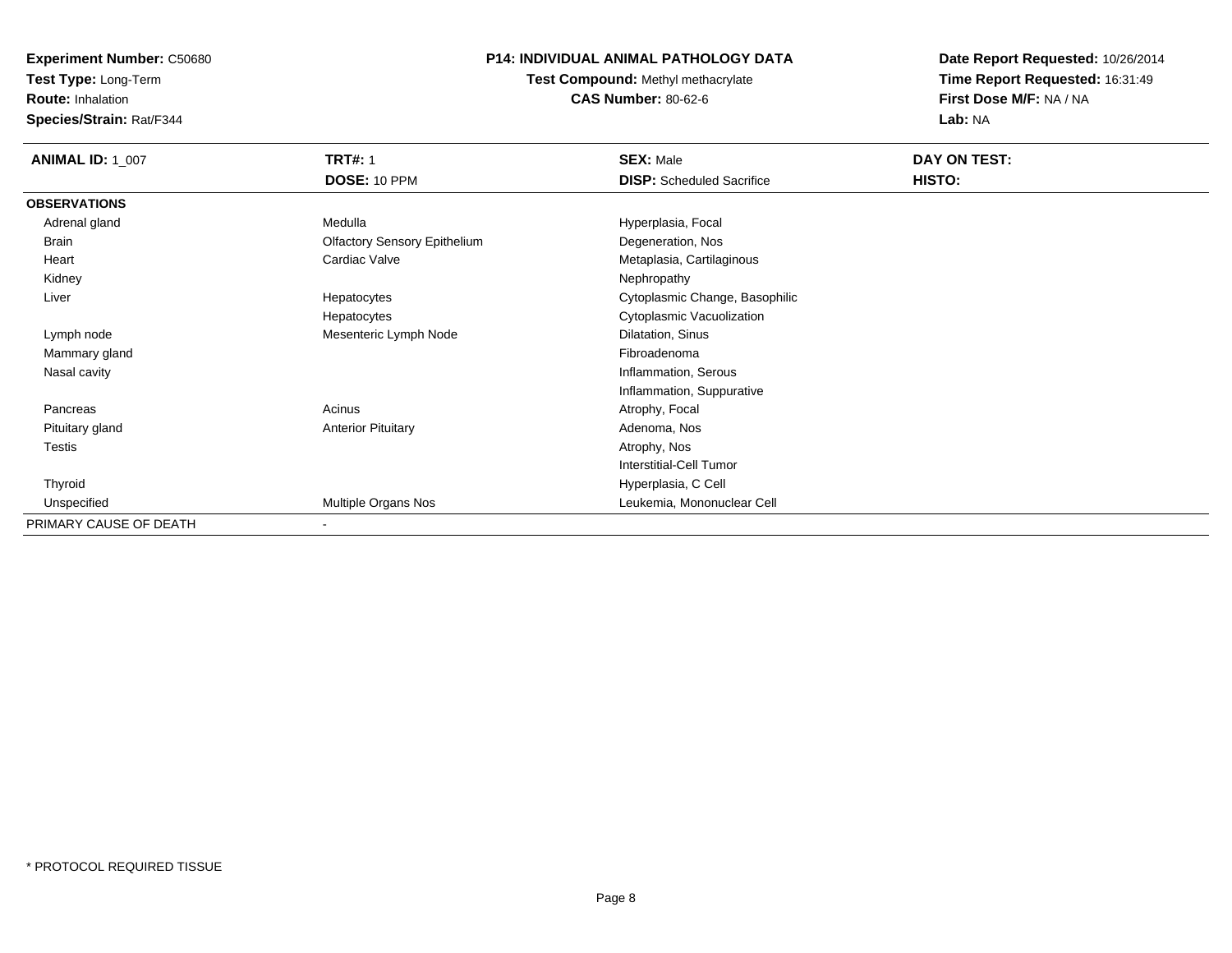**Experiment Number:** C50680
**Test Type:** Long-Term
**Route:** Inhalation
**Species/Strain:** Rat/F344

**P14: INDIVIDUAL ANIMAL PATHOLOGY DATA**
**Test Compound:** Methyl methacrylate
**CAS Number:** 80-62-6

**Date Report Requested:** 10/26/2014
**Time Report Requested:** 16:31:49
**First Dose M/F:** NA / NA
**Lab:** NA

| **ANIMAL ID:** 1_007 | **TRT#:** 1<br>**DOSE:** 10 PPM | **SEX:** Male<br>**DISP:** Scheduled Sacrifice | **DAY ON TEST:**<br>**HISTO:** |
|---|---|---|---|
| **OBSERVATIONS** | | | |
| Adrenal gland | Medulla | Hyperplasia, Focal | |
| Brain | Olfactory Sensory Epithelium | Degeneration, Nos | |
| Heart | Cardiac Valve | Metaplasia, Cartilaginous | |
| Kidney | | Nephropathy | |
| Liver | Hepatocytes | Cytoplasmic Change, Basophilic | |
| | Hepatocytes | Cytoplasmic Vacuolization | |
| Lymph node | Mesenteric Lymph Node | Dilatation, Sinus | |
| Mammary gland | | Fibroadenoma | |
| Nasal cavity | | Inflammation, Serous | |
| | | Inflammation, Suppurative | |
| Pancreas | Acinus | Atrophy, Focal | |
| Pituitary gland | Anterior Pituitary | Adenoma, Nos | |
| Testis | | Atrophy, Nos | |
| | | Interstitial-Cell Tumor | |
| Thyroid | | Hyperplasia, C Cell | |
| Unspecified | Multiple Organs Nos | Leukemia, Mononuclear Cell | |
| PRIMARY CAUSE OF DEATH | - | | |

* PROTOCOL REQUIRED TISSUE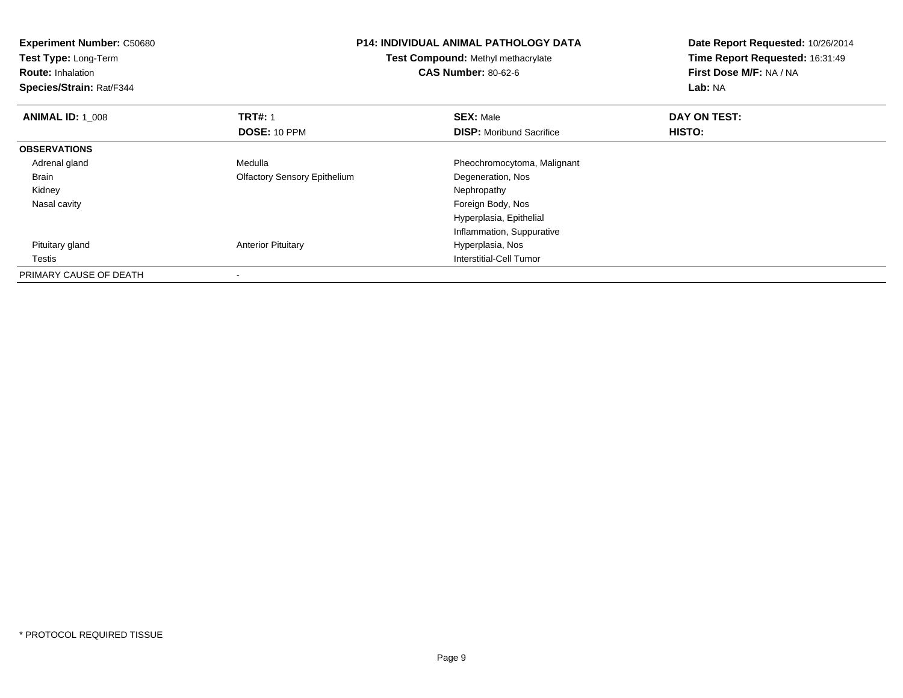**Experiment Number:** C50680
**Test Type:** Long-Term
**Route:** Inhalation
**Species/Strain:** Rat/F344

**P14: INDIVIDUAL ANIMAL PATHOLOGY DATA**
**Test Compound:** Methyl methacrylate
**CAS Number:** 80-62-6

**Date Report Requested:** 10/26/2014
**Time Report Requested:** 16:31:49
**First Dose M/F:** NA / NA
**Lab:** NA

| **ANIMAL ID:** 1_008 | **TRT#:** 1 | **SEX:** Male | **DAY ON TEST:** |
|---|---|---|---|
| | **DOSE:** 10 PPM | **DISP:** Moribund Sacrifice | **HISTO:** |
| **OBSERVATIONS** | | | |
| Adrenal gland | Medulla | Pheochromocytoma, Malignant | |
| Brain | Olfactory Sensory Epithelium | Degeneration, Nos | |
| Kidney | | Nephropathy | |
| Nasal cavity | | Foreign Body, Nos | |
| | | Hyperplasia, Epithelial | |
| | | Inflammation, Suppurative | |
| Pituitary gland | Anterior Pituitary | Hyperplasia, Nos | |
| Testis | | Interstitial-Cell Tumor | |
| PRIMARY CAUSE OF DEATH | - | | |

* PROTOCOL REQUIRED TISSUE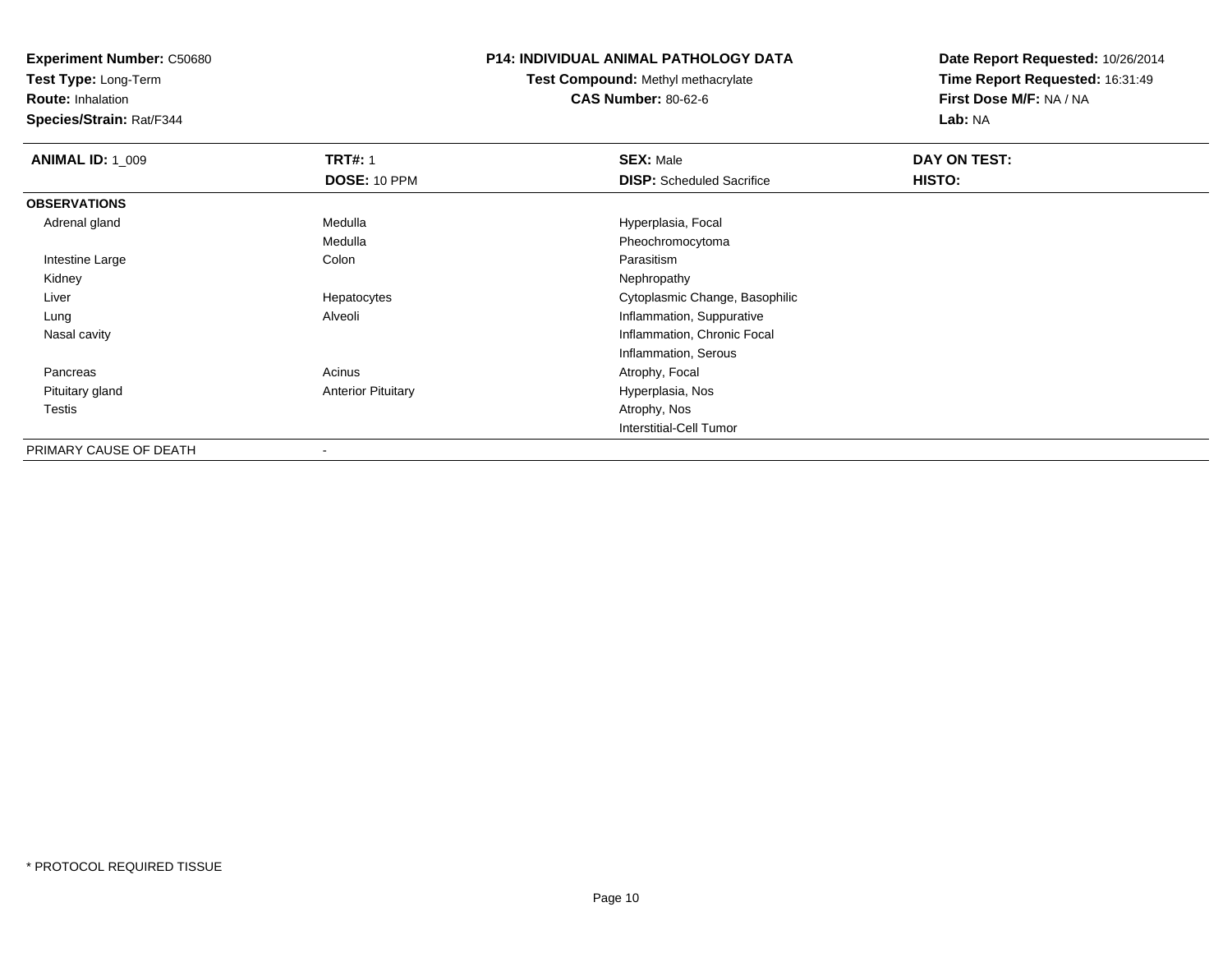**Experiment Number:** C50680
**Test Type:** Long-Term
**Route:** Inhalation
**Species/Strain:** Rat/F344

**P14: INDIVIDUAL ANIMAL PATHOLOGY DATA**
**Test Compound:** Methyl methacrylate
**CAS Number:** 80-62-6

**Date Report Requested:** 10/26/2014
**Time Report Requested:** 16:31:49
**First Dose M/F:** NA / NA
**Lab:** NA

| **ANIMAL ID:** 1_009 | **TRT#:** 1 | **SEX:** Male | **DAY ON TEST:** |
|---|---|---|---|
| | **DOSE:** 10 PPM | **DISP:** Scheduled Sacrifice | **HISTO:** |
| **OBSERVATIONS** | | | |
| Adrenal gland | Medulla | Hyperplasia, Focal | |
| | Medulla | Pheochromocytoma | |
| Intestine Large | Colon | Parasitism | |
| Kidney | | Nephropathy | |
| Liver | Hepatocytes | Cytoplasmic Change, Basophilic | |
| Lung | Alveoli | Inflammation, Suppurative | |
| Nasal cavity | | Inflammation, Chronic Focal | |
| | | Inflammation, Serous | |
| Pancreas | Acinus | Atrophy, Focal | |
| Pituitary gland | Anterior Pituitary | Hyperplasia, Nos | |
| Testis | | Atrophy, Nos | |
| | | Interstitial-Cell Tumor | |
| PRIMARY CAUSE OF DEATH | - | | |

* PROTOCOL REQUIRED TISSUE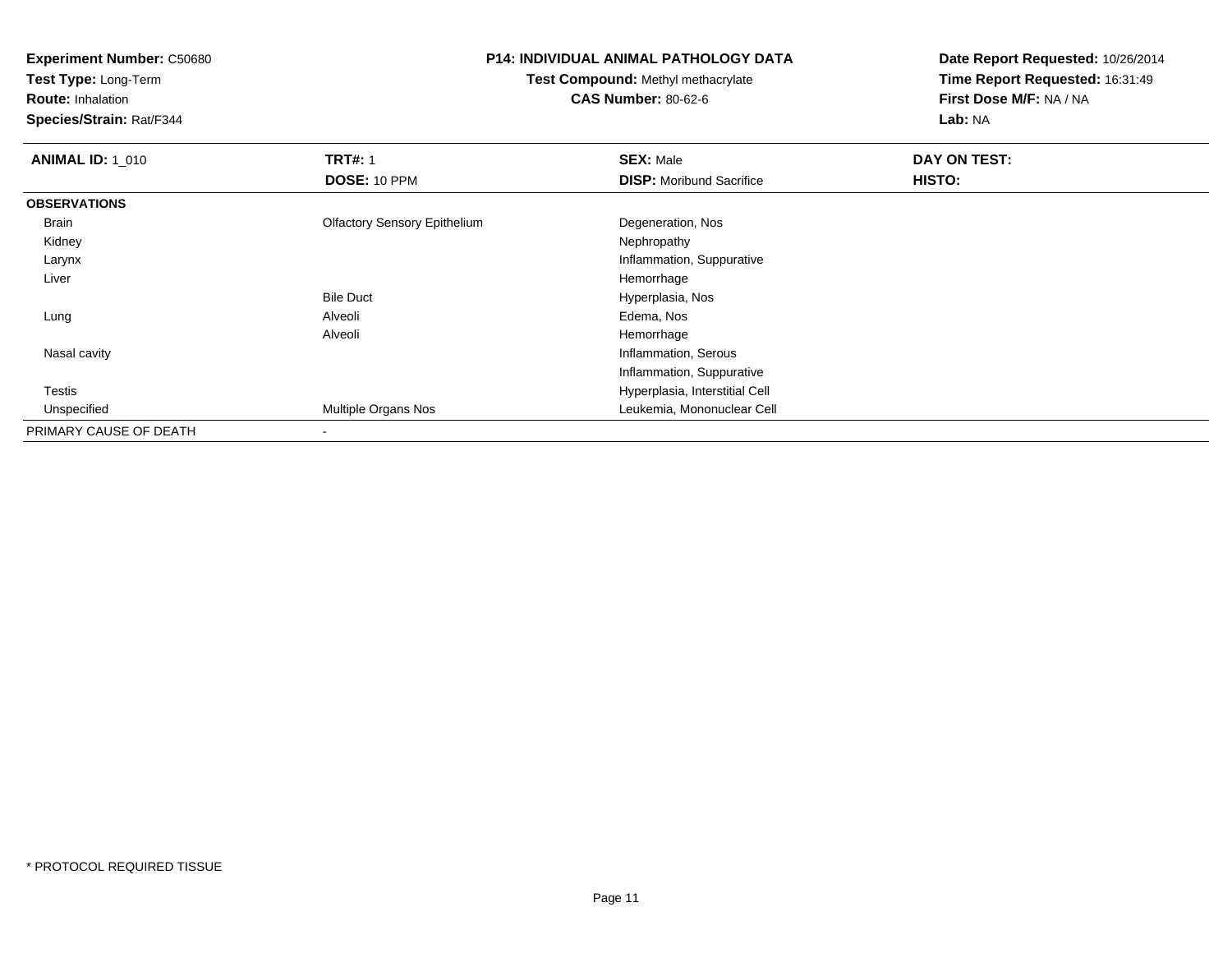**Experiment Number:** C50680
**Test Type:** Long-Term
**Route:** Inhalation
**Species/Strain:** Rat/F344

**P14: INDIVIDUAL ANIMAL PATHOLOGY DATA**
**Test Compound:** Methyl methacrylate
**CAS Number:** 80-62-6

**Date Report Requested:** 10/26/2014
**Time Report Requested:** 16:31:49
**First Dose M/F:** NA / NA
**Lab:** NA

| **ANIMAL ID:** 1_010 | **TRT#:** 1 | **SEX:** Male | **DAY ON TEST:** |
|---|---|---|---|
| | **DOSE:** 10 PPM | **DISP:** Moribund Sacrifice | **HISTO:** |
| **OBSERVATIONS** | | | |
| Brain | Olfactory Sensory Epithelium | Degeneration, Nos | |
| Kidney | | Nephropathy | |
| Larynx | | Inflammation, Suppurative | |
| Liver | | Hemorrhage | |
| | Bile Duct | Hyperplasia, Nos | |
| Lung | Alveoli | Edema, Nos | |
| | Alveoli | Hemorrhage | |
| Nasal cavity | | Inflammation, Serous | |
| | | Inflammation, Suppurative | |
| Testis | | Hyperplasia, Interstitial Cell | |
| Unspecified | Multiple Organs Nos | Leukemia, Mononuclear Cell | |
| PRIMARY CAUSE OF DEATH | - | | |

* PROTOCOL REQUIRED TISSUE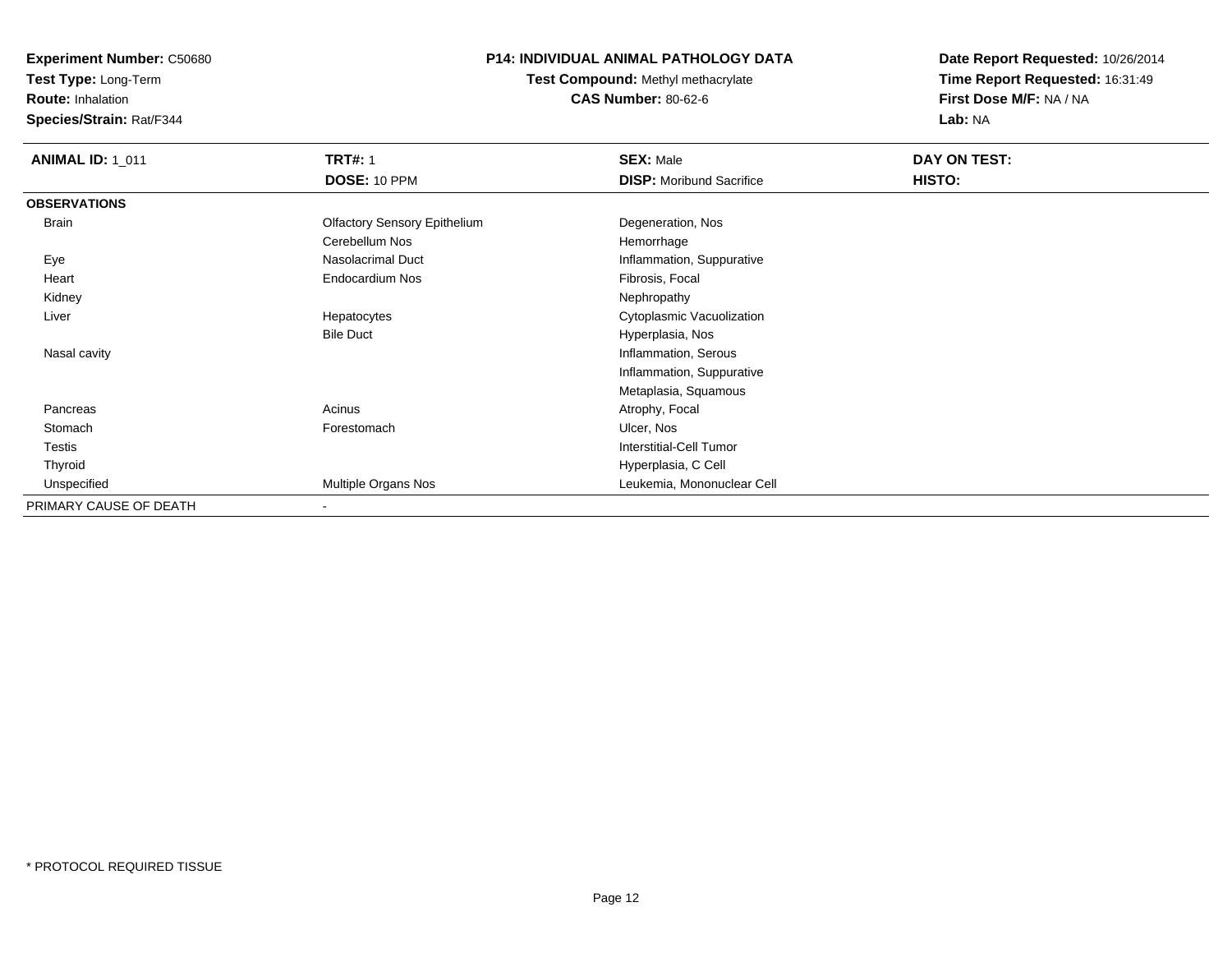**Experiment Number:** C50680
**Test Type:** Long-Term
**Route:** Inhalation
**Species/Strain:** Rat/F344

# P14: INDIVIDUAL ANIMAL PATHOLOGY DATA

**Test Compound:** Methyl methacrylate
**CAS Number:** 80-62-6

**Date Report Requested:** 10/26/2014
**Time Report Requested:** 16:31:49
**First Dose M/F:** NA / NA
**Lab:** NA

| **ANIMAL ID:** 1_011 | **TRT#:** 1 | **SEX:** Male | **DAY ON TEST:** |
|---|---|---|---|
| | **DOSE:** 10 PPM | **DISP:** Moribund Sacrifice | **HISTO:** |
| **OBSERVATIONS** | | | |
| Brain | Olfactory Sensory Epithelium | Degeneration, Nos | |
| | Cerebellum Nos | Hemorrhage | |
| Eye | Nasolacrimal Duct | Inflammation, Suppurative | |
| Heart | Endocardium Nos | Fibrosis, Focal | |
| Kidney | | Nephropathy | |
| Liver | Hepatocytes | Cytoplasmic Vacuolization | |
| | Bile Duct | Hyperplasia, Nos | |
| Nasal cavity | | Inflammation, Serous | |
| | | Inflammation, Suppurative | |
| | | Metaplasia, Squamous | |
| Pancreas | Acinus | Atrophy, Focal | |
| Stomach | Forestomach | Ulcer, Nos | |
| Testis | | Interstitial-Cell Tumor | |
| Thyroid | | Hyperplasia, C Cell | |
| Unspecified | Multiple Organs Nos | Leukemia, Mononuclear Cell | |
| PRIMARY CAUSE OF DEATH | - | | |

* PROTOCOL REQUIRED TISSUE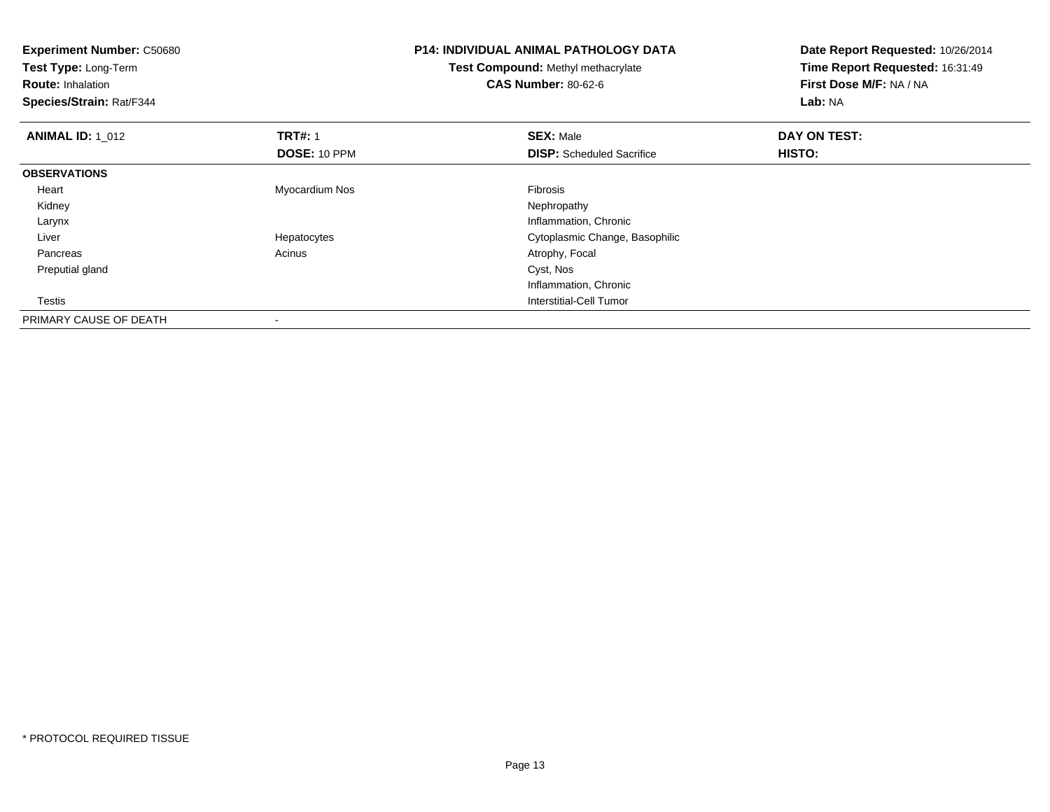**Experiment Number:** C50680
**Test Type:** Long-Term
**Route:** Inhalation
**Species/Strain:** Rat/F344

**P14: INDIVIDUAL ANIMAL PATHOLOGY DATA**
**Test Compound:** Methyl methacrylate
**CAS Number:** 80-62-6

**Date Report Requested:** 10/26/2014
**Time Report Requested:** 16:31:49
**First Dose M/F:** NA / NA
**Lab:** NA

| **ANIMAL ID:** 1_012 | **TRT#:** 1 | **SEX:** Male | **DAY ON TEST:** |
|---|---|---|---|
| | **DOSE:** 10 PPM | **DISP:** Scheduled Sacrifice | **HISTO:** |
| **OBSERVATIONS** | | | |
| Heart | Myocardium Nos | Fibrosis | |
| Kidney | | Nephropathy | |
| Larynx | | Inflammation, Chronic | |
| Liver | Hepatocytes | Cytoplasmic Change, Basophilic | |
| Pancreas | Acinus | Atrophy, Focal | |
| Preputial gland | | Cyst, Nos | |
| | | Inflammation, Chronic | |
| Testis | | Interstitial-Cell Tumor | |
| PRIMARY CAUSE OF DEATH | - | | |

* PROTOCOL REQUIRED TISSUE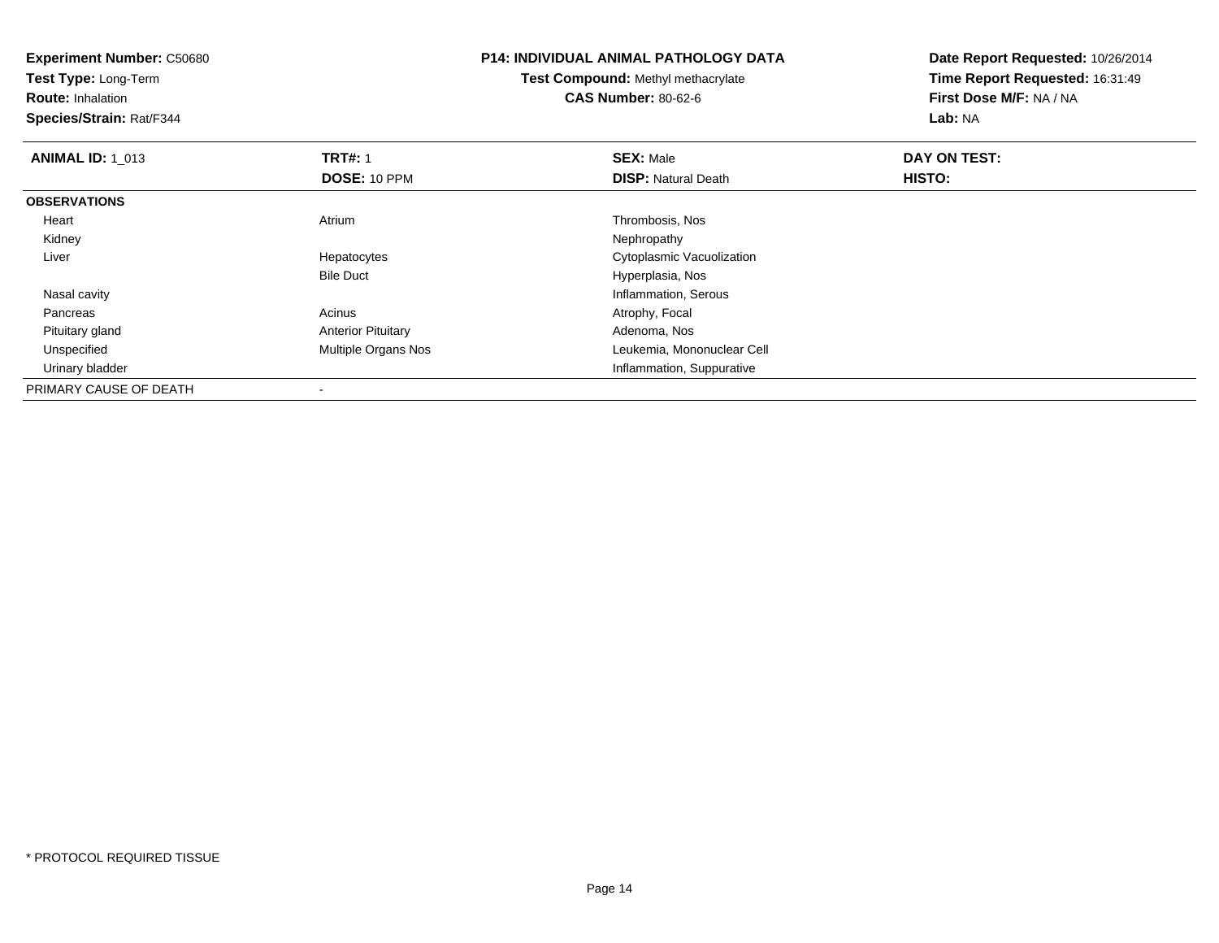**Experiment Number:** C50680
**Test Type:** Long-Term
**Route:** Inhalation
**Species/Strain:** Rat/F344

**P14: INDIVIDUAL ANIMAL PATHOLOGY DATA**
**Test Compound:** Methyl methacrylate
**CAS Number:** 80-62-6

**Date Report Requested:** 10/26/2014
**Time Report Requested:** 16:31:49
**First Dose M/F:** NA / NA
**Lab:** NA

| **ANIMAL ID:** 1_013 | **TRT#:** 1 | **SEX:** Male | **DAY ON TEST:** |
|---|---|---|---|
| | **DOSE:** 10 PPM | **DISP:** Natural Death | **HISTO:** |
| **OBSERVATIONS** | | | |
| Heart | Atrium | Thrombosis, Nos | |
| Kidney | | Nephropathy | |
| Liver | Hepatocytes | Cytoplasmic Vacuolization | |
| | Bile Duct | Hyperplasia, Nos | |
| Nasal cavity | | Inflammation, Serous | |
| Pancreas | Acinus | Atrophy, Focal | |
| Pituitary gland | Anterior Pituitary | Adenoma, Nos | |
| Unspecified | Multiple Organs Nos | Leukemia, Mononuclear Cell | |
| Urinary bladder | | Inflammation, Suppurative | |
| PRIMARY CAUSE OF DEATH | - | | |

* PROTOCOL REQUIRED TISSUE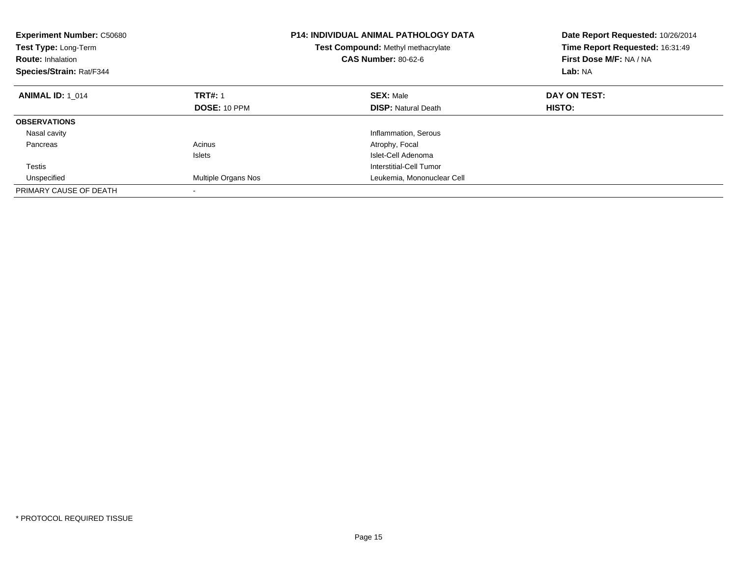**Experiment Number:** C50680
**Test Type:** Long-Term
**Route:** Inhalation
**Species/Strain:** Rat/F344

**P14: INDIVIDUAL ANIMAL PATHOLOGY DATA**
**Test Compound:** Methyl methacrylate
**CAS Number:** 80-62-6

**Date Report Requested:** 10/26/2014
**Time Report Requested:** 16:31:49
**First Dose M/F:** NA / NA
**Lab:** NA

| **ANIMAL ID:** 1_014 | **TRT#:** 1 | **SEX:** Male | **DAY ON TEST:** |
|---|---|---|---|
| | **DOSE:** 10 PPM | **DISP:** Natural Death | **HISTO:** |
| **OBSERVATIONS** | | | |
| Nasal cavity | | Inflammation, Serous | |
| Pancreas | Acinus | Atrophy, Focal | |
| | Islets | Islet-Cell Adenoma | |
| Testis | | Interstitial-Cell Tumor | |
| Unspecified | Multiple Organs Nos | Leukemia, Mononuclear Cell | |
| PRIMARY CAUSE OF DEATH | - | | |

* PROTOCOL REQUIRED TISSUE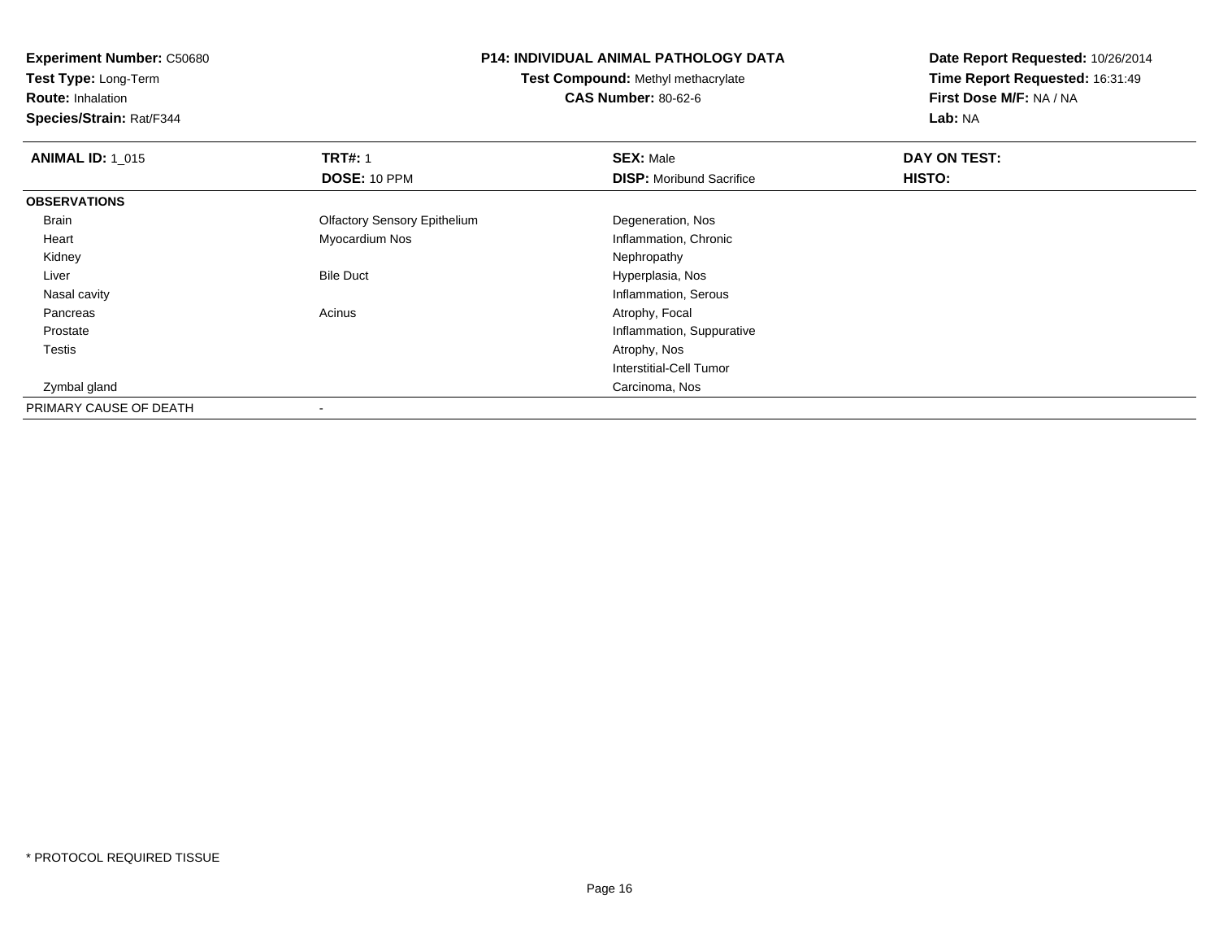**Experiment Number:** C50680
**Test Type:** Long-Term
**Route:** Inhalation
**Species/Strain:** Rat/F344

**P14: INDIVIDUAL ANIMAL PATHOLOGY DATA**
**Test Compound:** Methyl methacrylate
**CAS Number:** 80-62-6

**Date Report Requested:** 10/26/2014
**Time Report Requested:** 16:31:49
**First Dose M/F:** NA / NA
**Lab:** NA

| **ANIMAL ID:** 1_015 | **TRT#:** 1 | **SEX:** Male | **DAY ON TEST:** |
|---|---|---|---|
| | **DOSE:** 10 PPM | **DISP:** Moribund Sacrifice | **HISTO:** |
| **OBSERVATIONS** | | | |
| Brain | Olfactory Sensory Epithelium | Degeneration, Nos | |
| Heart | Myocardium Nos | Inflammation, Chronic | |
| Kidney | | Nephropathy | |
| Liver | Bile Duct | Hyperplasia, Nos | |
| Nasal cavity | | Inflammation, Serous | |
| Pancreas | Acinus | Atrophy, Focal | |
| Prostate | | Inflammation, Suppurative | |
| Testis | | Atrophy, Nos | |
| | | Interstitial-Cell Tumor | |
| Zymbal gland | | Carcinoma, Nos | |
| PRIMARY CAUSE OF DEATH | - | | |

* PROTOCOL REQUIRED TISSUE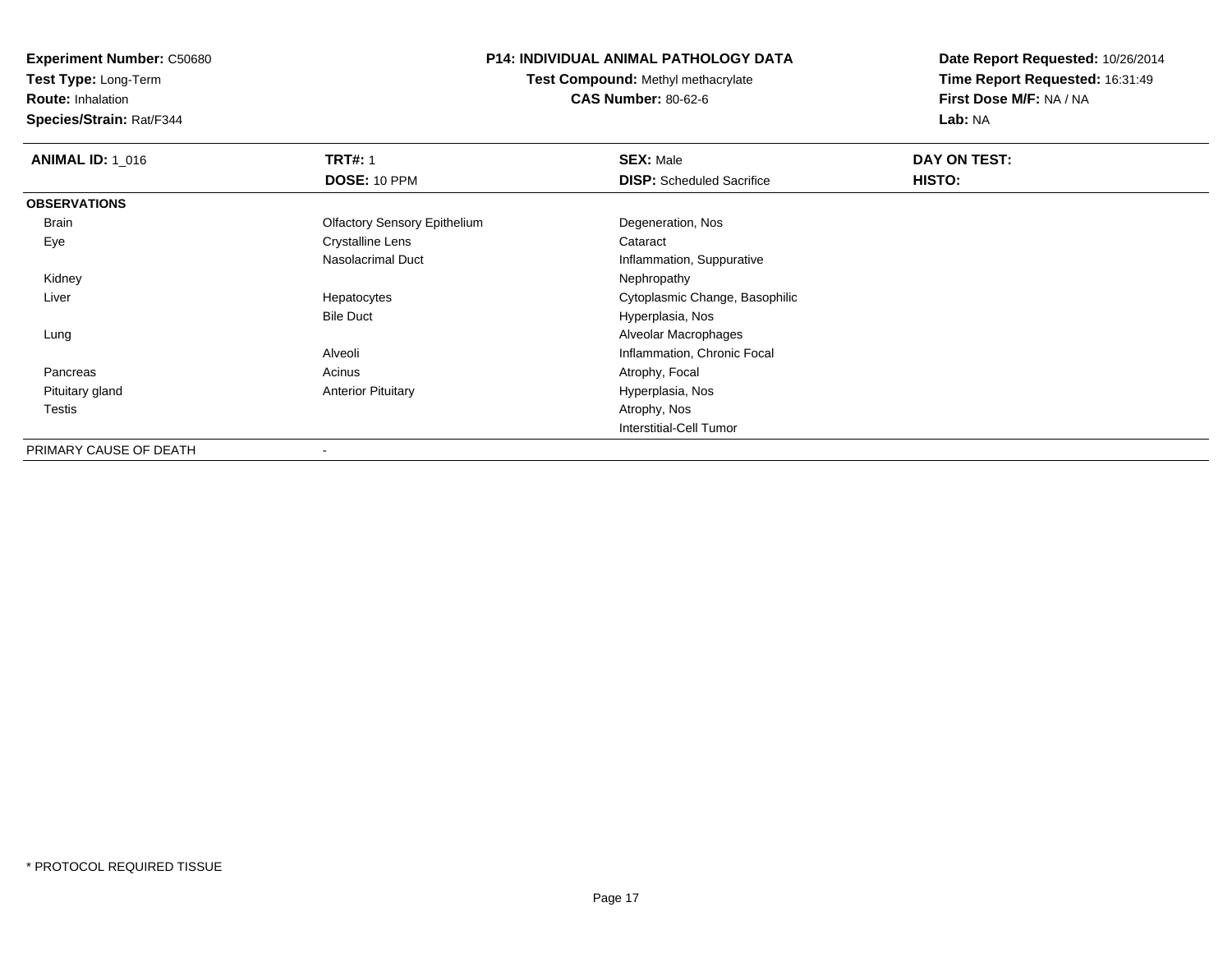**Experiment Number:** C50680
**Test Type:** Long-Term
**Route:** Inhalation
**Species/Strain:** Rat/F344

**P14: INDIVIDUAL ANIMAL PATHOLOGY DATA**
**Test Compound:** Methyl methacrylate
**CAS Number:** 80-62-6

**Date Report Requested:** 10/26/2014
**Time Report Requested:** 16:31:49
**First Dose M/F:** NA / NA
**Lab:** NA

| **ANIMAL ID:** 1_016 | **TRT#:** 1 | **SEX:** Male | **DAY ON TEST:** |
|---|---|---|---|
| | **DOSE:** 10 PPM | **DISP:** Scheduled Sacrifice | **HISTO:** |
| **OBSERVATIONS** | | | |
| Brain | Olfactory Sensory Epithelium | Degeneration, Nos | |
| Eye | Crystalline Lens | Cataract | |
| | Nasolacrimal Duct | Inflammation, Suppurative | |
| Kidney | | Nephropathy | |
| Liver | Hepatocytes | Cytoplasmic Change, Basophilic | |
| | Bile Duct | Hyperplasia, Nos | |
| Lung | | Alveolar Macrophages | |
| | Alveoli | Inflammation, Chronic Focal | |
| Pancreas | Acinus | Atrophy, Focal | |
| Pituitary gland | Anterior Pituitary | Hyperplasia, Nos | |
| Testis | | Atrophy, Nos | |
| | | Interstitial-Cell Tumor | |
| PRIMARY CAUSE OF DEATH | - | | |

\* PROTOCOL REQUIRED TISSUE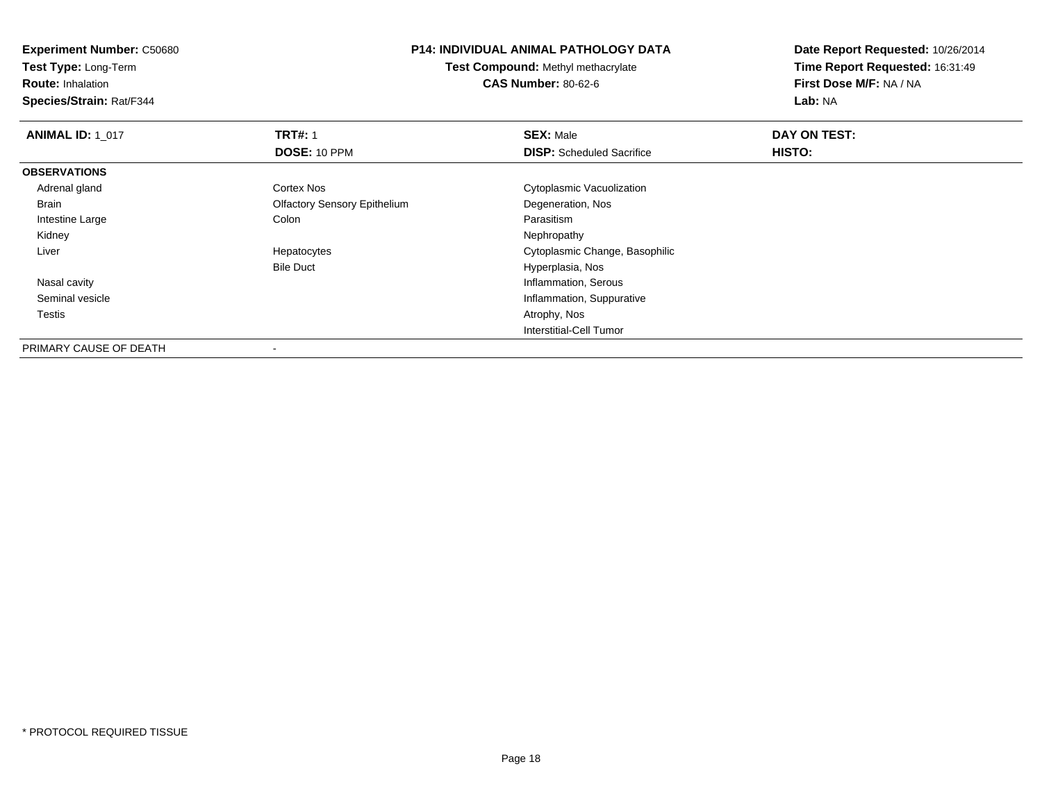**Experiment Number:** C50680
**Test Type:** Long-Term
**Route:** Inhalation
**Species/Strain:** Rat/F344

**P14: INDIVIDUAL ANIMAL PATHOLOGY DATA**
**Test Compound:** Methyl methacrylate
**CAS Number:** 80-62-6

**Date Report Requested:** 10/26/2014
**Time Report Requested:** 16:31:49
**First Dose M/F:** NA / NA
**Lab:** NA

| **ANIMAL ID:** 1_017 | **TRT#:** 1 | **SEX:** Male | **DAY ON TEST:** |
|---|---|---|---|
| | **DOSE:** 10 PPM | **DISP:** Scheduled Sacrifice | **HISTO:** |
| **OBSERVATIONS** | | | |
| Adrenal gland | Cortex Nos | Cytoplasmic Vacuolization | |
| Brain | Olfactory Sensory Epithelium | Degeneration, Nos | |
| Intestine Large | Colon | Parasitism | |
| Kidney | | Nephropathy | |
| Liver | Hepatocytes | Cytoplasmic Change, Basophilic | |
| | Bile Duct | Hyperplasia, Nos | |
| Nasal cavity | | Inflammation, Serous | |
| Seminal vesicle | | Inflammation, Suppurative | |
| Testis | | Atrophy, Nos | |
| | | Interstitial-Cell Tumor | |
| PRIMARY CAUSE OF DEATH | - | | |

* PROTOCOL REQUIRED TISSUE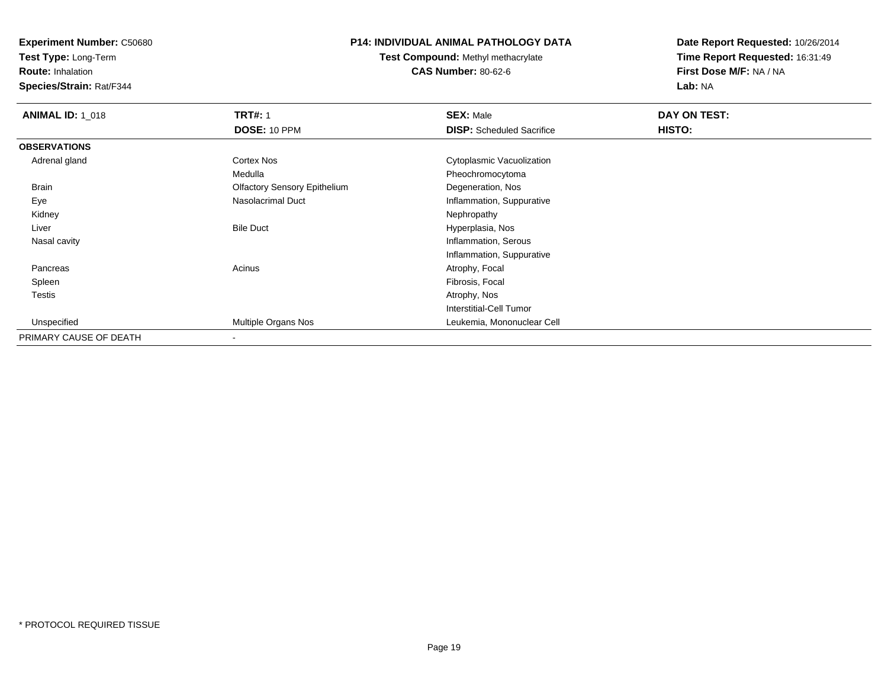**Experiment Number:** C50680
**Test Type:** Long-Term
**Route:** Inhalation
**Species/Strain:** Rat/F344

**P14: INDIVIDUAL ANIMAL PATHOLOGY DATA**
**Test Compound:** Methyl methacrylate
**CAS Number:** 80-62-6

**Date Report Requested:** 10/26/2014
**Time Report Requested:** 16:31:49
**First Dose M/F:** NA / NA
**Lab:** NA

| **ANIMAL ID:** 1_018 | **TRT#:** 1 | **SEX:** Male | **DAY ON TEST:** |
|---|---|---|---|
| | **DOSE:** 10 PPM | **DISP:** Scheduled Sacrifice | **HISTO:** |
| **OBSERVATIONS** | | | |
| Adrenal gland | Cortex Nos | Cytoplasmic Vacuolization | |
| | Medulla | Pheochromocytoma | |
| Brain | Olfactory Sensory Epithelium | Degeneration, Nos | |
| Eye | Nasolacrimal Duct | Inflammation, Suppurative | |
| Kidney | | Nephropathy | |
| Liver | Bile Duct | Hyperplasia, Nos | |
| Nasal cavity | | Inflammation, Serous | |
| | | Inflammation, Suppurative | |
| Pancreas | Acinus | Atrophy, Focal | |
| Spleen | | Fibrosis, Focal | |
| Testis | | Atrophy, Nos | |
| | | Interstitial-Cell Tumor | |
| Unspecified | Multiple Organs Nos | Leukemia, Mononuclear Cell | |
| PRIMARY CAUSE OF DEATH | - | | |

* PROTOCOL REQUIRED TISSUE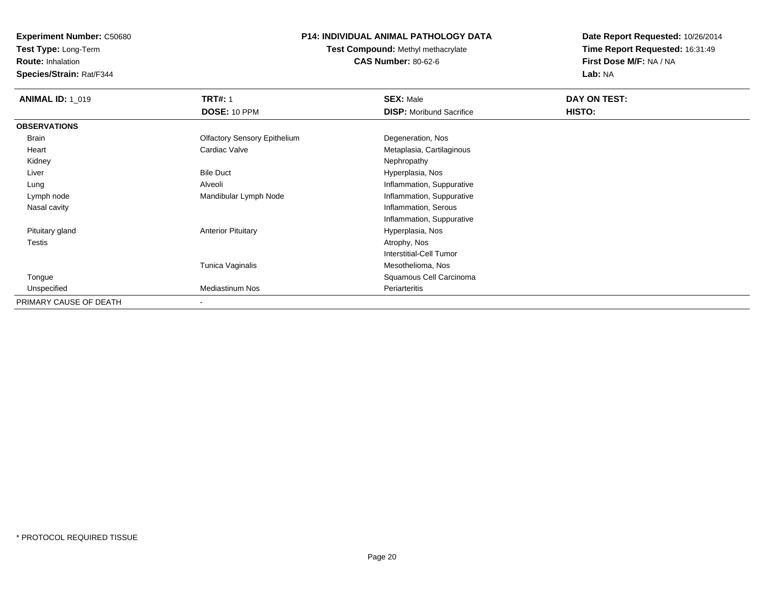**Experiment Number:** C50680
**Test Type:** Long-Term
**Route:** Inhalation
**Species/Strain:** Rat/F344

**P14: INDIVIDUAL ANIMAL PATHOLOGY DATA**
**Test Compound:** Methyl methacrylate
**CAS Number:** 80-62-6

**Date Report Requested:** 10/26/2014
**Time Report Requested:** 16:31:49
**First Dose M/F:** NA / NA
**Lab:** NA

| **ANIMAL ID:** 1_019 | **TRT#:** 1 | **SEX:** Male | **DAY ON TEST:** |
|---|---|---|---|
| | **DOSE:** 10 PPM | **DISP:** Moribund Sacrifice | **HISTO:** |
| **OBSERVATIONS** | | | |
| Brain | Olfactory Sensory Epithelium | Degeneration, Nos | |
| Heart | Cardiac Valve | Metaplasia, Cartilaginous | |
| Kidney | | Nephropathy | |
| Liver | Bile Duct | Hyperplasia, Nos | |
| Lung | Alveoli | Inflammation, Suppurative | |
| Lymph node | Mandibular Lymph Node | Inflammation, Suppurative | |
| Nasal cavity | | Inflammation, Serous | |
| | | Inflammation, Suppurative | |
| Pituitary gland | Anterior Pituitary | Hyperplasia, Nos | |
| Testis | | Atrophy, Nos | |
| | | Interstitial-Cell Tumor | |
| | Tunica Vaginalis | Mesothelioma, Nos | |
| Tongue | | Squamous Cell Carcinoma | |
| Unspecified | Mediastinum Nos | Periarteritis | |
| PRIMARY CAUSE OF DEATH | - | | |

* PROTOCOL REQUIRED TISSUE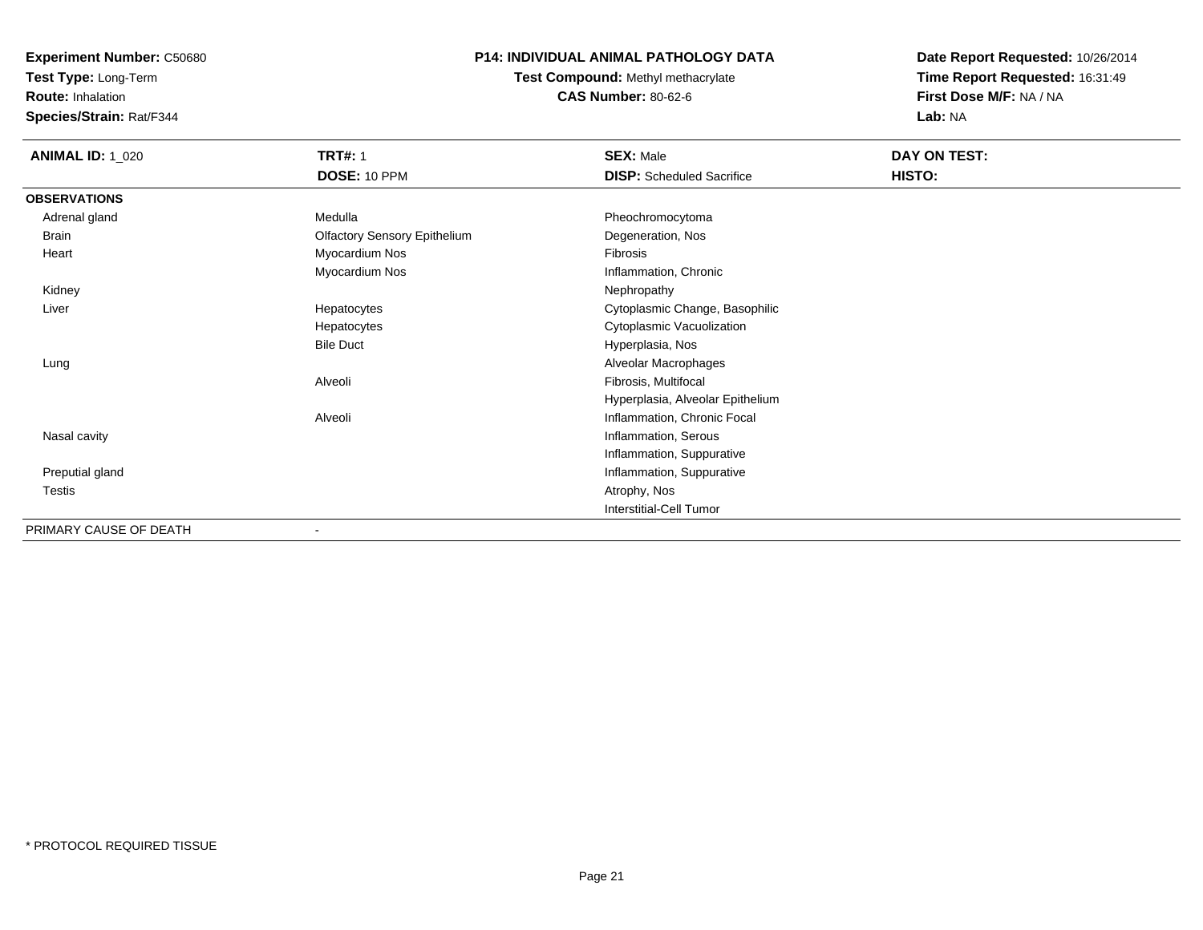**Experiment Number:** C50680
**Test Type:** Long-Term
**Route:** Inhalation
**Species/Strain:** Rat/F344

**P14: INDIVIDUAL ANIMAL PATHOLOGY DATA**
**Test Compound:** Methyl methacrylate
**CAS Number:** 80-62-6

**Date Report Requested:** 10/26/2014
**Time Report Requested:** 16:31:49
**First Dose M/F:** NA / NA
**Lab:** NA

| **ANIMAL ID:** 1_020 | **TRT#:** 1 | **SEX:** Male | **DAY ON TEST:** |
|---|---|---|---|
| | **DOSE:** 10 PPM | **DISP:** Scheduled Sacrifice | **HISTO:** |
| **OBSERVATIONS** | | | |
| Adrenal gland | Medulla | Pheochromocytoma | |
| Brain | Olfactory Sensory Epithelium | Degeneration, Nos | |
| Heart | Myocardium Nos | Fibrosis | |
| | Myocardium Nos | Inflammation, Chronic | |
| Kidney | | Nephropathy | |
| Liver | Hepatocytes | Cytoplasmic Change, Basophilic | |
| | Hepatocytes | Cytoplasmic Vacuolization | |
| | Bile Duct | Hyperplasia, Nos | |
| Lung | | Alveolar Macrophages | |
| | Alveoli | Fibrosis, Multifocal | |
| | | Hyperplasia, Alveolar Epithelium | |
| | Alveoli | Inflammation, Chronic Focal | |
| Nasal cavity | | Inflammation, Serous | |
| | | Inflammation, Suppurative | |
| Preputial gland | | Inflammation, Suppurative | |
| Testis | | Atrophy, Nos | |
| | | Interstitial-Cell Tumor | |
| PRIMARY CAUSE OF DEATH | - | | |

* PROTOCOL REQUIRED TISSUE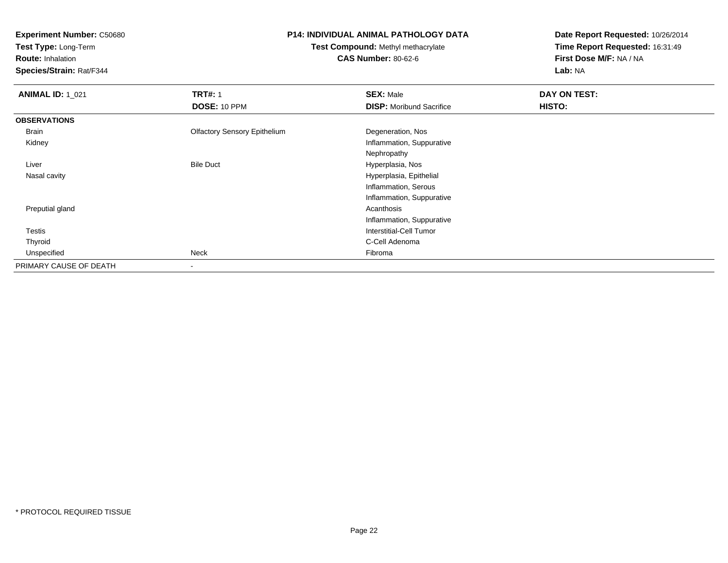**Experiment Number:** C50680
**Test Type:** Long-Term
**Route:** Inhalation
**Species/Strain:** Rat/F344

**P14: INDIVIDUAL ANIMAL PATHOLOGY DATA**
**Test Compound:** Methyl methacrylate
**CAS Number:** 80-62-6

**Date Report Requested:** 10/26/2014
**Time Report Requested:** 16:31:49
**First Dose M/F:** NA / NA
**Lab:** NA

| **ANIMAL ID:** 1_021 | **TRT#:** 1 | **SEX:** Male | **DAY ON TEST:** |
|---|---|---|---|
| | **DOSE:** 10 PPM | **DISP:** Moribund Sacrifice | **HISTO:** |
| **OBSERVATIONS** | | | |
| Brain | Olfactory Sensory Epithelium | Degeneration, Nos | |
| Kidney | | Inflammation, Suppurative | |
| | | Nephropathy | |
| Liver | Bile Duct | Hyperplasia, Nos | |
| Nasal cavity | | Hyperplasia, Epithelial | |
| | | Inflammation, Serous | |
| | | Inflammation, Suppurative | |
| Preputial gland | | Acanthosis | |
| | | Inflammation, Suppurative | |
| Testis | | Interstitial-Cell Tumor | |
| Thyroid | | C-Cell Adenoma | |
| Unspecified | Neck | Fibroma | |
| PRIMARY CAUSE OF DEATH | - | | |

\* PROTOCOL REQUIRED TISSUE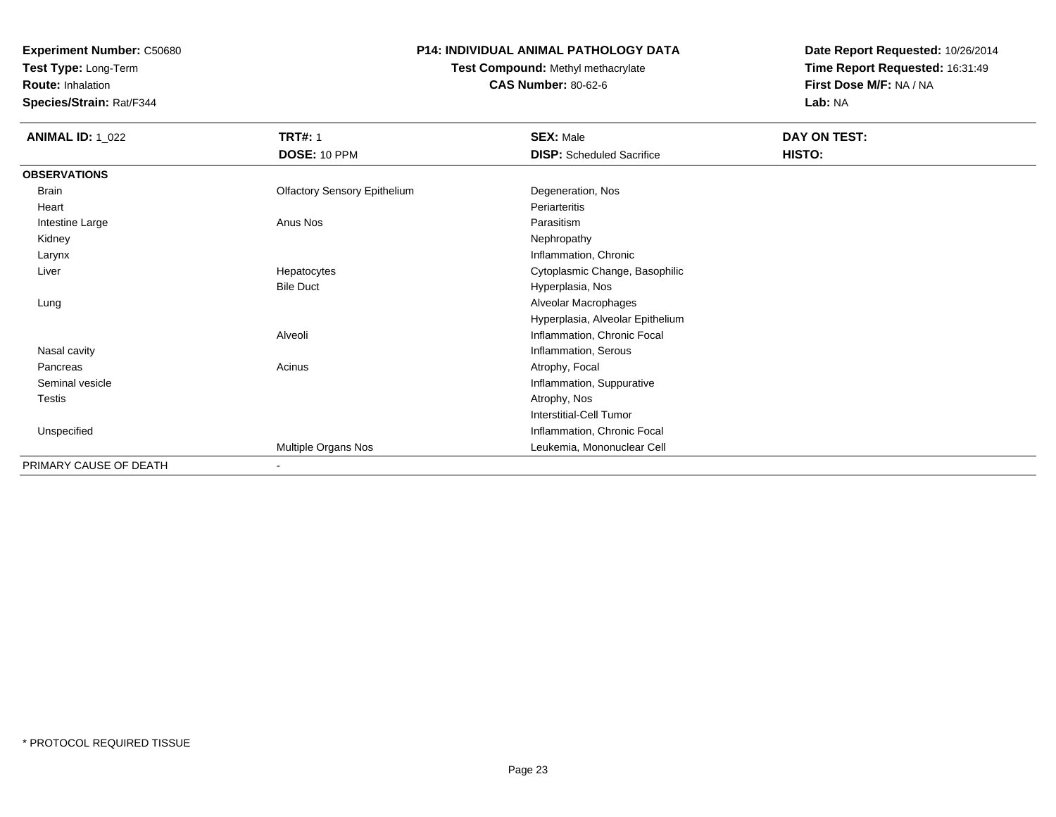**Experiment Number:** C50680
**Test Type:** Long-Term
**Route:** Inhalation
**Species/Strain:** Rat/F344

**P14: INDIVIDUAL ANIMAL PATHOLOGY DATA**
**Test Compound:** Methyl methacrylate
**CAS Number:** 80-62-6

**Date Report Requested:** 10/26/2014
**Time Report Requested:** 16:31:49
**First Dose M/F:** NA / NA
**Lab:** NA

| **ANIMAL ID:** 1_022 | **TRT#:** 1 | **SEX:** Male | **DAY ON TEST:** |
|---|---|---|---|
| | **DOSE:** 10 PPM | **DISP:** Scheduled Sacrifice | **HISTO:** |
| **OBSERVATIONS** | | | |
| Brain | Olfactory Sensory Epithelium | Degeneration, Nos | |
| Heart | | Periarteritis | |
| Intestine Large | Anus Nos | Parasitism | |
| Kidney | | Nephropathy | |
| Larynx | | Inflammation, Chronic | |
| Liver | Hepatocytes | Cytoplasmic Change, Basophilic | |
| | Bile Duct | Hyperplasia, Nos | |
| Lung | | Alveolar Macrophages | |
| | | Hyperplasia, Alveolar Epithelium | |
| | Alveoli | Inflammation, Chronic Focal | |
| Nasal cavity | | Inflammation, Serous | |
| Pancreas | Acinus | Atrophy, Focal | |
| Seminal vesicle | | Inflammation, Suppurative | |
| Testis | | Atrophy, Nos | |
| | | Interstitial-Cell Tumor | |
| Unspecified | | Inflammation, Chronic Focal | |
| | Multiple Organs Nos | Leukemia, Mononuclear Cell | |
| PRIMARY CAUSE OF DEATH | - | | |

* PROTOCOL REQUIRED TISSUE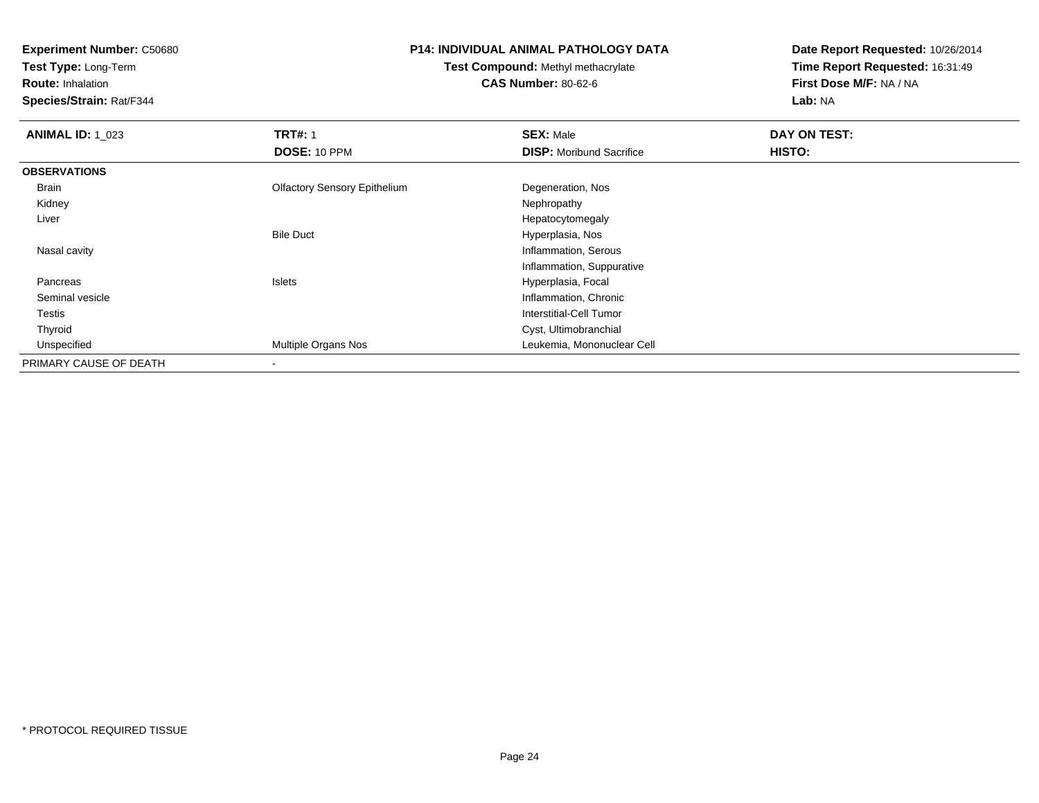**Experiment Number:** C50680
**Test Type:** Long-Term
**Route:** Inhalation
**Species/Strain:** Rat/F344

# P14: INDIVIDUAL ANIMAL PATHOLOGY DATA

**Test Compound:** Methyl methacrylate
**CAS Number:** 80-62-6

**Date Report Requested:** 10/26/2014
**Time Report Requested:** 16:31:49
**First Dose M/F:** NA / NA
**Lab:** NA

| **ANIMAL ID:** 1_023 | **TRT#:** 1 | **SEX:** Male | **DAY ON TEST:** |
|---|---|---|---|
| | **DOSE:** 10 PPM | **DISP:** Moribund Sacrifice | **HISTO:** |
| **OBSERVATIONS** | | | |
| Brain | Olfactory Sensory Epithelium | Degeneration, Nos | |
| Kidney | | Nephropathy | |
| Liver | | Hepatocytomegaly | |
| | Bile Duct | Hyperplasia, Nos | |
| Nasal cavity | | Inflammation, Serous | |
| | | Inflammation, Suppurative | |
| Pancreas | Islets | Hyperplasia, Focal | |
| Seminal vesicle | | Inflammation, Chronic | |
| Testis | | Interstitial-Cell Tumor | |
| Thyroid | | Cyst, Ultimobranchial | |
| Unspecified | Multiple Organs Nos | Leukemia, Mononuclear Cell | |
| PRIMARY CAUSE OF DEATH | - | | |

* PROTOCOL REQUIRED TISSUE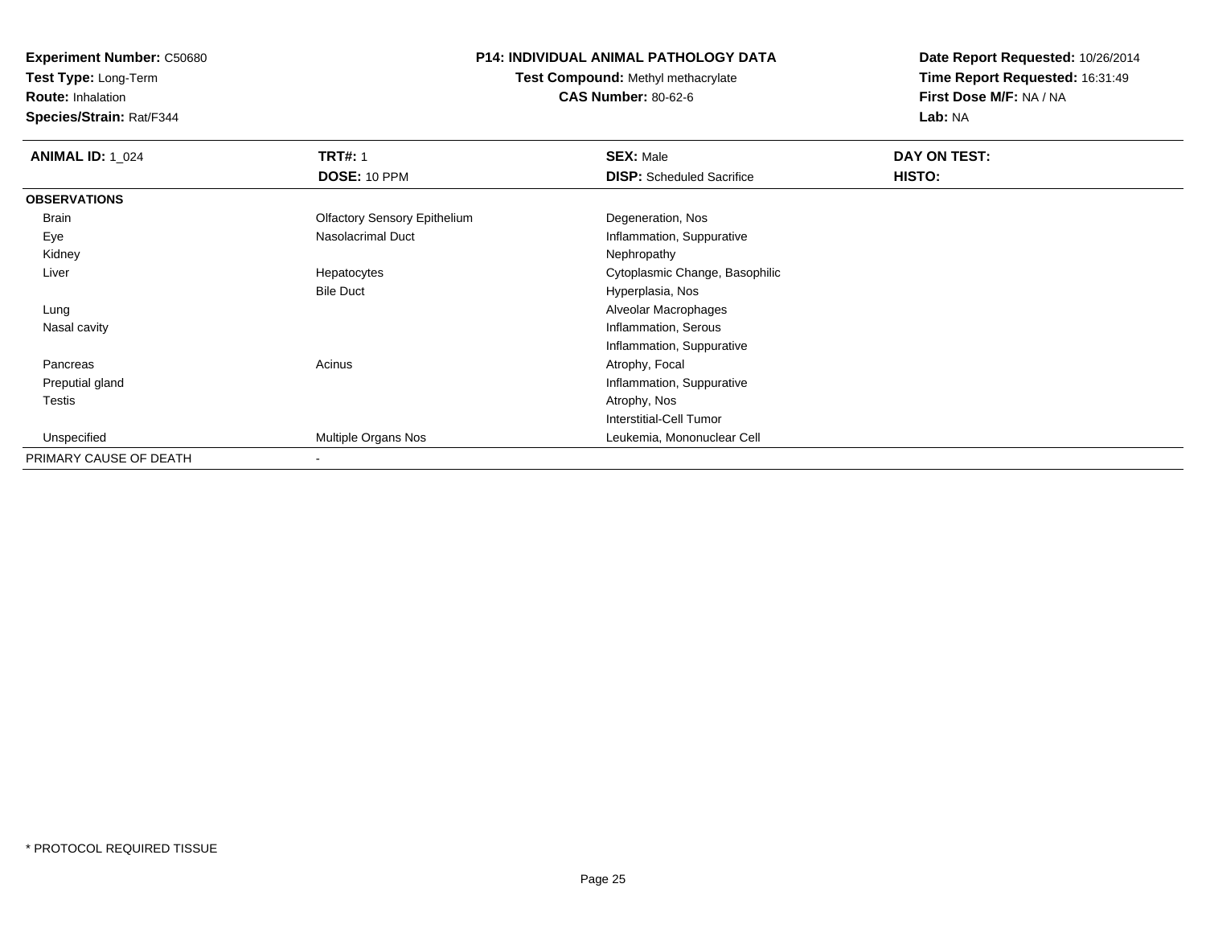**Experiment Number:** C50680
**Test Type:** Long-Term
**Route:** Inhalation
**Species/Strain:** Rat/F344

**P14: INDIVIDUAL ANIMAL PATHOLOGY DATA**
**Test Compound:** Methyl methacrylate
**CAS Number:** 80-62-6

**Date Report Requested:** 10/26/2014
**Time Report Requested:** 16:31:49
**First Dose M/F:** NA / NA
**Lab:** NA

| **ANIMAL ID:** 1_024 | **TRT#:** 1 | **SEX:** Male | **DAY ON TEST:** |
|---|---|---|---|
| | **DOSE:** 10 PPM | **DISP:** Scheduled Sacrifice | **HISTO:** |
| **OBSERVATIONS** | | | |
| Brain | Olfactory Sensory Epithelium | Degeneration, Nos | |
| Eye | Nasolacrimal Duct | Inflammation, Suppurative | |
| Kidney | | Nephropathy | |
| Liver | Hepatocytes | Cytoplasmic Change, Basophilic | |
| | Bile Duct | Hyperplasia, Nos | |
| Lung | | Alveolar Macrophages | |
| Nasal cavity | | Inflammation, Serous | |
| | | Inflammation, Suppurative | |
| Pancreas | Acinus | Atrophy, Focal | |
| Preputial gland | | Inflammation, Suppurative | |
| Testis | | Atrophy, Nos | |
| | | Interstitial-Cell Tumor | |
| Unspecified | Multiple Organs Nos | Leukemia, Mononuclear Cell | |
| PRIMARY CAUSE OF DEATH | - | | |

* PROTOCOL REQUIRED TISSUE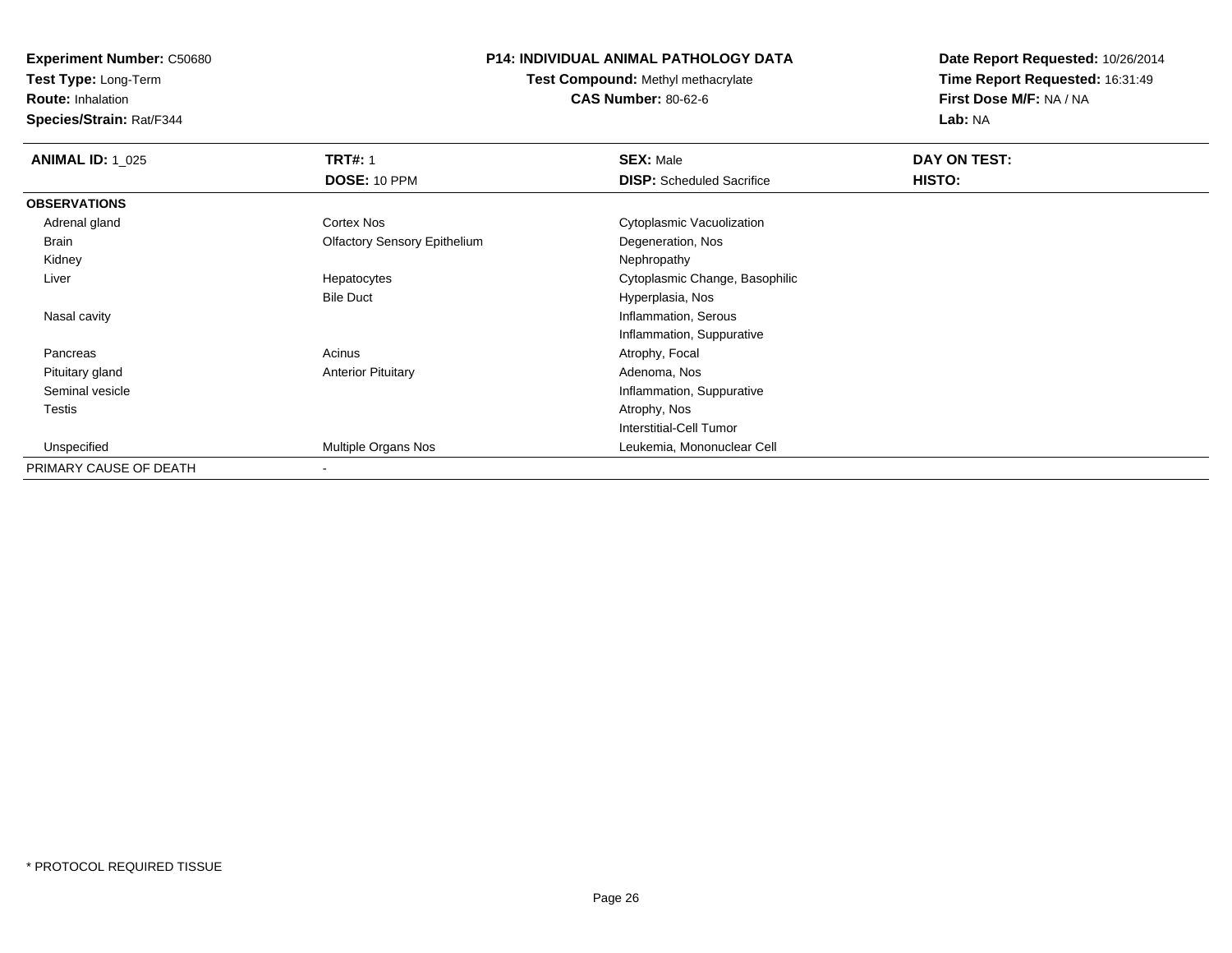**Experiment Number:** C50680
**Test Type:** Long-Term
**Route:** Inhalation
**Species/Strain:** Rat/F344

**P14: INDIVIDUAL ANIMAL PATHOLOGY DATA**
**Test Compound:** Methyl methacrylate
**CAS Number:** 80-62-6

**Date Report Requested:** 10/26/2014
**Time Report Requested:** 16:31:49
**First Dose M/F:** NA / NA
**Lab:** NA

| **ANIMAL ID:** 1_025 | **TRT#:** 1 | **SEX:** Male | **DAY ON TEST:** |
|---|---|---|---|
| | **DOSE:** 10 PPM | **DISP:** Scheduled Sacrifice | **HISTO:** |
| **OBSERVATIONS** | | | |
| Adrenal gland | Cortex Nos | Cytoplasmic Vacuolization | |
| Brain | Olfactory Sensory Epithelium | Degeneration, Nos | |
| Kidney | | Nephropathy | |
| Liver | Hepatocytes | Cytoplasmic Change, Basophilic | |
| | Bile Duct | Hyperplasia, Nos | |
| Nasal cavity | | Inflammation, Serous | |
| | | Inflammation, Suppurative | |
| Pancreas | Acinus | Atrophy, Focal | |
| Pituitary gland | Anterior Pituitary | Adenoma, Nos | |
| Seminal vesicle | | Inflammation, Suppurative | |
| Testis | | Atrophy, Nos | |
| | | Interstitial-Cell Tumor | |
| Unspecified | Multiple Organs Nos | Leukemia, Mononuclear Cell | |
| PRIMARY CAUSE OF DEATH | - | | |

* PROTOCOL REQUIRED TISSUE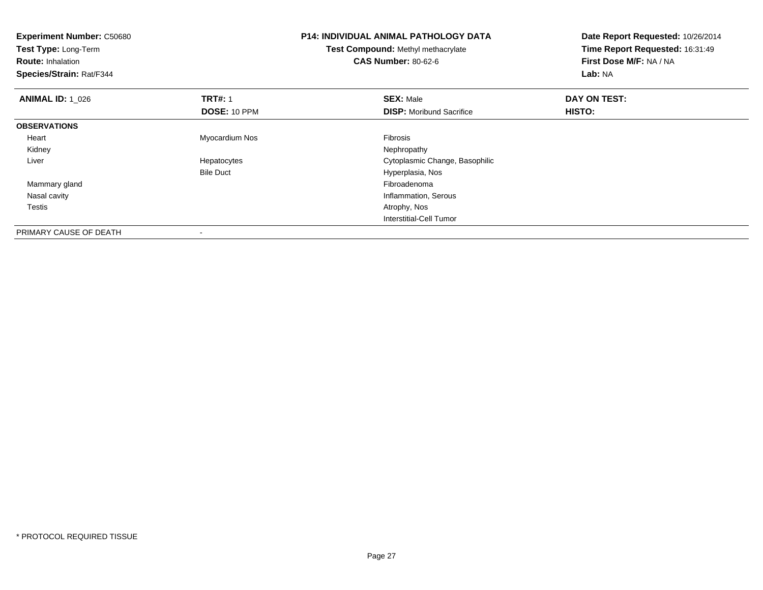**Experiment Number:** C50680
**Test Type:** Long-Term
**Route:** Inhalation
**Species/Strain:** Rat/F344

**P14: INDIVIDUAL ANIMAL PATHOLOGY DATA**
**Test Compound:** Methyl methacrylate
**CAS Number:** 80-62-6

**Date Report Requested:** 10/26/2014
**Time Report Requested:** 16:31:49
**First Dose M/F:** NA / NA
**Lab:** NA

| **ANIMAL ID:** 1_026 | **TRT#:** 1 | **SEX:** Male | **DAY ON TEST:** |
|---|---|---|---|
| | **DOSE:** 10 PPM | **DISP:** Moribund Sacrifice | **HISTO:** |
| **OBSERVATIONS** | | | |
| Heart | Myocardium Nos | Fibrosis | |
| Kidney | | Nephropathy | |
| Liver | Hepatocytes | Cytoplasmic Change, Basophilic | |
| | Bile Duct | Hyperplasia, Nos | |
| Mammary gland | | Fibroadenoma | |
| Nasal cavity | | Inflammation, Serous | |
| Testis | | Atrophy, Nos | |
| | | Interstitial-Cell Tumor | |
| PRIMARY CAUSE OF DEATH | - | | |

* PROTOCOL REQUIRED TISSUE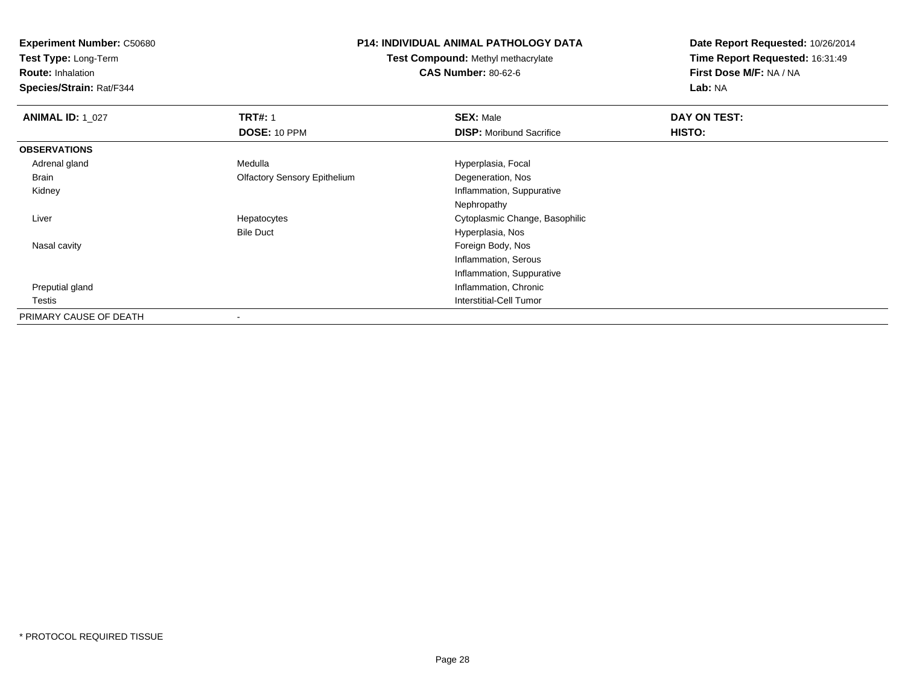**Experiment Number:** C50680
**Test Type:** Long-Term
**Route:** Inhalation
**Species/Strain:** Rat/F344

**P14: INDIVIDUAL ANIMAL PATHOLOGY DATA**
**Test Compound:** Methyl methacrylate
**CAS Number:** 80-62-6

**Date Report Requested:** 10/26/2014
**Time Report Requested:** 16:31:49
**First Dose M/F:** NA / NA
**Lab:** NA

| **ANIMAL ID:** 1_027 | **TRT#:** 1 | **SEX:** Male | **DAY ON TEST:** |
|---|---|---|---|
| | **DOSE:** 10 PPM | **DISP:** Moribund Sacrifice | **HISTO:** |
| **OBSERVATIONS** | | | |
| Adrenal gland | Medulla | Hyperplasia, Focal | |
| Brain | Olfactory Sensory Epithelium | Degeneration, Nos | |
| Kidney | | Inflammation, Suppurative | |
| | | Nephropathy | |
| Liver | Hepatocytes | Cytoplasmic Change, Basophilic | |
| | Bile Duct | Hyperplasia, Nos | |
| Nasal cavity | | Foreign Body, Nos | |
| | | Inflammation, Serous | |
| | | Inflammation, Suppurative | |
| Preputial gland | | Inflammation, Chronic | |
| Testis | | Interstitial-Cell Tumor | |
| PRIMARY CAUSE OF DEATH | - | | |

* PROTOCOL REQUIRED TISSUE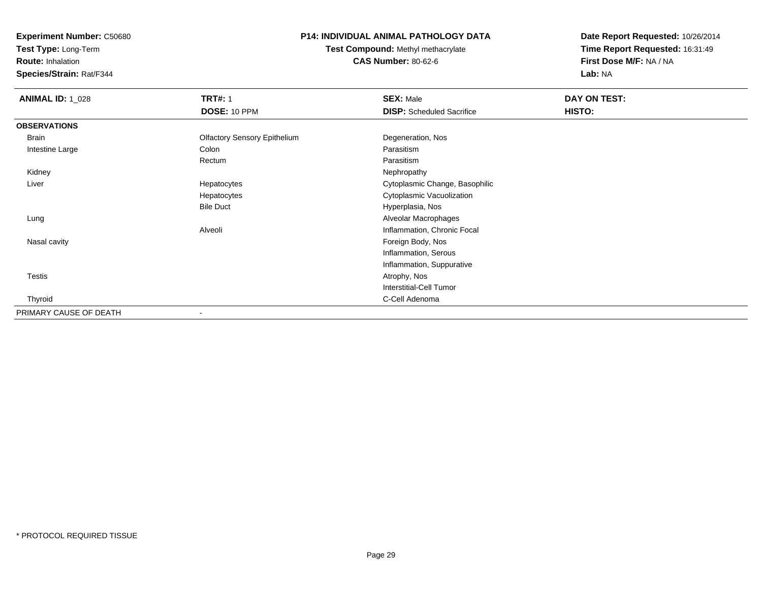**Experiment Number:** C50680
**Test Type:** Long-Term
**Route:** Inhalation
**Species/Strain:** Rat/F344

**P14: INDIVIDUAL ANIMAL PATHOLOGY DATA**
**Test Compound:** Methyl methacrylate
**CAS Number:** 80-62-6

**Date Report Requested:** 10/26/2014
**Time Report Requested:** 16:31:49
**First Dose M/F:** NA / NA
**Lab:** NA

| **ANIMAL ID:** 1_028 | **TRT#:** 1 | **SEX:** Male | **DAY ON TEST:** |
|---|---|---|---|
| | **DOSE:** 10 PPM | **DISP:** Scheduled Sacrifice | **HISTO:** |
| **OBSERVATIONS** | | | |
| Brain | Olfactory Sensory Epithelium | Degeneration, Nos | |
| Intestine Large | Colon | Parasitism | |
| | Rectum | Parasitism | |
| Kidney | | Nephropathy | |
| Liver | Hepatocytes | Cytoplasmic Change, Basophilic | |
| | Hepatocytes | Cytoplasmic Vacuolization | |
| | Bile Duct | Hyperplasia, Nos | |
| Lung | | Alveolar Macrophages | |
| | Alveoli | Inflammation, Chronic Focal | |
| Nasal cavity | | Foreign Body, Nos | |
| | | Inflammation, Serous | |
| | | Inflammation, Suppurative | |
| Testis | | Atrophy, Nos | |
| | | Interstitial-Cell Tumor | |
| Thyroid | | C-Cell Adenoma | |
| PRIMARY CAUSE OF DEATH | - | | |

* PROTOCOL REQUIRED TISSUE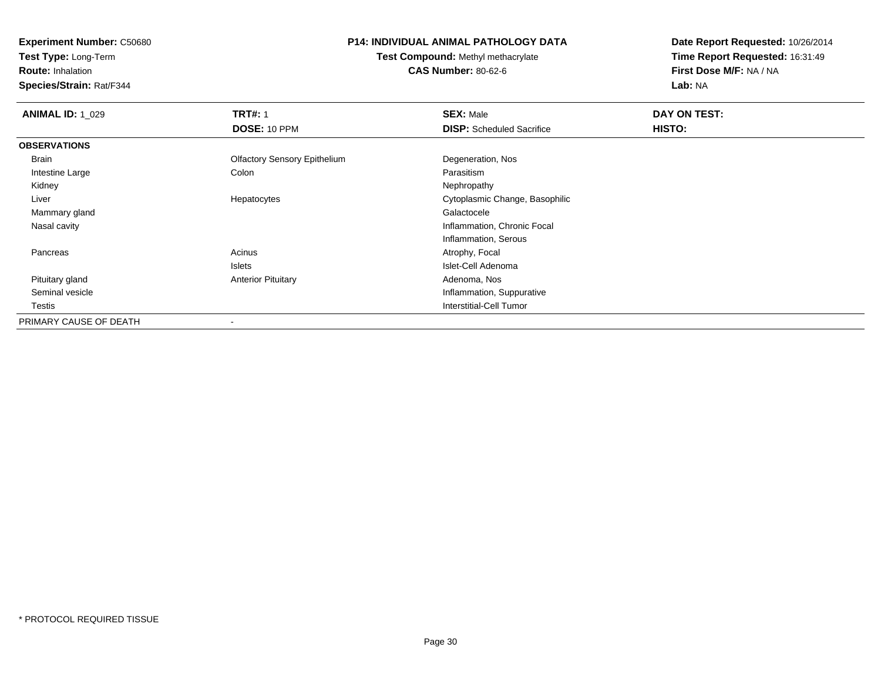**Experiment Number:** C50680
**Test Type:** Long-Term
**Route:** Inhalation
**Species/Strain:** Rat/F344

**P14: INDIVIDUAL ANIMAL PATHOLOGY DATA**
**Test Compound:** Methyl methacrylate
**CAS Number:** 80-62-6

**Date Report Requested:** 10/26/2014
**Time Report Requested:** 16:31:49
**First Dose M/F:** NA / NA
**Lab:** NA

| **ANIMAL ID:** 1_029 | **TRT#:** 1 | **SEX:** Male | **DAY ON TEST:** |
|---|---|---|---|
| | **DOSE:** 10 PPM | **DISP:** Scheduled Sacrifice | **HISTO:** |
| **OBSERVATIONS** | | | |
| Brain | Olfactory Sensory Epithelium | Degeneration, Nos | |
| Intestine Large | Colon | Parasitism | |
| Kidney | | Nephropathy | |
| Liver | Hepatocytes | Cytoplasmic Change, Basophilic | |
| Mammary gland | | Galactocele | |
| Nasal cavity | | Inflammation, Chronic Focal | |
| | | Inflammation, Serous | |
| Pancreas | Acinus | Atrophy, Focal | |
| | Islets | Islet-Cell Adenoma | |
| Pituitary gland | Anterior Pituitary | Adenoma, Nos | |
| Seminal vesicle | | Inflammation, Suppurative | |
| Testis | | Interstitial-Cell Tumor | |
| PRIMARY CAUSE OF DEATH | - | | |

* PROTOCOL REQUIRED TISSUE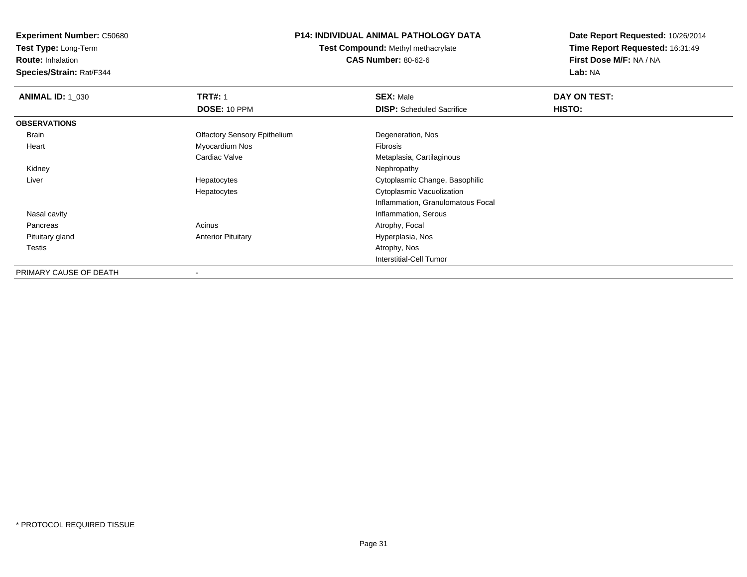**Experiment Number:** C50680
**Test Type:** Long-Term
**Route:** Inhalation
**Species/Strain:** Rat/F344

**P14: INDIVIDUAL ANIMAL PATHOLOGY DATA**
**Test Compound:** Methyl methacrylate
**CAS Number:** 80-62-6

**Date Report Requested:** 10/26/2014
**Time Report Requested:** 16:31:49
**First Dose M/F:** NA / NA
**Lab:** NA

| **ANIMAL ID:** 1_030 | **TRT#:** 1 | **SEX:** Male | **DAY ON TEST:** |
|---|---|---|---|
| | **DOSE:** 10 PPM | **DISP:** Scheduled Sacrifice | **HISTO:** |
| **OBSERVATIONS** | | | |
| Brain | Olfactory Sensory Epithelium | Degeneration, Nos | |
| Heart | Myocardium Nos | Fibrosis | |
| | Cardiac Valve | Metaplasia, Cartilaginous | |
| Kidney | | Nephropathy | |
| Liver | Hepatocytes | Cytoplasmic Change, Basophilic | |
| | Hepatocytes | Cytoplasmic Vacuolization | |
| | | Inflammation, Granulomatous Focal | |
| Nasal cavity | | Inflammation, Serous | |
| Pancreas | Acinus | Atrophy, Focal | |
| Pituitary gland | Anterior Pituitary | Hyperplasia, Nos | |
| Testis | | Atrophy, Nos | |
| | | Interstitial-Cell Tumor | |
| PRIMARY CAUSE OF DEATH | - | | |

* PROTOCOL REQUIRED TISSUE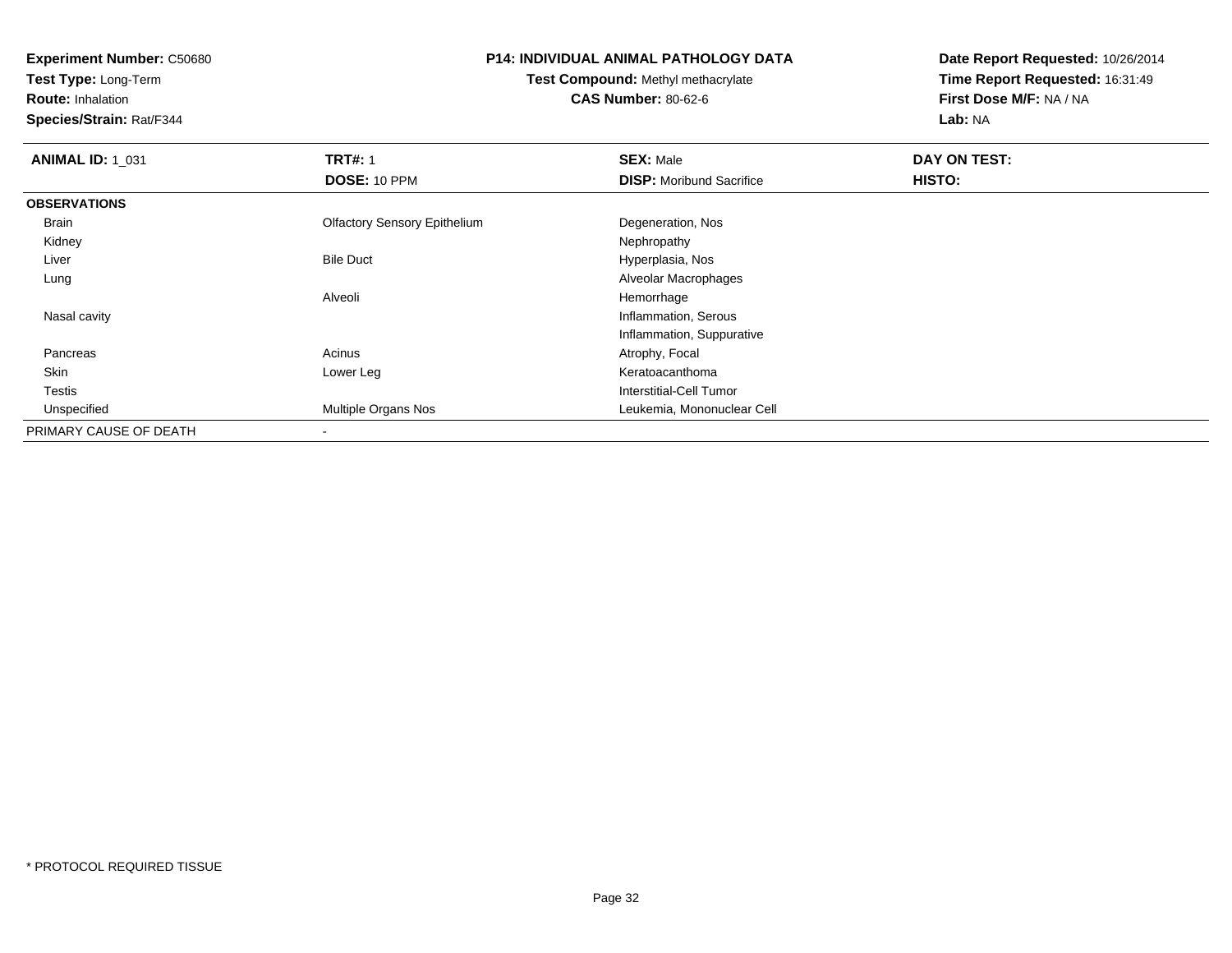**Experiment Number:** C50680
**Test Type:** Long-Term
**Route:** Inhalation
**Species/Strain:** Rat/F344

**P14: INDIVIDUAL ANIMAL PATHOLOGY DATA**
**Test Compound:** Methyl methacrylate
**CAS Number:** 80-62-6

**Date Report Requested:** 10/26/2014
**Time Report Requested:** 16:31:49
**First Dose M/F:** NA / NA
**Lab:** NA

| **ANIMAL ID:** 1_031 | **TRT#:** 1 | **SEX:** Male | **DAY ON TEST:** |
|---|---|---|---|
| | **DOSE:** 10 PPM | **DISP:** Moribund Sacrifice | **HISTO:** |
| **OBSERVATIONS** | | | |
| Brain | Olfactory Sensory Epithelium | Degeneration, Nos | |
| Kidney | | Nephropathy | |
| Liver | Bile Duct | Hyperplasia, Nos | |
| Lung | | Alveolar Macrophages | |
| | Alveoli | Hemorrhage | |
| Nasal cavity | | Inflammation, Serous | |
| | | Inflammation, Suppurative | |
| Pancreas | Acinus | Atrophy, Focal | |
| Skin | Lower Leg | Keratoacanthoma | |
| Testis | | Interstitial-Cell Tumor | |
| Unspecified | Multiple Organs Nos | Leukemia, Mononuclear Cell | |
| PRIMARY CAUSE OF DEATH | - | | |

* PROTOCOL REQUIRED TISSUE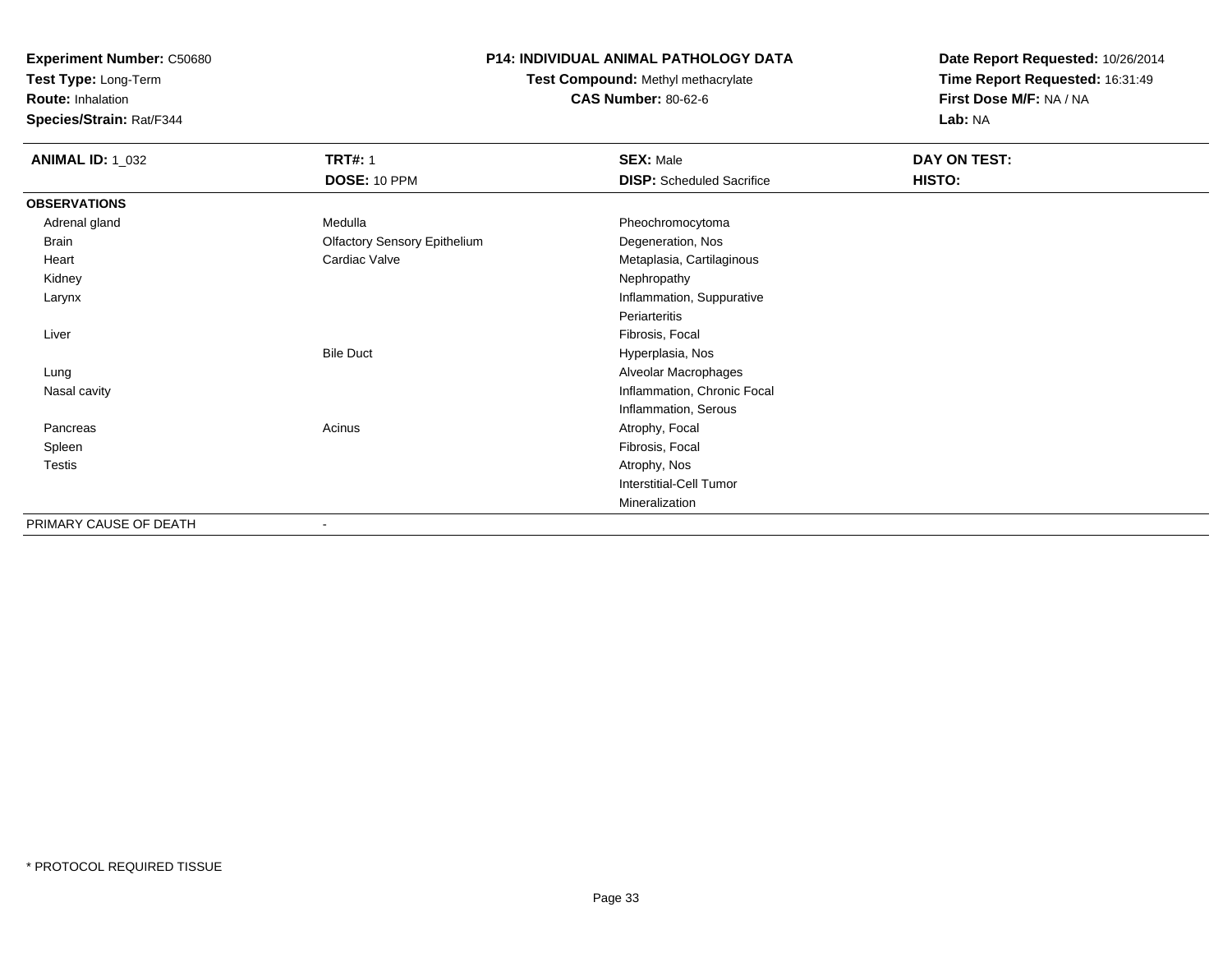**Experiment Number:** C50680
**Test Type:** Long-Term
**Route:** Inhalation
**Species/Strain:** Rat/F344

**P14: INDIVIDUAL ANIMAL PATHOLOGY DATA**
**Test Compound:** Methyl methacrylate
**CAS Number:** 80-62-6

**Date Report Requested:** 10/26/2014
**Time Report Requested:** 16:31:49
**First Dose M/F:** NA / NA
**Lab:** NA

| **ANIMAL ID:** 1_032 | **TRT#:** 1 | **SEX:** Male | **DAY ON TEST:** |
|---|---|---|---|
| | **DOSE:** 10 PPM | **DISP:** Scheduled Sacrifice | **HISTO:** |
| **OBSERVATIONS** | | | |
| Adrenal gland | Medulla | Pheochromocytoma | |
| Brain | Olfactory Sensory Epithelium | Degeneration, Nos | |
| Heart | Cardiac Valve | Metaplasia, Cartilaginous | |
| Kidney | | Nephropathy | |
| Larynx | | Inflammation, Suppurative | |
| | | Periarteritis | |
| Liver | | Fibrosis, Focal | |
| | Bile Duct | Hyperplasia, Nos | |
| Lung | | Alveolar Macrophages | |
| Nasal cavity | | Inflammation, Chronic Focal | |
| | | Inflammation, Serous | |
| Pancreas | Acinus | Atrophy, Focal | |
| Spleen | | Fibrosis, Focal | |
| Testis | | Atrophy, Nos | |
| | | Interstitial-Cell Tumor | |
| | | Mineralization | |
| PRIMARY CAUSE OF DEATH | - | | |

* PROTOCOL REQUIRED TISSUE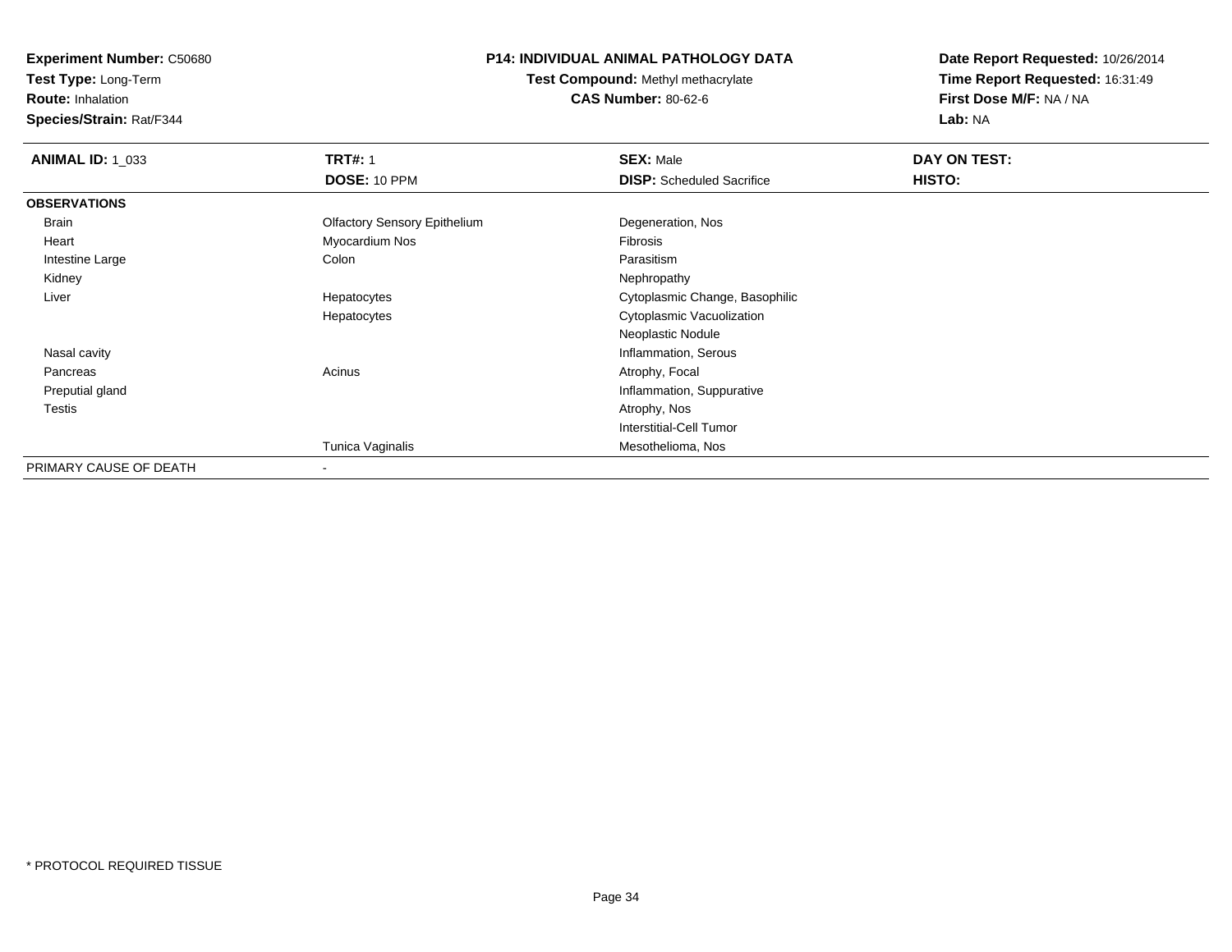**Experiment Number:** C50680
**Test Type:** Long-Term
**Route:** Inhalation
**Species/Strain:** Rat/F344

**P14: INDIVIDUAL ANIMAL PATHOLOGY DATA**
**Test Compound:** Methyl methacrylate
**CAS Number:** 80-62-6

**Date Report Requested:** 10/26/2014
**Time Report Requested:** 16:31:49
**First Dose M/F:** NA / NA
**Lab:** NA

| **ANIMAL ID:** 1_033 | **TRT#:** 1 | **SEX:** Male | **DAY ON TEST:** |
|---|---|---|---|
| | **DOSE:** 10 PPM | **DISP:** Scheduled Sacrifice | **HISTO:** |
| **OBSERVATIONS** | | | |
| Brain | Olfactory Sensory Epithelium | Degeneration, Nos | |
| Heart | Myocardium Nos | Fibrosis | |
| Intestine Large | Colon | Parasitism | |
| Kidney | | Nephropathy | |
| Liver | Hepatocytes | Cytoplasmic Change, Basophilic | |
| | Hepatocytes | Cytoplasmic Vacuolization | |
| | | Neoplastic Nodule | |
| Nasal cavity | | Inflammation, Serous | |
| Pancreas | Acinus | Atrophy, Focal | |
| Preputial gland | | Inflammation, Suppurative | |
| Testis | | Atrophy, Nos | |
| | | Interstitial-Cell Tumor | |
| | Tunica Vaginalis | Mesothelioma, Nos | |
| PRIMARY CAUSE OF DEATH | - | | |

* PROTOCOL REQUIRED TISSUE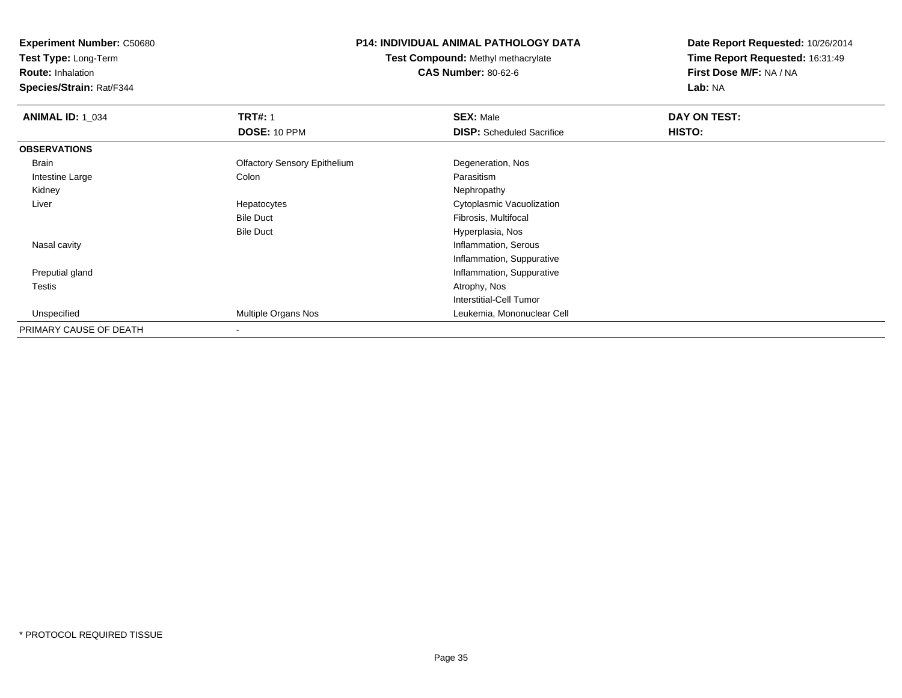**Experiment Number:** C50680
**Test Type:** Long-Term
**Route:** Inhalation
**Species/Strain:** Rat/F344

**P14: INDIVIDUAL ANIMAL PATHOLOGY DATA**
**Test Compound:** Methyl methacrylate
**CAS Number:** 80-62-6

**Date Report Requested:** 10/26/2014
**Time Report Requested:** 16:31:49
**First Dose M/F:** NA / NA
**Lab:** NA

| **ANIMAL ID:** 1_034 | **TRT#:** 1 | **SEX:** Male | **DAY ON TEST:** |
|---|---|---|---|
| | **DOSE:** 10 PPM | **DISP:** Scheduled Sacrifice | **HISTO:** |
| **OBSERVATIONS** | | | |
| Brain | Olfactory Sensory Epithelium | Degeneration, Nos | |
| Intestine Large | Colon | Parasitism | |
| Kidney | | Nephropathy | |
| Liver | Hepatocytes | Cytoplasmic Vacuolization | |
| | Bile Duct | Fibrosis, Multifocal | |
| | Bile Duct | Hyperplasia, Nos | |
| Nasal cavity | | Inflammation, Serous | |
| | | Inflammation, Suppurative | |
| Preputial gland | | Inflammation, Suppurative | |
| Testis | | Atrophy, Nos | |
| | | Interstitial-Cell Tumor | |
| Unspecified | Multiple Organs Nos | Leukemia, Mononuclear Cell | |
| PRIMARY CAUSE OF DEATH | - | | |

* PROTOCOL REQUIRED TISSUE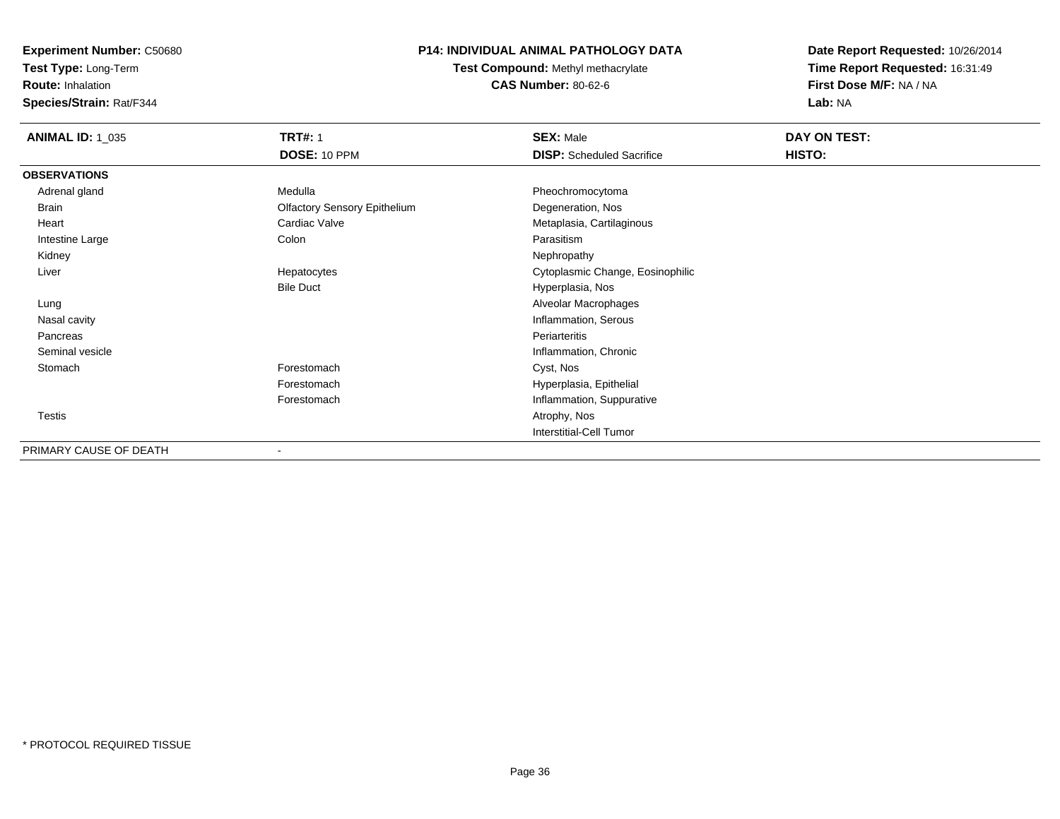**Experiment Number:** C50680
**Test Type:** Long-Term
**Route:** Inhalation
**Species/Strain:** Rat/F344

**P14: INDIVIDUAL ANIMAL PATHOLOGY DATA**
**Test Compound:** Methyl methacrylate
**CAS Number:** 80-62-6

**Date Report Requested:** 10/26/2014
**Time Report Requested:** 16:31:49
**First Dose M/F:** NA / NA
**Lab:** NA

| **ANIMAL ID:** 1_035 | **TRT#:** 1 | **SEX:** Male | **DAY ON TEST:** |
|---|---|---|---|
| | **DOSE:** 10 PPM | **DISP:** Scheduled Sacrifice | **HISTO:** |
| **OBSERVATIONS** | | | |
| Adrenal gland | Medulla | Pheochromocytoma | |
| Brain | Olfactory Sensory Epithelium | Degeneration, Nos | |
| Heart | Cardiac Valve | Metaplasia, Cartilaginous | |
| Intestine Large | Colon | Parasitism | |
| Kidney | | Nephropathy | |
| Liver | Hepatocytes | Cytoplasmic Change, Eosinophilic | |
| | Bile Duct | Hyperplasia, Nos | |
| Lung | | Alveolar Macrophages | |
| Nasal cavity | | Inflammation, Serous | |
| Pancreas | | Periarteritis | |
| Seminal vesicle | | Inflammation, Chronic | |
| Stomach | Forestomach | Cyst, Nos | |
| | Forestomach | Hyperplasia, Epithelial | |
| | Forestomach | Inflammation, Suppurative | |
| Testis | | Atrophy, Nos | |
| | | Interstitial-Cell Tumor | |
| PRIMARY CAUSE OF DEATH | - | | |

\* PROTOCOL REQUIRED TISSUE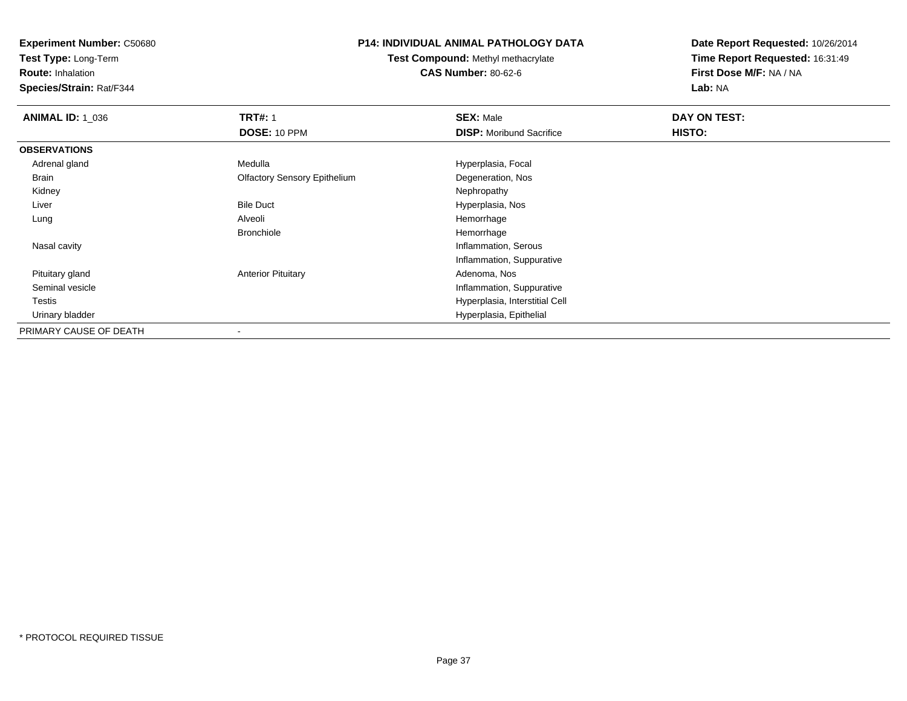**Experiment Number:** C50680
**Test Type:** Long-Term
**Route:** Inhalation
**Species/Strain:** Rat/F344

**P14: INDIVIDUAL ANIMAL PATHOLOGY DATA**
**Test Compound:** Methyl methacrylate
**CAS Number:** 80-62-6

**Date Report Requested:** 10/26/2014
**Time Report Requested:** 16:31:49
**First Dose M/F:** NA / NA
**Lab:** NA

| **ANIMAL ID:** 1_036 | **TRT#:** 1 | **SEX:** Male | **DAY ON TEST:** |
|---|---|---|---|
| | **DOSE:** 10 PPM | **DISP:** Moribund Sacrifice | **HISTO:** |
| **OBSERVATIONS** | | | |
| Adrenal gland | Medulla | Hyperplasia, Focal | |
| Brain | Olfactory Sensory Epithelium | Degeneration, Nos | |
| Kidney | | Nephropathy | |
| Liver | Bile Duct | Hyperplasia, Nos | |
| Lung | Alveoli | Hemorrhage | |
| | Bronchiole | Hemorrhage | |
| Nasal cavity | | Inflammation, Serous | |
| | | Inflammation, Suppurative | |
| Pituitary gland | Anterior Pituitary | Adenoma, Nos | |
| Seminal vesicle | | Inflammation, Suppurative | |
| Testis | | Hyperplasia, Interstitial Cell | |
| Urinary bladder | | Hyperplasia, Epithelial | |
| PRIMARY CAUSE OF DEATH | - | | |

* PROTOCOL REQUIRED TISSUE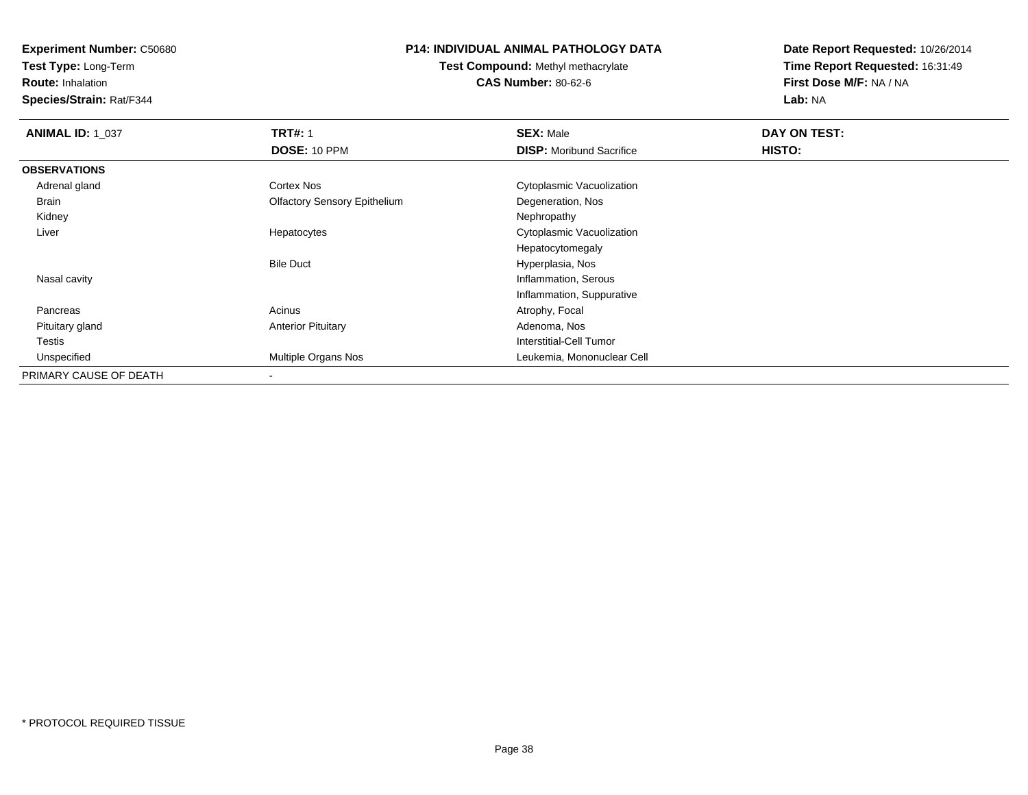**Experiment Number:** C50680
**Test Type:** Long-Term
**Route:** Inhalation
**Species/Strain:** Rat/F344

**P14: INDIVIDUAL ANIMAL PATHOLOGY DATA**
**Test Compound:** Methyl methacrylate
**CAS Number:** 80-62-6

**Date Report Requested:** 10/26/2014
**Time Report Requested:** 16:31:49
**First Dose M/F:** NA / NA
**Lab:** NA

| **ANIMAL ID:** 1_037 | **TRT#:** 1 | **SEX:** Male | **DAY ON TEST:** |
|---|---|---|---|
| | **DOSE:** 10 PPM | **DISP:** Moribund Sacrifice | **HISTO:** |
| **OBSERVATIONS** | | | |
| Adrenal gland | Cortex Nos | Cytoplasmic Vacuolization | |
| Brain | Olfactory Sensory Epithelium | Degeneration, Nos | |
| Kidney | | Nephropathy | |
| Liver | Hepatocytes | Cytoplasmic Vacuolization | |
| | | Hepatocytomegaly | |
| | Bile Duct | Hyperplasia, Nos | |
| Nasal cavity | | Inflammation, Serous | |
| | | Inflammation, Suppurative | |
| Pancreas | Acinus | Atrophy, Focal | |
| Pituitary gland | Anterior Pituitary | Adenoma, Nos | |
| Testis | | Interstitial-Cell Tumor | |
| Unspecified | Multiple Organs Nos | Leukemia, Mononuclear Cell | |
| PRIMARY CAUSE OF DEATH | - | | |

* PROTOCOL REQUIRED TISSUE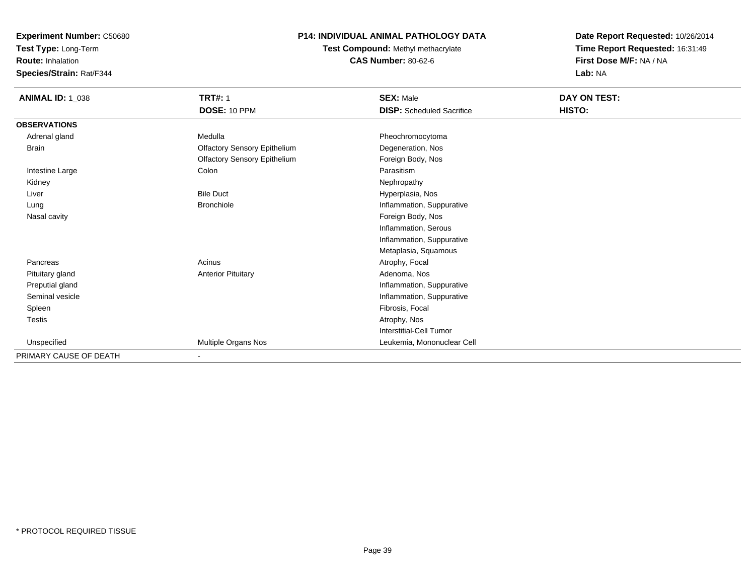**Experiment Number:** C50680
**Test Type:** Long-Term
**Route:** Inhalation
**Species/Strain:** Rat/F344

**P14: INDIVIDUAL ANIMAL PATHOLOGY DATA**
**Test Compound:** Methyl methacrylate
**CAS Number:** 80-62-6

**Date Report Requested:** 10/26/2014
**Time Report Requested:** 16:31:49
**First Dose M/F:** NA / NA
**Lab:** NA

| **ANIMAL ID:** 1_038 | **TRT#:** 1 | **SEX:** Male | **DAY ON TEST:** |
|---|---|---|---|
| | **DOSE:** 10 PPM | **DISP:** Scheduled Sacrifice | **HISTO:** |
| **OBSERVATIONS** | | | |
| Adrenal gland | Medulla | Pheochromocytoma | |
| Brain | Olfactory Sensory Epithelium | Degeneration, Nos | |
| | Olfactory Sensory Epithelium | Foreign Body, Nos | |
| Intestine Large | Colon | Parasitism | |
| Kidney | | Nephropathy | |
| Liver | Bile Duct | Hyperplasia, Nos | |
| Lung | Bronchiole | Inflammation, Suppurative | |
| Nasal cavity | | Foreign Body, Nos | |
| | | Inflammation, Serous | |
| | | Inflammation, Suppurative | |
| | | Metaplasia, Squamous | |
| Pancreas | Acinus | Atrophy, Focal | |
| Pituitary gland | Anterior Pituitary | Adenoma, Nos | |
| Preputial gland | | Inflammation, Suppurative | |
| Seminal vesicle | | Inflammation, Suppurative | |
| Spleen | | Fibrosis, Focal | |
| Testis | | Atrophy, Nos | |
| | | Interstitial-Cell Tumor | |
| Unspecified | Multiple Organs Nos | Leukemia, Mononuclear Cell | |
| PRIMARY CAUSE OF DEATH | - | | |

* PROTOCOL REQUIRED TISSUE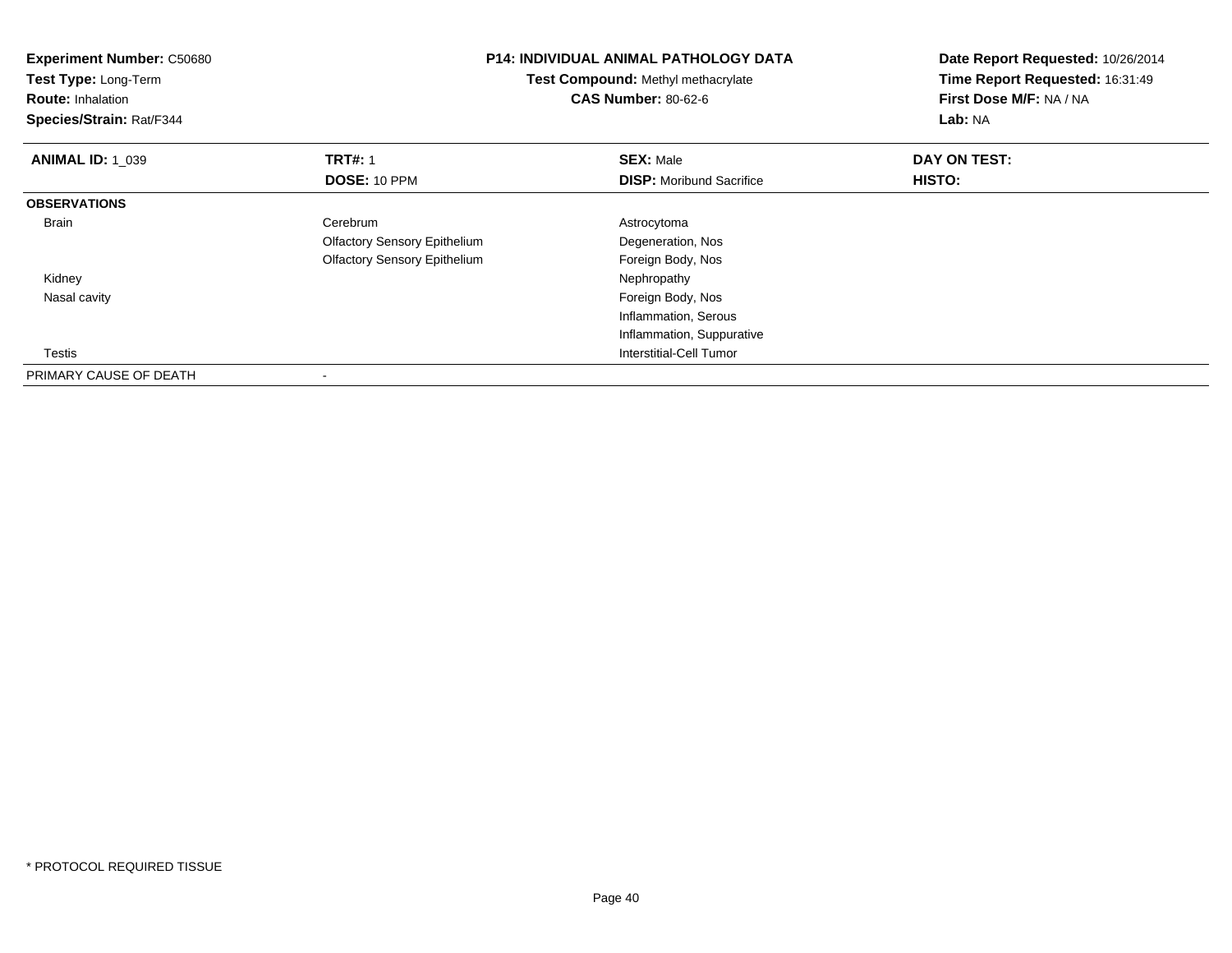**Experiment Number:** C50680
**Test Type:** Long-Term
**Route:** Inhalation
**Species/Strain:** Rat/F344

**P14: INDIVIDUAL ANIMAL PATHOLOGY DATA**
**Test Compound:** Methyl methacrylate
**CAS Number:** 80-62-6

**Date Report Requested:** 10/26/2014
**Time Report Requested:** 16:31:49
**First Dose M/F:** NA / NA
**Lab:** NA

| **ANIMAL ID:** 1_039 | **TRT#:** 1 | **SEX:** Male | **DAY ON TEST:** |
|---|---|---|---|
| | **DOSE:** 10 PPM | **DISP:** Moribund Sacrifice | **HISTO:** |
| **OBSERVATIONS** | | | |
| Brain | Cerebrum | Astrocytoma | |
| | Olfactory Sensory Epithelium | Degeneration, Nos | |
| | Olfactory Sensory Epithelium | Foreign Body, Nos | |
| Kidney | | Nephropathy | |
| Nasal cavity | | Foreign Body, Nos | |
| | | Inflammation, Serous | |
| | | Inflammation, Suppurative | |
| Testis | | Interstitial-Cell Tumor | |
| PRIMARY CAUSE OF DEATH | - | | |

* PROTOCOL REQUIRED TISSUE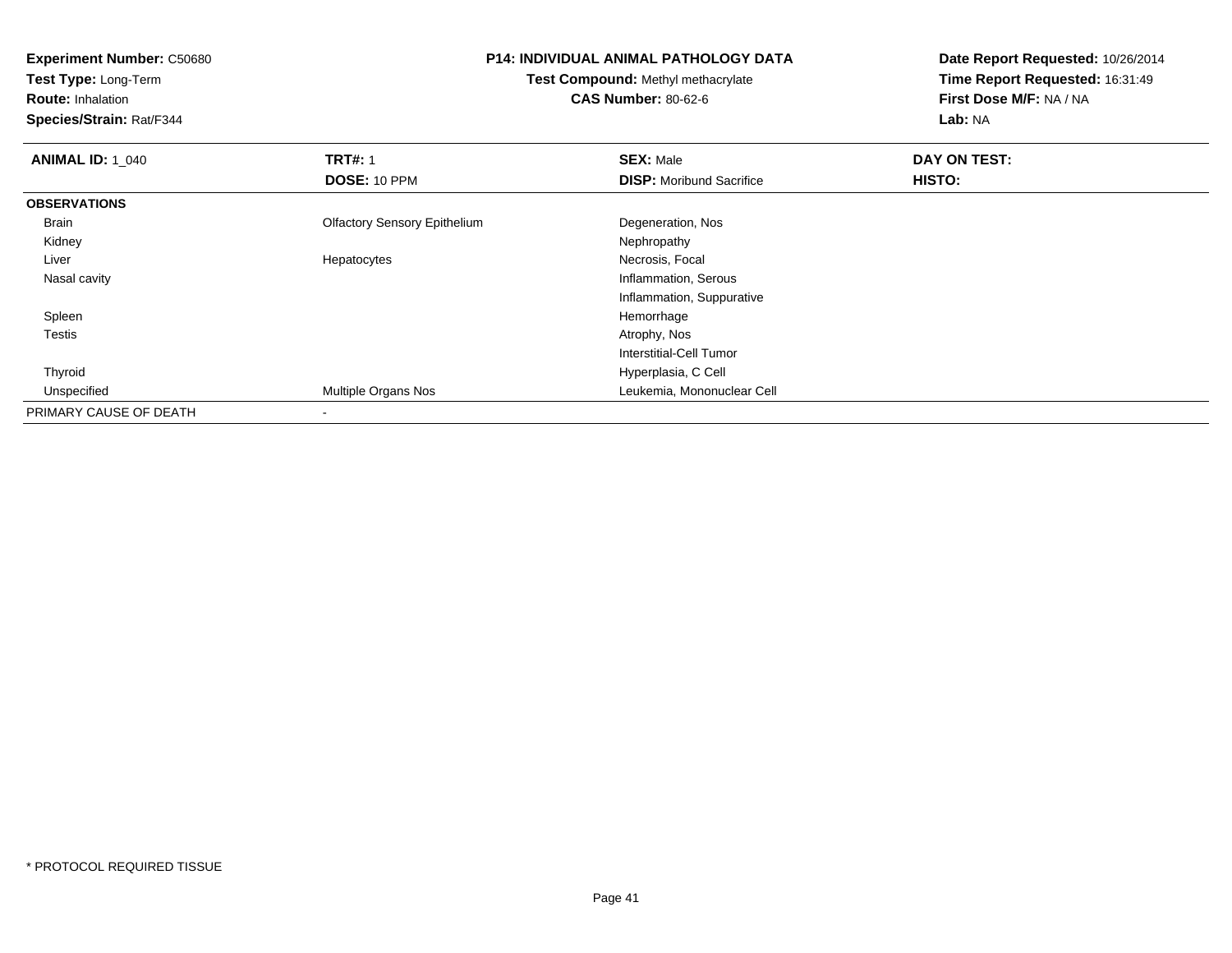**Experiment Number:** C50680
**Test Type:** Long-Term
**Route:** Inhalation
**Species/Strain:** Rat/F344

**P14: INDIVIDUAL ANIMAL PATHOLOGY DATA**
**Test Compound:** Methyl methacrylate
**CAS Number:** 80-62-6

**Date Report Requested:** 10/26/2014
**Time Report Requested:** 16:31:49
**First Dose M/F:** NA / NA
**Lab:** NA

| **ANIMAL ID:** 1_040 | **TRT#:** 1 | **SEX:** Male | **DAY ON TEST:** |
|---|---|---|---|
| | **DOSE:** 10 PPM | **DISP:** Moribund Sacrifice | **HISTO:** |
| **OBSERVATIONS** | | | |
| Brain | Olfactory Sensory Epithelium | Degeneration, Nos | |
| Kidney | | Nephropathy | |
| Liver | Hepatocytes | Necrosis, Focal | |
| Nasal cavity | | Inflammation, Serous | |
| | | Inflammation, Suppurative | |
| Spleen | | Hemorrhage | |
| Testis | | Atrophy, Nos | |
| | | Interstitial-Cell Tumor | |
| Thyroid | | Hyperplasia, C Cell | |
| Unspecified | Multiple Organs Nos | Leukemia, Mononuclear Cell | |
| PRIMARY CAUSE OF DEATH | - | | |

\* PROTOCOL REQUIRED TISSUE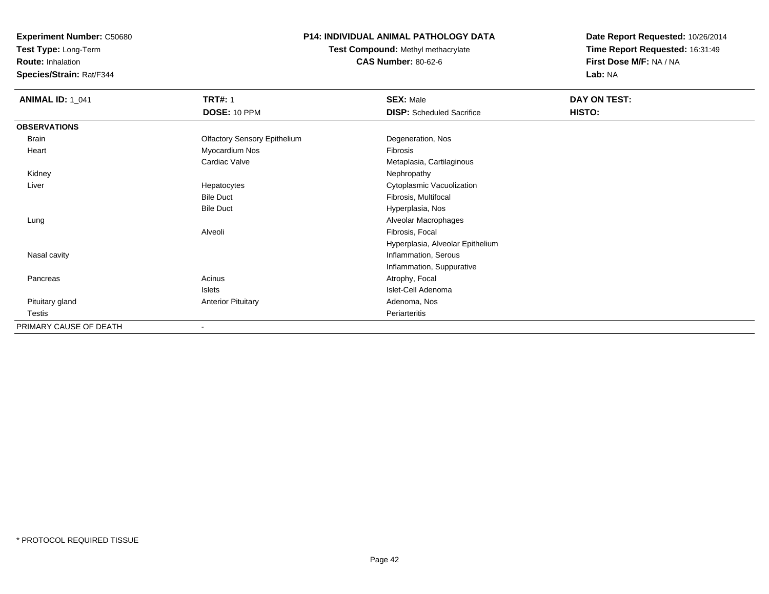**Experiment Number:** C50680
**Test Type:** Long-Term
**Route:** Inhalation
**Species/Strain:** Rat/F344

**P14: INDIVIDUAL ANIMAL PATHOLOGY DATA**
**Test Compound:** Methyl methacrylate
**CAS Number:** 80-62-6

**Date Report Requested:** 10/26/2014
**Time Report Requested:** 16:31:49
**First Dose M/F:** NA / NA
**Lab:** NA

| **ANIMAL ID:** 1_041 | **TRT#:** 1 | **SEX:** Male | **DAY ON TEST:** |
|---|---|---|---|
| | **DOSE:** 10 PPM | **DISP:** Scheduled Sacrifice | **HISTO:** |
| **OBSERVATIONS** | | | |
| Brain | Olfactory Sensory Epithelium | Degeneration, Nos | |
| Heart | Myocardium Nos | Fibrosis | |
| | Cardiac Valve | Metaplasia, Cartilaginous | |
| Kidney | | Nephropathy | |
| Liver | Hepatocytes | Cytoplasmic Vacuolization | |
| | Bile Duct | Fibrosis, Multifocal | |
| | Bile Duct | Hyperplasia, Nos | |
| Lung | | Alveolar Macrophages | |
| | Alveoli | Fibrosis, Focal | |
| | | Hyperplasia, Alveolar Epithelium | |
| Nasal cavity | | Inflammation, Serous | |
| | | Inflammation, Suppurative | |
| Pancreas | Acinus | Atrophy, Focal | |
| | Islets | Islet-Cell Adenoma | |
| Pituitary gland | Anterior Pituitary | Adenoma, Nos | |
| Testis | | Periarteritis | |
| PRIMARY CAUSE OF DEATH | - | | |

* PROTOCOL REQUIRED TISSUE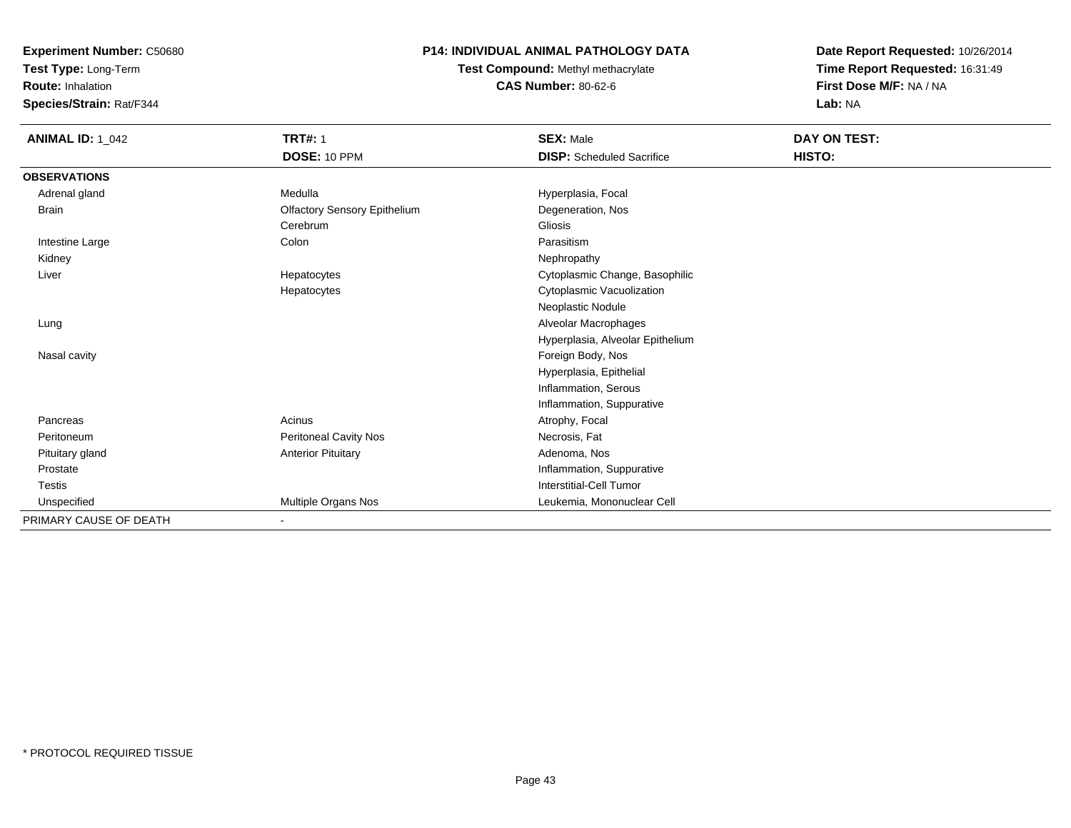**Experiment Number:** C50680
**Test Type:** Long-Term
**Route:** Inhalation
**Species/Strain:** Rat/F344

## P14: INDIVIDUAL ANIMAL PATHOLOGY DATA

**Test Compound:** Methyl methacrylate
**CAS Number:** 80-62-6

**Date Report Requested:** 10/26/2014
**Time Report Requested:** 16:31:49
**First Dose M/F:** NA / NA
**Lab:** NA

| **ANIMAL ID:** 1_042 | **TRT#:** 1 | **SEX:** Male | **DAY ON TEST:** |
|---|---|---|---|
| | **DOSE:** 10 PPM | **DISP:** Scheduled Sacrifice | **HISTO:** |
| **OBSERVATIONS** | | | |
| Adrenal gland | Medulla | Hyperplasia, Focal | |
| Brain | Olfactory Sensory Epithelium | Degeneration, Nos | |
| | Cerebrum | Gliosis | |
| Intestine Large | Colon | Parasitism | |
| Kidney | | Nephropathy | |
| Liver | Hepatocytes | Cytoplasmic Change, Basophilic | |
| | Hepatocytes | Cytoplasmic Vacuolization | |
| | | Neoplastic Nodule | |
| Lung | | Alveolar Macrophages | |
| | | Hyperplasia, Alveolar Epithelium | |
| Nasal cavity | | Foreign Body, Nos | |
| | | Hyperplasia, Epithelial | |
| | | Inflammation, Serous | |
| | | Inflammation, Suppurative | |
| Pancreas | Acinus | Atrophy, Focal | |
| Peritoneum | Peritoneal Cavity Nos | Necrosis, Fat | |
| Pituitary gland | Anterior Pituitary | Adenoma, Nos | |
| Prostate | | Inflammation, Suppurative | |
| Testis | | Interstitial-Cell Tumor | |
| Unspecified | Multiple Organs Nos | Leukemia, Mononuclear Cell | |
| PRIMARY CAUSE OF DEATH | - | | |

* PROTOCOL REQUIRED TISSUE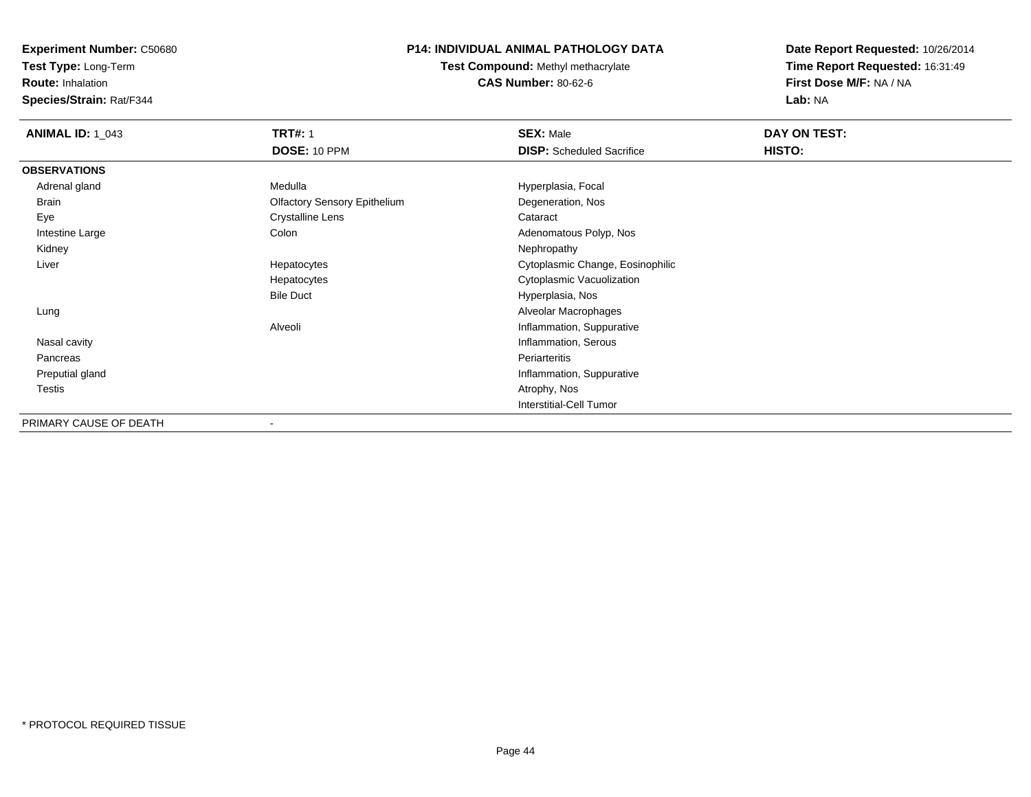**Experiment Number:** C50680
**Test Type:** Long-Term
**Route:** Inhalation
**Species/Strain:** Rat/F344

**P14: INDIVIDUAL ANIMAL PATHOLOGY DATA**
**Test Compound:** Methyl methacrylate
**CAS Number:** 80-62-6

**Date Report Requested:** 10/26/2014
**Time Report Requested:** 16:31:49
**First Dose M/F:** NA / NA
**Lab:** NA

| **ANIMAL ID:** 1_043 | **TRT#:** 1 | **SEX:** Male | **DAY ON TEST:** |
|---|---|---|---|
| | **DOSE:** 10 PPM | **DISP:** Scheduled Sacrifice | **HISTO:** |
| **OBSERVATIONS** | | | |
| Adrenal gland | Medulla | Hyperplasia, Focal | |
| Brain | Olfactory Sensory Epithelium | Degeneration, Nos | |
| Eye | Crystalline Lens | Cataract | |
| Intestine Large | Colon | Adenomatous Polyp, Nos | |
| Kidney | | Nephropathy | |
| Liver | Hepatocytes | Cytoplasmic Change, Eosinophilic | |
| | Hepatocytes | Cytoplasmic Vacuolization | |
| | Bile Duct | Hyperplasia, Nos | |
| Lung | | Alveolar Macrophages | |
| | Alveoli | Inflammation, Suppurative | |
| Nasal cavity | | Inflammation, Serous | |
| Pancreas | | Periarteritis | |
| Preputial gland | | Inflammation, Suppurative | |
| Testis | | Atrophy, Nos | |
| | | Interstitial-Cell Tumor | |
| PRIMARY CAUSE OF DEATH | - | | |

\* PROTOCOL REQUIRED TISSUE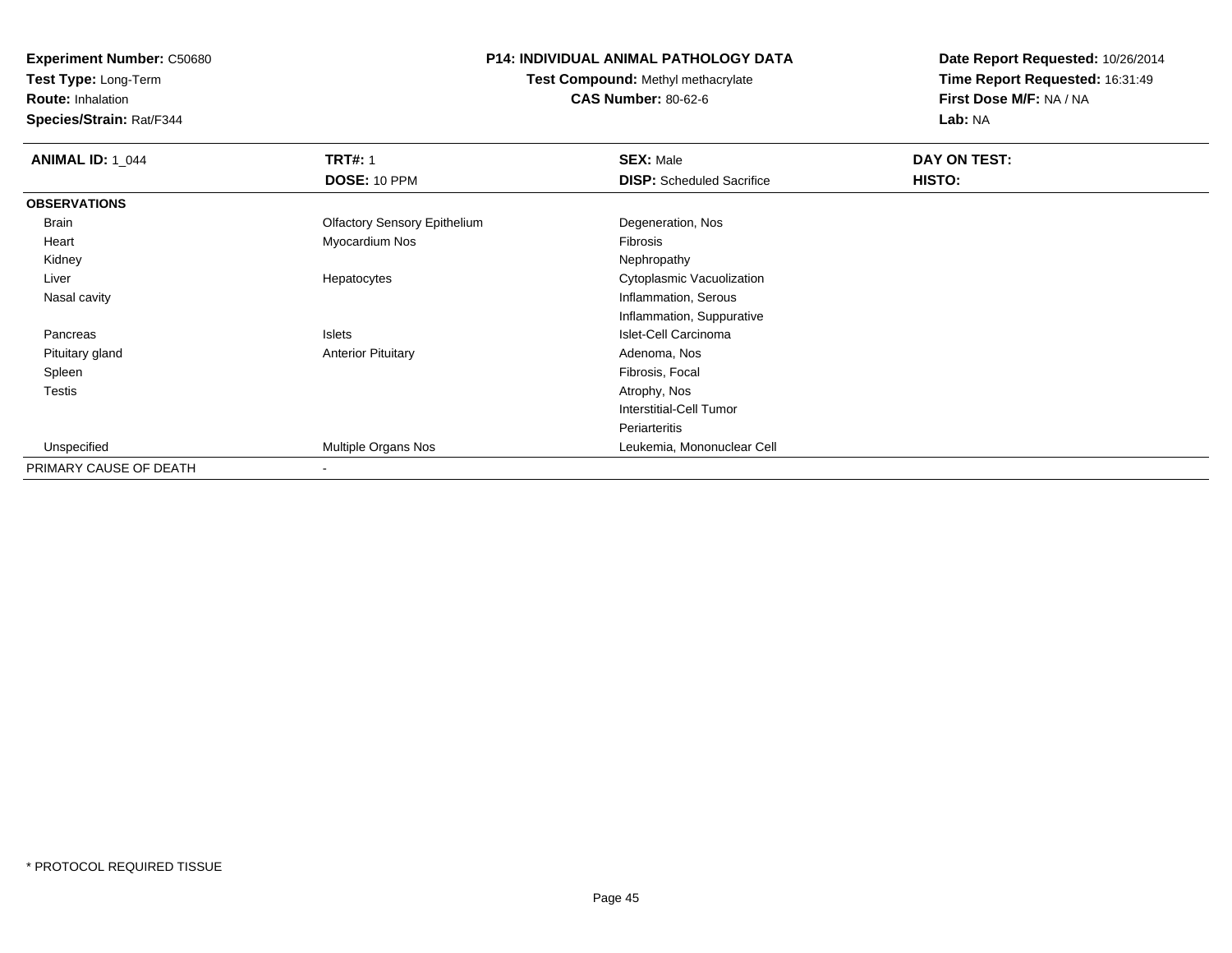**Experiment Number:** C50680
**Test Type:** Long-Term
**Route:** Inhalation
**Species/Strain:** Rat/F344

# P14: INDIVIDUAL ANIMAL PATHOLOGY DATA

**Test Compound:** Methyl methacrylate
**CAS Number:** 80-62-6

**Date Report Requested:** 10/26/2014
**Time Report Requested:** 16:31:49
**First Dose M/F:** NA / NA
**Lab:** NA

| **ANIMAL ID:** 1_044 | **TRT#:** 1 | **SEX:** Male | **DAY ON TEST:** |
|---|---|---|---|
| | **DOSE:** 10 PPM | **DISP:** Scheduled Sacrifice | **HISTO:** |
| **OBSERVATIONS** | | | |
| Brain | Olfactory Sensory Epithelium | Degeneration, Nos | |
| Heart | Myocardium Nos | Fibrosis | |
| Kidney | | Nephropathy | |
| Liver | Hepatocytes | Cytoplasmic Vacuolization | |
| Nasal cavity | | Inflammation, Serous | |
| | | Inflammation, Suppurative | |
| Pancreas | Islets | Islet-Cell Carcinoma | |
| Pituitary gland | Anterior Pituitary | Adenoma, Nos | |
| Spleen | | Fibrosis, Focal | |
| Testis | | Atrophy, Nos | |
| | | Interstitial-Cell Tumor | |
| | | Periarteritis | |
| Unspecified | Multiple Organs Nos | Leukemia, Mononuclear Cell | |
| PRIMARY CAUSE OF DEATH | - | | |

\* PROTOCOL REQUIRED TISSUE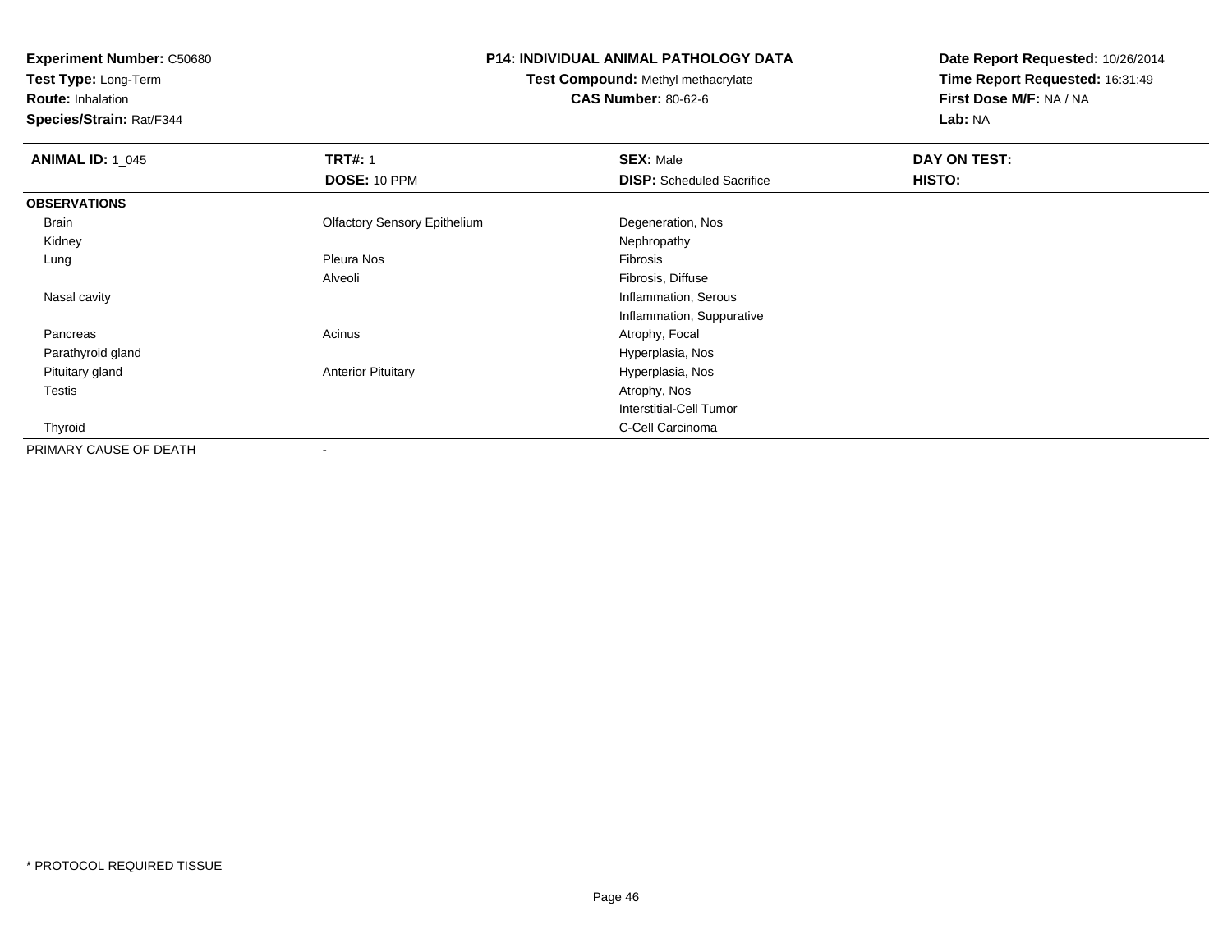**Experiment Number:** C50680
**Test Type:** Long-Term
**Route:** Inhalation
**Species/Strain:** Rat/F344

**P14: INDIVIDUAL ANIMAL PATHOLOGY DATA**
**Test Compound:** Methyl methacrylate
**CAS Number:** 80-62-6

**Date Report Requested:** 10/26/2014
**Time Report Requested:** 16:31:49
**First Dose M/F:** NA / NA
**Lab:** NA

| **ANIMAL ID:** 1_045 | **TRT#:** 1 | **SEX:** Male | **DAY ON TEST:** |
|---|---|---|---|
| | **DOSE:** 10 PPM | **DISP:** Scheduled Sacrifice | **HISTO:** |
| **OBSERVATIONS** | | | |
| Brain | Olfactory Sensory Epithelium | Degeneration, Nos | |
| Kidney | | Nephropathy | |
| Lung | Pleura Nos | Fibrosis | |
| | Alveoli | Fibrosis, Diffuse | |
| Nasal cavity | | Inflammation, Serous | |
| | | Inflammation, Suppurative | |
| Pancreas | Acinus | Atrophy, Focal | |
| Parathyroid gland | | Hyperplasia, Nos | |
| Pituitary gland | Anterior Pituitary | Hyperplasia, Nos | |
| Testis | | Atrophy, Nos | |
| | | Interstitial-Cell Tumor | |
| Thyroid | | C-Cell Carcinoma | |
| PRIMARY CAUSE OF DEATH | - | | |

* PROTOCOL REQUIRED TISSUE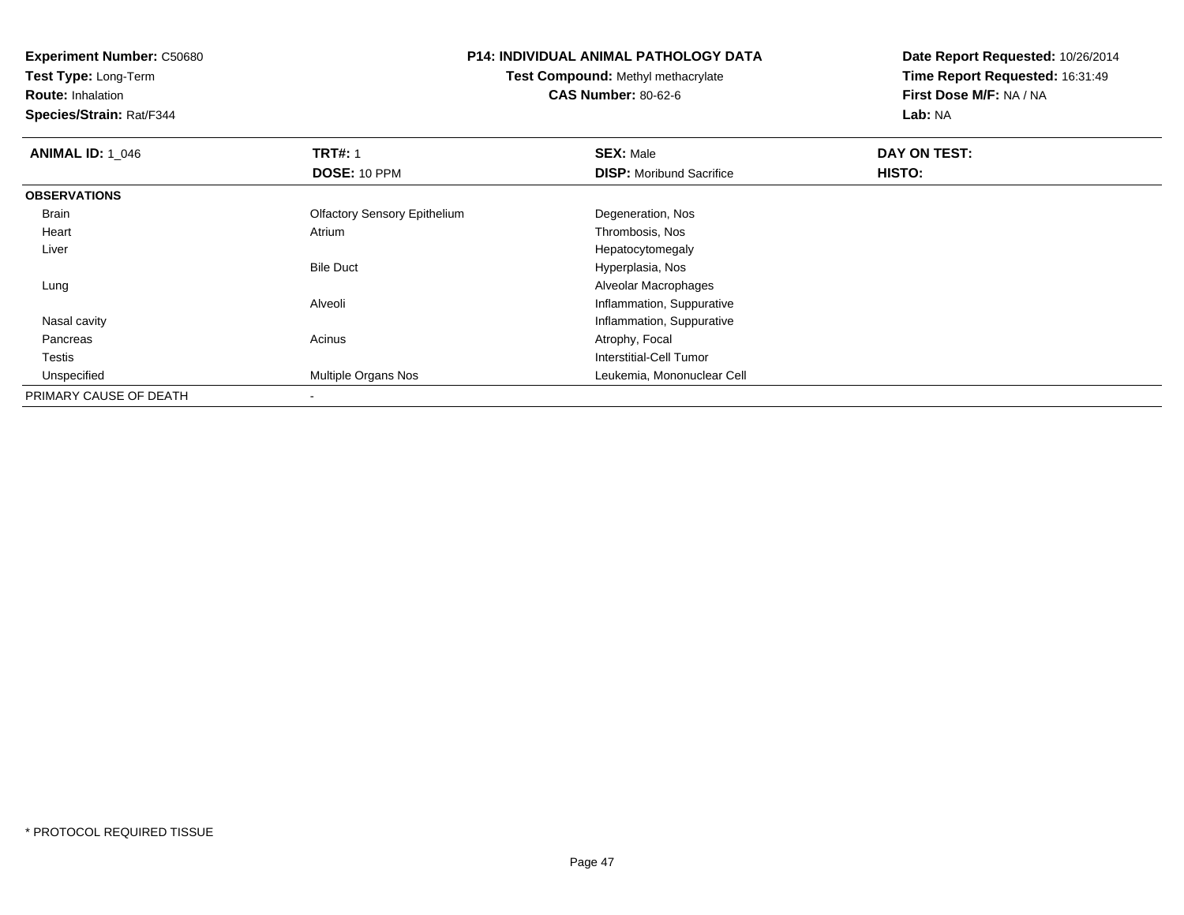**Experiment Number:** C50680
**Test Type:** Long-Term
**Route:** Inhalation
**Species/Strain:** Rat/F344

**P14: INDIVIDUAL ANIMAL PATHOLOGY DATA**
**Test Compound:** Methyl methacrylate
**CAS Number:** 80-62-6

**Date Report Requested:** 10/26/2014
**Time Report Requested:** 16:31:49
**First Dose M/F:** NA / NA
**Lab:** NA

| **ANIMAL ID:** 1_046 | **TRT#:** 1 | **SEX:** Male | **DAY ON TEST:** |
|---|---|---|---|
| | **DOSE:** 10 PPM | **DISP:** Moribund Sacrifice | **HISTO:** |
| **OBSERVATIONS** | | | |
| Brain | Olfactory Sensory Epithelium | Degeneration, Nos | |
| Heart | Atrium | Thrombosis, Nos | |
| Liver | | Hepatocytomegaly | |
| | Bile Duct | Hyperplasia, Nos | |
| Lung | | Alveolar Macrophages | |
| | Alveoli | Inflammation, Suppurative | |
| Nasal cavity | | Inflammation, Suppurative | |
| Pancreas | Acinus | Atrophy, Focal | |
| Testis | | Interstitial-Cell Tumor | |
| Unspecified | Multiple Organs Nos | Leukemia, Mononuclear Cell | |
| PRIMARY CAUSE OF DEATH | - | | |

\* PROTOCOL REQUIRED TISSUE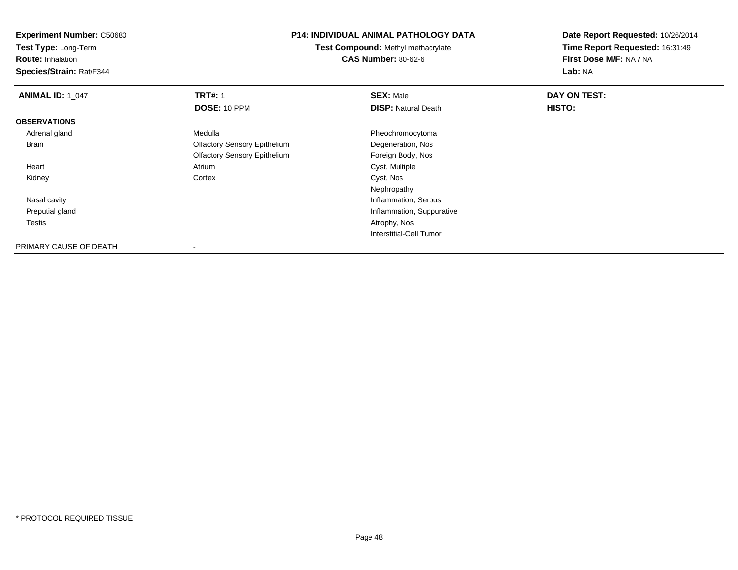**Experiment Number:** C50680
**Test Type:** Long-Term
**Route:** Inhalation
**Species/Strain:** Rat/F344

**P14: INDIVIDUAL ANIMAL PATHOLOGY DATA**
**Test Compound:** Methyl methacrylate
**CAS Number:** 80-62-6

**Date Report Requested:** 10/26/2014
**Time Report Requested:** 16:31:49
**First Dose M/F:** NA / NA
**Lab:** NA

| **ANIMAL ID:** 1_047 | **TRT#:** 1 | **SEX:** Male | **DAY ON TEST:** |
|---|---|---|---|
| | **DOSE:** 10 PPM | **DISP:** Natural Death | **HISTO:** |
| **OBSERVATIONS** | | | |
| Adrenal gland | Medulla | Pheochromocytoma | |
| Brain | Olfactory Sensory Epithelium | Degeneration, Nos | |
| | Olfactory Sensory Epithelium | Foreign Body, Nos | |
| Heart | Atrium | Cyst, Multiple | |
| Kidney | Cortex | Cyst, Nos | |
| | | Nephropathy | |
| Nasal cavity | | Inflammation, Serous | |
| Preputial gland | | Inflammation, Suppurative | |
| Testis | | Atrophy, Nos | |
| | | Interstitial-Cell Tumor | |
| PRIMARY CAUSE OF DEATH | - | | |

\* PROTOCOL REQUIRED TISSUE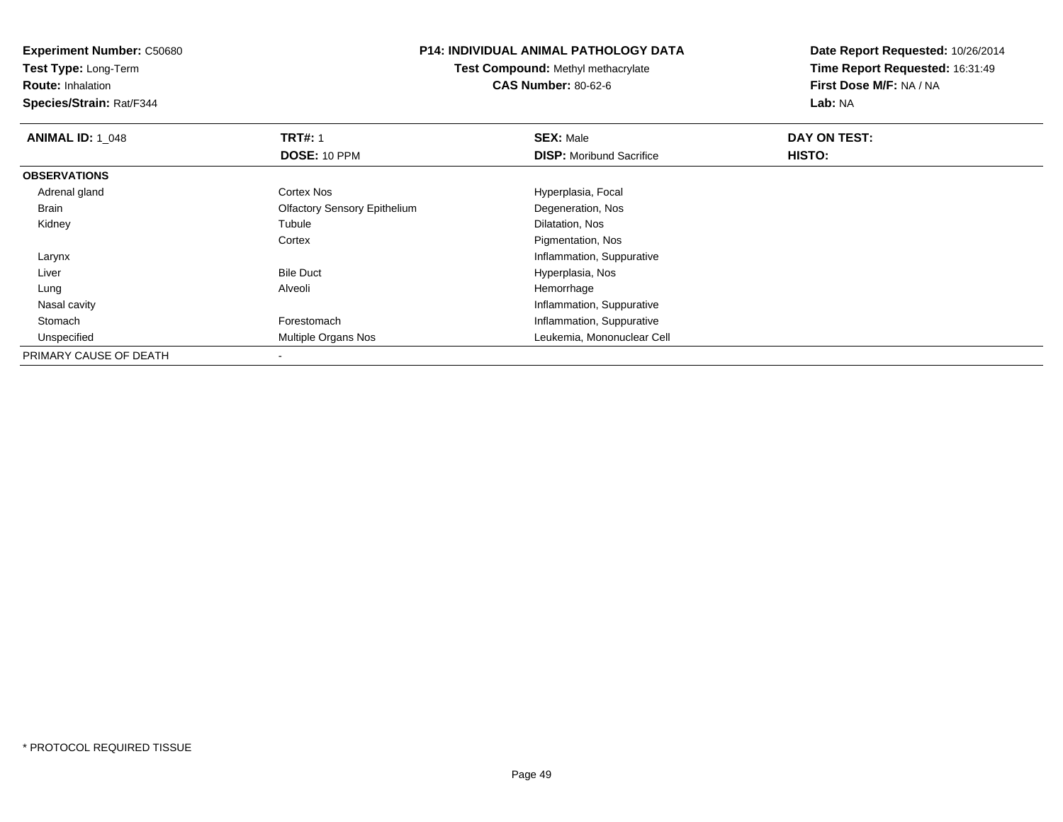**Experiment Number:** C50680
**Test Type:** Long-Term
**Route:** Inhalation
**Species/Strain:** Rat/F344

**P14: INDIVIDUAL ANIMAL PATHOLOGY DATA**
**Test Compound:** Methyl methacrylate
**CAS Number:** 80-62-6

**Date Report Requested:** 10/26/2014
**Time Report Requested:** 16:31:49
**First Dose M/F:** NA / NA
**Lab:** NA

| **ANIMAL ID:** 1_048 | **TRT#:** 1 | **SEX:** Male | **DAY ON TEST:** |
|---|---|---|---|
| | **DOSE:** 10 PPM | **DISP:** Moribund Sacrifice | **HISTO:** |
| **OBSERVATIONS** | | | |
| Adrenal gland | Cortex Nos | Hyperplasia, Focal | |
| Brain | Olfactory Sensory Epithelium | Degeneration, Nos | |
| Kidney | Tubule | Dilatation, Nos | |
| | Cortex | Pigmentation, Nos | |
| Larynx | | Inflammation, Suppurative | |
| Liver | Bile Duct | Hyperplasia, Nos | |
| Lung | Alveoli | Hemorrhage | |
| Nasal cavity | | Inflammation, Suppurative | |
| Stomach | Forestomach | Inflammation, Suppurative | |
| Unspecified | Multiple Organs Nos | Leukemia, Mononuclear Cell | |
| PRIMARY CAUSE OF DEATH | - | | |

\* PROTOCOL REQUIRED TISSUE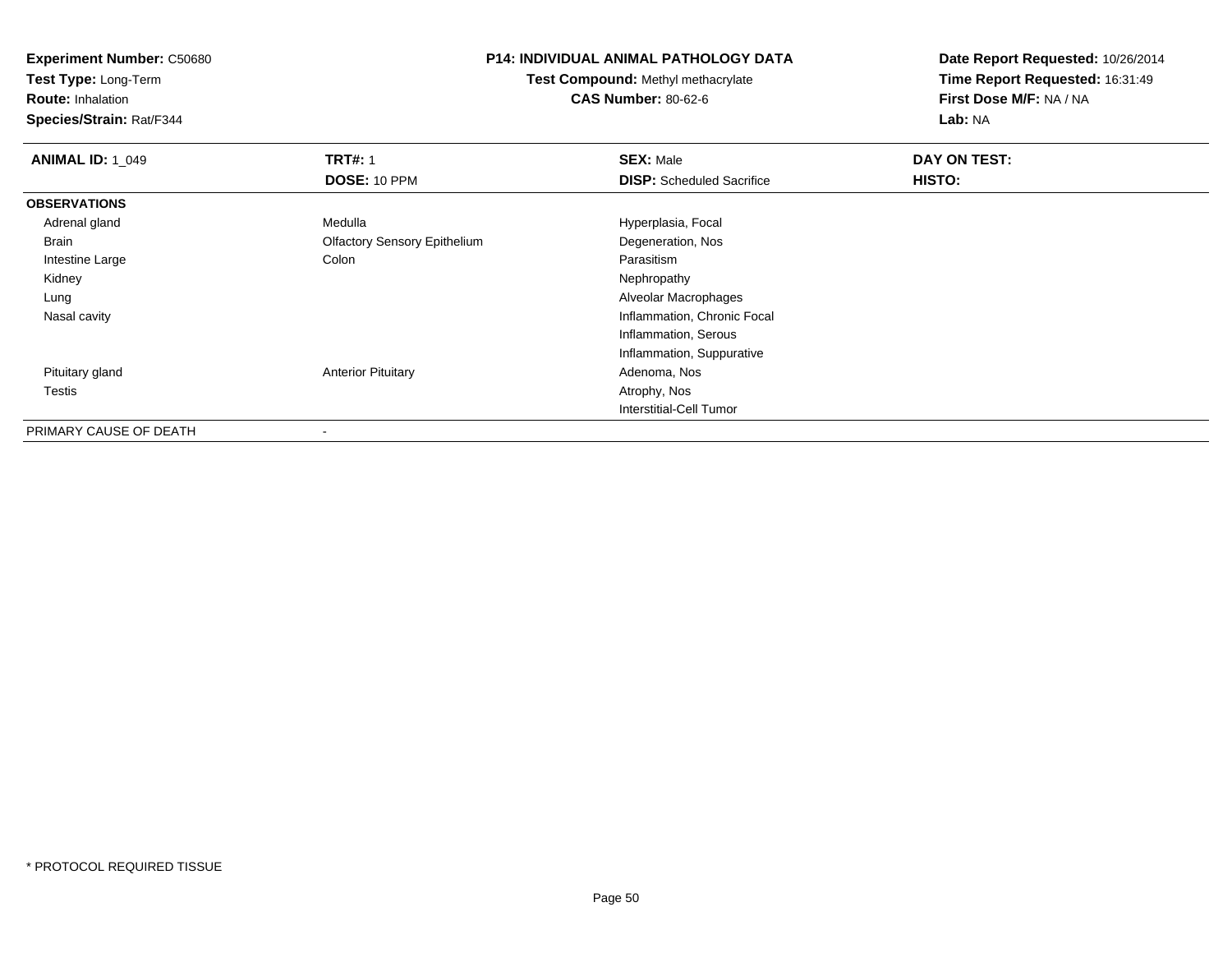**Experiment Number:** C50680
**Test Type:** Long-Term
**Route:** Inhalation
**Species/Strain:** Rat/F344

**P14: INDIVIDUAL ANIMAL PATHOLOGY DATA**
**Test Compound:** Methyl methacrylate
**CAS Number:** 80-62-6

**Date Report Requested:** 10/26/2014
**Time Report Requested:** 16:31:49
**First Dose M/F:** NA / NA
**Lab:** NA

| **ANIMAL ID:** 1_049 | **TRT#:** 1 | **SEX:** Male | **DAY ON TEST:** |
|---|---|---|---|
| | **DOSE:** 10 PPM | **DISP:** Scheduled Sacrifice | **HISTO:** |
| **OBSERVATIONS** | | | |
| Adrenal gland | Medulla | Hyperplasia, Focal | |
| Brain | Olfactory Sensory Epithelium | Degeneration, Nos | |
| Intestine Large | Colon | Parasitism | |
| Kidney | | Nephropathy | |
| Lung | | Alveolar Macrophages | |
| Nasal cavity | | Inflammation, Chronic Focal | |
| | | Inflammation, Serous | |
| | | Inflammation, Suppurative | |
| Pituitary gland | Anterior Pituitary | Adenoma, Nos | |
| Testis | | Atrophy, Nos | |
| | | Interstitial-Cell Tumor | |
| PRIMARY CAUSE OF DEATH | - | | |

* PROTOCOL REQUIRED TISSUE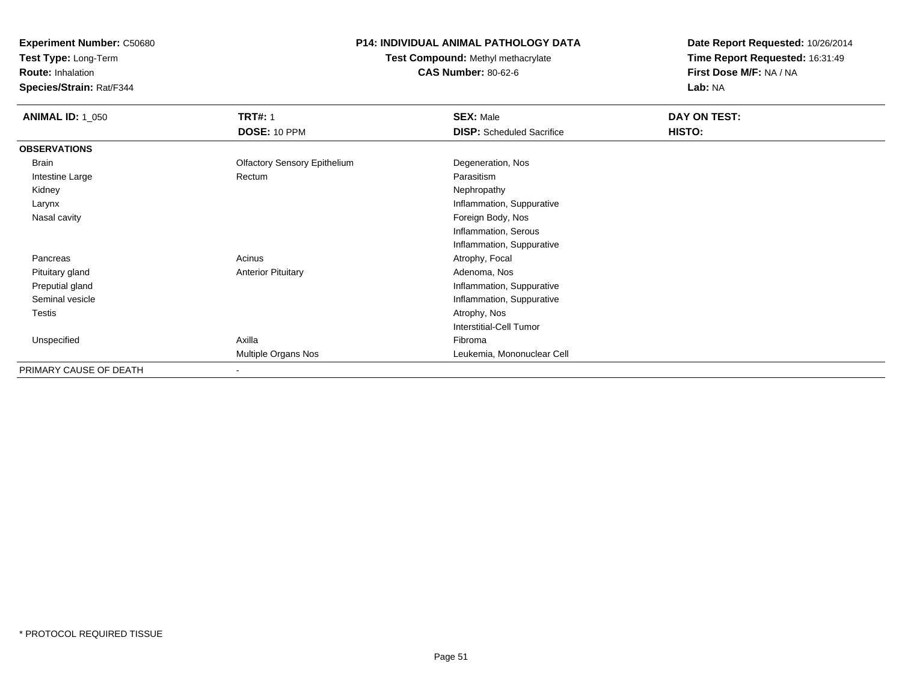**Experiment Number:** C50680
**Test Type:** Long-Term
**Route:** Inhalation
**Species/Strain:** Rat/F344

**P14: INDIVIDUAL ANIMAL PATHOLOGY DATA**
**Test Compound:** Methyl methacrylate
**CAS Number:** 80-62-6

**Date Report Requested:** 10/26/2014
**Time Report Requested:** 16:31:49
**First Dose M/F:** NA / NA
**Lab:** NA

| **ANIMAL ID:** 1_050 | **TRT#:** 1 | **SEX:** Male | **DAY ON TEST:** |
|---|---|---|---|
| | **DOSE:** 10 PPM | **DISP:** Scheduled Sacrifice | **HISTO:** |
| **OBSERVATIONS** | | | |
| Brain | Olfactory Sensory Epithelium | Degeneration, Nos | |
| Intestine Large | Rectum | Parasitism | |
| Kidney | | Nephropathy | |
| Larynx | | Inflammation, Suppurative | |
| Nasal cavity | | Foreign Body, Nos | |
| | | Inflammation, Serous | |
| | | Inflammation, Suppurative | |
| Pancreas | Acinus | Atrophy, Focal | |
| Pituitary gland | Anterior Pituitary | Adenoma, Nos | |
| Preputial gland | | Inflammation, Suppurative | |
| Seminal vesicle | | Inflammation, Suppurative | |
| Testis | | Atrophy, Nos | |
| | | Interstitial-Cell Tumor | |
| Unspecified | Axilla | Fibroma | |
| | Multiple Organs Nos | Leukemia, Mononuclear Cell | |
| PRIMARY CAUSE OF DEATH | - | | |

* PROTOCOL REQUIRED TISSUE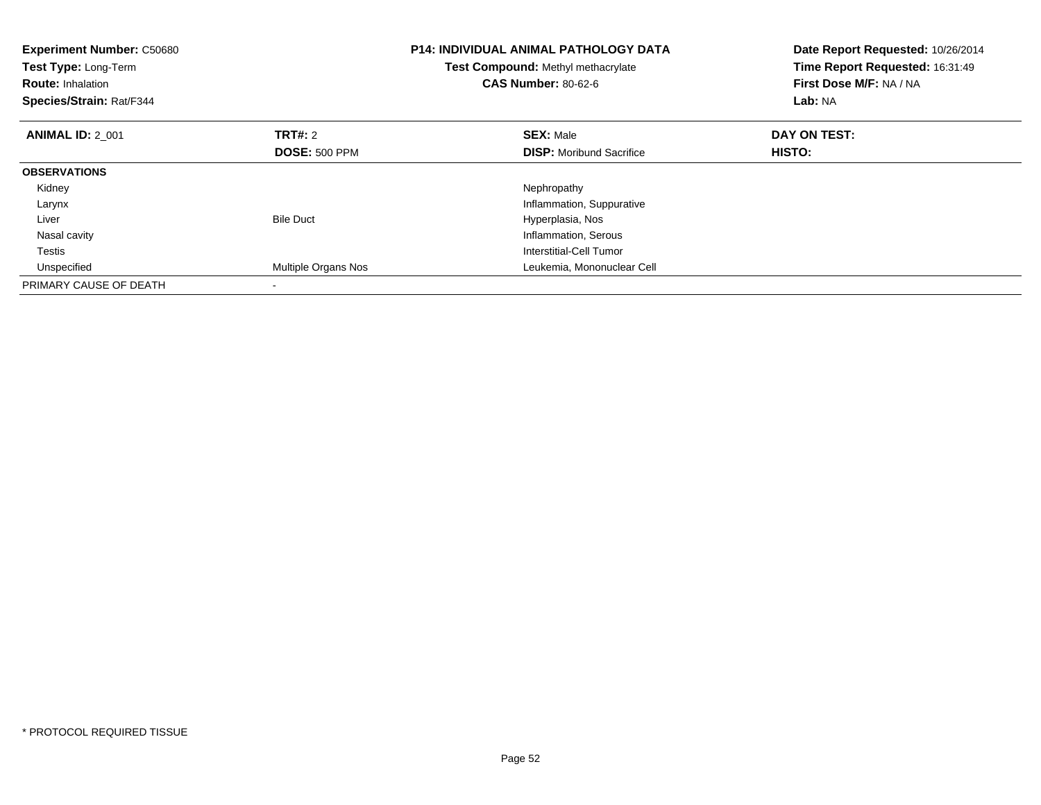**Experiment Number:** C50680
**Test Type:** Long-Term
**Route:** Inhalation
**Species/Strain:** Rat/F344

**P14: INDIVIDUAL ANIMAL PATHOLOGY DATA**
**Test Compound:** Methyl methacrylate
**CAS Number:** 80-62-6

**Date Report Requested:** 10/26/2014
**Time Report Requested:** 16:31:49
**First Dose M/F:** NA / NA
**Lab:** NA

| **ANIMAL ID:** 2_001 | **TRT#:** 2 | **SEX:** Male | **DAY ON TEST:** |
|---|---|---|---|
| | **DOSE:** 500 PPM | **DISP:** Moribund Sacrifice | **HISTO:** |
| **OBSERVATIONS** | | | |
| Kidney | | Nephropathy | |
| Larynx | | Inflammation, Suppurative | |
| Liver | Bile Duct | Hyperplasia, Nos | |
| Nasal cavity | | Inflammation, Serous | |
| Testis | | Interstitial-Cell Tumor | |
| Unspecified | Multiple Organs Nos | Leukemia, Mononuclear Cell | |
| PRIMARY CAUSE OF DEATH | - | | |

* PROTOCOL REQUIRED TISSUE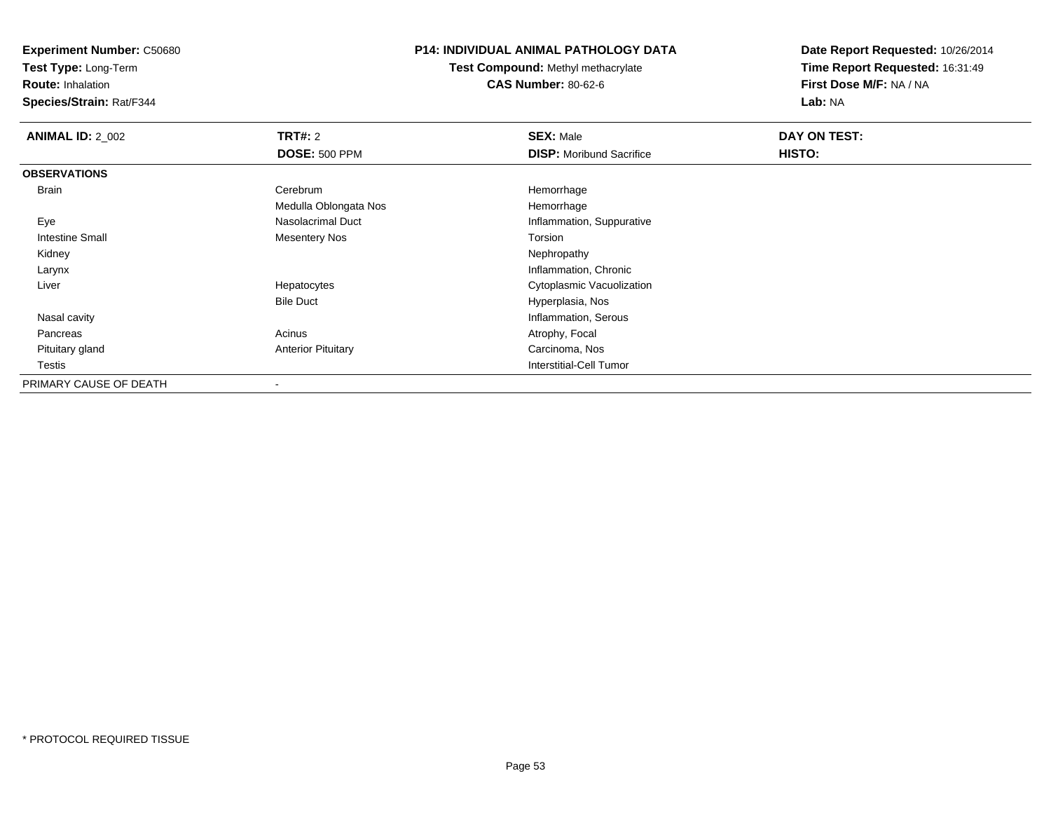**Experiment Number:** C50680
**Test Type:** Long-Term
**Route:** Inhalation
**Species/Strain:** Rat/F344

**P14: INDIVIDUAL ANIMAL PATHOLOGY DATA**
**Test Compound:** Methyl methacrylate
**CAS Number:** 80-62-6

**Date Report Requested:** 10/26/2014
**Time Report Requested:** 16:31:49
**First Dose M/F:** NA / NA
**Lab:** NA

| **ANIMAL ID:** 2_002 | **TRT#:** 2 | **SEX:** Male | **DAY ON TEST:** |
|---|---|---|---|
| | **DOSE:** 500 PPM | **DISP:** Moribund Sacrifice | **HISTO:** |
| **OBSERVATIONS** | | | |
| Brain | Cerebrum | Hemorrhage | |
| | Medulla Oblongata Nos | Hemorrhage | |
| Eye | Nasolacrimal Duct | Inflammation, Suppurative | |
| Intestine Small | Mesentery Nos | Torsion | |
| Kidney | | Nephropathy | |
| Larynx | | Inflammation, Chronic | |
| Liver | Hepatocytes | Cytoplasmic Vacuolization | |
| | Bile Duct | Hyperplasia, Nos | |
| Nasal cavity | | Inflammation, Serous | |
| Pancreas | Acinus | Atrophy, Focal | |
| Pituitary gland | Anterior Pituitary | Carcinoma, Nos | |
| Testis | | Interstitial-Cell Tumor | |
| PRIMARY CAUSE OF DEATH | - | | |

* PROTOCOL REQUIRED TISSUE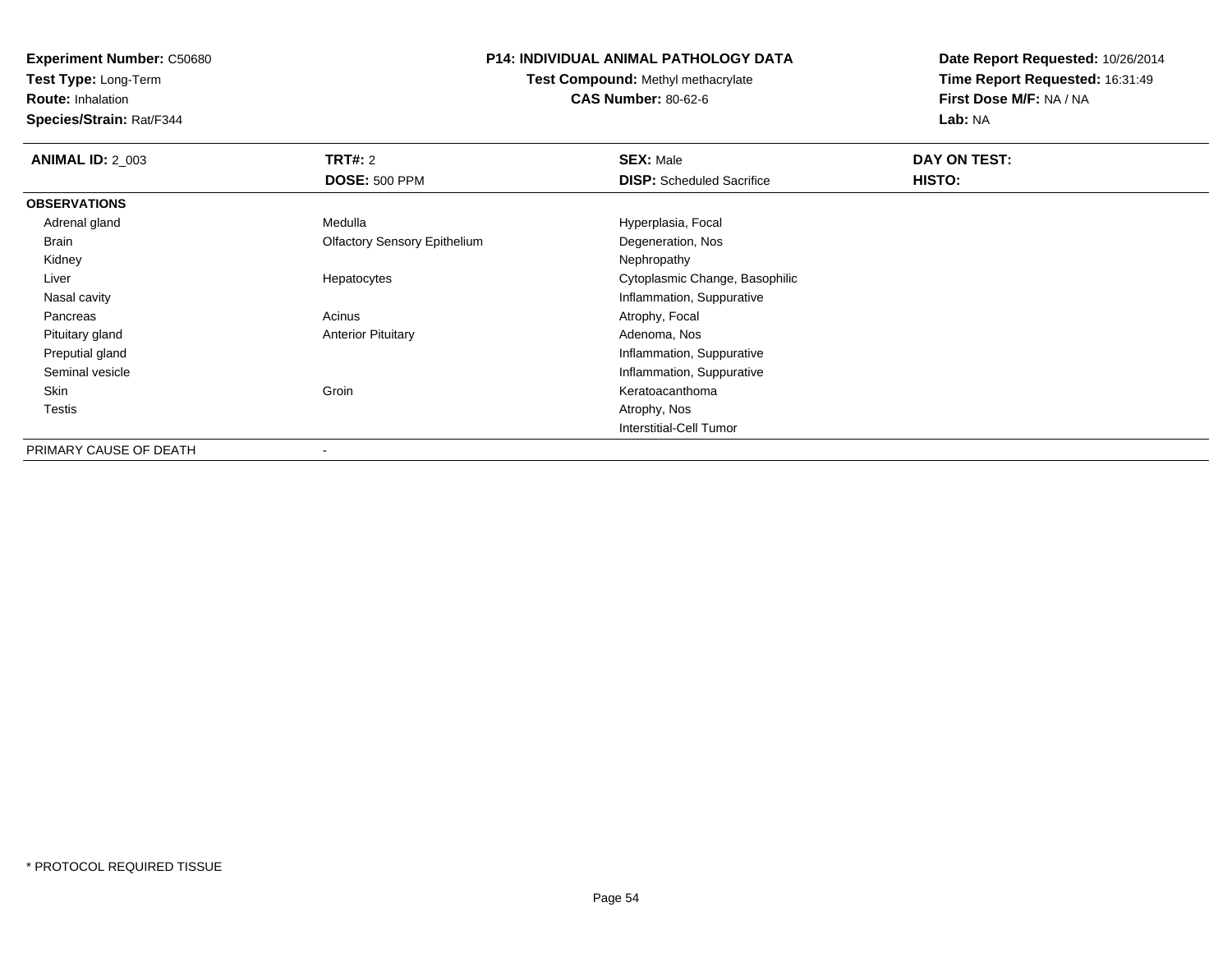**Experiment Number:** C50680
**Test Type:** Long-Term
**Route:** Inhalation
**Species/Strain:** Rat/F344

# P14: INDIVIDUAL ANIMAL PATHOLOGY DATA

**Test Compound:** Methyl methacrylate
**CAS Number:** 80-62-6

**Date Report Requested:** 10/26/2014
**Time Report Requested:** 16:31:49
**First Dose M/F:** NA / NA
**Lab:** NA

| **ANIMAL ID:** 2_003 | **TRT#:** 2 | **SEX:** Male | **DAY ON TEST:** |
|---|---|---|---|
| | **DOSE:** 500 PPM | **DISP:** Scheduled Sacrifice | **HISTO:** |
| **OBSERVATIONS** | | | |
| Adrenal gland | Medulla | Hyperplasia, Focal | |
| Brain | Olfactory Sensory Epithelium | Degeneration, Nos | |
| Kidney | | Nephropathy | |
| Liver | Hepatocytes | Cytoplasmic Change, Basophilic | |
| Nasal cavity | | Inflammation, Suppurative | |
| Pancreas | Acinus | Atrophy, Focal | |
| Pituitary gland | Anterior Pituitary | Adenoma, Nos | |
| Preputial gland | | Inflammation, Suppurative | |
| Seminal vesicle | | Inflammation, Suppurative | |
| Skin | Groin | Keratoacanthoma | |
| Testis | | Atrophy, Nos | |
| | | Interstitial-Cell Tumor | |
| PRIMARY CAUSE OF DEATH | - | | |

\* PROTOCOL REQUIRED TISSUE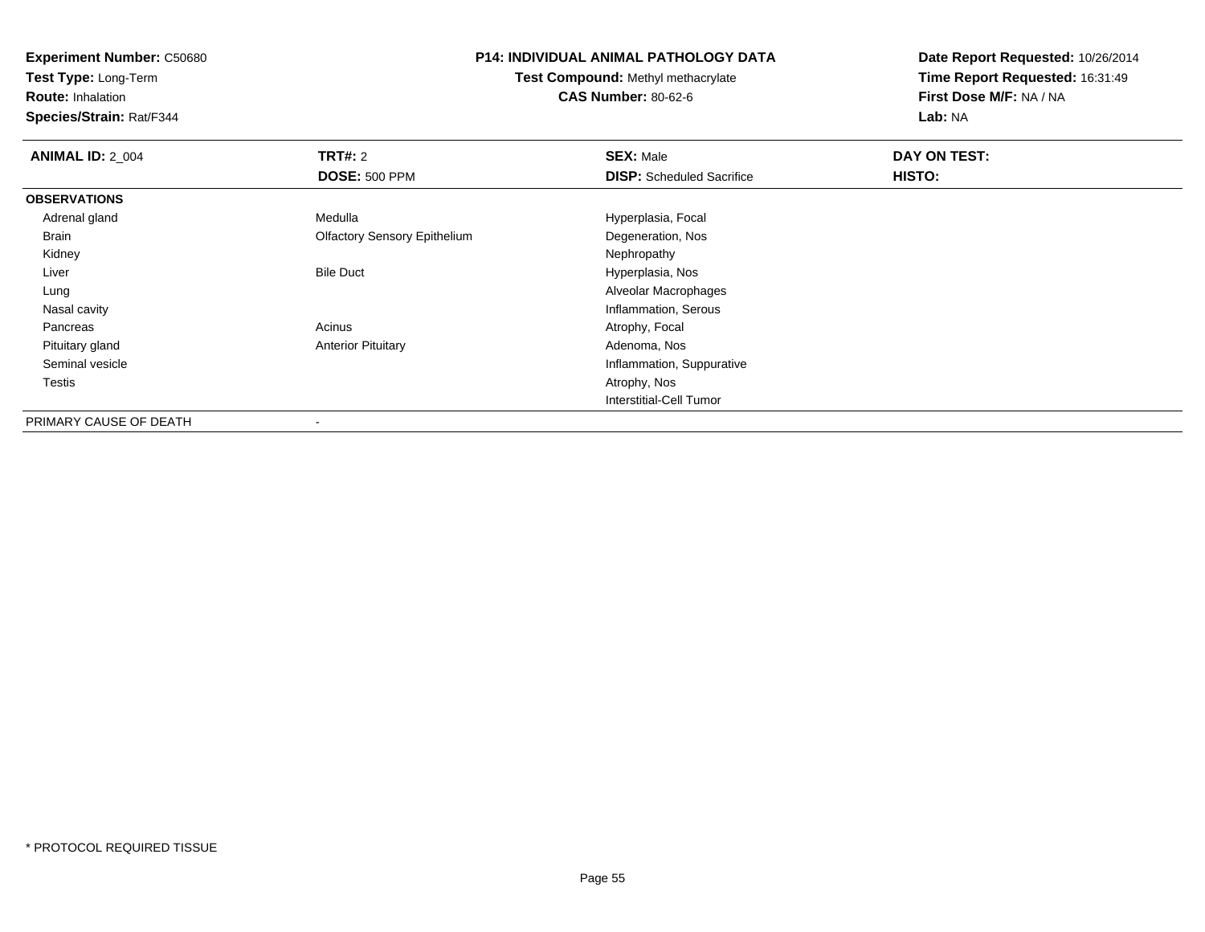**Experiment Number:** C50680
**Test Type:** Long-Term
**Route:** Inhalation
**Species/Strain:** Rat/F344

**P14: INDIVIDUAL ANIMAL PATHOLOGY DATA**
**Test Compound:** Methyl methacrylate
**CAS Number:** 80-62-6

**Date Report Requested:** 10/26/2014
**Time Report Requested:** 16:31:49
**First Dose M/F:** NA / NA
**Lab:** NA

| **ANIMAL ID:** 2_004 | **TRT#:** 2 | **SEX:** Male | **DAY ON TEST:** |
|---|---|---|---|
| | **DOSE:** 500 PPM | **DISP:** Scheduled Sacrifice | **HISTO:** |
| **OBSERVATIONS** | | | |
| Adrenal gland | Medulla | Hyperplasia, Focal | |
| Brain | Olfactory Sensory Epithelium | Degeneration, Nos | |
| Kidney | | Nephropathy | |
| Liver | Bile Duct | Hyperplasia, Nos | |
| Lung | | Alveolar Macrophages | |
| Nasal cavity | | Inflammation, Serous | |
| Pancreas | Acinus | Atrophy, Focal | |
| Pituitary gland | Anterior Pituitary | Adenoma, Nos | |
| Seminal vesicle | | Inflammation, Suppurative | |
| Testis | | Atrophy, Nos | |
| | | Interstitial-Cell Tumor | |
| PRIMARY CAUSE OF DEATH | - | | |

* PROTOCOL REQUIRED TISSUE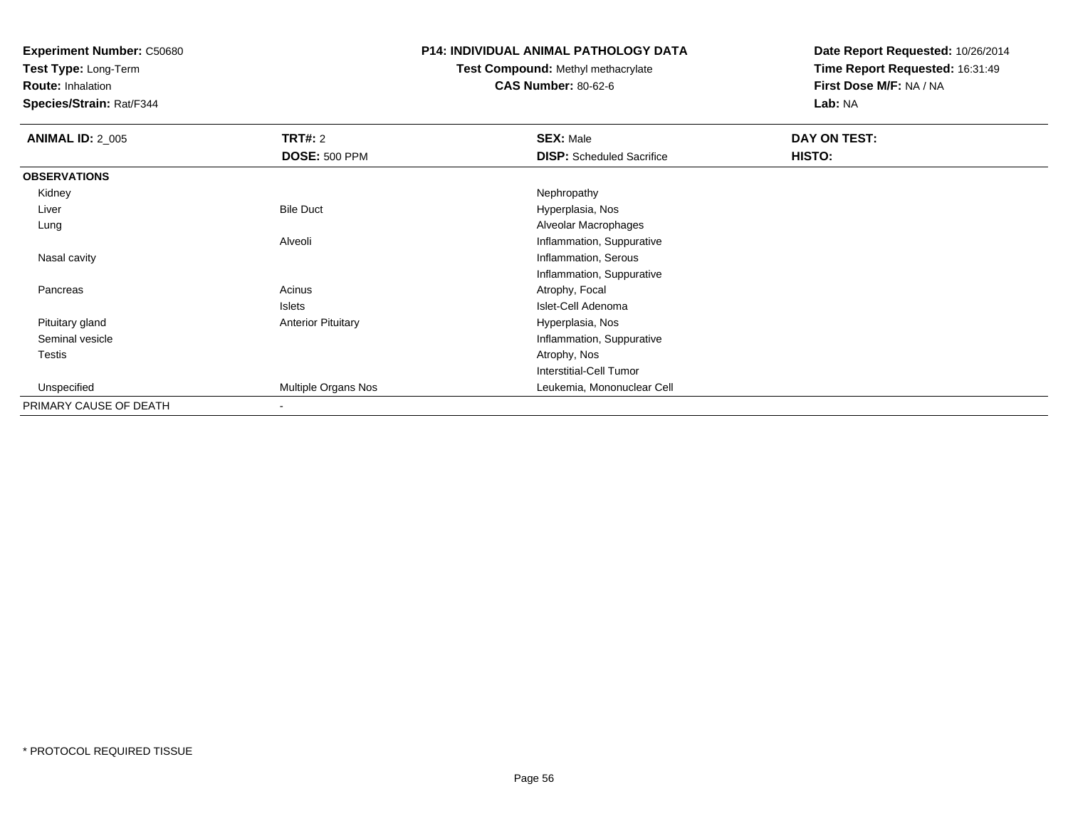**Experiment Number:** C50680
**Test Type:** Long-Term
**Route:** Inhalation
**Species/Strain:** Rat/F344

**P14: INDIVIDUAL ANIMAL PATHOLOGY DATA**
**Test Compound:** Methyl methacrylate
**CAS Number:** 80-62-6

**Date Report Requested:** 10/26/2014
**Time Report Requested:** 16:31:49
**First Dose M/F:** NA / NA
**Lab:** NA

| **ANIMAL ID:** 2_005 | **TRT#:** 2 | **SEX:** Male | **DAY ON TEST:** |
|---|---|---|---|
| | **DOSE:** 500 PPM | **DISP:** Scheduled Sacrifice | **HISTO:** |
| **OBSERVATIONS** | | | |
| Kidney | | Nephropathy | |
| Liver | Bile Duct | Hyperplasia, Nos | |
| Lung | | Alveolar Macrophages | |
| | Alveoli | Inflammation, Suppurative | |
| Nasal cavity | | Inflammation, Serous | |
| | | Inflammation, Suppurative | |
| Pancreas | Acinus | Atrophy, Focal | |
| | Islets | Islet-Cell Adenoma | |
| Pituitary gland | Anterior Pituitary | Hyperplasia, Nos | |
| Seminal vesicle | | Inflammation, Suppurative | |
| Testis | | Atrophy, Nos | |
| | | Interstitial-Cell Tumor | |
| Unspecified | Multiple Organs Nos | Leukemia, Mononuclear Cell | |
| PRIMARY CAUSE OF DEATH | - | | |

* PROTOCOL REQUIRED TISSUE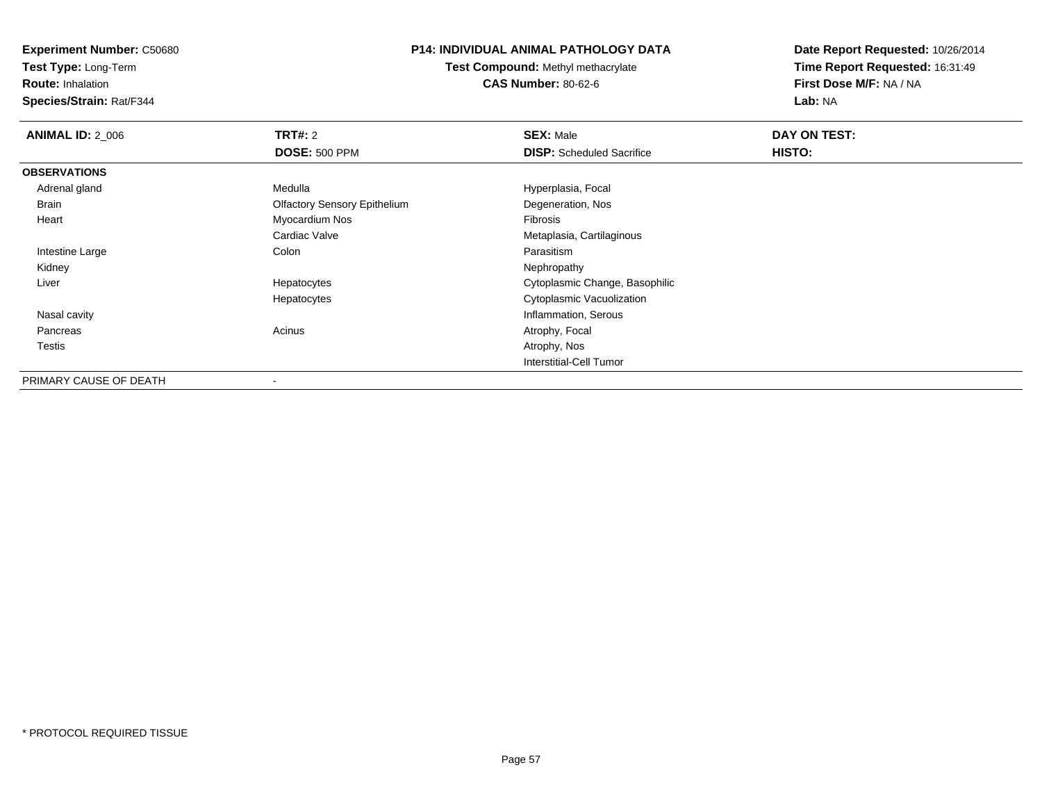**Experiment Number:** C50680
**Test Type:** Long-Term
**Route:** Inhalation
**Species/Strain:** Rat/F344

**P14: INDIVIDUAL ANIMAL PATHOLOGY DATA**
**Test Compound:** Methyl methacrylate
**CAS Number:** 80-62-6

**Date Report Requested:** 10/26/2014
**Time Report Requested:** 16:31:49
**First Dose M/F:** NA / NA
**Lab:** NA

| **ANIMAL ID:** 2_006 | **TRT#:** 2 | **SEX:** Male | **DAY ON TEST:** |
|---|---|---|---|
| | **DOSE:** 500 PPM | **DISP:** Scheduled Sacrifice | **HISTO:** |
| **OBSERVATIONS** | | | |
| Adrenal gland | Medulla | Hyperplasia, Focal | |
| Brain | Olfactory Sensory Epithelium | Degeneration, Nos | |
| Heart | Myocardium Nos | Fibrosis | |
| | Cardiac Valve | Metaplasia, Cartilaginous | |
| Intestine Large | Colon | Parasitism | |
| Kidney | | Nephropathy | |
| Liver | Hepatocytes | Cytoplasmic Change, Basophilic | |
| | Hepatocytes | Cytoplasmic Vacuolization | |
| Nasal cavity | | Inflammation, Serous | |
| Pancreas | Acinus | Atrophy, Focal | |
| Testis | | Atrophy, Nos | |
| | | Interstitial-Cell Tumor | |
| PRIMARY CAUSE OF DEATH | - | | |

\* PROTOCOL REQUIRED TISSUE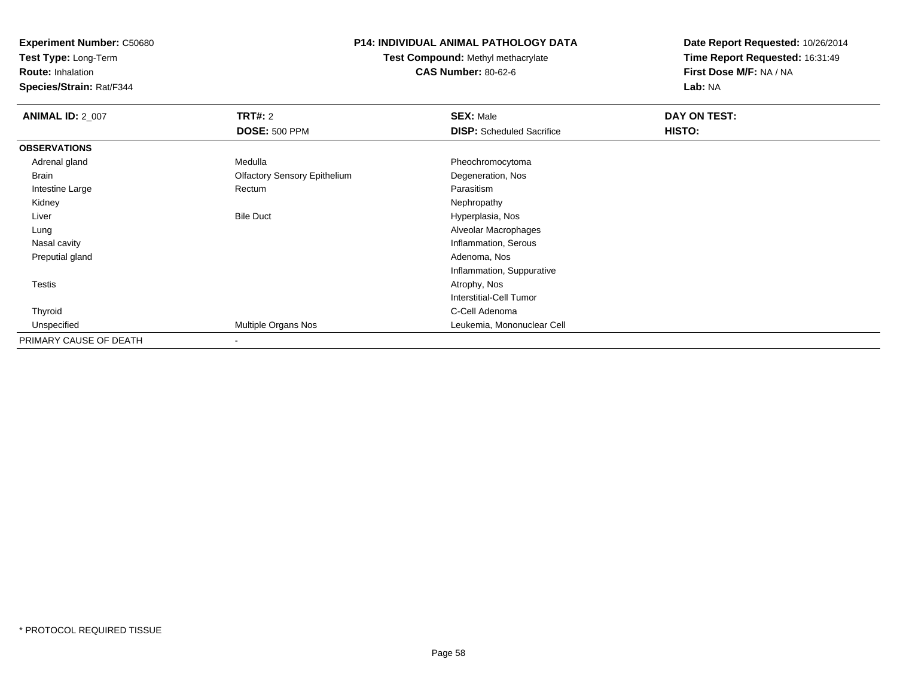**Experiment Number:** C50680
**Test Type:** Long-Term
**Route:** Inhalation
**Species/Strain:** Rat/F344

**P14: INDIVIDUAL ANIMAL PATHOLOGY DATA**
**Test Compound:** Methyl methacrylate
**CAS Number:** 80-62-6

**Date Report Requested:** 10/26/2014
**Time Report Requested:** 16:31:49
**First Dose M/F:** NA / NA
**Lab:** NA

| **ANIMAL ID:** 2_007 | **TRT#:** 2 | **SEX:** Male | **DAY ON TEST:** |
|---|---|---|---|
| | **DOSE:** 500 PPM | **DISP:** Scheduled Sacrifice | **HISTO:** |
| **OBSERVATIONS** | | | |
| Adrenal gland | Medulla | Pheochromocytoma | |
| Brain | Olfactory Sensory Epithelium | Degeneration, Nos | |
| Intestine Large | Rectum | Parasitism | |
| Kidney | | Nephropathy | |
| Liver | Bile Duct | Hyperplasia, Nos | |
| Lung | | Alveolar Macrophages | |
| Nasal cavity | | Inflammation, Serous | |
| Preputial gland | | Adenoma, Nos | |
| | | Inflammation, Suppurative | |
| Testis | | Atrophy, Nos | |
| | | Interstitial-Cell Tumor | |
| Thyroid | | C-Cell Adenoma | |
| Unspecified | Multiple Organs Nos | Leukemia, Mononuclear Cell | |
| PRIMARY CAUSE OF DEATH | - | | |

* PROTOCOL REQUIRED TISSUE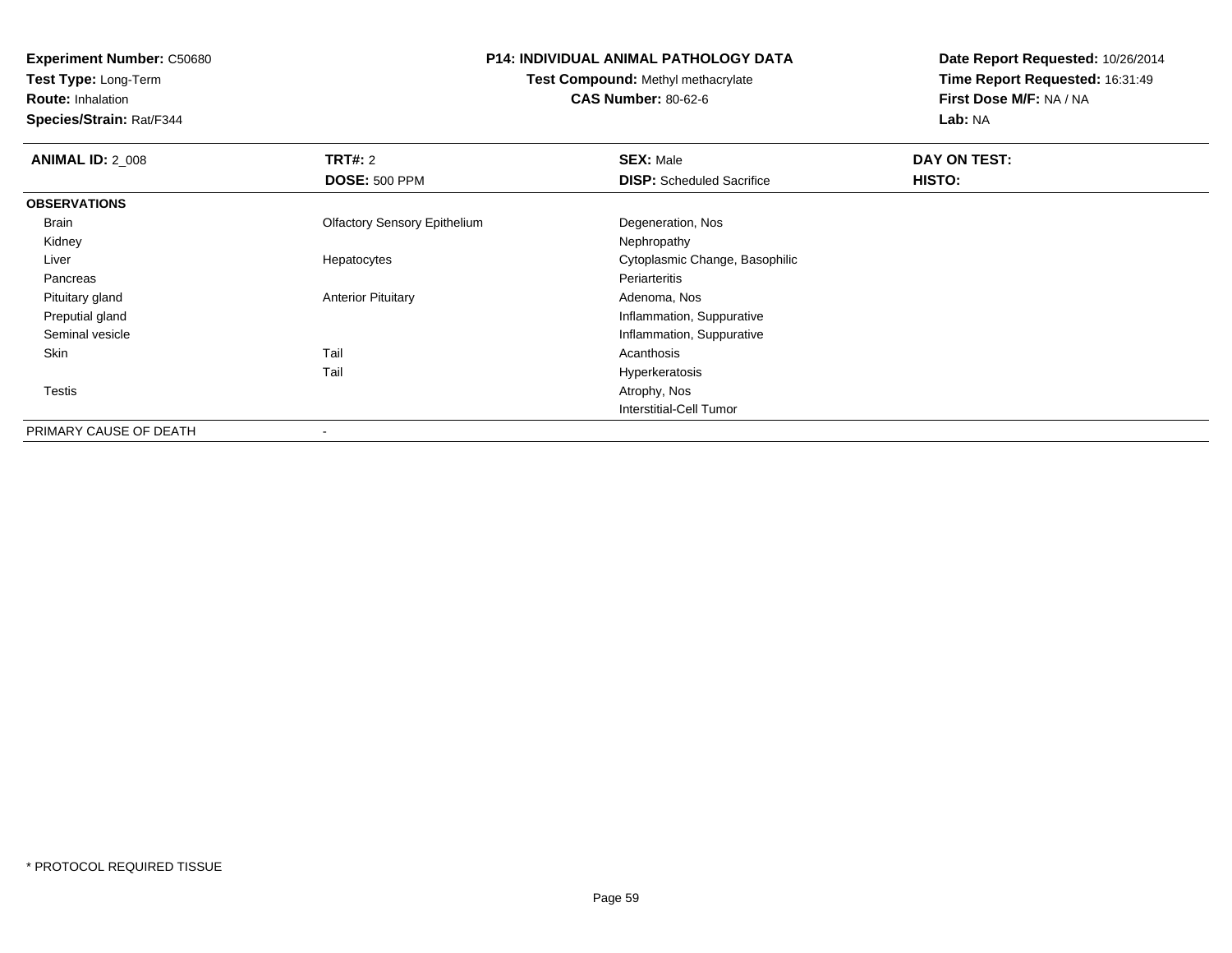**Experiment Number:** C50680
**Test Type:** Long-Term
**Route:** Inhalation
**Species/Strain:** Rat/F344

**P14: INDIVIDUAL ANIMAL PATHOLOGY DATA**
**Test Compound:** Methyl methacrylate
**CAS Number:** 80-62-6

**Date Report Requested:** 10/26/2014
**Time Report Requested:** 16:31:49
**First Dose M/F:** NA / NA
**Lab:** NA

| **ANIMAL ID:** 2_008 | **TRT#:** 2 | **SEX:** Male | **DAY ON TEST:** |
|---|---|---|---|
| | **DOSE:** 500 PPM | **DISP:** Scheduled Sacrifice | **HISTO:** |
| **OBSERVATIONS** | | | |
| Brain | Olfactory Sensory Epithelium | Degeneration, Nos | |
| Kidney | | Nephropathy | |
| Liver | Hepatocytes | Cytoplasmic Change, Basophilic | |
| Pancreas | | Periarteritis | |
| Pituitary gland | Anterior Pituitary | Adenoma, Nos | |
| Preputial gland | | Inflammation, Suppurative | |
| Seminal vesicle | | Inflammation, Suppurative | |
| Skin | Tail | Acanthosis | |
| | Tail | Hyperkeratosis | |
| Testis | | Atrophy, Nos | |
| | | Interstitial-Cell Tumor | |
| PRIMARY CAUSE OF DEATH | - | | |

* PROTOCOL REQUIRED TISSUE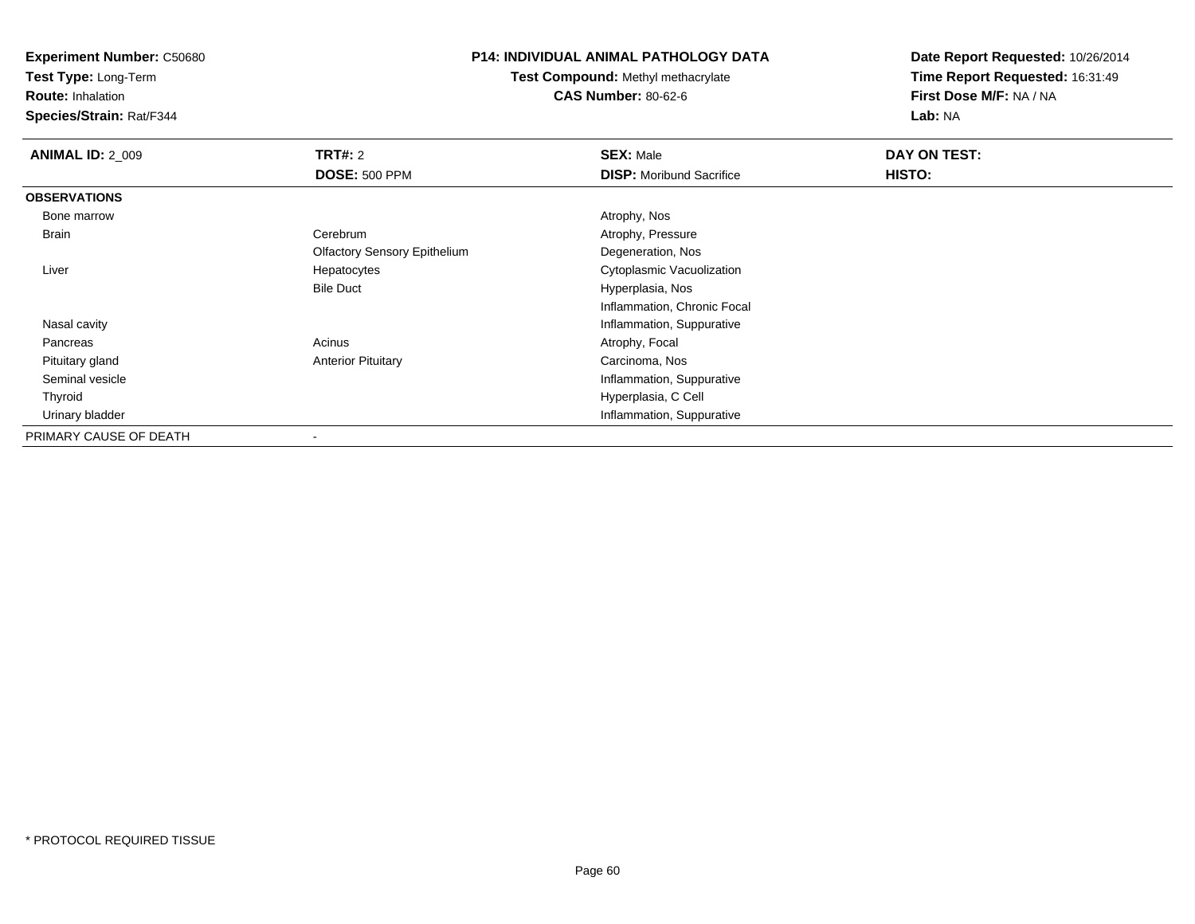**Experiment Number:** C50680
**Test Type:** Long-Term
**Route:** Inhalation
**Species/Strain:** Rat/F344

**P14: INDIVIDUAL ANIMAL PATHOLOGY DATA**
**Test Compound:** Methyl methacrylate
**CAS Number:** 80-62-6

**Date Report Requested:** 10/26/2014
**Time Report Requested:** 16:31:49
**First Dose M/F:** NA / NA
**Lab:** NA

| **ANIMAL ID:** 2_009 | **TRT#:** 2 | **SEX:** Male | **DAY ON TEST:** |
|---|---|---|---|
| | **DOSE:** 500 PPM | **DISP:** Moribund Sacrifice | **HISTO:** |
| **OBSERVATIONS** | | | |
| Bone marrow | | Atrophy, Nos | |
| Brain | Cerebrum | Atrophy, Pressure | |
| | Olfactory Sensory Epithelium | Degeneration, Nos | |
| Liver | Hepatocytes | Cytoplasmic Vacuolization | |
| | Bile Duct | Hyperplasia, Nos | |
| | | Inflammation, Chronic Focal | |
| Nasal cavity | | Inflammation, Suppurative | |
| Pancreas | Acinus | Atrophy, Focal | |
| Pituitary gland | Anterior Pituitary | Carcinoma, Nos | |
| Seminal vesicle | | Inflammation, Suppurative | |
| Thyroid | | Hyperplasia, C Cell | |
| Urinary bladder | | Inflammation, Suppurative | |
| PRIMARY CAUSE OF DEATH | - | | |

\* PROTOCOL REQUIRED TISSUE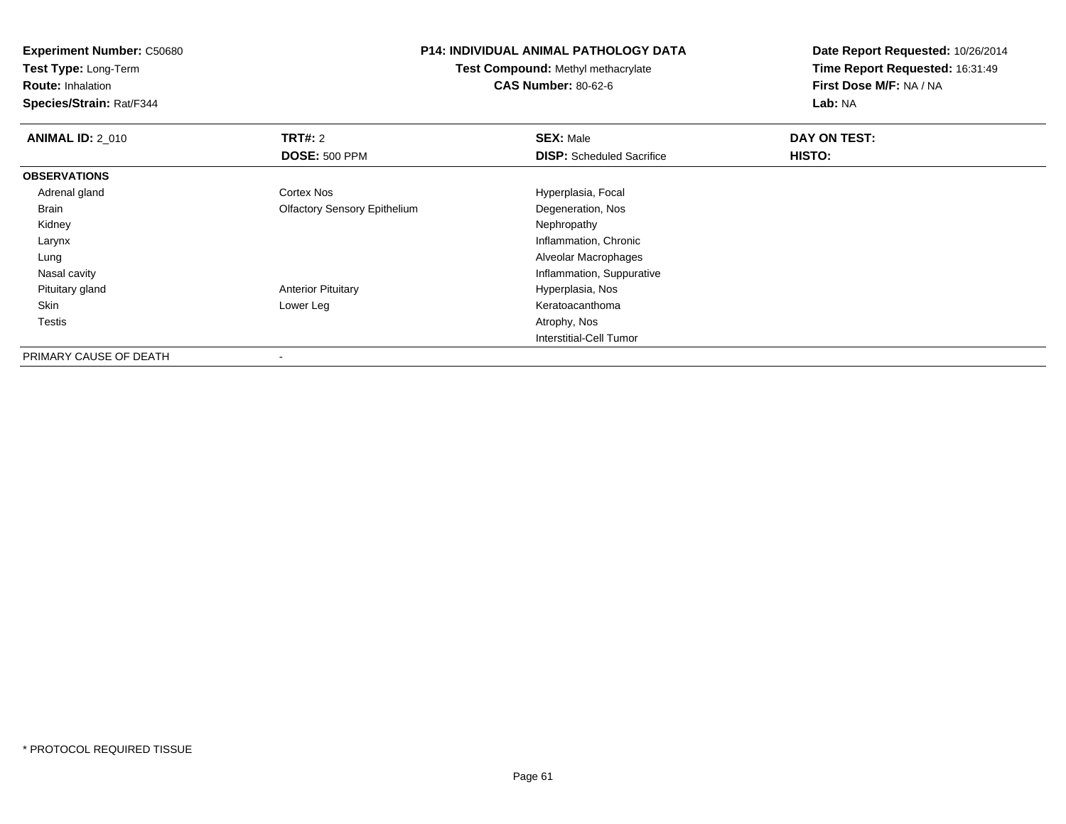**Experiment Number:** C50680
**Test Type:** Long-Term
**Route:** Inhalation
**Species/Strain:** Rat/F344

**P14: INDIVIDUAL ANIMAL PATHOLOGY DATA**
**Test Compound:** Methyl methacrylate
**CAS Number:** 80-62-6

**Date Report Requested:** 10/26/2014
**Time Report Requested:** 16:31:49
**First Dose M/F:** NA / NA
**Lab:** NA

| **ANIMAL ID:** 2_010 | **TRT#:** 2 | **SEX:** Male | **DAY ON TEST:** |
|---|---|---|---|
| | **DOSE:** 500 PPM | **DISP:** Scheduled Sacrifice | **HISTO:** |
| **OBSERVATIONS** | | | |
| Adrenal gland | Cortex Nos | Hyperplasia, Focal | |
| Brain | Olfactory Sensory Epithelium | Degeneration, Nos | |
| Kidney | | Nephropathy | |
| Larynx | | Inflammation, Chronic | |
| Lung | | Alveolar Macrophages | |
| Nasal cavity | | Inflammation, Suppurative | |
| Pituitary gland | Anterior Pituitary | Hyperplasia, Nos | |
| Skin | Lower Leg | Keratoacanthoma | |
| Testis | | Atrophy, Nos | |
| | | Interstitial-Cell Tumor | |
| PRIMARY CAUSE OF DEATH | - | | |

* PROTOCOL REQUIRED TISSUE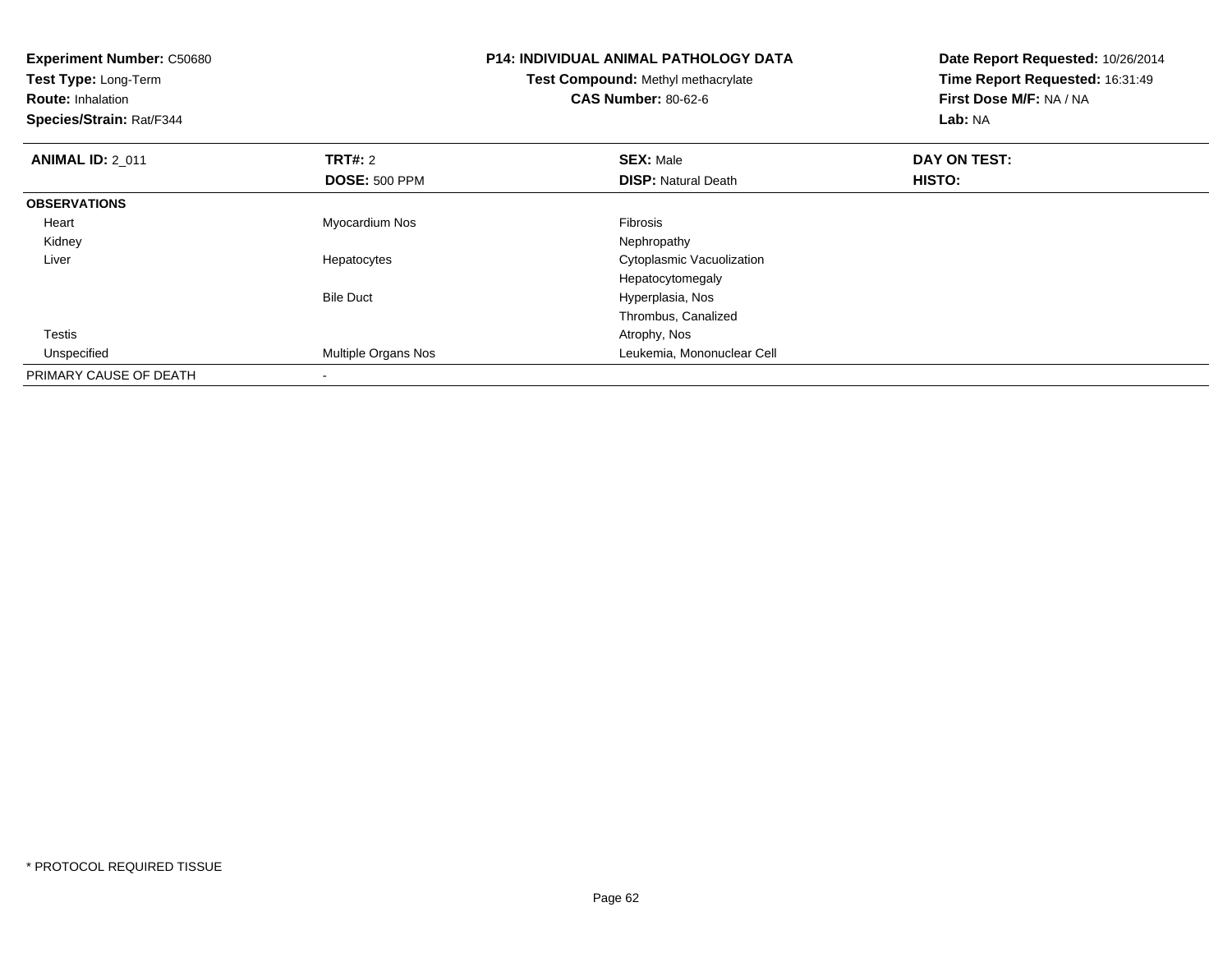**Experiment Number:** C50680
**Test Type:** Long-Term
**Route:** Inhalation
**Species/Strain:** Rat/F344

**P14: INDIVIDUAL ANIMAL PATHOLOGY DATA**
**Test Compound:** Methyl methacrylate
**CAS Number:** 80-62-6

**Date Report Requested:** 10/26/2014
**Time Report Requested:** 16:31:49
**First Dose M/F:** NA / NA
**Lab:** NA

| **ANIMAL ID:** 2_011 | **TRT#:** 2 | **SEX:** Male | **DAY ON TEST:** |
|---|---|---|---|
| | **DOSE:** 500 PPM | **DISP:** Natural Death | **HISTO:** |
| **OBSERVATIONS** | | | |
| Heart | Myocardium Nos | Fibrosis | |
| Kidney | | Nephropathy | |
| Liver | Hepatocytes | Cytoplasmic Vacuolization | |
| | | Hepatocytomegaly | |
| | Bile Duct | Hyperplasia, Nos | |
| | | Thrombus, Canalized | |
| Testis | | Atrophy, Nos | |
| Unspecified | Multiple Organs Nos | Leukemia, Mononuclear Cell | |
| PRIMARY CAUSE OF DEATH | - | | |

* PROTOCOL REQUIRED TISSUE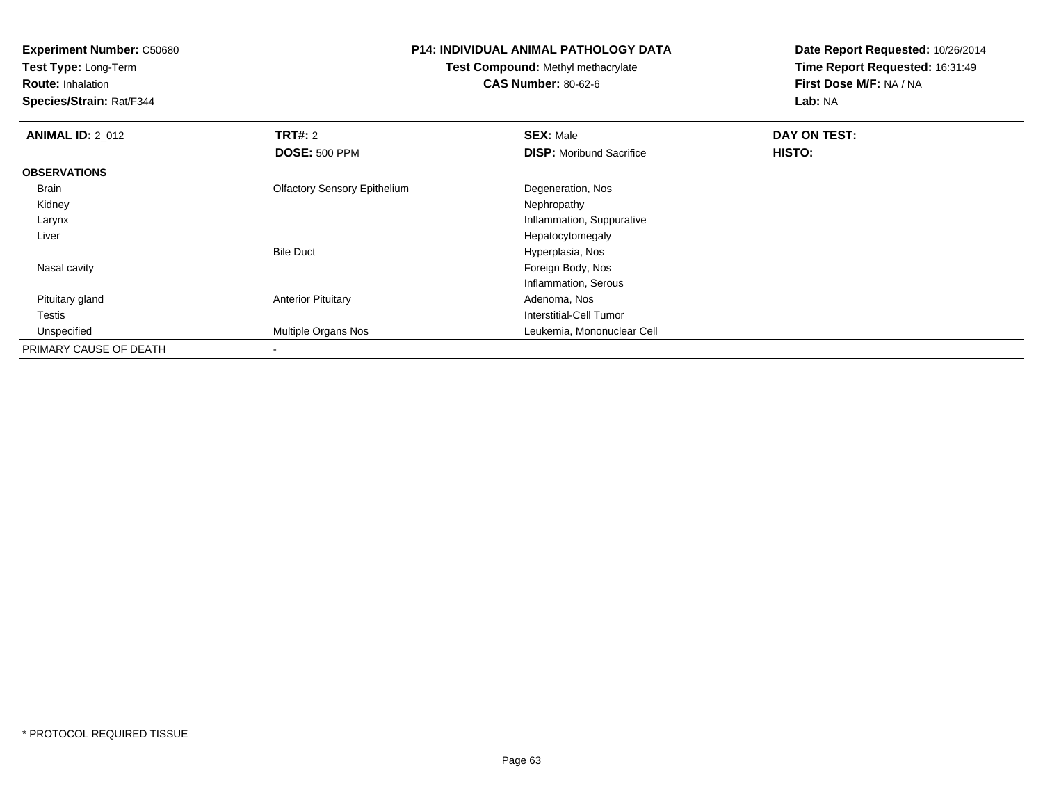**Experiment Number:** C50680
**Test Type:** Long-Term
**Route:** Inhalation
**Species/Strain:** Rat/F344

**P14: INDIVIDUAL ANIMAL PATHOLOGY DATA**
**Test Compound:** Methyl methacrylate
**CAS Number:** 80-62-6

**Date Report Requested:** 10/26/2014
**Time Report Requested:** 16:31:49
**First Dose M/F:** NA / NA
**Lab:** NA

| **ANIMAL ID:** 2_012 | **TRT#:** 2 | **SEX:** Male | **DAY ON TEST:** |
|---|---|---|---|
| | **DOSE:** 500 PPM | **DISP:** Moribund Sacrifice | **HISTO:** |
| **OBSERVATIONS** | | | |
| Brain | Olfactory Sensory Epithelium | Degeneration, Nos | |
| Kidney | | Nephropathy | |
| Larynx | | Inflammation, Suppurative | |
| Liver | | Hepatocytomegaly | |
| | Bile Duct | Hyperplasia, Nos | |
| Nasal cavity | | Foreign Body, Nos | |
| | | Inflammation, Serous | |
| Pituitary gland | Anterior Pituitary | Adenoma, Nos | |
| Testis | | Interstitial-Cell Tumor | |
| Unspecified | Multiple Organs Nos | Leukemia, Mononuclear Cell | |
| PRIMARY CAUSE OF DEATH | - | | |

\* PROTOCOL REQUIRED TISSUE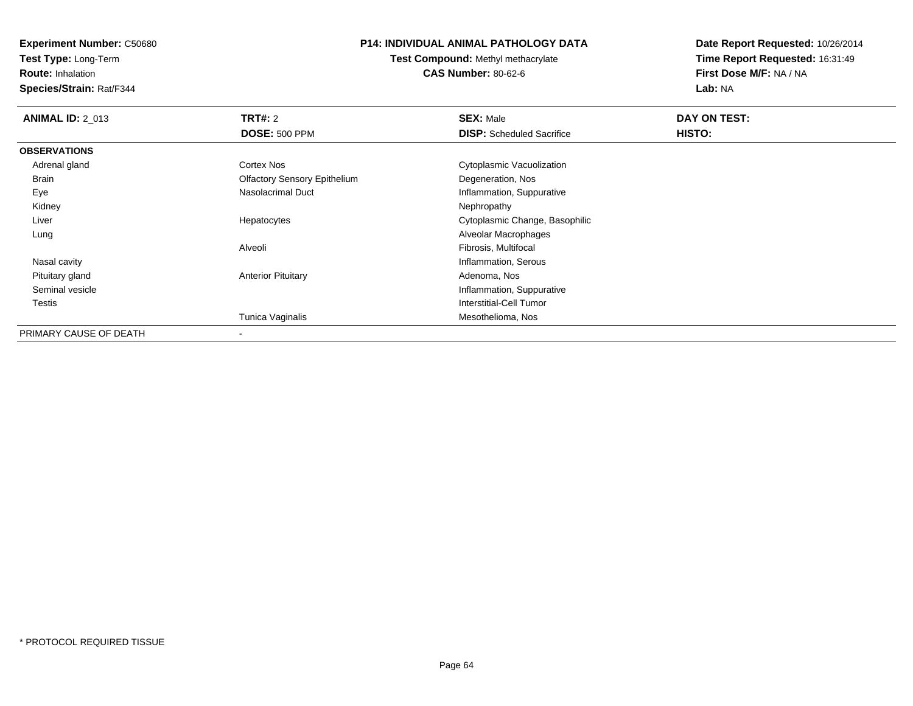**Experiment Number:** C50680
**Test Type:** Long-Term
**Route:** Inhalation
**Species/Strain:** Rat/F344

## P14: INDIVIDUAL ANIMAL PATHOLOGY DATA

**Test Compound:** Methyl methacrylate
**CAS Number:** 80-62-6

**Date Report Requested:** 10/26/2014
**Time Report Requested:** 16:31:49
**First Dose M/F:** NA / NA
**Lab:** NA

| **ANIMAL ID:** 2_013 | **TRT#:** 2 | **SEX:** Male | **DAY ON TEST:** |
|---|---|---|---|
| | **DOSE:** 500 PPM | **DISP:** Scheduled Sacrifice | **HISTO:** |
| **OBSERVATIONS** | | | |
| Adrenal gland | Cortex Nos | Cytoplasmic Vacuolization | |
| Brain | Olfactory Sensory Epithelium | Degeneration, Nos | |
| Eye | Nasolacrimal Duct | Inflammation, Suppurative | |
| Kidney | | Nephropathy | |
| Liver | Hepatocytes | Cytoplasmic Change, Basophilic | |
| Lung | | Alveolar Macrophages | |
| | Alveoli | Fibrosis, Multifocal | |
| Nasal cavity | | Inflammation, Serous | |
| Pituitary gland | Anterior Pituitary | Adenoma, Nos | |
| Seminal vesicle | | Inflammation, Suppurative | |
| Testis | | Interstitial-Cell Tumor | |
| | Tunica Vaginalis | Mesothelioma, Nos | |
| PRIMARY CAUSE OF DEATH | - | | |

\* PROTOCOL REQUIRED TISSUE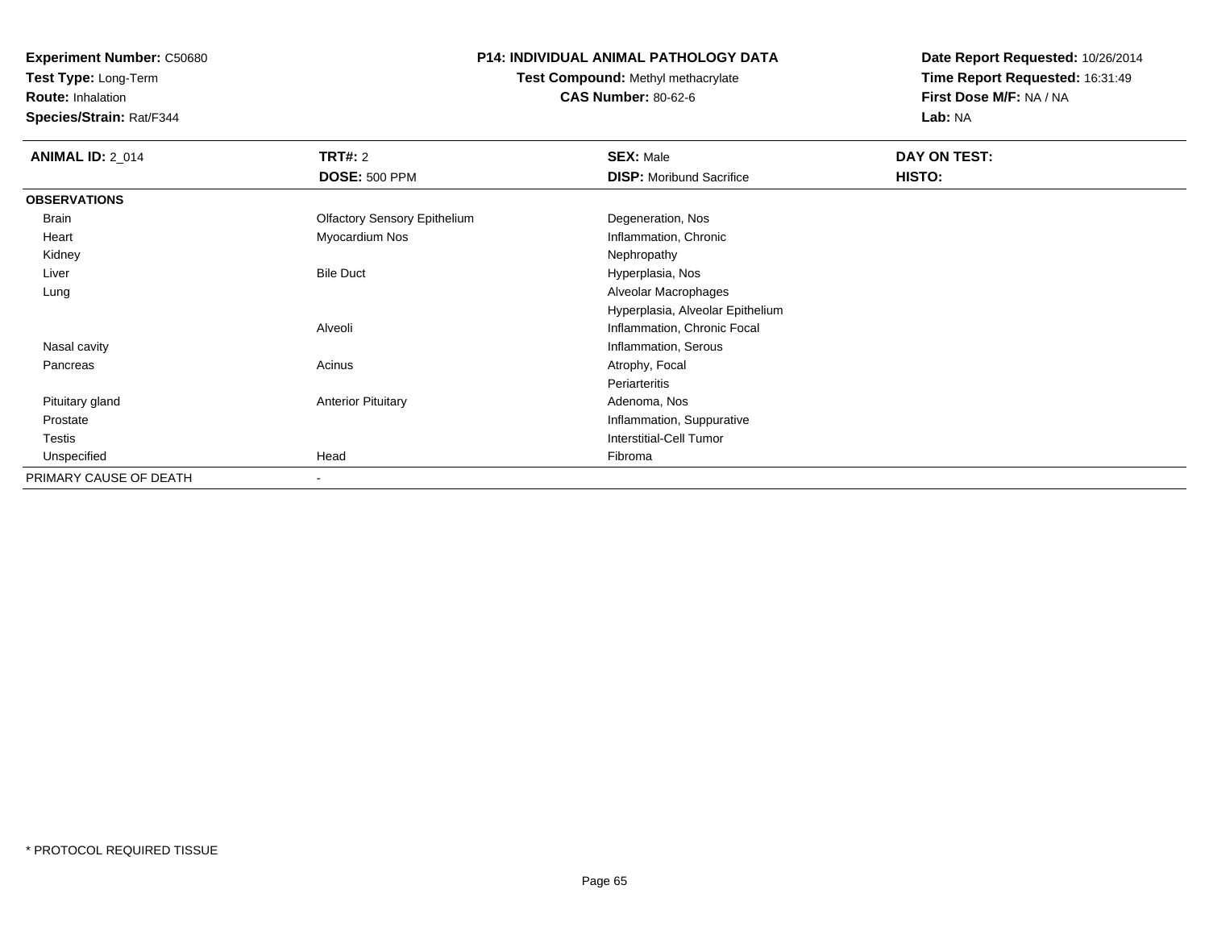**Experiment Number:** C50680
**Test Type:** Long-Term
**Route:** Inhalation
**Species/Strain:** Rat/F344

## P14: INDIVIDUAL ANIMAL PATHOLOGY DATA

**Test Compound:** Methyl methacrylate
**CAS Number:** 80-62-6

**Date Report Requested:** 10/26/2014
**Time Report Requested:** 16:31:49
**First Dose M/F:** NA / NA
**Lab:** NA

| **ANIMAL ID:** 2_014 | **TRT#:** 2 | **SEX:** Male | **DAY ON TEST:** |
|---|---|---|---|
| | **DOSE:** 500 PPM | **DISP:** Moribund Sacrifice | **HISTO:** |
| **OBSERVATIONS** | | | |
| Brain | Olfactory Sensory Epithelium | Degeneration, Nos | |
| Heart | Myocardium Nos | Inflammation, Chronic | |
| Kidney | | Nephropathy | |
| Liver | Bile Duct | Hyperplasia, Nos | |
| Lung | | Alveolar Macrophages | |
| | | Hyperplasia, Alveolar Epithelium | |
| | Alveoli | Inflammation, Chronic Focal | |
| Nasal cavity | | Inflammation, Serous | |
| Pancreas | Acinus | Atrophy, Focal | |
| | | Periarteritis | |
| Pituitary gland | Anterior Pituitary | Adenoma, Nos | |
| Prostate | | Inflammation, Suppurative | |
| Testis | | Interstitial-Cell Tumor | |
| Unspecified | Head | Fibroma | |
| PRIMARY CAUSE OF DEATH | - | | |

* PROTOCOL REQUIRED TISSUE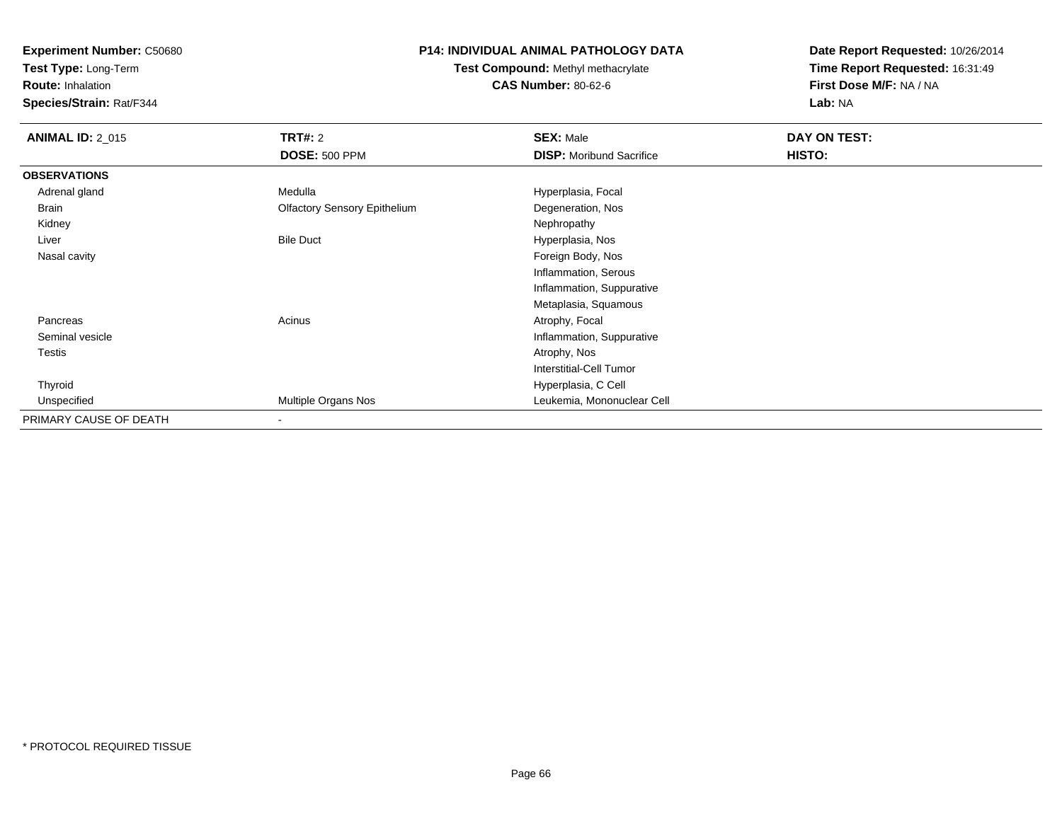**Experiment Number:** C50680
**Test Type:** Long-Term
**Route:** Inhalation
**Species/Strain:** Rat/F344

# P14: INDIVIDUAL ANIMAL PATHOLOGY DATA

**Test Compound:** Methyl methacrylate
**CAS Number:** 80-62-6

**Date Report Requested:** 10/26/2014
**Time Report Requested:** 16:31:49
**First Dose M/F:** NA / NA
**Lab:** NA

| **ANIMAL ID:** 2_015 | **TRT#:** 2 | **SEX:** Male | **DAY ON TEST:** |
|---|---|---|---|
| | **DOSE:** 500 PPM | **DISP:** Moribund Sacrifice | **HISTO:** |
| **OBSERVATIONS** | | | |
| Adrenal gland | Medulla | Hyperplasia, Focal | |
| Brain | Olfactory Sensory Epithelium | Degeneration, Nos | |
| Kidney | | Nephropathy | |
| Liver | Bile Duct | Hyperplasia, Nos | |
| Nasal cavity | | Foreign Body, Nos | |
| | | Inflammation, Serous | |
| | | Inflammation, Suppurative | |
| | | Metaplasia, Squamous | |
| Pancreas | Acinus | Atrophy, Focal | |
| Seminal vesicle | | Inflammation, Suppurative | |
| Testis | | Atrophy, Nos | |
| | | Interstitial-Cell Tumor | |
| Thyroid | | Hyperplasia, C Cell | |
| Unspecified | Multiple Organs Nos | Leukemia, Mononuclear Cell | |
| PRIMARY CAUSE OF DEATH | - | | |

* PROTOCOL REQUIRED TISSUE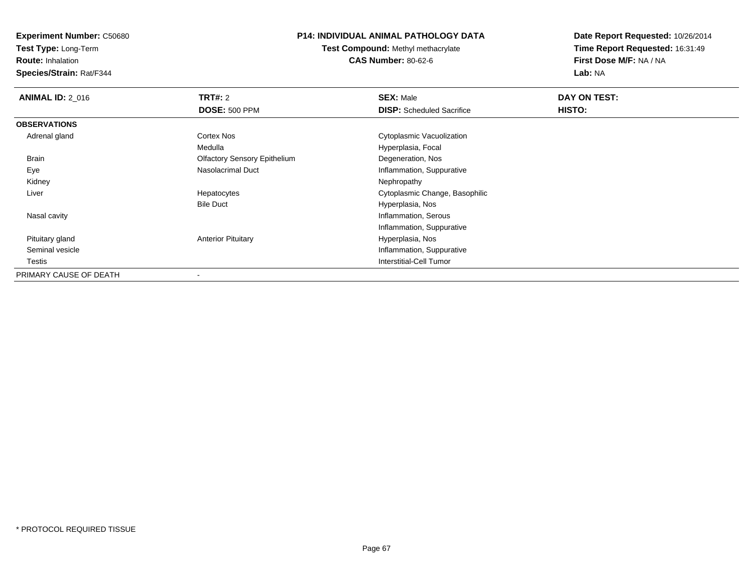**Experiment Number:** C50680
**Test Type:** Long-Term
**Route:** Inhalation
**Species/Strain:** Rat/F344

**P14: INDIVIDUAL ANIMAL PATHOLOGY DATA**
**Test Compound:** Methyl methacrylate
**CAS Number:** 80-62-6

**Date Report Requested:** 10/26/2014
**Time Report Requested:** 16:31:49
**First Dose M/F:** NA / NA
**Lab:** NA

| **ANIMAL ID:** 2_016 | **TRT#:** 2 | **SEX:** Male | **DAY ON TEST:** |
|---|---|---|---|
| | **DOSE:** 500 PPM | **DISP:** Scheduled Sacrifice | **HISTO:** |
| **OBSERVATIONS** | | | |
| Adrenal gland | Cortex Nos | Cytoplasmic Vacuolization | |
| | Medulla | Hyperplasia, Focal | |
| Brain | Olfactory Sensory Epithelium | Degeneration, Nos | |
| Eye | Nasolacrimal Duct | Inflammation, Suppurative | |
| Kidney | | Nephropathy | |
| Liver | Hepatocytes | Cytoplasmic Change, Basophilic | |
| | Bile Duct | Hyperplasia, Nos | |
| Nasal cavity | | Inflammation, Serous | |
| | | Inflammation, Suppurative | |
| Pituitary gland | Anterior Pituitary | Hyperplasia, Nos | |
| Seminal vesicle | | Inflammation, Suppurative | |
| Testis | | Interstitial-Cell Tumor | |
| PRIMARY CAUSE OF DEATH | - | | |

* PROTOCOL REQUIRED TISSUE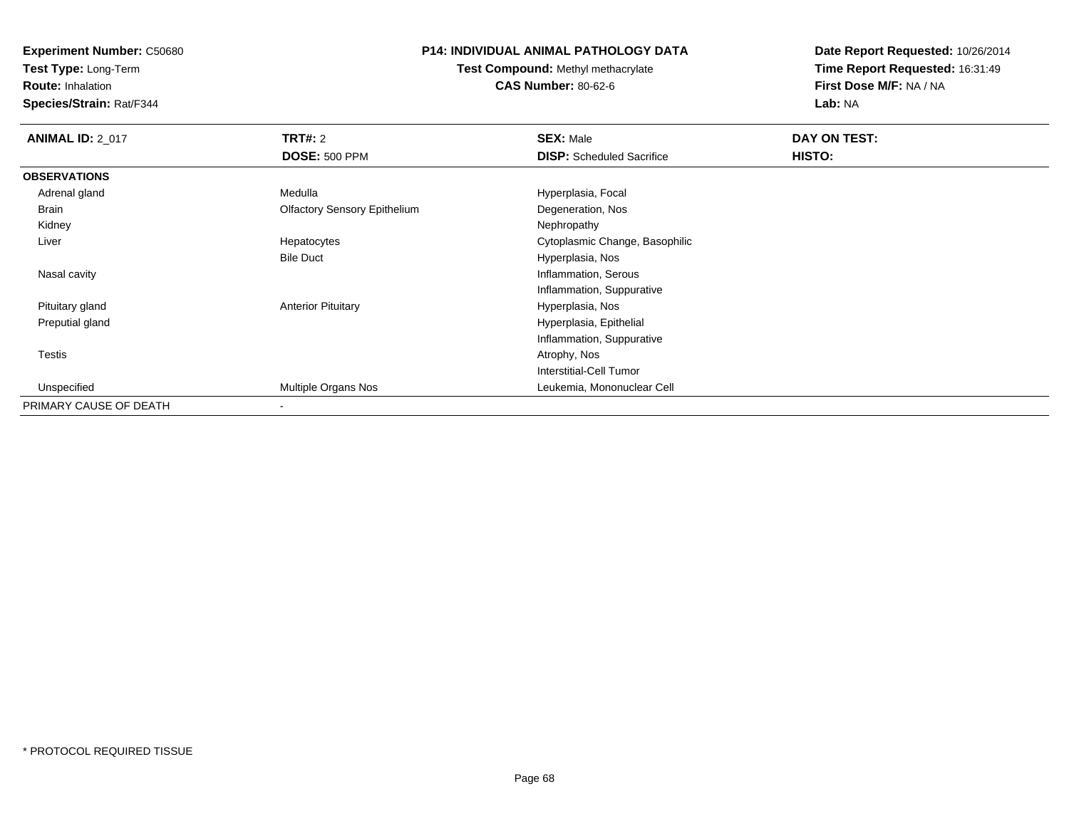**Experiment Number:** C50680
**Test Type:** Long-Term
**Route:** Inhalation
**Species/Strain:** Rat/F344

**P14: INDIVIDUAL ANIMAL PATHOLOGY DATA**
**Test Compound:** Methyl methacrylate
**CAS Number:** 80-62-6

**Date Report Requested:** 10/26/2014
**Time Report Requested:** 16:31:49
**First Dose M/F:** NA / NA
**Lab:** NA

| **ANIMAL ID:** 2_017 | **TRT#:** 2 | **SEX:** Male | **DAY ON TEST:** |
|---|---|---|---|
| | **DOSE:** 500 PPM | **DISP:** Scheduled Sacrifice | **HISTO:** |
| **OBSERVATIONS** | | | |
| Adrenal gland | Medulla | Hyperplasia, Focal | |
| Brain | Olfactory Sensory Epithelium | Degeneration, Nos | |
| Kidney | | Nephropathy | |
| Liver | Hepatocytes | Cytoplasmic Change, Basophilic | |
| | Bile Duct | Hyperplasia, Nos | |
| Nasal cavity | | Inflammation, Serous | |
| | | Inflammation, Suppurative | |
| Pituitary gland | Anterior Pituitary | Hyperplasia, Nos | |
| Preputial gland | | Hyperplasia, Epithelial | |
| | | Inflammation, Suppurative | |
| Testis | | Atrophy, Nos | |
| | | Interstitial-Cell Tumor | |
| Unspecified | Multiple Organs Nos | Leukemia, Mononuclear Cell | |
| PRIMARY CAUSE OF DEATH | - | | |

* PROTOCOL REQUIRED TISSUE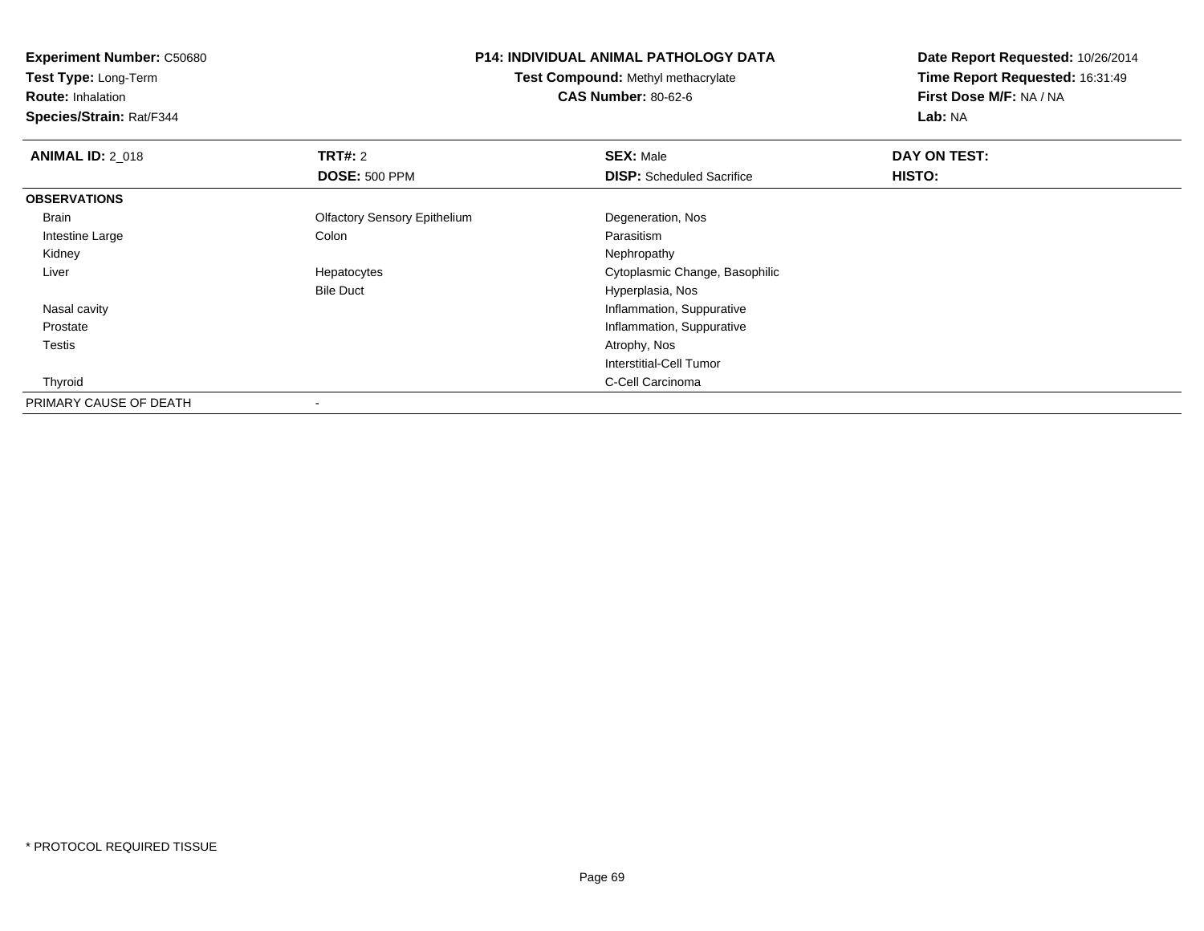**Experiment Number:** C50680
**Test Type:** Long-Term
**Route:** Inhalation
**Species/Strain:** Rat/F344

**P14: INDIVIDUAL ANIMAL PATHOLOGY DATA**
**Test Compound:** Methyl methacrylate
**CAS Number:** 80-62-6

**Date Report Requested:** 10/26/2014
**Time Report Requested:** 16:31:49
**First Dose M/F:** NA / NA
**Lab:** NA

| **ANIMAL ID:** 2_018 | **TRT#:** 2 | **SEX:** Male | **DAY ON TEST:** |
|---|---|---|---|
| | **DOSE:** 500 PPM | **DISP:** Scheduled Sacrifice | **HISTO:** |
| **OBSERVATIONS** | | | |
| Brain | Olfactory Sensory Epithelium | Degeneration, Nos | |
| Intestine Large | Colon | Parasitism | |
| Kidney | | Nephropathy | |
| Liver | Hepatocytes | Cytoplasmic Change, Basophilic | |
| | Bile Duct | Hyperplasia, Nos | |
| Nasal cavity | | Inflammation, Suppurative | |
| Prostate | | Inflammation, Suppurative | |
| Testis | | Atrophy, Nos | |
| | | Interstitial-Cell Tumor | |
| Thyroid | | C-Cell Carcinoma | |
| PRIMARY CAUSE OF DEATH | - | | |

* PROTOCOL REQUIRED TISSUE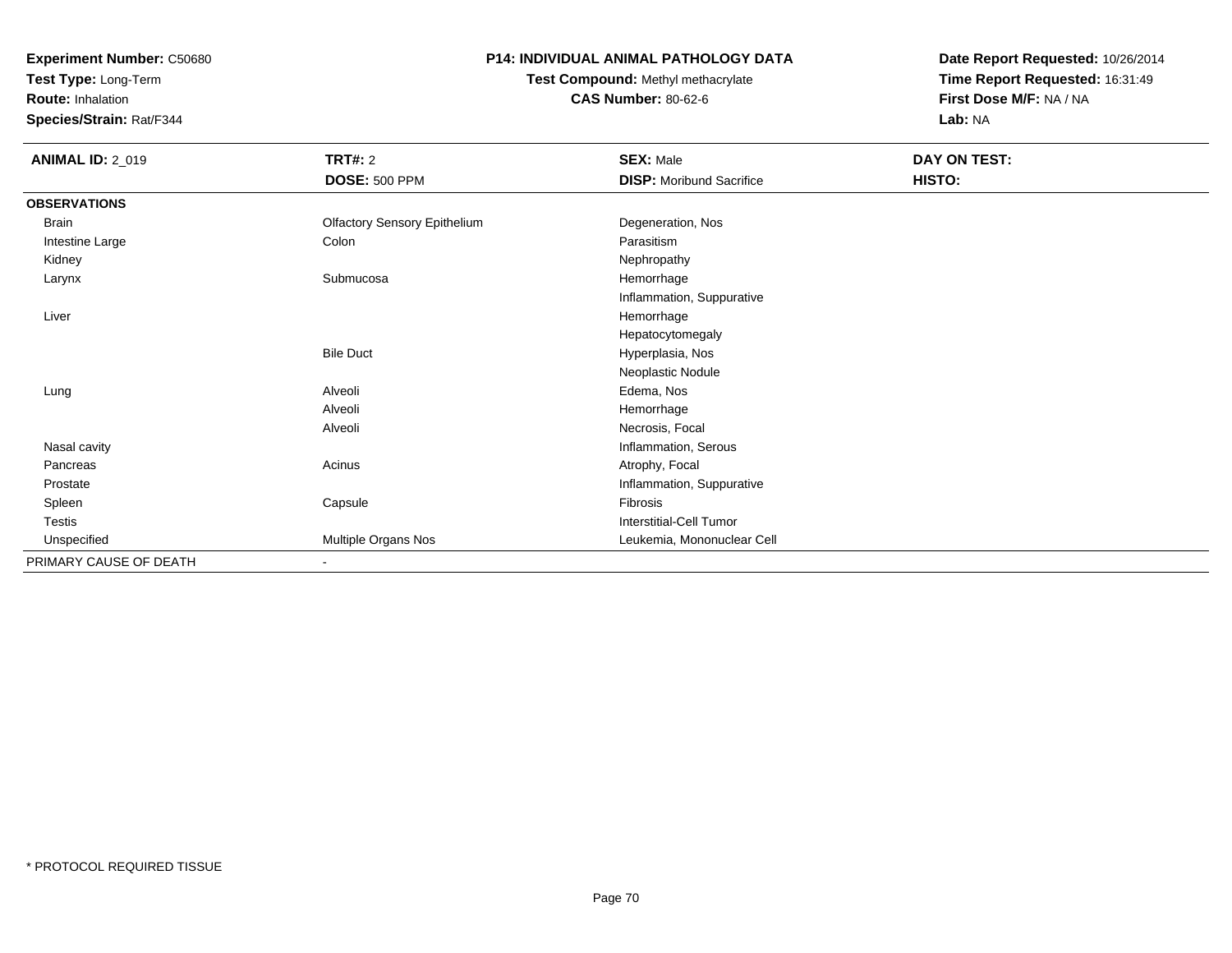**Experiment Number:** C50680
**Test Type:** Long-Term
**Route:** Inhalation
**Species/Strain:** Rat/F344

## P14: INDIVIDUAL ANIMAL PATHOLOGY DATA

**Test Compound:** Methyl methacrylate
**CAS Number:** 80-62-6

**Date Report Requested:** 10/26/2014
**Time Report Requested:** 16:31:49
**First Dose M/F:** NA / NA
**Lab:** NA

| **ANIMAL ID:** 2_019 | **TRT#:** 2 | **SEX:** Male | **DAY ON TEST:** |
|---|---|---|---|
| | **DOSE:** 500 PPM | **DISP:** Moribund Sacrifice | **HISTO:** |
| **OBSERVATIONS** | | | |
| Brain | Olfactory Sensory Epithelium | Degeneration, Nos | |
| Intestine Large | Colon | Parasitism | |
| Kidney | | Nephropathy | |
| Larynx | Submucosa | Hemorrhage | |
| | | Inflammation, Suppurative | |
| Liver | | Hemorrhage | |
| | | Hepatocytomegaly | |
| | Bile Duct | Hyperplasia, Nos | |
| | | Neoplastic Nodule | |
| Lung | Alveoli | Edema, Nos | |
| | Alveoli | Hemorrhage | |
| | Alveoli | Necrosis, Focal | |
| Nasal cavity | | Inflammation, Serous | |
| Pancreas | Acinus | Atrophy, Focal | |
| Prostate | | Inflammation, Suppurative | |
| Spleen | Capsule | Fibrosis | |
| Testis | | Interstitial-Cell Tumor | |
| Unspecified | Multiple Organs Nos | Leukemia, Mononuclear Cell | |
| PRIMARY CAUSE OF DEATH | - | | |

\* PROTOCOL REQUIRED TISSUE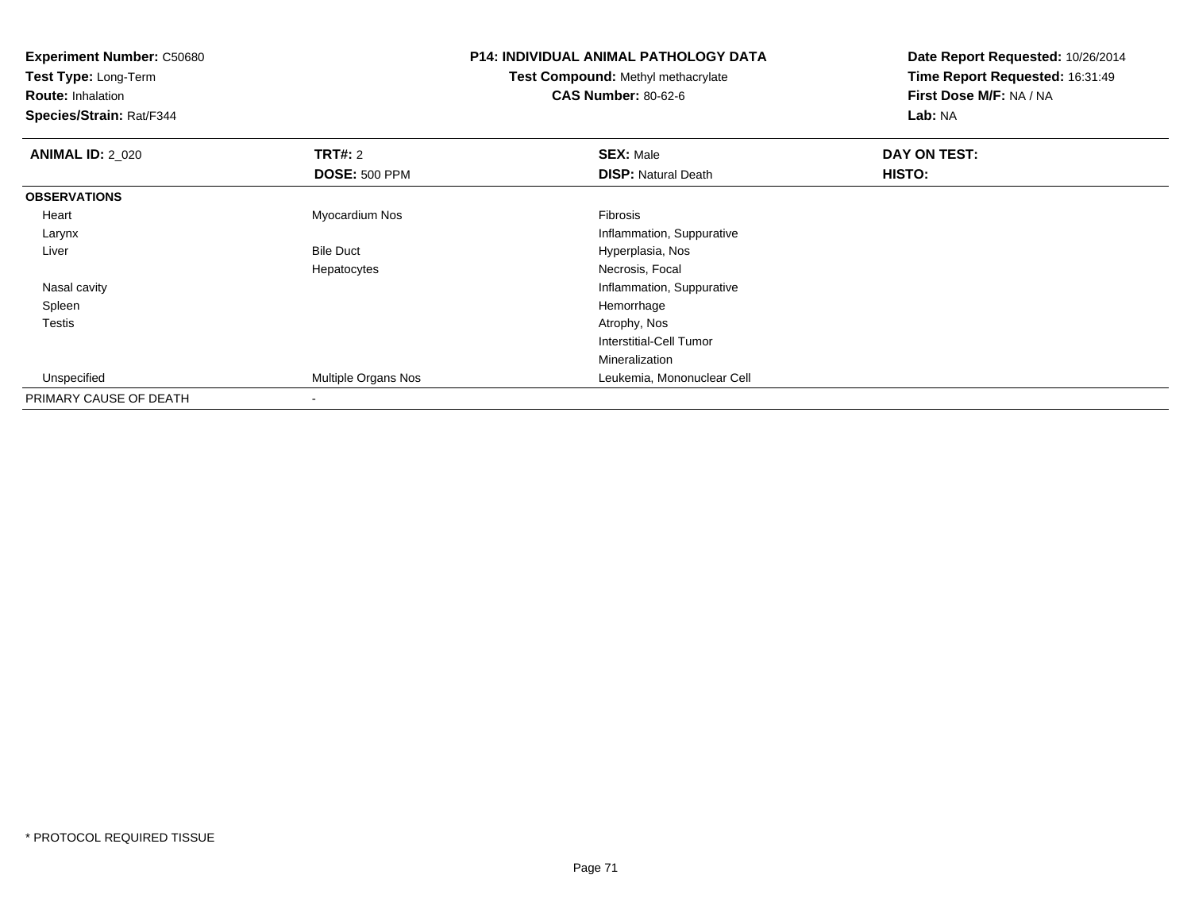**Experiment Number:** C50680
**Test Type:** Long-Term
**Route:** Inhalation
**Species/Strain:** Rat/F344

# P14: INDIVIDUAL ANIMAL PATHOLOGY DATA

**Test Compound:** Methyl methacrylate
**CAS Number:** 80-62-6

**Date Report Requested:** 10/26/2014
**Time Report Requested:** 16:31:49
**First Dose M/F:** NA / NA
**Lab:** NA

| **ANIMAL ID:** 2_020 | **TRT#:** 2 | **SEX:** Male | **DAY ON TEST:** |
|---|---|---|---|
| | **DOSE:** 500 PPM | **DISP:** Natural Death | **HISTO:** |
| **OBSERVATIONS** | | | |
| Heart | Myocardium Nos | Fibrosis | |
| Larynx | | Inflammation, Suppurative | |
| Liver | Bile Duct | Hyperplasia, Nos | |
| | Hepatocytes | Necrosis, Focal | |
| Nasal cavity | | Inflammation, Suppurative | |
| Spleen | | Hemorrhage | |
| Testis | | Atrophy, Nos | |
| | | Interstitial-Cell Tumor | |
| | | Mineralization | |
| Unspecified | Multiple Organs Nos | Leukemia, Mononuclear Cell | |
| PRIMARY CAUSE OF DEATH | - | | |

* PROTOCOL REQUIRED TISSUE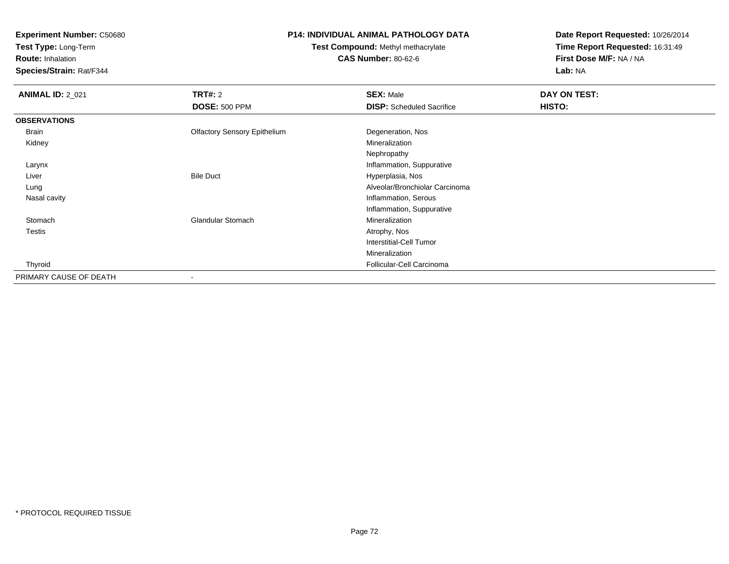**Experiment Number:** C50680
**Test Type:** Long-Term
**Route:** Inhalation
**Species/Strain:** Rat/F344

**P14: INDIVIDUAL ANIMAL PATHOLOGY DATA**
**Test Compound:** Methyl methacrylate
**CAS Number:** 80-62-6

**Date Report Requested:** 10/26/2014
**Time Report Requested:** 16:31:49
**First Dose M/F:** NA / NA
**Lab:** NA

| **ANIMAL ID:** 2_021 | **TRT#:** 2 | **SEX:** Male | **DAY ON TEST:** |
|---|---|---|---|
| | **DOSE:** 500 PPM | **DISP:** Scheduled Sacrifice | **HISTO:** |
| **OBSERVATIONS** | | | |
| Brain | Olfactory Sensory Epithelium | Degeneration, Nos | |
| Kidney | | Mineralization | |
| | | Nephropathy | |
| Larynx | | Inflammation, Suppurative | |
| Liver | Bile Duct | Hyperplasia, Nos | |
| Lung | | Alveolar/Bronchiolar Carcinoma | |
| Nasal cavity | | Inflammation, Serous | |
| | | Inflammation, Suppurative | |
| Stomach | Glandular Stomach | Mineralization | |
| Testis | | Atrophy, Nos | |
| | | Interstitial-Cell Tumor | |
| | | Mineralization | |
| Thyroid | | Follicular-Cell Carcinoma | |
| PRIMARY CAUSE OF DEATH | - | | |

* PROTOCOL REQUIRED TISSUE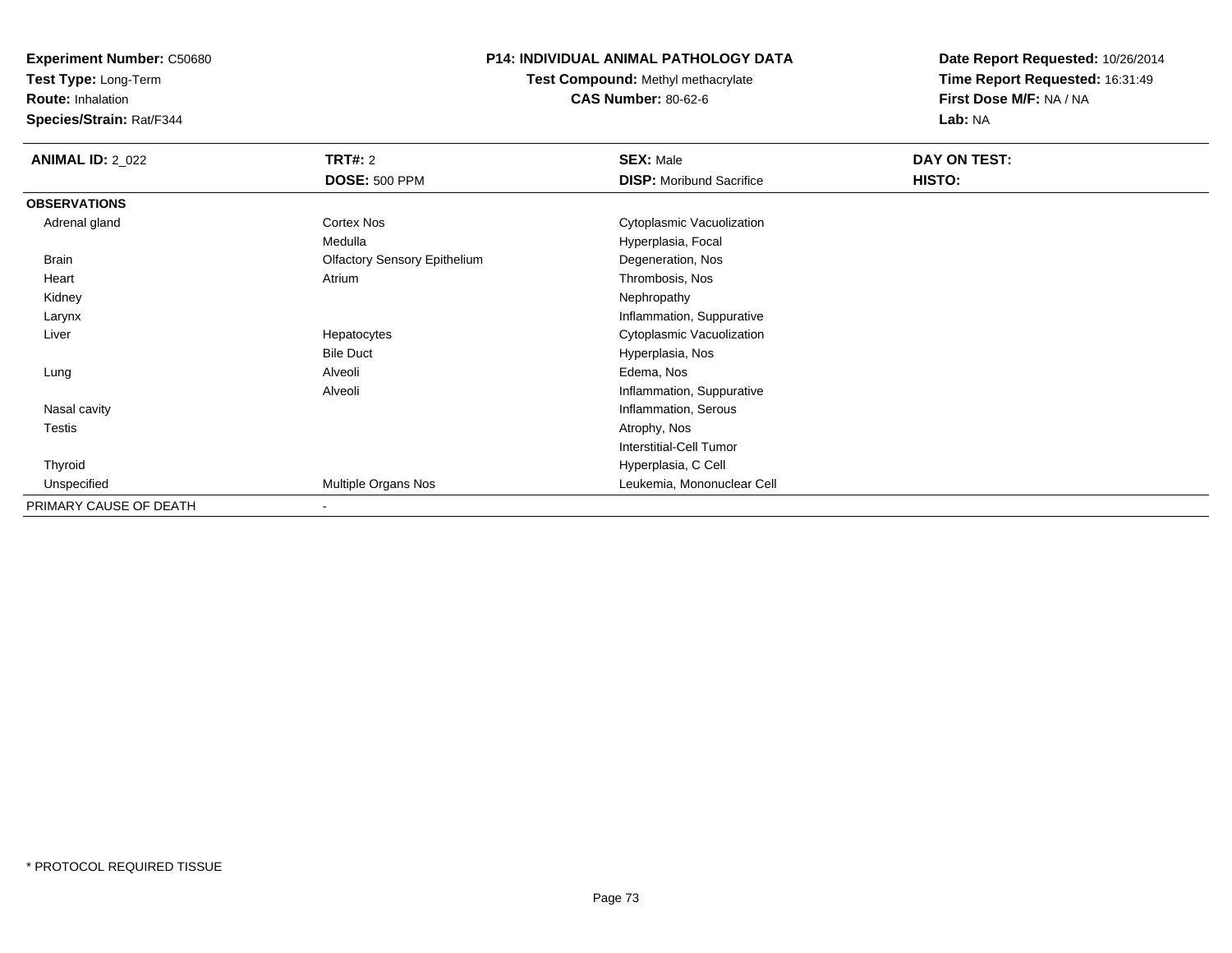**Experiment Number:** C50680
**Test Type:** Long-Term
**Route:** Inhalation
**Species/Strain:** Rat/F344

# P14: INDIVIDUAL ANIMAL PATHOLOGY DATA

**Test Compound:** Methyl methacrylate
**CAS Number:** 80-62-6

**Date Report Requested:** 10/26/2014
**Time Report Requested:** 16:31:49
**First Dose M/F:** NA / NA
**Lab:** NA

| **ANIMAL ID:** 2_022 | **TRT#:** 2 | **SEX:** Male | **DAY ON TEST:** |
|---|---|---|---|
| | **DOSE:** 500 PPM | **DISP:** Moribund Sacrifice | **HISTO:** |
| **OBSERVATIONS** | | | |
| Adrenal gland | Cortex Nos | Cytoplasmic Vacuolization | |
| | Medulla | Hyperplasia, Focal | |
| Brain | Olfactory Sensory Epithelium | Degeneration, Nos | |
| Heart | Atrium | Thrombosis, Nos | |
| Kidney | | Nephropathy | |
| Larynx | | Inflammation, Suppurative | |
| Liver | Hepatocytes | Cytoplasmic Vacuolization | |
| | Bile Duct | Hyperplasia, Nos | |
| Lung | Alveoli | Edema, Nos | |
| | Alveoli | Inflammation, Suppurative | |
| Nasal cavity | | Inflammation, Serous | |
| Testis | | Atrophy, Nos | |
| | | Interstitial-Cell Tumor | |
| Thyroid | | Hyperplasia, C Cell | |
| Unspecified | Multiple Organs Nos | Leukemia, Mononuclear Cell | |
| PRIMARY CAUSE OF DEATH | - | | |

* PROTOCOL REQUIRED TISSUE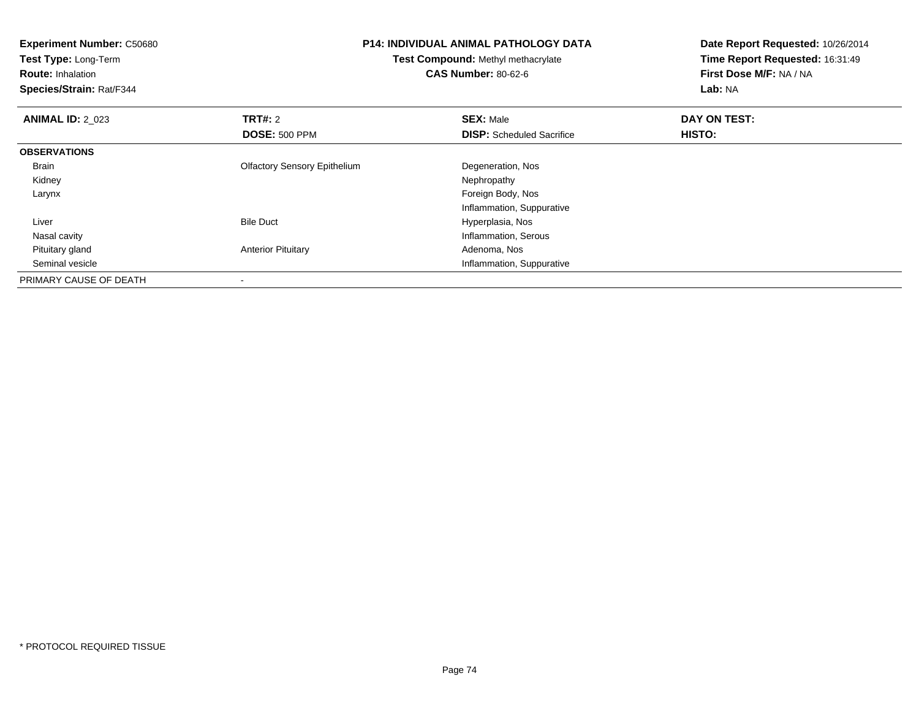**Experiment Number:** C50680
**Test Type:** Long-Term
**Route:** Inhalation
**Species/Strain:** Rat/F344

**P14: INDIVIDUAL ANIMAL PATHOLOGY DATA**
**Test Compound:** Methyl methacrylate
**CAS Number:** 80-62-6

**Date Report Requested:** 10/26/2014
**Time Report Requested:** 16:31:49
**First Dose M/F:** NA / NA
**Lab:** NA

| **ANIMAL ID:** 2_023 | **TRT#:** 2 | **SEX:** Male | **DAY ON TEST:** |
|---|---|---|---|
| | **DOSE:** 500 PPM | **DISP:** Scheduled Sacrifice | **HISTO:** |
| **OBSERVATIONS** | | | |
| Brain | Olfactory Sensory Epithelium | Degeneration, Nos | |
| Kidney | | Nephropathy | |
| Larynx | | Foreign Body, Nos | |
| | | Inflammation, Suppurative | |
| Liver | Bile Duct | Hyperplasia, Nos | |
| Nasal cavity | | Inflammation, Serous | |
| Pituitary gland | Anterior Pituitary | Adenoma, Nos | |
| Seminal vesicle | | Inflammation, Suppurative | |
| PRIMARY CAUSE OF DEATH | - | | |

* PROTOCOL REQUIRED TISSUE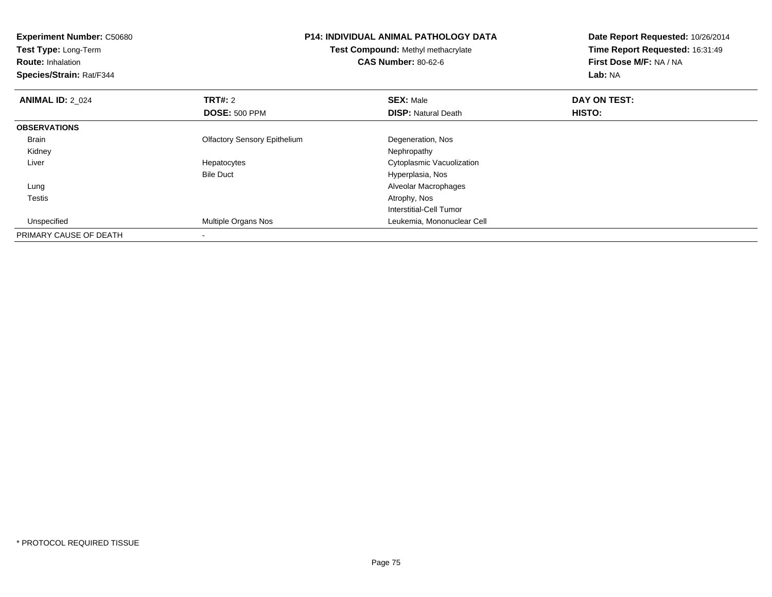**Experiment Number:** C50680
**Test Type:** Long-Term
**Route:** Inhalation
**Species/Strain:** Rat/F344

**P14: INDIVIDUAL ANIMAL PATHOLOGY DATA**
**Test Compound:** Methyl methacrylate
**CAS Number:** 80-62-6

**Date Report Requested:** 10/26/2014
**Time Report Requested:** 16:31:49
**First Dose M/F:** NA / NA
**Lab:** NA

| **ANIMAL ID:** 2_024 | **TRT#:** 2 | **SEX:** Male | **DAY ON TEST:** |
|---|---|---|---|
| | **DOSE:** 500 PPM | **DISP:** Natural Death | **HISTO:** |
| **OBSERVATIONS** | | | |
| Brain | Olfactory Sensory Epithelium | Degeneration, Nos | |
| Kidney | | Nephropathy | |
| Liver | Hepatocytes | Cytoplasmic Vacuolization | |
| | Bile Duct | Hyperplasia, Nos | |
| Lung | | Alveolar Macrophages | |
| Testis | | Atrophy, Nos | |
| | | Interstitial-Cell Tumor | |
| Unspecified | Multiple Organs Nos | Leukemia, Mononuclear Cell | |
| PRIMARY CAUSE OF DEATH | - | | |

* PROTOCOL REQUIRED TISSUE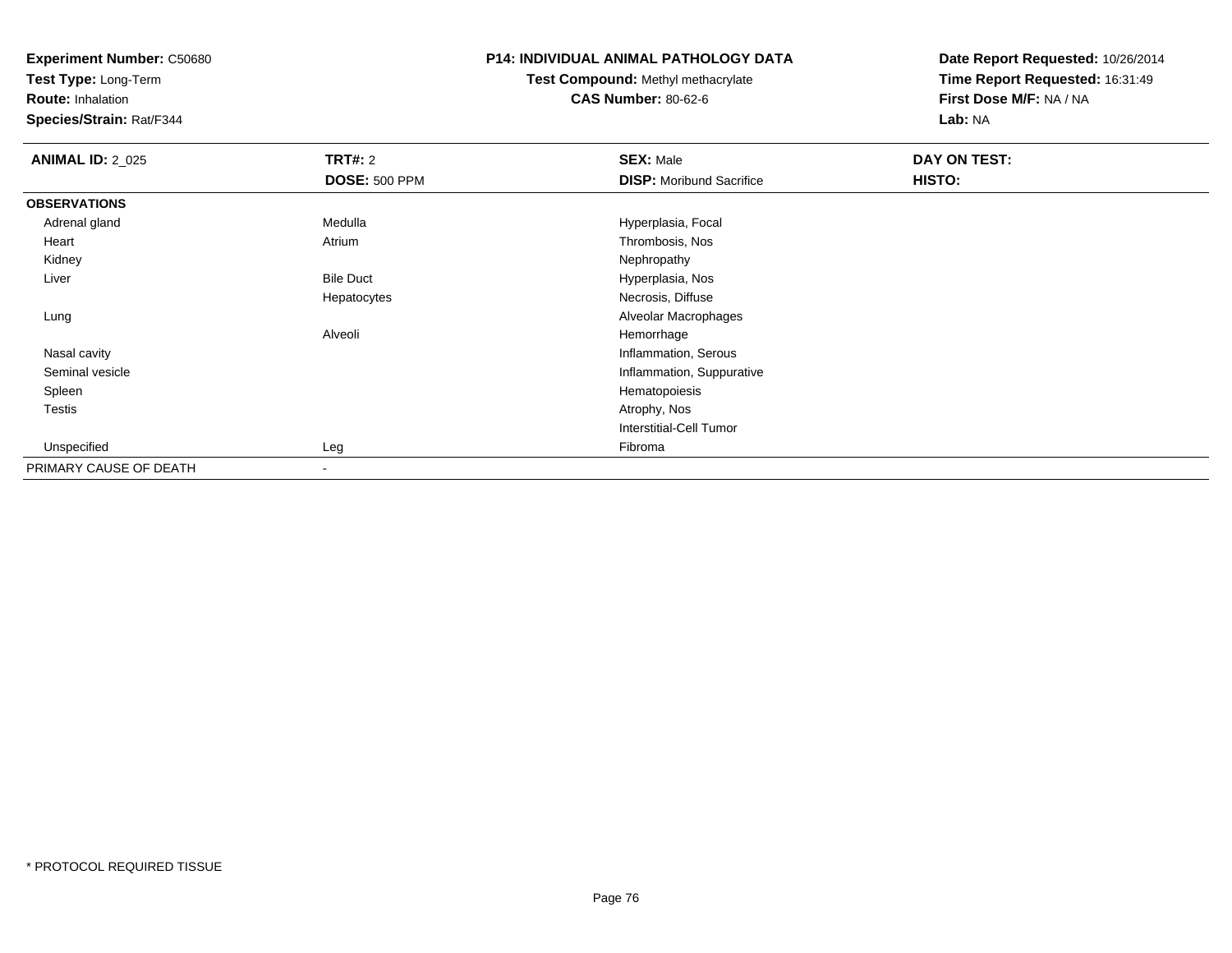**Experiment Number:** C50680
**Test Type:** Long-Term
**Route:** Inhalation
**Species/Strain:** Rat/F344

# P14: INDIVIDUAL ANIMAL PATHOLOGY DATA

**Test Compound:** Methyl methacrylate
**CAS Number:** 80-62-6

**Date Report Requested:** 10/26/2014
**Time Report Requested:** 16:31:49
**First Dose M/F:** NA / NA
**Lab:** NA

| **ANIMAL ID:** 2_025 | **TRT#:** 2 | **SEX:** Male | **DAY ON TEST:** |
|---|---|---|---|
| | **DOSE:** 500 PPM | **DISP:** Moribund Sacrifice | **HISTO:** |
| **OBSERVATIONS** | | | |
| Adrenal gland | Medulla | Hyperplasia, Focal | |
| Heart | Atrium | Thrombosis, Nos | |
| Kidney | | Nephropathy | |
| Liver | Bile Duct | Hyperplasia, Nos | |
| | Hepatocytes | Necrosis, Diffuse | |
| Lung | | Alveolar Macrophages | |
| | Alveoli | Hemorrhage | |
| Nasal cavity | | Inflammation, Serous | |
| Seminal vesicle | | Inflammation, Suppurative | |
| Spleen | | Hematopoiesis | |
| Testis | | Atrophy, Nos | |
| | | Interstitial-Cell Tumor | |
| Unspecified | Leg | Fibroma | |
| PRIMARY CAUSE OF DEATH | - | | |

* PROTOCOL REQUIRED TISSUE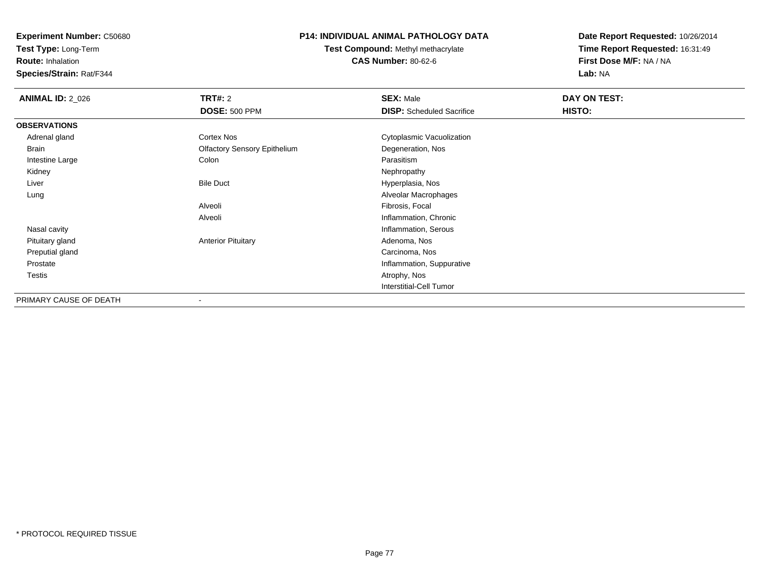**Experiment Number:** C50680
**Test Type:** Long-Term
**Route:** Inhalation
**Species/Strain:** Rat/F344

**P14: INDIVIDUAL ANIMAL PATHOLOGY DATA**
**Test Compound:** Methyl methacrylate
**CAS Number:** 80-62-6

**Date Report Requested:** 10/26/2014
**Time Report Requested:** 16:31:49
**First Dose M/F:** NA / NA
**Lab:** NA

| **ANIMAL ID:** 2_026 | **TRT#:** 2 | **SEX:** Male | **DAY ON TEST:** |
|---|---|---|---|
| | **DOSE:** 500 PPM | **DISP:** Scheduled Sacrifice | **HISTO:** |
| **OBSERVATIONS** | | | |
| Adrenal gland | Cortex Nos | Cytoplasmic Vacuolization | |
| Brain | Olfactory Sensory Epithelium | Degeneration, Nos | |
| Intestine Large | Colon | Parasitism | |
| Kidney | | Nephropathy | |
| Liver | Bile Duct | Hyperplasia, Nos | |
| Lung | | Alveolar Macrophages | |
| | Alveoli | Fibrosis, Focal | |
| | Alveoli | Inflammation, Chronic | |
| Nasal cavity | | Inflammation, Serous | |
| Pituitary gland | Anterior Pituitary | Adenoma, Nos | |
| Preputial gland | | Carcinoma, Nos | |
| Prostate | | Inflammation, Suppurative | |
| Testis | | Atrophy, Nos | |
| | | Interstitial-Cell Tumor | |
| PRIMARY CAUSE OF DEATH | - | | |

* PROTOCOL REQUIRED TISSUE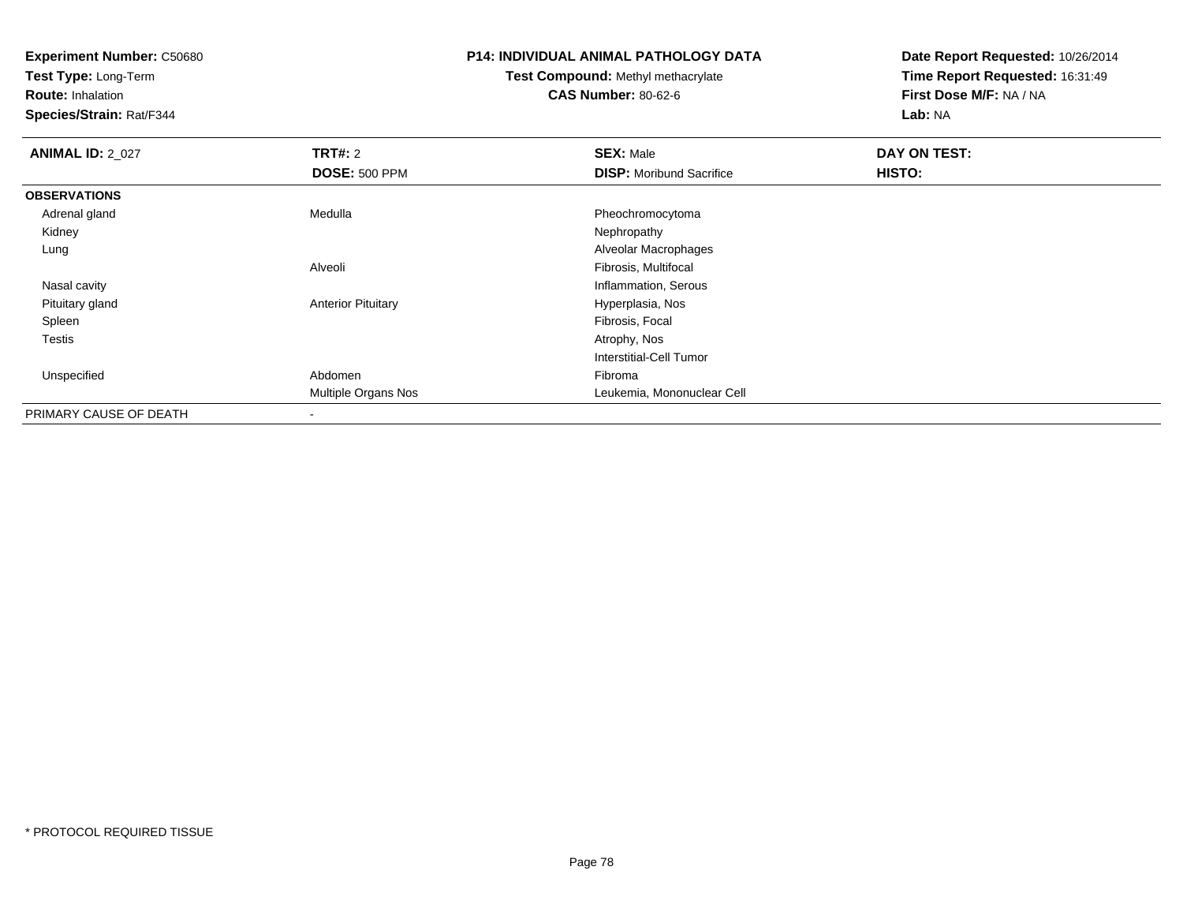**Experiment Number:** C50680
**Test Type:** Long-Term
**Route:** Inhalation
**Species/Strain:** Rat/F344

## P14: INDIVIDUAL ANIMAL PATHOLOGY DATA

**Test Compound:** Methyl methacrylate
**CAS Number:** 80-62-6

**Date Report Requested:** 10/26/2014
**Time Report Requested:** 16:31:49
**First Dose M/F:** NA / NA
**Lab:** NA

| **ANIMAL ID:** 2_027 | **TRT#:** 2 | **SEX:** Male | **DAY ON TEST:** |
|---|---|---|---|
| | **DOSE:** 500 PPM | **DISP:** Moribund Sacrifice | **HISTO:** |
| **OBSERVATIONS** | | | |
| Adrenal gland | Medulla | Pheochromocytoma | |
| Kidney | | Nephropathy | |
| Lung | | Alveolar Macrophages | |
| | Alveoli | Fibrosis, Multifocal | |
| Nasal cavity | | Inflammation, Serous | |
| Pituitary gland | Anterior Pituitary | Hyperplasia, Nos | |
| Spleen | | Fibrosis, Focal | |
| Testis | | Atrophy, Nos | |
| | | Interstitial-Cell Tumor | |
| Unspecified | Abdomen | Fibroma | |
| | Multiple Organs Nos | Leukemia, Mononuclear Cell | |
| PRIMARY CAUSE OF DEATH | - | | |

* PROTOCOL REQUIRED TISSUE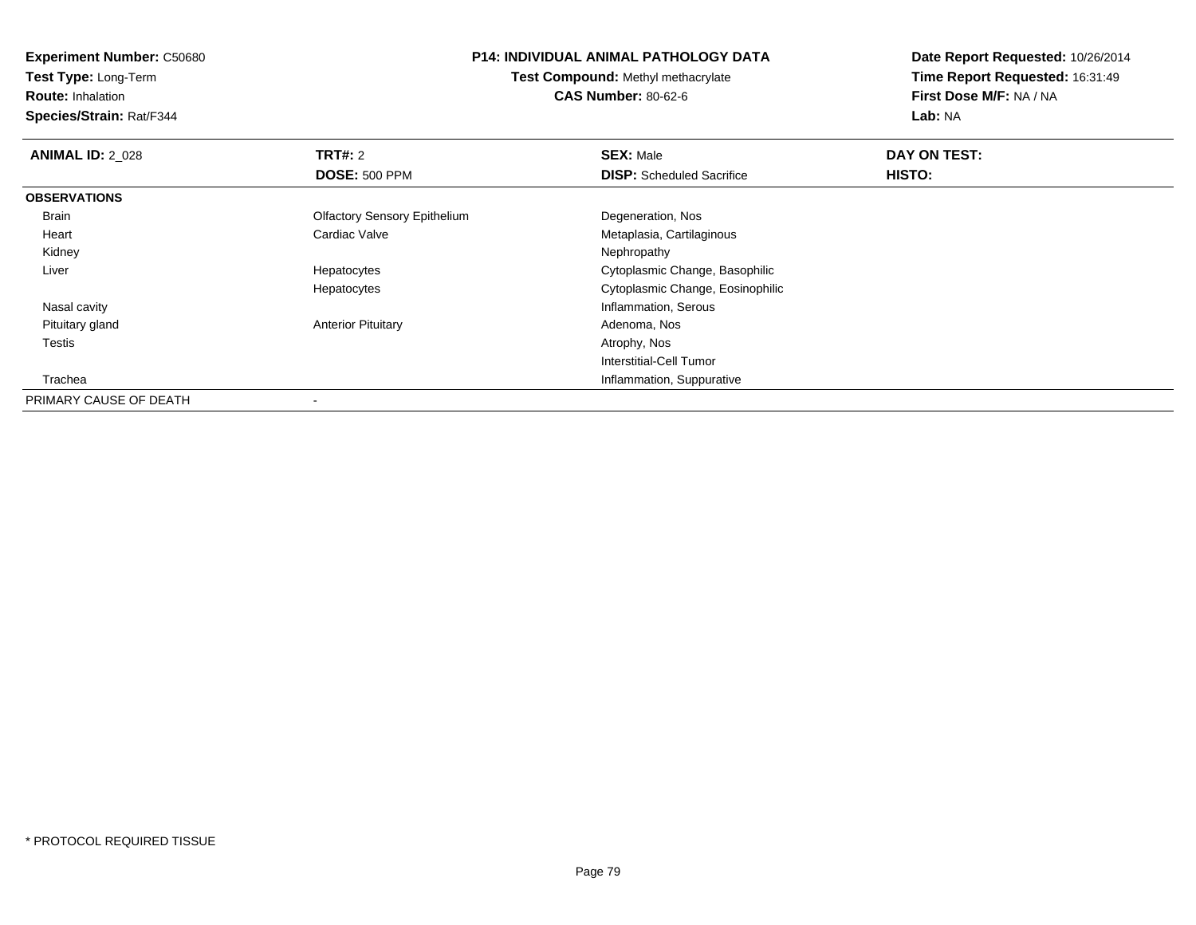**Experiment Number:** C50680
**Test Type:** Long-Term
**Route:** Inhalation
**Species/Strain:** Rat/F344

**P14: INDIVIDUAL ANIMAL PATHOLOGY DATA**
**Test Compound:** Methyl methacrylate
**CAS Number:** 80-62-6

**Date Report Requested:** 10/26/2014
**Time Report Requested:** 16:31:49
**First Dose M/F:** NA / NA
**Lab:** NA

| **ANIMAL ID:** 2_028 | **TRT#:** 2 | **SEX:** Male | **DAY ON TEST:** |
|---|---|---|---|
| | **DOSE:** 500 PPM | **DISP:** Scheduled Sacrifice | **HISTO:** |
| **OBSERVATIONS** | | | |
| Brain | Olfactory Sensory Epithelium | Degeneration, Nos | |
| Heart | Cardiac Valve | Metaplasia, Cartilaginous | |
| Kidney | | Nephropathy | |
| Liver | Hepatocytes | Cytoplasmic Change, Basophilic | |
| | Hepatocytes | Cytoplasmic Change, Eosinophilic | |
| Nasal cavity | | Inflammation, Serous | |
| Pituitary gland | Anterior Pituitary | Adenoma, Nos | |
| Testis | | Atrophy, Nos | |
| | | Interstitial-Cell Tumor | |
| Trachea | | Inflammation, Suppurative | |
| PRIMARY CAUSE OF DEATH | - | | |

* PROTOCOL REQUIRED TISSUE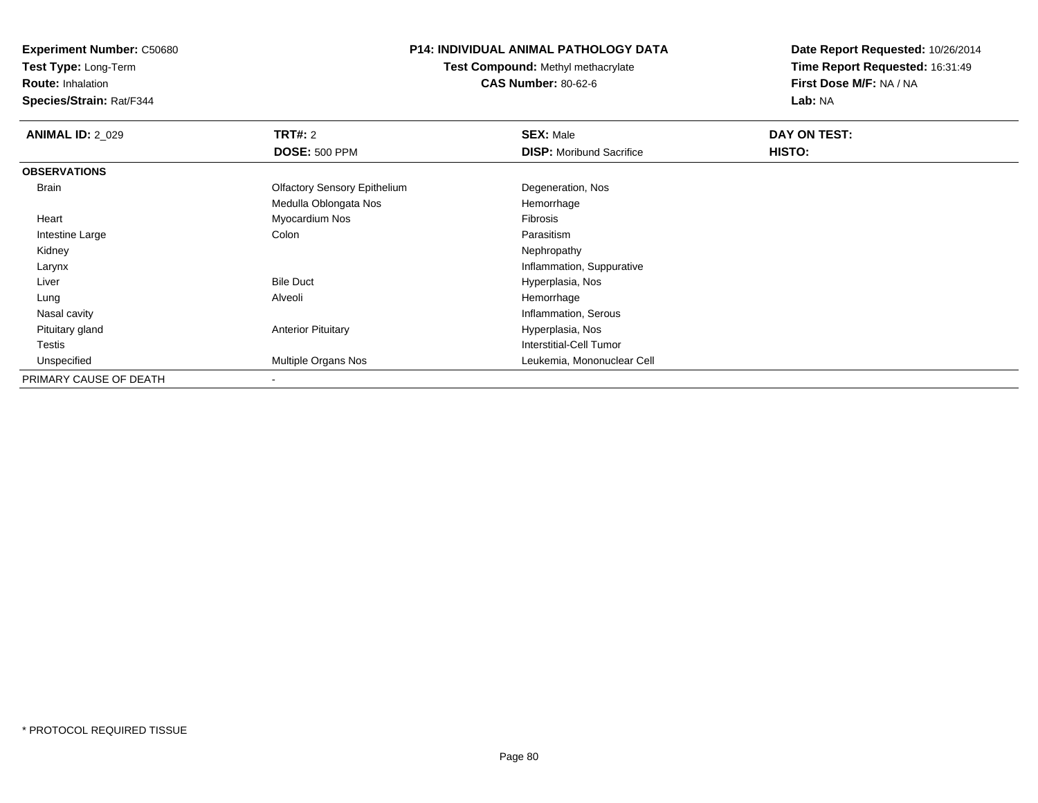**Experiment Number:** C50680
**Test Type:** Long-Term
**Route:** Inhalation
**Species/Strain:** Rat/F344

# P14: INDIVIDUAL ANIMAL PATHOLOGY DATA

**Test Compound:** Methyl methacrylate
**CAS Number:** 80-62-6

**Date Report Requested:** 10/26/2014
**Time Report Requested:** 16:31:49
**First Dose M/F:** NA / NA
**Lab:** NA

| **ANIMAL ID:** 2_029 | **TRT#:** 2 | **SEX:** Male | **DAY ON TEST:** |
|---|---|---|---|
| | **DOSE:** 500 PPM | **DISP:** Moribund Sacrifice | **HISTO:** |
| **OBSERVATIONS** | | | |
| Brain | Olfactory Sensory Epithelium | Degeneration, Nos | |
| | Medulla Oblongata Nos | Hemorrhage | |
| Heart | Myocardium Nos | Fibrosis | |
| Intestine Large | Colon | Parasitism | |
| Kidney | | Nephropathy | |
| Larynx | | Inflammation, Suppurative | |
| Liver | Bile Duct | Hyperplasia, Nos | |
| Lung | Alveoli | Hemorrhage | |
| Nasal cavity | | Inflammation, Serous | |
| Pituitary gland | Anterior Pituitary | Hyperplasia, Nos | |
| Testis | | Interstitial-Cell Tumor | |
| Unspecified | Multiple Organs Nos | Leukemia, Mononuclear Cell | |
| PRIMARY CAUSE OF DEATH | - | | |

* PROTOCOL REQUIRED TISSUE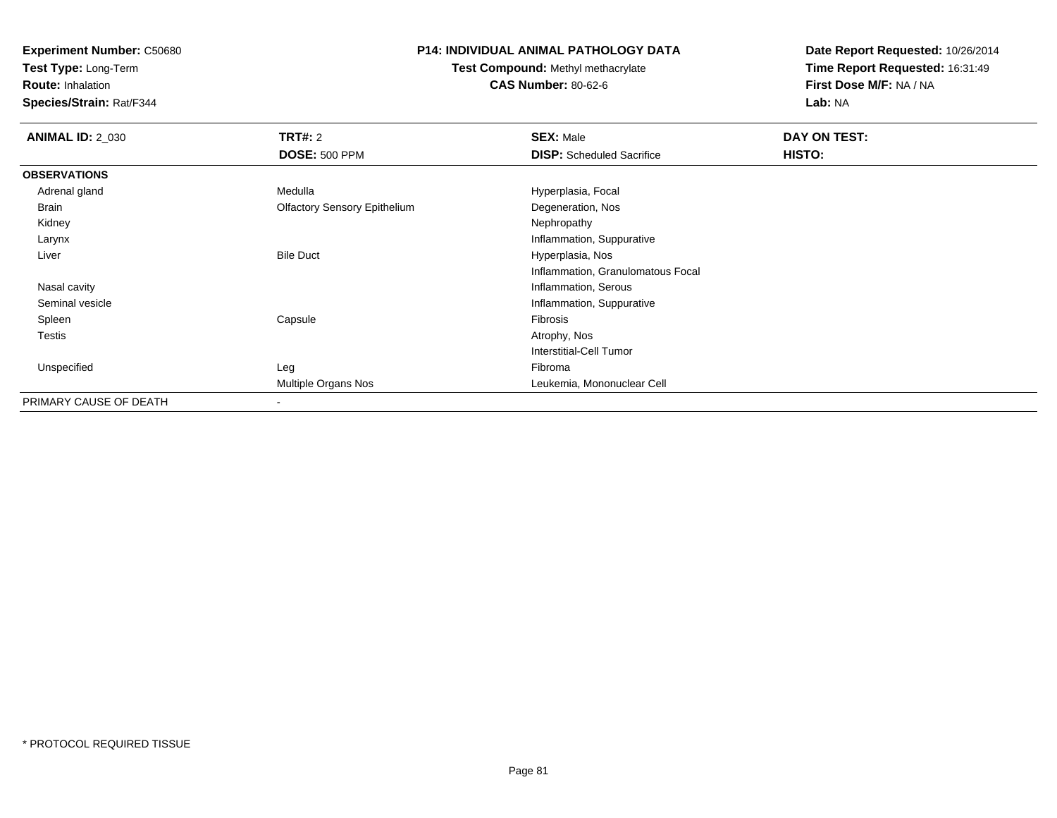**Experiment Number:** C50680
**Test Type:** Long-Term
**Route:** Inhalation
**Species/Strain:** Rat/F344

**P14: INDIVIDUAL ANIMAL PATHOLOGY DATA**
**Test Compound:** Methyl methacrylate
**CAS Number:** 80-62-6

**Date Report Requested:** 10/26/2014
**Time Report Requested:** 16:31:49
**First Dose M/F:** NA / NA
**Lab:** NA

| **ANIMAL ID:** 2_030 | **TRT#:** 2 | **SEX:** Male | **DAY ON TEST:** |
|---|---|---|---|
| | **DOSE:** 500 PPM | **DISP:** Scheduled Sacrifice | **HISTO:** |
| **OBSERVATIONS** | | | |
| Adrenal gland | Medulla | Hyperplasia, Focal | |
| Brain | Olfactory Sensory Epithelium | Degeneration, Nos | |
| Kidney | | Nephropathy | |
| Larynx | | Inflammation, Suppurative | |
| Liver | Bile Duct | Hyperplasia, Nos | |
| | | Inflammation, Granulomatous Focal | |
| Nasal cavity | | Inflammation, Serous | |
| Seminal vesicle | | Inflammation, Suppurative | |
| Spleen | Capsule | Fibrosis | |
| Testis | | Atrophy, Nos | |
| | | Interstitial-Cell Tumor | |
| Unspecified | Leg | Fibroma | |
| | Multiple Organs Nos | Leukemia, Mononuclear Cell | |
| PRIMARY CAUSE OF DEATH | - | | |

\* PROTOCOL REQUIRED TISSUE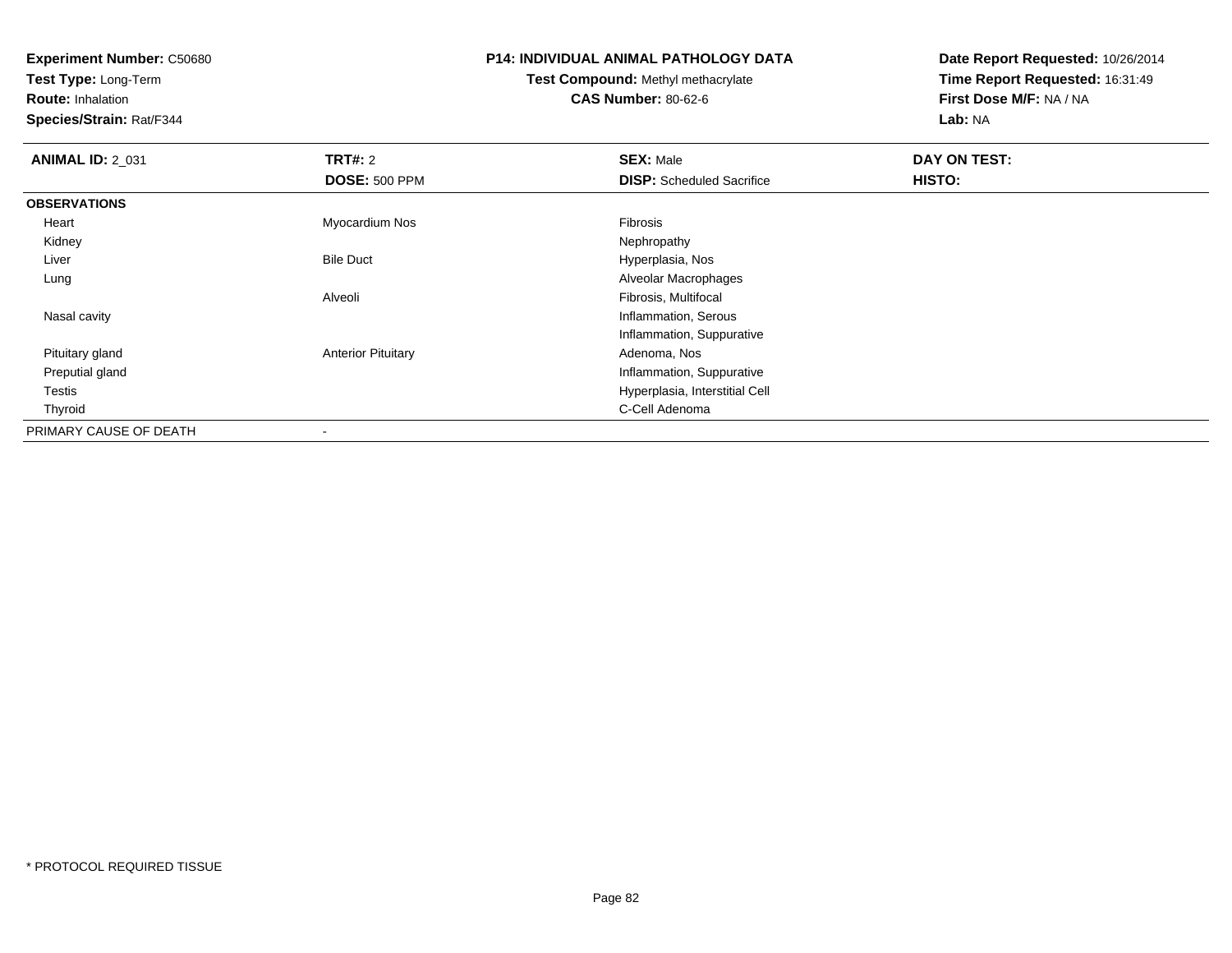**Experiment Number:** C50680
**Test Type:** Long-Term
**Route:** Inhalation
**Species/Strain:** Rat/F344

**P14: INDIVIDUAL ANIMAL PATHOLOGY DATA**
**Test Compound:** Methyl methacrylate
**CAS Number:** 80-62-6

**Date Report Requested:** 10/26/2014
**Time Report Requested:** 16:31:49
**First Dose M/F:** NA / NA
**Lab:** NA

| **ANIMAL ID:** 2_031 | **TRT#:** 2 | **SEX:** Male | **DAY ON TEST:** |
|---|---|---|---|
| | **DOSE:** 500 PPM | **DISP:** Scheduled Sacrifice | **HISTO:** |
| **OBSERVATIONS** | | | |
| Heart | Myocardium Nos | Fibrosis | |
| Kidney | | Nephropathy | |
| Liver | Bile Duct | Hyperplasia, Nos | |
| Lung | | Alveolar Macrophages | |
| | Alveoli | Fibrosis, Multifocal | |
| Nasal cavity | | Inflammation, Serous | |
| | | Inflammation, Suppurative | |
| Pituitary gland | Anterior Pituitary | Adenoma, Nos | |
| Preputial gland | | Inflammation, Suppurative | |
| Testis | | Hyperplasia, Interstitial Cell | |
| Thyroid | | C-Cell Adenoma | |
| PRIMARY CAUSE OF DEATH | - | | |

* PROTOCOL REQUIRED TISSUE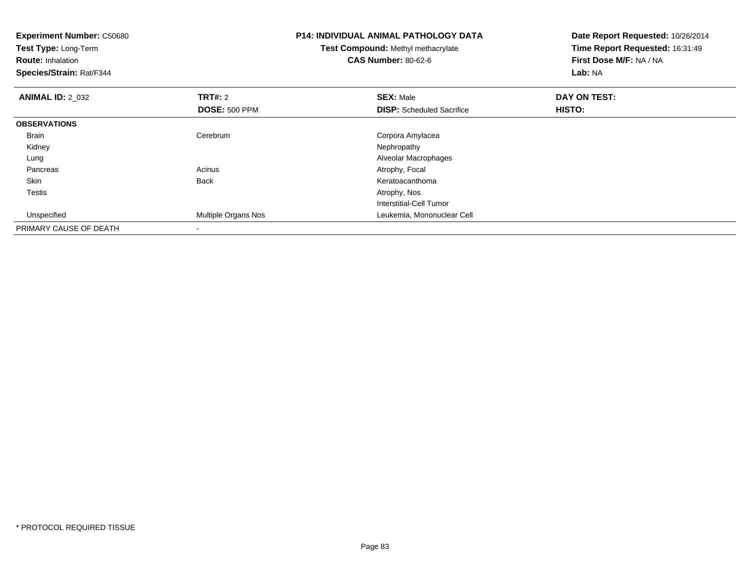**Experiment Number:** C50680
**Test Type:** Long-Term
**Route:** Inhalation
**Species/Strain:** Rat/F344

**P14: INDIVIDUAL ANIMAL PATHOLOGY DATA**
**Test Compound:** Methyl methacrylate
**CAS Number:** 80-62-6

**Date Report Requested:** 10/26/2014
**Time Report Requested:** 16:31:49
**First Dose M/F:** NA / NA
**Lab:** NA

| **ANIMAL ID:** 2_032 | **TRT#:** 2 | **SEX:** Male | **DAY ON TEST:** |
|---|---|---|---|
| | **DOSE:** 500 PPM | **DISP:** Scheduled Sacrifice | **HISTO:** |
| **OBSERVATIONS** | | | |
| Brain | Cerebrum | Corpora Amylacea | |
| Kidney | | Nephropathy | |
| Lung | | Alveolar Macrophages | |
| Pancreas | Acinus | Atrophy, Focal | |
| Skin | Back | Keratoacanthoma | |
| Testis | | Atrophy, Nos | |
| | | Interstitial-Cell Tumor | |
| Unspecified | Multiple Organs Nos | Leukemia, Mononuclear Cell | |
| PRIMARY CAUSE OF DEATH | - | | |

* PROTOCOL REQUIRED TISSUE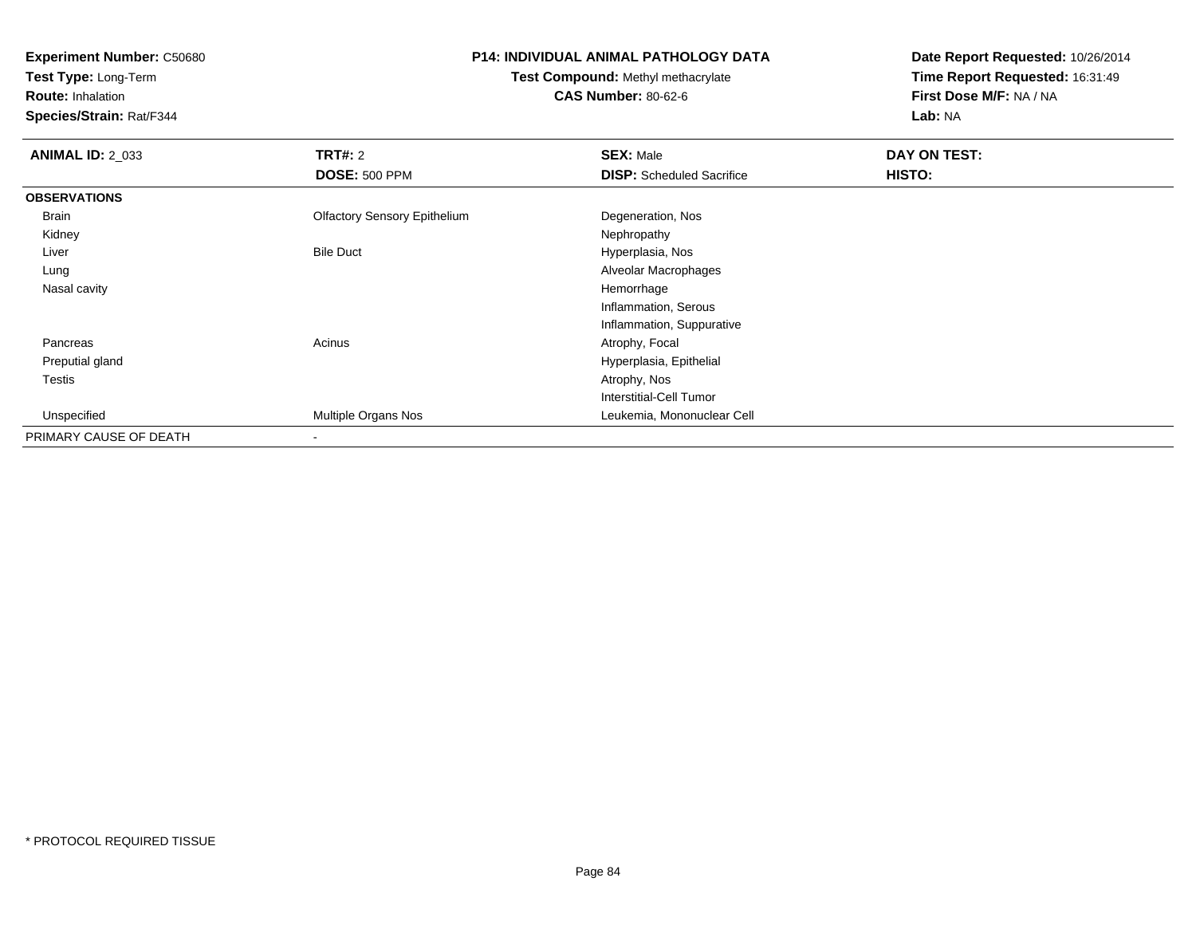**Experiment Number:** C50680
**Test Type:** Long-Term
**Route:** Inhalation
**Species/Strain:** Rat/F344

**P14: INDIVIDUAL ANIMAL PATHOLOGY DATA**
**Test Compound:** Methyl methacrylate
**CAS Number:** 80-62-6

**Date Report Requested:** 10/26/2014
**Time Report Requested:** 16:31:49
**First Dose M/F:** NA / NA
**Lab:** NA

| **ANIMAL ID:** 2_033 | **TRT#:** 2 | **SEX:** Male | **DAY ON TEST:** |
|---|---|---|---|
| | **DOSE:** 500 PPM | **DISP:** Scheduled Sacrifice | **HISTO:** |
| **OBSERVATIONS** | | | |
| Brain | Olfactory Sensory Epithelium | Degeneration, Nos | |
| Kidney | | Nephropathy | |
| Liver | Bile Duct | Hyperplasia, Nos | |
| Lung | | Alveolar Macrophages | |
| Nasal cavity | | Hemorrhage | |
| | | Inflammation, Serous | |
| | | Inflammation, Suppurative | |
| Pancreas | Acinus | Atrophy, Focal | |
| Preputial gland | | Hyperplasia, Epithelial | |
| Testis | | Atrophy, Nos | |
| | | Interstitial-Cell Tumor | |
| Unspecified | Multiple Organs Nos | Leukemia, Mononuclear Cell | |
| PRIMARY CAUSE OF DEATH | - | | |

* PROTOCOL REQUIRED TISSUE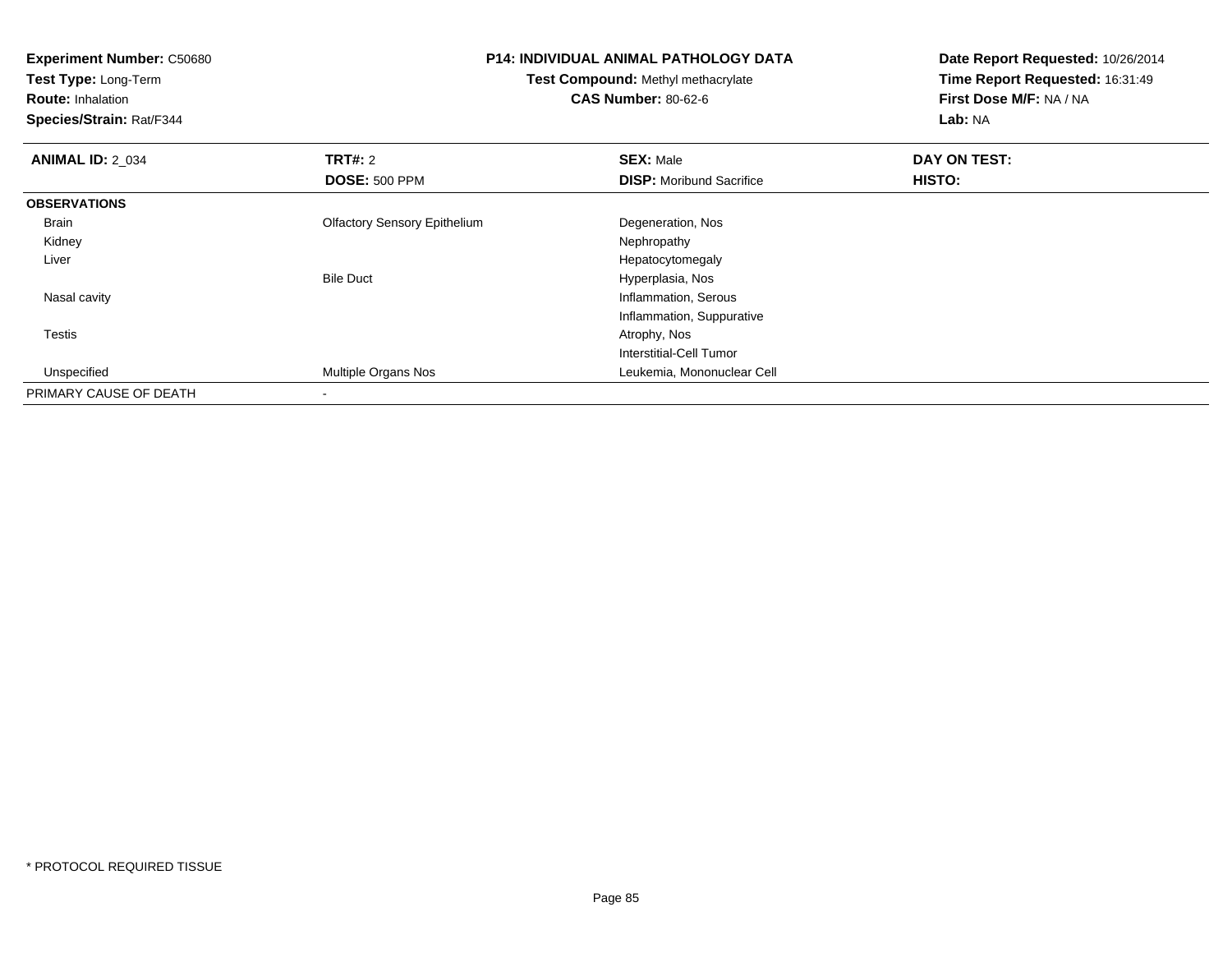**Experiment Number:** C50680
**Test Type:** Long-Term
**Route:** Inhalation
**Species/Strain:** Rat/F344

**P14: INDIVIDUAL ANIMAL PATHOLOGY DATA**
**Test Compound:** Methyl methacrylate
**CAS Number:** 80-62-6

**Date Report Requested:** 10/26/2014
**Time Report Requested:** 16:31:49
**First Dose M/F:** NA / NA
**Lab:** NA

| **ANIMAL ID:** 2_034 | **TRT#:** 2 | **SEX:** Male | **DAY ON TEST:** |
|---|---|---|---|
| | **DOSE:** 500 PPM | **DISP:** Moribund Sacrifice | **HISTO:** |
| **OBSERVATIONS** | | | |
| Brain | Olfactory Sensory Epithelium | Degeneration, Nos | |
| Kidney | | Nephropathy | |
| Liver | | Hepatocytomegaly | |
| | Bile Duct | Hyperplasia, Nos | |
| Nasal cavity | | Inflammation, Serous | |
| | | Inflammation, Suppurative | |
| Testis | | Atrophy, Nos | |
| | | Interstitial-Cell Tumor | |
| Unspecified | Multiple Organs Nos | Leukemia, Mononuclear Cell | |
| PRIMARY CAUSE OF DEATH | - | | |

* PROTOCOL REQUIRED TISSUE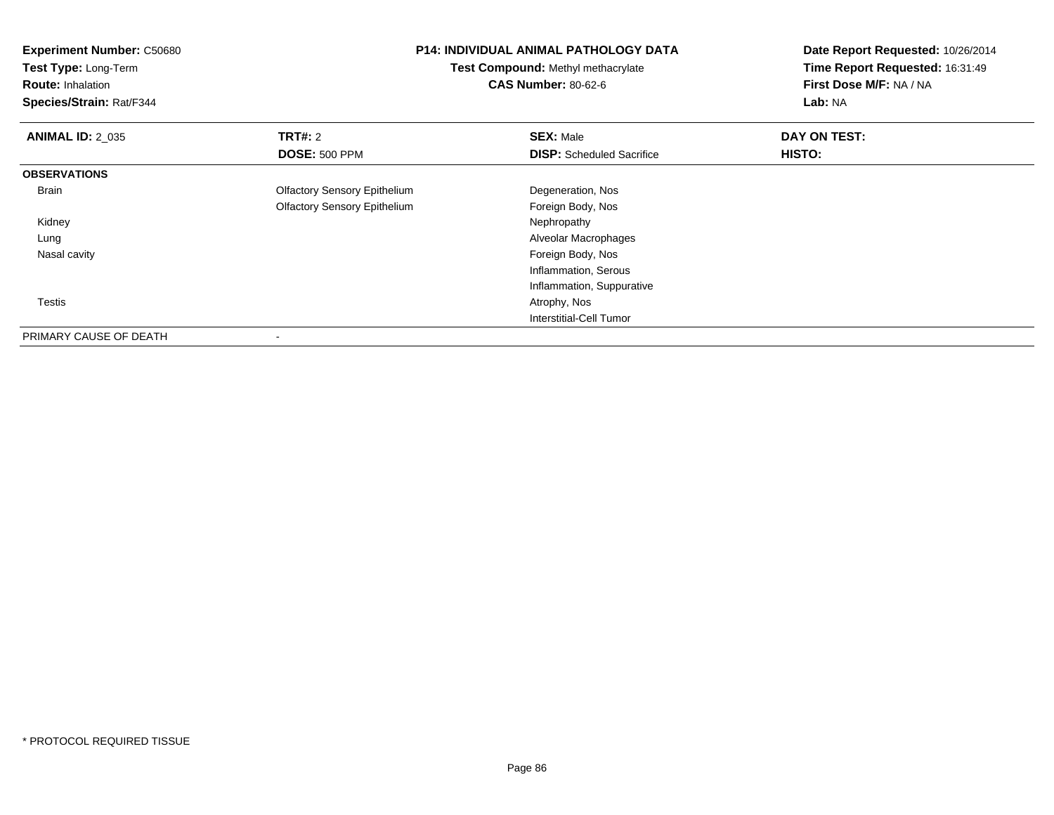**Experiment Number:** C50680
**Test Type:** Long-Term
**Route:** Inhalation
**Species/Strain:** Rat/F344

**P14: INDIVIDUAL ANIMAL PATHOLOGY DATA**
**Test Compound:** Methyl methacrylate
**CAS Number:** 80-62-6

**Date Report Requested:** 10/26/2014
**Time Report Requested:** 16:31:49
**First Dose M/F:** NA / NA
**Lab:** NA

| **ANIMAL ID:** 2_035 | **TRT#:** 2 | **SEX:** Male | **DAY ON TEST:** |
|---|---|---|---|
| | **DOSE:** 500 PPM | **DISP:** Scheduled Sacrifice | **HISTO:** |
| **OBSERVATIONS** | | | |
| Brain | Olfactory Sensory Epithelium | Degeneration, Nos | |
| | Olfactory Sensory Epithelium | Foreign Body, Nos | |
| Kidney | | Nephropathy | |
| Lung | | Alveolar Macrophages | |
| Nasal cavity | | Foreign Body, Nos | |
| | | Inflammation, Serous | |
| | | Inflammation, Suppurative | |
| Testis | | Atrophy, Nos | |
| | | Interstitial-Cell Tumor | |
| PRIMARY CAUSE OF DEATH | - | | |

* PROTOCOL REQUIRED TISSUE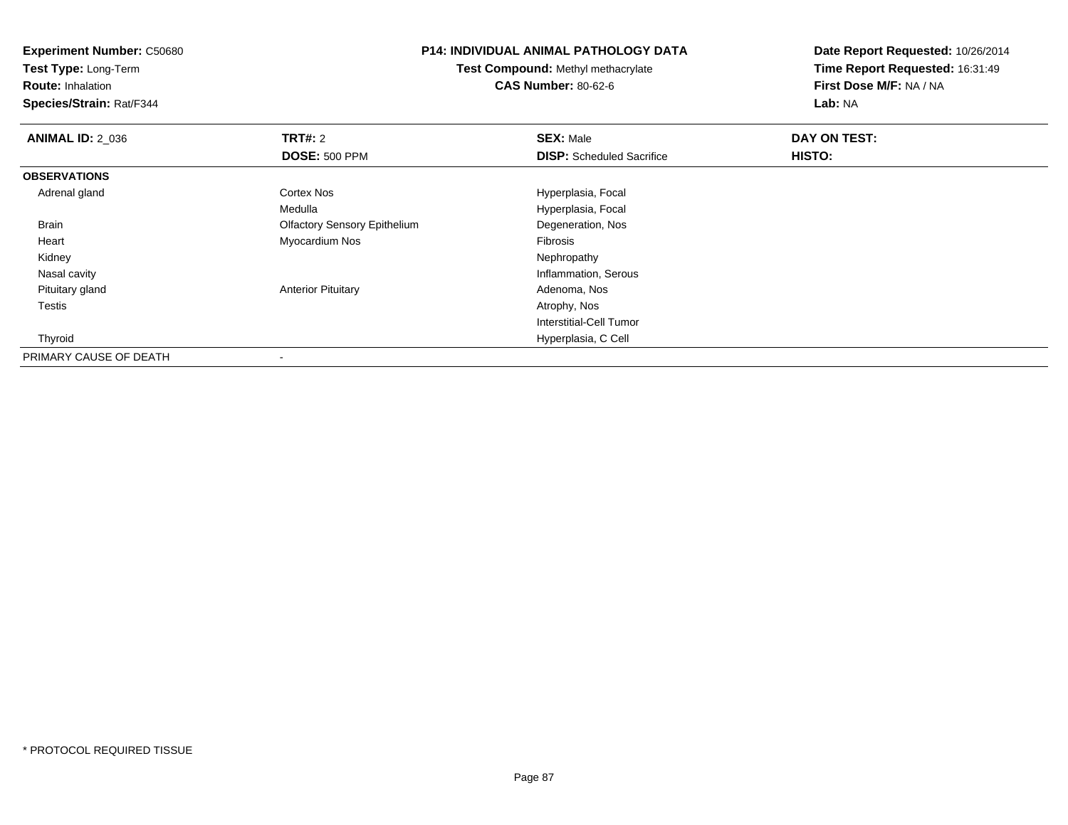**Experiment Number:** C50680
**Test Type:** Long-Term
**Route:** Inhalation
**Species/Strain:** Rat/F344

## P14: INDIVIDUAL ANIMAL PATHOLOGY DATA

**Test Compound:** Methyl methacrylate
**CAS Number:** 80-62-6

**Date Report Requested:** 10/26/2014
**Time Report Requested:** 16:31:49
**First Dose M/F:** NA / NA
**Lab:** NA

| **ANIMAL ID:** 2_036 | **TRT#:** 2 | **SEX:** Male | **DAY ON TEST:** |
|---|---|---|---|
| | **DOSE:** 500 PPM | **DISP:** Scheduled Sacrifice | **HISTO:** |
| **OBSERVATIONS** | | | |
| Adrenal gland | Cortex Nos | Hyperplasia, Focal | |
| | Medulla | Hyperplasia, Focal | |
| Brain | Olfactory Sensory Epithelium | Degeneration, Nos | |
| Heart | Myocardium Nos | Fibrosis | |
| Kidney | | Nephropathy | |
| Nasal cavity | | Inflammation, Serous | |
| Pituitary gland | Anterior Pituitary | Adenoma, Nos | |
| Testis | | Atrophy, Nos | |
| | | Interstitial-Cell Tumor | |
| Thyroid | | Hyperplasia, C Cell | |
| PRIMARY CAUSE OF DEATH | - | | |

\* PROTOCOL REQUIRED TISSUE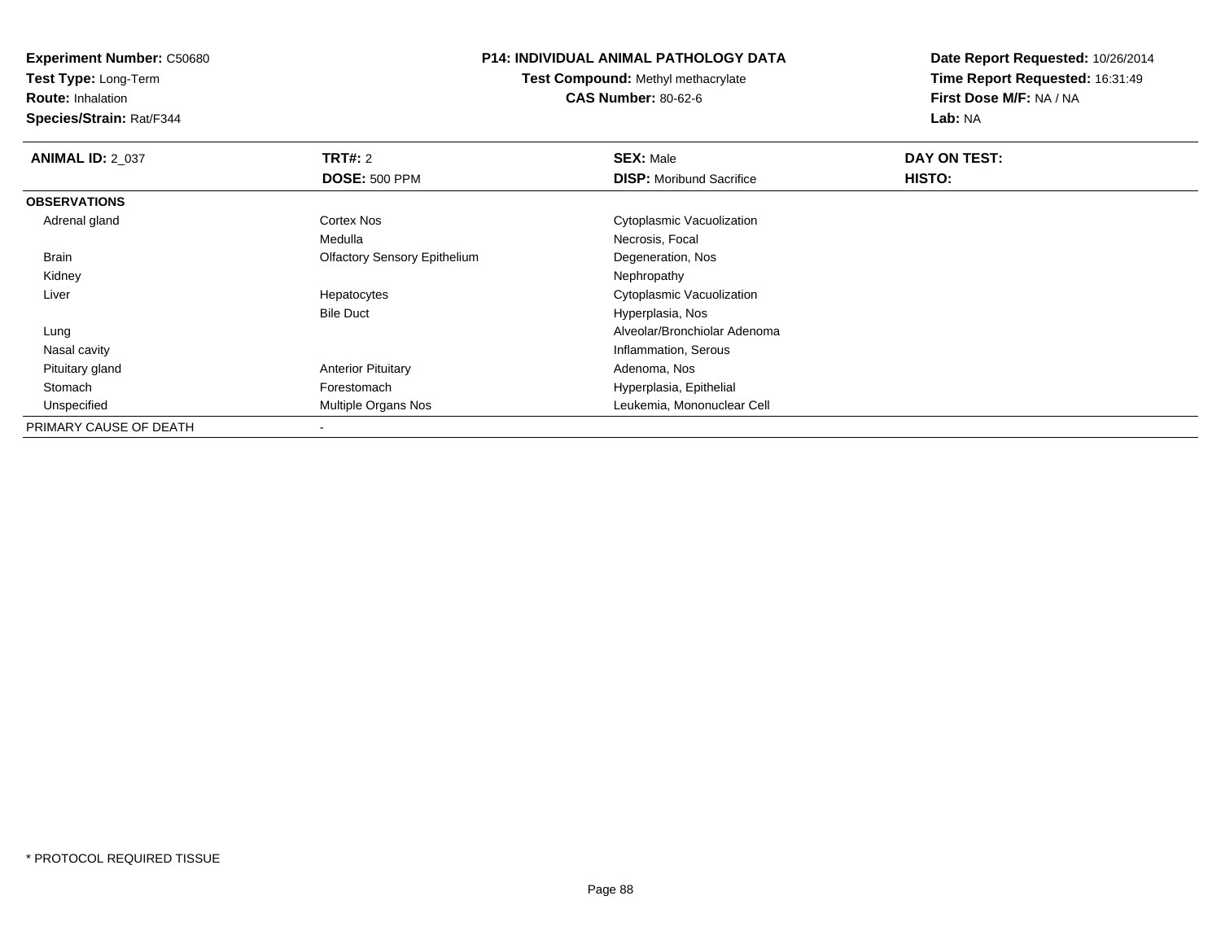**Experiment Number:** C50680
**Test Type:** Long-Term
**Route:** Inhalation
**Species/Strain:** Rat/F344

# P14: INDIVIDUAL ANIMAL PATHOLOGY DATA

**Test Compound:** Methyl methacrylate
**CAS Number:** 80-62-6

**Date Report Requested:** 10/26/2014
**Time Report Requested:** 16:31:49
**First Dose M/F:** NA / NA
**Lab:** NA

| **ANIMAL ID:** 2_037 | **TRT#:** 2 | **SEX:** Male | **DAY ON TEST:** |
|---|---|---|---|
| | **DOSE:** 500 PPM | **DISP:** Moribund Sacrifice | **HISTO:** |
| **OBSERVATIONS** | | | |
| Adrenal gland | Cortex Nos | Cytoplasmic Vacuolization | |
| | Medulla | Necrosis, Focal | |
| Brain | Olfactory Sensory Epithelium | Degeneration, Nos | |
| Kidney | | Nephropathy | |
| Liver | Hepatocytes | Cytoplasmic Vacuolization | |
| | Bile Duct | Hyperplasia, Nos | |
| Lung | | Alveolar/Bronchiolar Adenoma | |
| Nasal cavity | | Inflammation, Serous | |
| Pituitary gland | Anterior Pituitary | Adenoma, Nos | |
| Stomach | Forestomach | Hyperplasia, Epithelial | |
| Unspecified | Multiple Organs Nos | Leukemia, Mononuclear Cell | |
| PRIMARY CAUSE OF DEATH | - | | |

* PROTOCOL REQUIRED TISSUE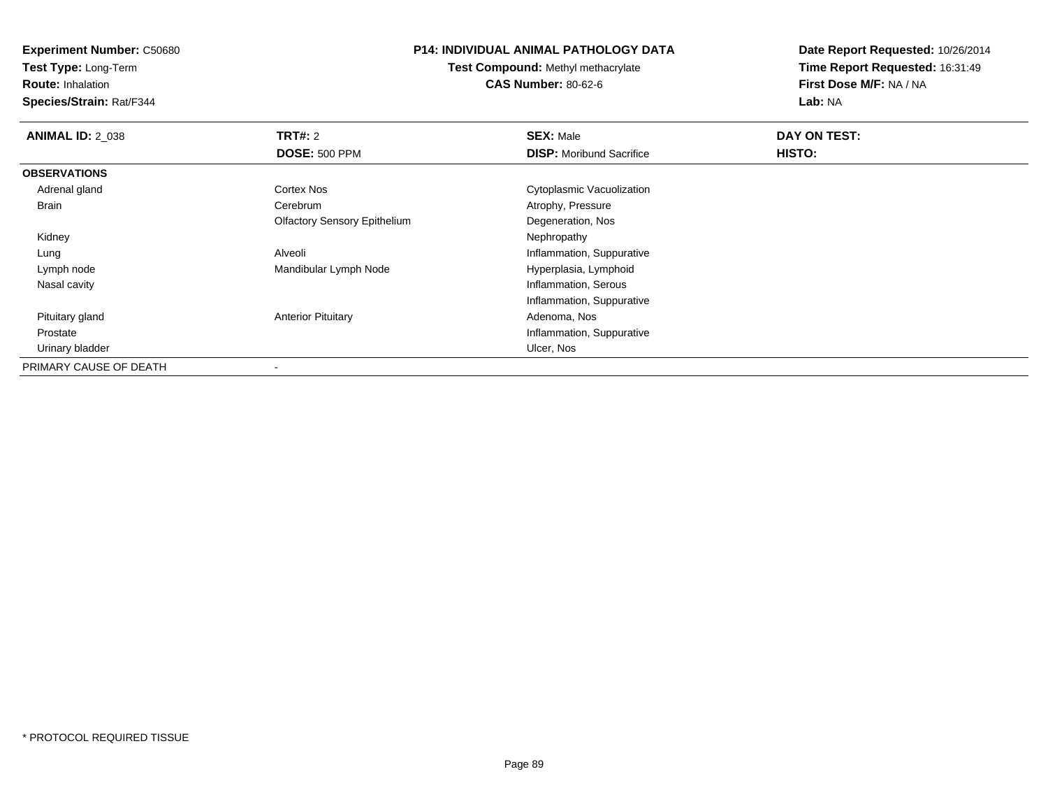**Experiment Number:** C50680
**Test Type:** Long-Term
**Route:** Inhalation
**Species/Strain:** Rat/F344

**P14: INDIVIDUAL ANIMAL PATHOLOGY DATA**
**Test Compound:** Methyl methacrylate
**CAS Number:** 80-62-6

**Date Report Requested:** 10/26/2014
**Time Report Requested:** 16:31:49
**First Dose M/F:** NA / NA
**Lab:** NA

| **ANIMAL ID:** 2_038 | **TRT#:** 2 | **SEX:** Male | **DAY ON TEST:** |
|---|---|---|---|
| | **DOSE:** 500 PPM | **DISP:** Moribund Sacrifice | **HISTO:** |
| **OBSERVATIONS** | | | |
| Adrenal gland | Cortex Nos | Cytoplasmic Vacuolization | |
| Brain | Cerebrum | Atrophy, Pressure | |
| | Olfactory Sensory Epithelium | Degeneration, Nos | |
| Kidney | | Nephropathy | |
| Lung | Alveoli | Inflammation, Suppurative | |
| Lymph node | Mandibular Lymph Node | Hyperplasia, Lymphoid | |
| Nasal cavity | | Inflammation, Serous | |
| | | Inflammation, Suppurative | |
| Pituitary gland | Anterior Pituitary | Adenoma, Nos | |
| Prostate | | Inflammation, Suppurative | |
| Urinary bladder | | Ulcer, Nos | |
| PRIMARY CAUSE OF DEATH | - | | |

* PROTOCOL REQUIRED TISSUE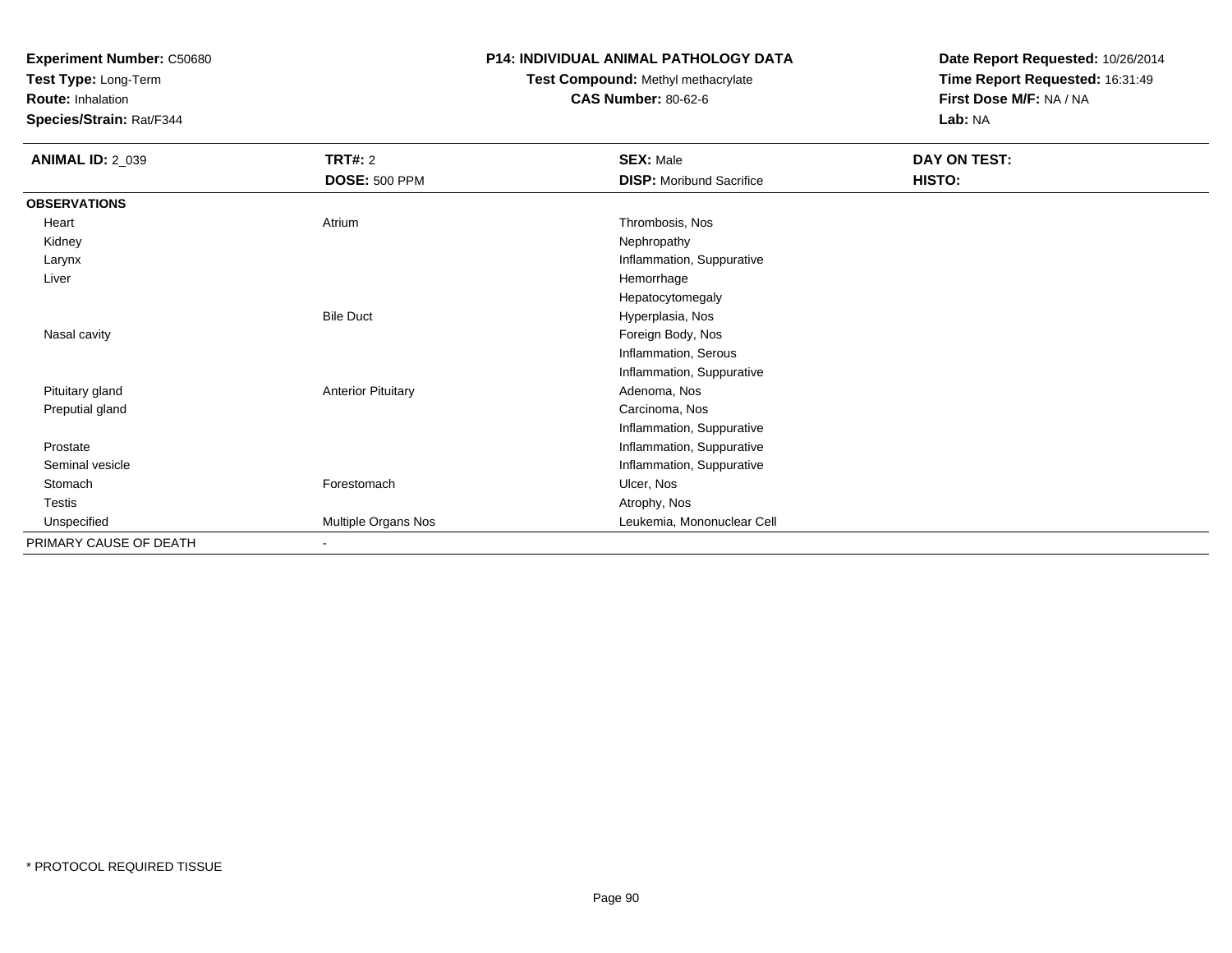**Experiment Number:** C50680
**Test Type:** Long-Term
**Route:** Inhalation
**Species/Strain:** Rat/F344

**P14: INDIVIDUAL ANIMAL PATHOLOGY DATA**
**Test Compound:** Methyl methacrylate
**CAS Number:** 80-62-6

**Date Report Requested:** 10/26/2014
**Time Report Requested:** 16:31:49
**First Dose M/F:** NA / NA
**Lab:** NA

| **ANIMAL ID:** 2_039 | **TRT#:** 2 | **SEX:** Male | **DAY ON TEST:** |
|---|---|---|---|
| | **DOSE:** 500 PPM | **DISP:** Moribund Sacrifice | **HISTO:** |
| **OBSERVATIONS** | | | |
| Heart | Atrium | Thrombosis, Nos | |
| Kidney | | Nephropathy | |
| Larynx | | Inflammation, Suppurative | |
| Liver | | Hemorrhage | |
| | | Hepatocytomegaly | |
| | Bile Duct | Hyperplasia, Nos | |
| Nasal cavity | | Foreign Body, Nos | |
| | | Inflammation, Serous | |
| | | Inflammation, Suppurative | |
| Pituitary gland | Anterior Pituitary | Adenoma, Nos | |
| Preputial gland | | Carcinoma, Nos | |
| | | Inflammation, Suppurative | |
| Prostate | | Inflammation, Suppurative | |
| Seminal vesicle | | Inflammation, Suppurative | |
| Stomach | Forestomach | Ulcer, Nos | |
| Testis | | Atrophy, Nos | |
| Unspecified | Multiple Organs Nos | Leukemia, Mononuclear Cell | |
| PRIMARY CAUSE OF DEATH | - | | |

\* PROTOCOL REQUIRED TISSUE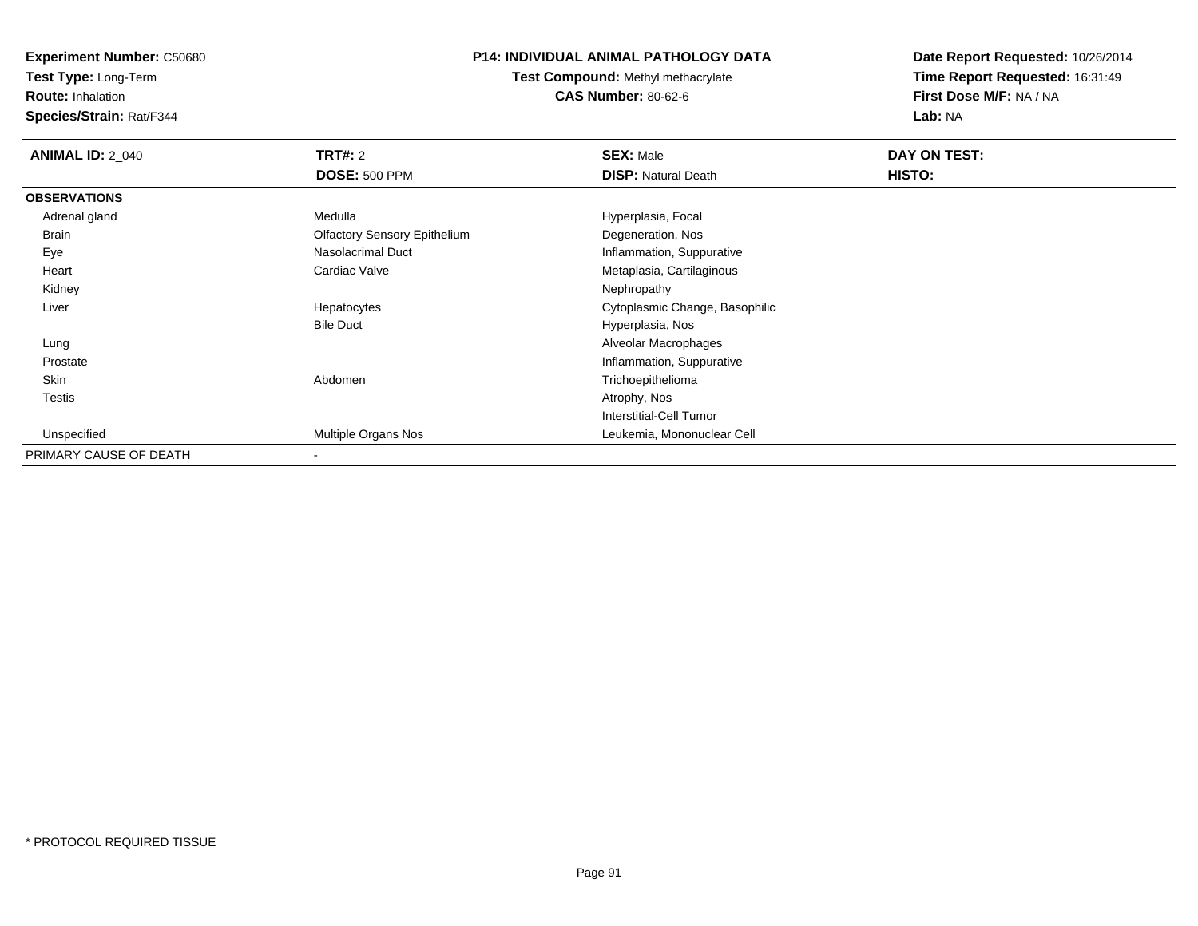**Experiment Number:** C50680
**Test Type:** Long-Term
**Route:** Inhalation
**Species/Strain:** Rat/F344

# P14: INDIVIDUAL ANIMAL PATHOLOGY DATA

**Test Compound:** Methyl methacrylate
**CAS Number:** 80-62-6

**Date Report Requested:** 10/26/2014
**Time Report Requested:** 16:31:49
**First Dose M/F:** NA / NA
**Lab:** NA

| **ANIMAL ID:** 2_040 | **TRT#:** 2 | **SEX:** Male | **DAY ON TEST:** |
|---|---|---|---|
| | **DOSE:** 500 PPM | **DISP:** Natural Death | **HISTO:** |
| **OBSERVATIONS** | | | |
| Adrenal gland | Medulla | Hyperplasia, Focal | |
| Brain | Olfactory Sensory Epithelium | Degeneration, Nos | |
| Eye | Nasolacrimal Duct | Inflammation, Suppurative | |
| Heart | Cardiac Valve | Metaplasia, Cartilaginous | |
| Kidney | | Nephropathy | |
| Liver | Hepatocytes | Cytoplasmic Change, Basophilic | |
| | Bile Duct | Hyperplasia, Nos | |
| Lung | | Alveolar Macrophages | |
| Prostate | | Inflammation, Suppurative | |
| Skin | Abdomen | Trichoepithelioma | |
| Testis | | Atrophy, Nos | |
| | | Interstitial-Cell Tumor | |
| Unspecified | Multiple Organs Nos | Leukemia, Mononuclear Cell | |
| PRIMARY CAUSE OF DEATH | - | | |

* PROTOCOL REQUIRED TISSUE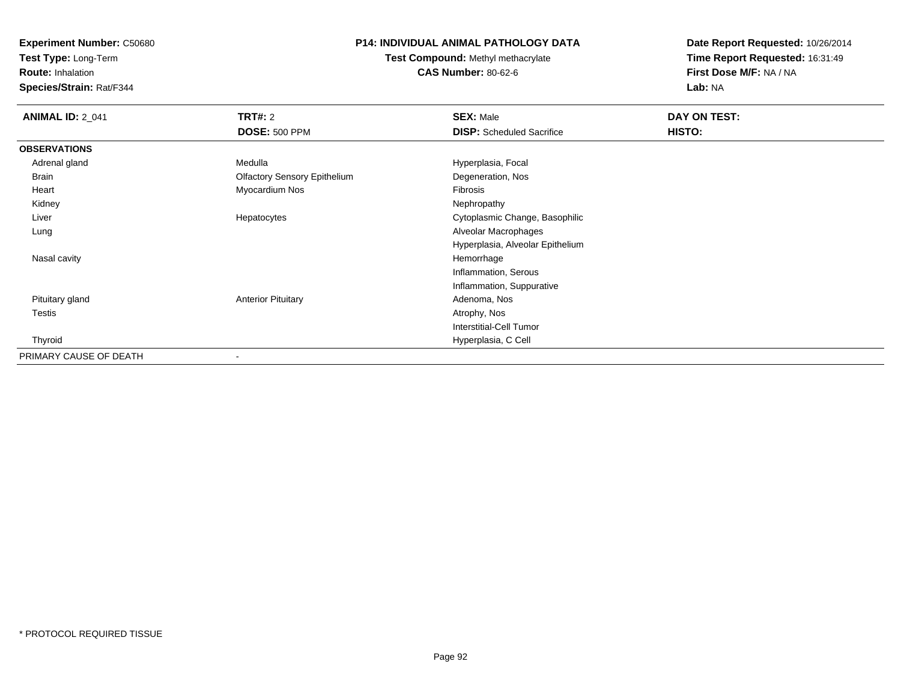**Experiment Number:** C50680
**Test Type:** Long-Term
**Route:** Inhalation
**Species/Strain:** Rat/F344

## P14: INDIVIDUAL ANIMAL PATHOLOGY DATA

**Test Compound:** Methyl methacrylate
**CAS Number:** 80-62-6

**Date Report Requested:** 10/26/2014
**Time Report Requested:** 16:31:49
**First Dose M/F:** NA / NA
**Lab:** NA

| **ANIMAL ID:** 2_041 | **TRT#:** 2 | **SEX:** Male | **DAY ON TEST:** |
|---|---|---|---|
| | **DOSE:** 500 PPM | **DISP:** Scheduled Sacrifice | **HISTO:** |
| **OBSERVATIONS** | | | |
| Adrenal gland | Medulla | Hyperplasia, Focal | |
| Brain | Olfactory Sensory Epithelium | Degeneration, Nos | |
| Heart | Myocardium Nos | Fibrosis | |
| Kidney | | Nephropathy | |
| Liver | Hepatocytes | Cytoplasmic Change, Basophilic | |
| Lung | | Alveolar Macrophages | |
| | | Hyperplasia, Alveolar Epithelium | |
| Nasal cavity | | Hemorrhage | |
| | | Inflammation, Serous | |
| | | Inflammation, Suppurative | |
| Pituitary gland | Anterior Pituitary | Adenoma, Nos | |
| Testis | | Atrophy, Nos | |
| | | Interstitial-Cell Tumor | |
| Thyroid | | Hyperplasia, C Cell | |
| PRIMARY CAUSE OF DEATH | - | | |

* PROTOCOL REQUIRED TISSUE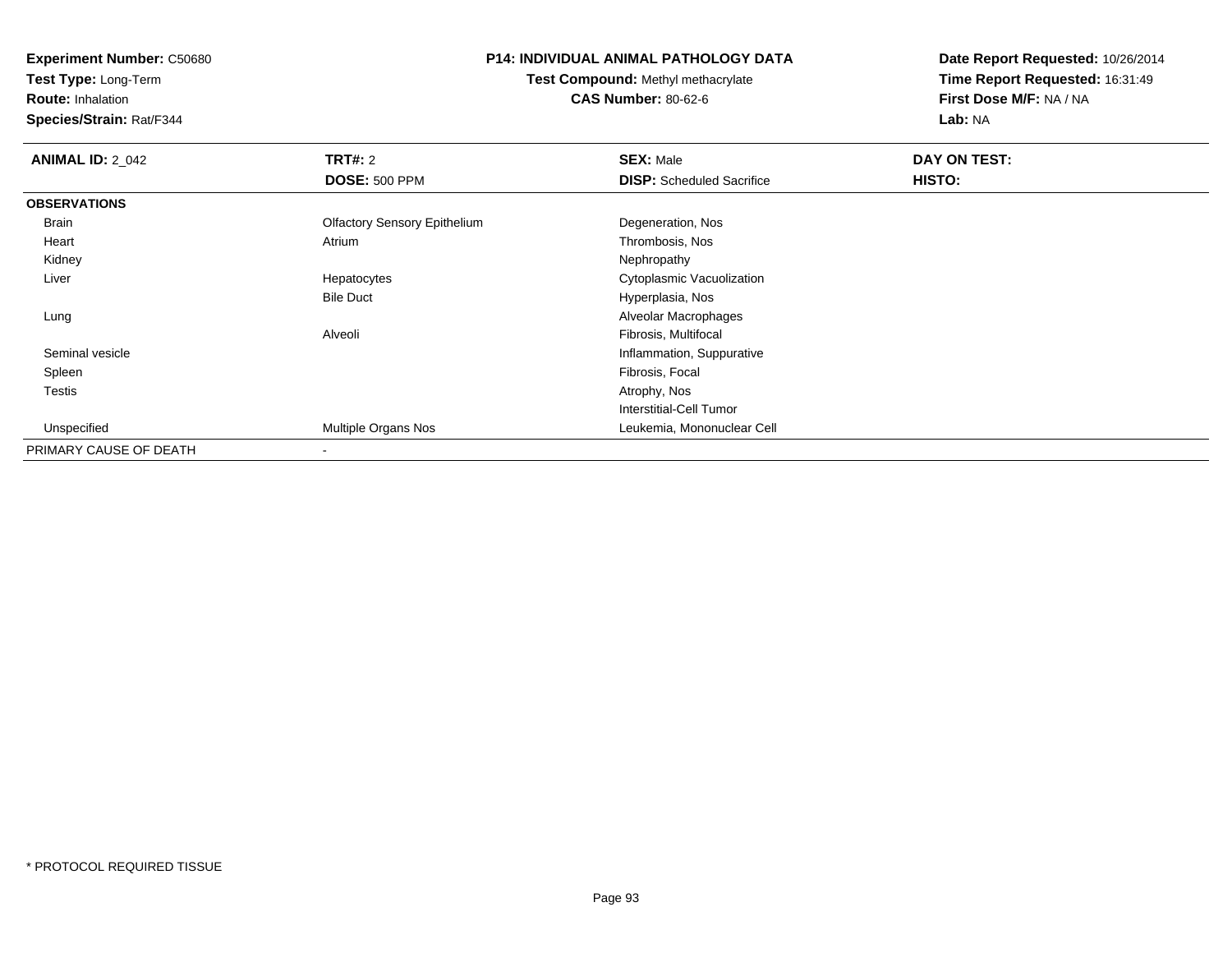**Experiment Number:** C50680
**Test Type:** Long-Term
**Route:** Inhalation
**Species/Strain:** Rat/F344

**P14: INDIVIDUAL ANIMAL PATHOLOGY DATA**
**Test Compound:** Methyl methacrylate
**CAS Number:** 80-62-6

**Date Report Requested:** 10/26/2014
**Time Report Requested:** 16:31:49
**First Dose M/F:** NA / NA
**Lab:** NA

| **ANIMAL ID:** 2_042 | **TRT#:** 2 | **SEX:** Male | **DAY ON TEST:** |
|---|---|---|---|
| | **DOSE:** 500 PPM | **DISP:** Scheduled Sacrifice | **HISTO:** |
| **OBSERVATIONS** | | | |
| Brain | Olfactory Sensory Epithelium | Degeneration, Nos | |
| Heart | Atrium | Thrombosis, Nos | |
| Kidney | | Nephropathy | |
| Liver | Hepatocytes | Cytoplasmic Vacuolization | |
| | Bile Duct | Hyperplasia, Nos | |
| Lung | | Alveolar Macrophages | |
| | Alveoli | Fibrosis, Multifocal | |
| Seminal vesicle | | Inflammation, Suppurative | |
| Spleen | | Fibrosis, Focal | |
| Testis | | Atrophy, Nos | |
| | | Interstitial-Cell Tumor | |
| Unspecified | Multiple Organs Nos | Leukemia, Mononuclear Cell | |
| PRIMARY CAUSE OF DEATH | - | | |

* PROTOCOL REQUIRED TISSUE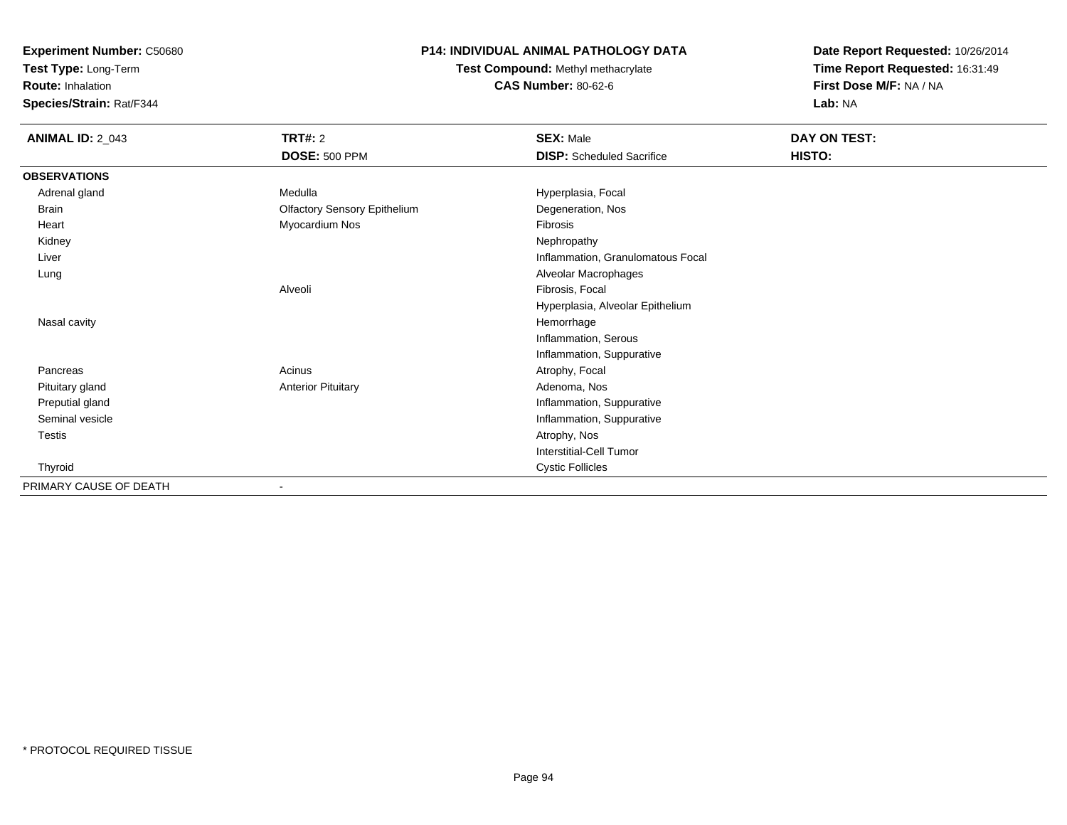**Experiment Number:** C50680
**Test Type:** Long-Term
**Route:** Inhalation
**Species/Strain:** Rat/F344

**P14: INDIVIDUAL ANIMAL PATHOLOGY DATA**
**Test Compound:** Methyl methacrylate
**CAS Number:** 80-62-6

**Date Report Requested:** 10/26/2014
**Time Report Requested:** 16:31:49
**First Dose M/F:** NA / NA
**Lab:** NA

| **ANIMAL ID:** 2_043 | **TRT#:** 2 | **SEX:** Male | **DAY ON TEST:** |
|---|---|---|---|
| | **DOSE:** 500 PPM | **DISP:** Scheduled Sacrifice | **HISTO:** |
| **OBSERVATIONS** | | | |
| Adrenal gland | Medulla | Hyperplasia, Focal | |
| Brain | Olfactory Sensory Epithelium | Degeneration, Nos | |
| Heart | Myocardium Nos | Fibrosis | |
| Kidney | | Nephropathy | |
| Liver | | Inflammation, Granulomatous Focal | |
| Lung | | Alveolar Macrophages | |
| | Alveoli | Fibrosis, Focal | |
| | | Hyperplasia, Alveolar Epithelium | |
| Nasal cavity | | Hemorrhage | |
| | | Inflammation, Serous | |
| | | Inflammation, Suppurative | |
| Pancreas | Acinus | Atrophy, Focal | |
| Pituitary gland | Anterior Pituitary | Adenoma, Nos | |
| Preputial gland | | Inflammation, Suppurative | |
| Seminal vesicle | | Inflammation, Suppurative | |
| Testis | | Atrophy, Nos | |
| | | Interstitial-Cell Tumor | |
| Thyroid | | Cystic Follicles | |
| PRIMARY CAUSE OF DEATH | - | | |

* PROTOCOL REQUIRED TISSUE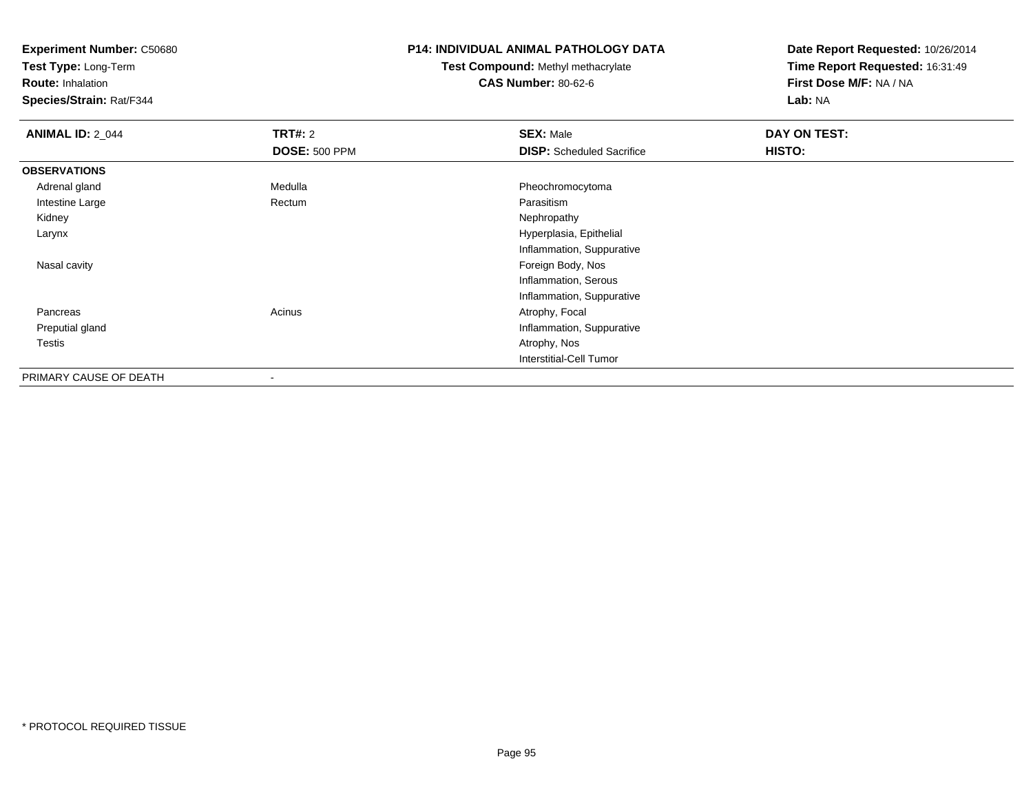**Experiment Number:** C50680
**Test Type:** Long-Term
**Route:** Inhalation
**Species/Strain:** Rat/F344

**P14: INDIVIDUAL ANIMAL PATHOLOGY DATA**
**Test Compound:** Methyl methacrylate
**CAS Number:** 80-62-6

**Date Report Requested:** 10/26/2014
**Time Report Requested:** 16:31:49
**First Dose M/F:** NA / NA
**Lab:** NA

| **ANIMAL ID:** 2_044 | **TRT#:** 2 | **SEX:** Male | **DAY ON TEST:** |
|---|---|---|---|
| | **DOSE:** 500 PPM | **DISP:** Scheduled Sacrifice | **HISTO:** |
| **OBSERVATIONS** | | | |
| Adrenal gland | Medulla | Pheochromocytoma | |
| Intestine Large | Rectum | Parasitism | |
| Kidney | | Nephropathy | |
| Larynx | | Hyperplasia, Epithelial | |
| | | Inflammation, Suppurative | |
| Nasal cavity | | Foreign Body, Nos | |
| | | Inflammation, Serous | |
| | | Inflammation, Suppurative | |
| Pancreas | Acinus | Atrophy, Focal | |
| Preputial gland | | Inflammation, Suppurative | |
| Testis | | Atrophy, Nos | |
| | | Interstitial-Cell Tumor | |
| PRIMARY CAUSE OF DEATH | - | | |

* PROTOCOL REQUIRED TISSUE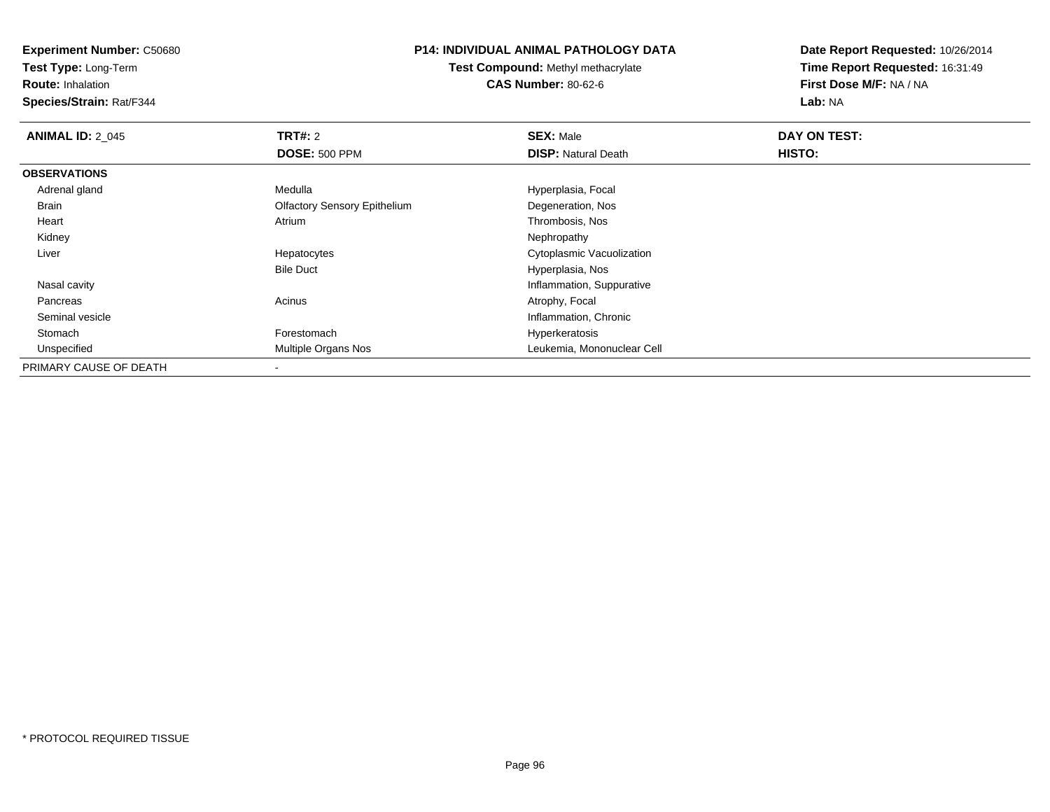**Experiment Number:** C50680
**Test Type:** Long-Term
**Route:** Inhalation
**Species/Strain:** Rat/F344

# P14: INDIVIDUAL ANIMAL PATHOLOGY DATA

**Test Compound:** Methyl methacrylate
**CAS Number:** 80-62-6

**Date Report Requested:** 10/26/2014
**Time Report Requested:** 16:31:49
**First Dose M/F:** NA / NA
**Lab:** NA

| **ANIMAL ID:** 2_045 | **TRT#:** 2 | **SEX:** Male | **DAY ON TEST:** |
|---|---|---|---|
| | **DOSE:** 500 PPM | **DISP:** Natural Death | **HISTO:** |
| **OBSERVATIONS** | | | |
| Adrenal gland | Medulla | Hyperplasia, Focal | |
| Brain | Olfactory Sensory Epithelium | Degeneration, Nos | |
| Heart | Atrium | Thrombosis, Nos | |
| Kidney | | Nephropathy | |
| Liver | Hepatocytes | Cytoplasmic Vacuolization | |
| | Bile Duct | Hyperplasia, Nos | |
| Nasal cavity | | Inflammation, Suppurative | |
| Pancreas | Acinus | Atrophy, Focal | |
| Seminal vesicle | | Inflammation, Chronic | |
| Stomach | Forestomach | Hyperkeratosis | |
| Unspecified | Multiple Organs Nos | Leukemia, Mononuclear Cell | |
| PRIMARY CAUSE OF DEATH | - | | |

* PROTOCOL REQUIRED TISSUE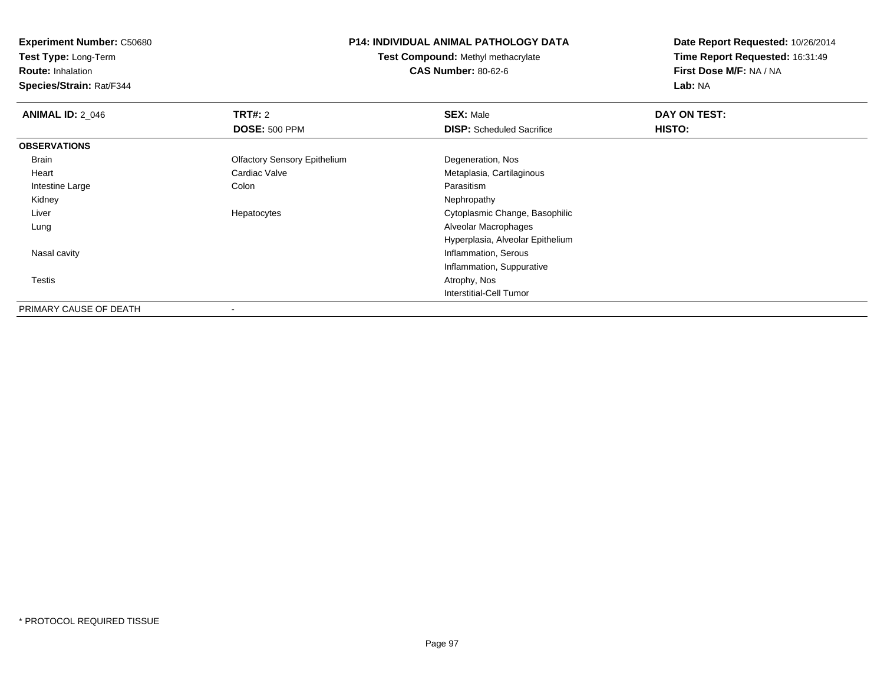**Experiment Number:** C50680
**Test Type:** Long-Term
**Route:** Inhalation
**Species/Strain:** Rat/F344

**P14: INDIVIDUAL ANIMAL PATHOLOGY DATA**
**Test Compound:** Methyl methacrylate
**CAS Number:** 80-62-6

**Date Report Requested:** 10/26/2014
**Time Report Requested:** 16:31:49
**First Dose M/F:** NA / NA
**Lab:** NA

| **ANIMAL ID:** 2_046 | **TRT#:** 2 | **SEX:** Male | **DAY ON TEST:** |
|---|---|---|---|
| | **DOSE:** 500 PPM | **DISP:** Scheduled Sacrifice | **HISTO:** |
| **OBSERVATIONS** | | | |
| Brain | Olfactory Sensory Epithelium | Degeneration, Nos | |
| Heart | Cardiac Valve | Metaplasia, Cartilaginous | |
| Intestine Large | Colon | Parasitism | |
| Kidney | | Nephropathy | |
| Liver | Hepatocytes | Cytoplasmic Change, Basophilic | |
| Lung | | Alveolar Macrophages | |
| | | Hyperplasia, Alveolar Epithelium | |
| Nasal cavity | | Inflammation, Serous | |
| | | Inflammation, Suppurative | |
| Testis | | Atrophy, Nos | |
| | | Interstitial-Cell Tumor | |
| PRIMARY CAUSE OF DEATH | - | | |

* PROTOCOL REQUIRED TISSUE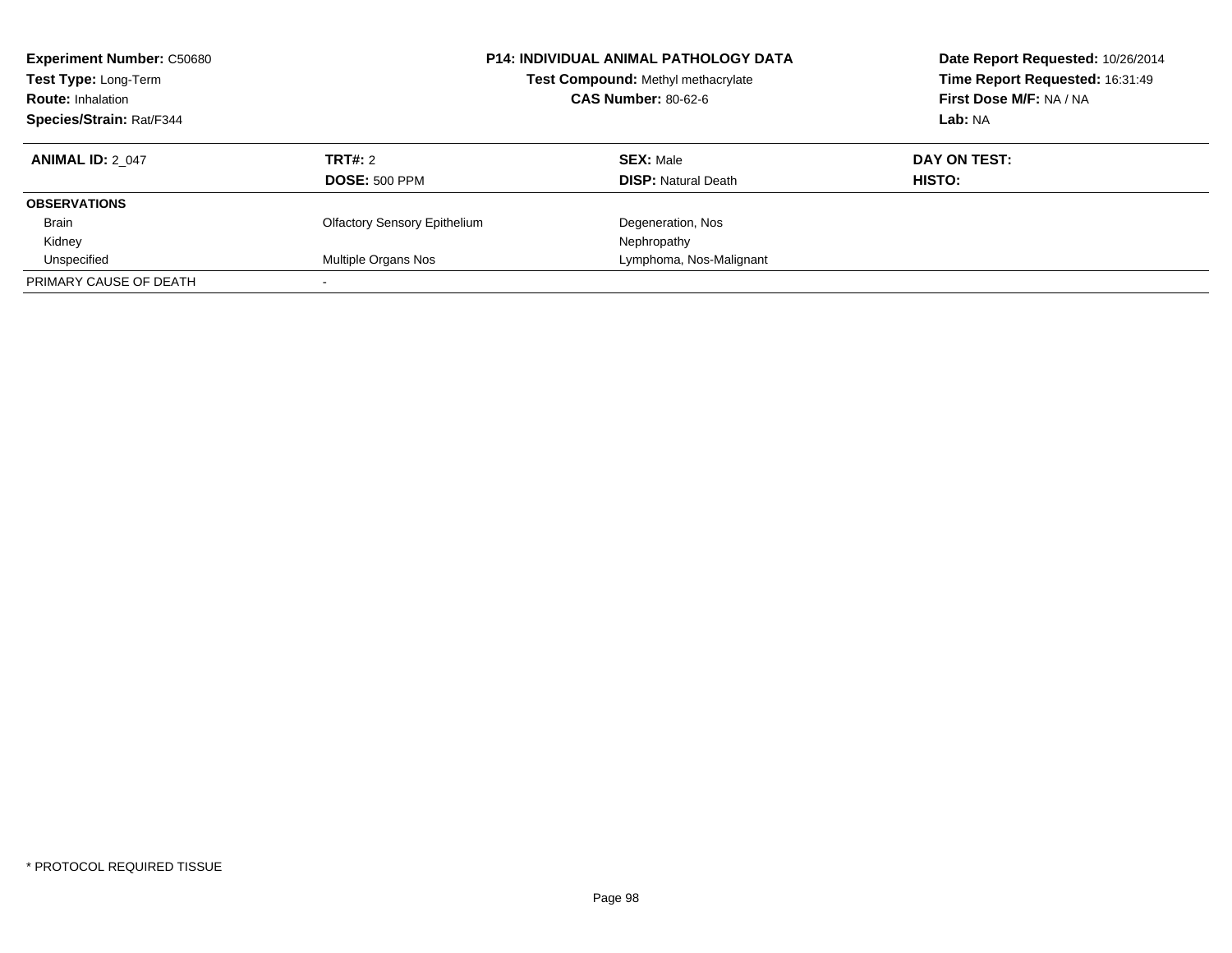**Experiment Number:** C50680
**Test Type:** Long-Term
**Route:** Inhalation
**Species/Strain:** Rat/F344

**P14: INDIVIDUAL ANIMAL PATHOLOGY DATA**
**Test Compound:** Methyl methacrylate
**CAS Number:** 80-62-6

**Date Report Requested:** 10/26/2014
**Time Report Requested:** 16:31:49
**First Dose M/F:** NA / NA
**Lab:** NA

| **ANIMAL ID:** 2_047 | **TRT#:** 2 | **SEX:** Male | **DAY ON TEST:** |
|---|---|---|---|
| | **DOSE:** 500 PPM | **DISP:** Natural Death | **HISTO:** |
| **OBSERVATIONS** | | | |
| Brain | Olfactory Sensory Epithelium | Degeneration, Nos | |
| Kidney | | Nephropathy | |
| Unspecified | Multiple Organs Nos | Lymphoma, Nos-Malignant | |
| PRIMARY CAUSE OF DEATH | - | | |

* PROTOCOL REQUIRED TISSUE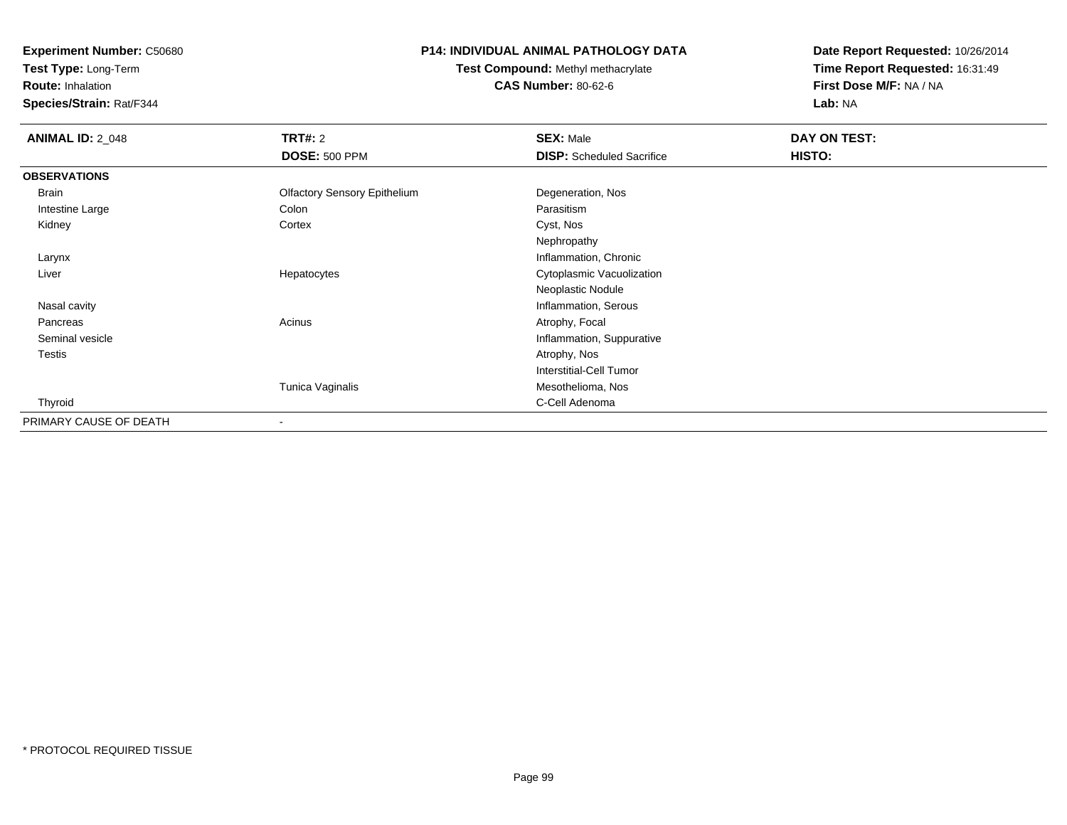**Experiment Number:** C50680
**Test Type:** Long-Term
**Route:** Inhalation
**Species/Strain:** Rat/F344

**P14: INDIVIDUAL ANIMAL PATHOLOGY DATA**
**Test Compound:** Methyl methacrylate
**CAS Number:** 80-62-6

**Date Report Requested:** 10/26/2014
**Time Report Requested:** 16:31:49
**First Dose M/F:** NA / NA
**Lab:** NA

| **ANIMAL ID:** 2_048 | **TRT#:** 2 | **SEX:** Male | **DAY ON TEST:** |
|---|---|---|---|
| | **DOSE:** 500 PPM | **DISP:** Scheduled Sacrifice | **HISTO:** |
| **OBSERVATIONS** | | | |
| Brain | Olfactory Sensory Epithelium | Degeneration, Nos | |
| Intestine Large | Colon | Parasitism | |
| Kidney | Cortex | Cyst, Nos | |
| | | Nephropathy | |
| Larynx | | Inflammation, Chronic | |
| Liver | Hepatocytes | Cytoplasmic Vacuolization | |
| | | Neoplastic Nodule | |
| Nasal cavity | | Inflammation, Serous | |
| Pancreas | Acinus | Atrophy, Focal | |
| Seminal vesicle | | Inflammation, Suppurative | |
| Testis | | Atrophy, Nos | |
| | | Interstitial-Cell Tumor | |
| | Tunica Vaginalis | Mesothelioma, Nos | |
| Thyroid | | C-Cell Adenoma | |
| PRIMARY CAUSE OF DEATH | - | | |

\* PROTOCOL REQUIRED TISSUE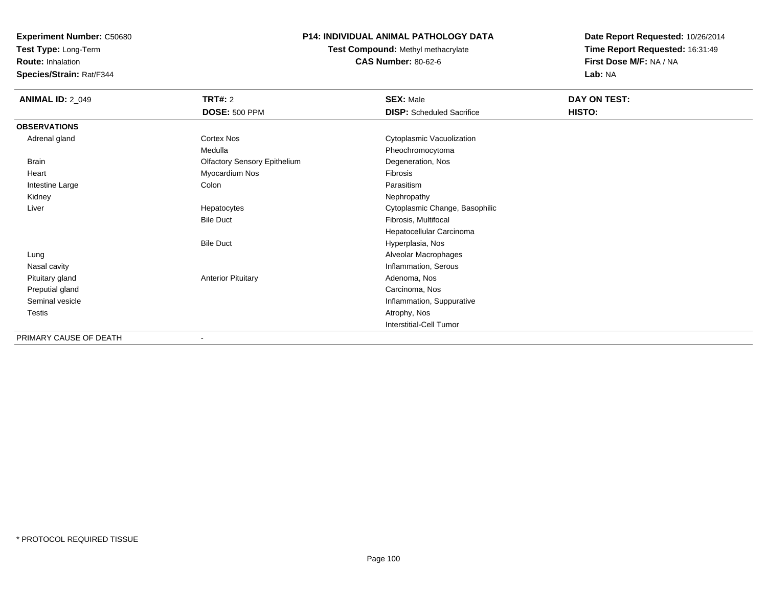**Experiment Number:** C50680
**Test Type:** Long-Term
**Route:** Inhalation
**Species/Strain:** Rat/F344

**P14: INDIVIDUAL ANIMAL PATHOLOGY DATA**
**Test Compound:** Methyl methacrylate
**CAS Number:** 80-62-6

**Date Report Requested:** 10/26/2014
**Time Report Requested:** 16:31:49
**First Dose M/F:** NA / NA
**Lab:** NA

| **ANIMAL ID:** 2_049 | **TRT#:** 2 | **SEX:** Male | **DAY ON TEST:** |
|---|---|---|---|
| | **DOSE:** 500 PPM | **DISP:** Scheduled Sacrifice | **HISTO:** |
| **OBSERVATIONS** | | | |
| Adrenal gland | Cortex Nos | Cytoplasmic Vacuolization | |
| | Medulla | Pheochromocytoma | |
| Brain | Olfactory Sensory Epithelium | Degeneration, Nos | |
| Heart | Myocardium Nos | Fibrosis | |
| Intestine Large | Colon | Parasitism | |
| Kidney | | Nephropathy | |
| Liver | Hepatocytes | Cytoplasmic Change, Basophilic | |
| | Bile Duct | Fibrosis, Multifocal | |
| | | Hepatocellular Carcinoma | |
| | Bile Duct | Hyperplasia, Nos | |
| Lung | | Alveolar Macrophages | |
| Nasal cavity | | Inflammation, Serous | |
| Pituitary gland | Anterior Pituitary | Adenoma, Nos | |
| Preputial gland | | Carcinoma, Nos | |
| Seminal vesicle | | Inflammation, Suppurative | |
| Testis | | Atrophy, Nos | |
| | | Interstitial-Cell Tumor | |
| PRIMARY CAUSE OF DEATH | - | | |

* PROTOCOL REQUIRED TISSUE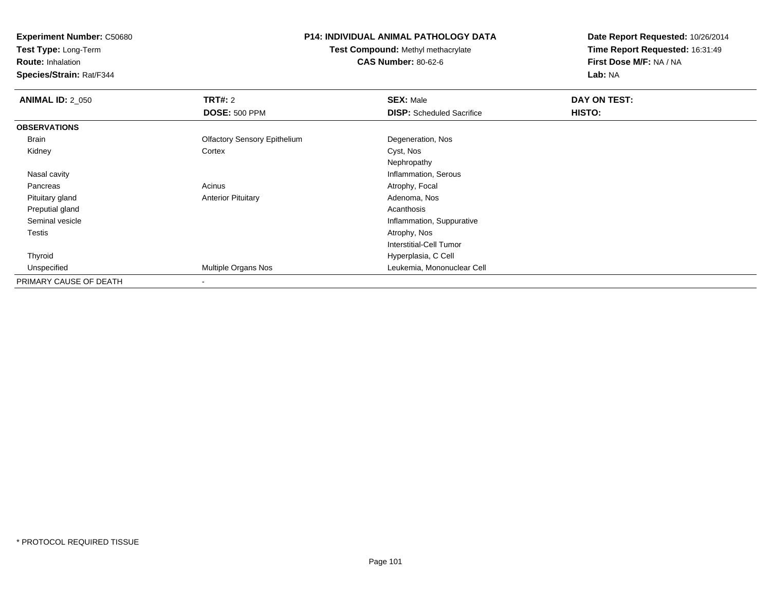**Experiment Number:** C50680
**Test Type:** Long-Term
**Route:** Inhalation
**Species/Strain:** Rat/F344

**P14: INDIVIDUAL ANIMAL PATHOLOGY DATA**
**Test Compound:** Methyl methacrylate
**CAS Number:** 80-62-6

**Date Report Requested:** 10/26/2014
**Time Report Requested:** 16:31:49
**First Dose M/F:** NA / NA
**Lab:** NA

| **ANIMAL ID:** 2_050 | **TRT#:** 2 | **SEX:** Male | **DAY ON TEST:** |
|---|---|---|---|
| | **DOSE:** 500 PPM | **DISP:** Scheduled Sacrifice | **HISTO:** |
| **OBSERVATIONS** | | | |
| Brain | Olfactory Sensory Epithelium | Degeneration, Nos | |
| Kidney | Cortex | Cyst, Nos | |
| | | Nephropathy | |
| Nasal cavity | | Inflammation, Serous | |
| Pancreas | Acinus | Atrophy, Focal | |
| Pituitary gland | Anterior Pituitary | Adenoma, Nos | |
| Preputial gland | | Acanthosis | |
| Seminal vesicle | | Inflammation, Suppurative | |
| Testis | | Atrophy, Nos | |
| | | Interstitial-Cell Tumor | |
| Thyroid | | Hyperplasia, C Cell | |
| Unspecified | Multiple Organs Nos | Leukemia, Mononuclear Cell | |
| PRIMARY CAUSE OF DEATH | - | | |

* PROTOCOL REQUIRED TISSUE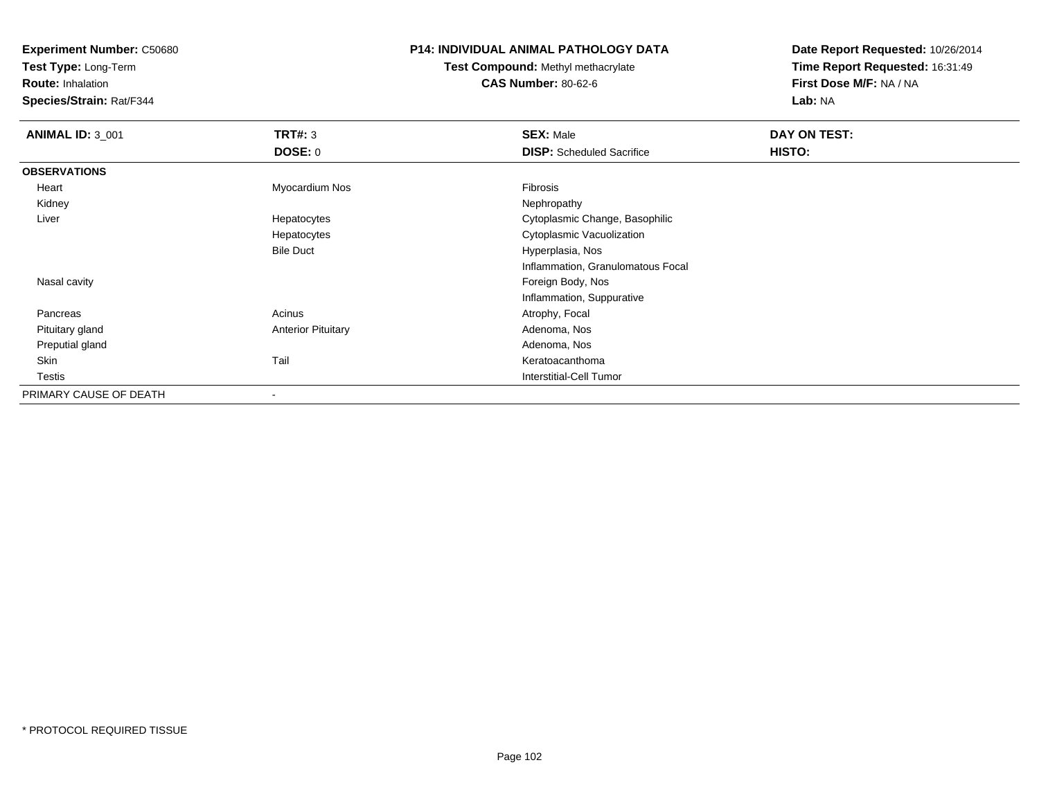**Experiment Number:** C50680
**Test Type:** Long-Term
**Route:** Inhalation
**Species/Strain:** Rat/F344

**P14: INDIVIDUAL ANIMAL PATHOLOGY DATA**
**Test Compound:** Methyl methacrylate
**CAS Number:** 80-62-6

**Date Report Requested:** 10/26/2014
**Time Report Requested:** 16:31:49
**First Dose M/F:** NA / NA
**Lab:** NA

| **ANIMAL ID:** 3_001 | **TRT#:** 3 | **SEX:** Male | **DAY ON TEST:** |
|---|---|---|---|
| | **DOSE:** 0 | **DISP:** Scheduled Sacrifice | **HISTO:** |
| **OBSERVATIONS** | | | |
| Heart | Myocardium Nos | Fibrosis | |
| Kidney | | Nephropathy | |
| Liver | Hepatocytes | Cytoplasmic Change, Basophilic | |
| | Hepatocytes | Cytoplasmic Vacuolization | |
| | Bile Duct | Hyperplasia, Nos | |
| | | Inflammation, Granulomatous Focal | |
| Nasal cavity | | Foreign Body, Nos | |
| | | Inflammation, Suppurative | |
| Pancreas | Acinus | Atrophy, Focal | |
| Pituitary gland | Anterior Pituitary | Adenoma, Nos | |
| Preputial gland | | Adenoma, Nos | |
| Skin | Tail | Keratoacanthoma | |
| Testis | | Interstitial-Cell Tumor | |
| PRIMARY CAUSE OF DEATH | - | | |

* PROTOCOL REQUIRED TISSUE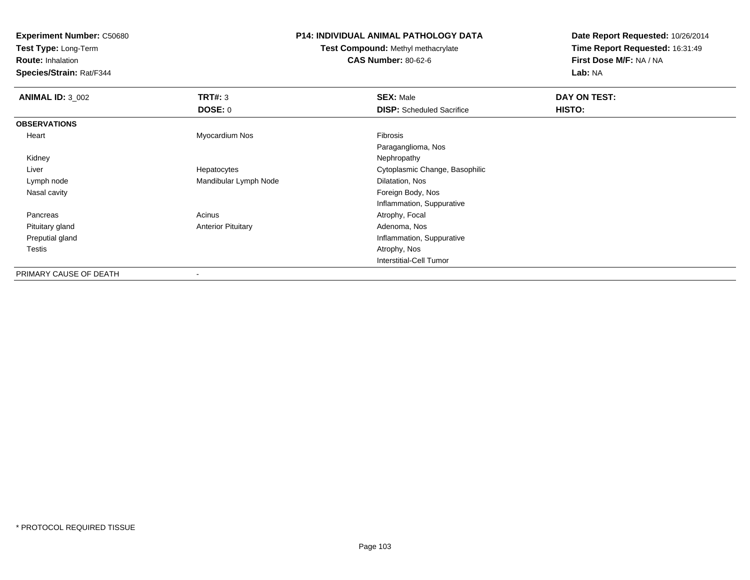**Experiment Number:** C50680
**Test Type:** Long-Term
**Route:** Inhalation
**Species/Strain:** Rat/F344

**P14: INDIVIDUAL ANIMAL PATHOLOGY DATA**
**Test Compound:** Methyl methacrylate
**CAS Number:** 80-62-6

**Date Report Requested:** 10/26/2014
**Time Report Requested:** 16:31:49
**First Dose M/F:** NA / NA
**Lab:** NA

| **ANIMAL ID:** 3_002 | **TRT#:** 3 | **SEX:** Male | **DAY ON TEST:** |
|---|---|---|---|
| | **DOSE:** 0 | **DISP:** Scheduled Sacrifice | **HISTO:** |
| **OBSERVATIONS** | | | |
| Heart | Myocardium Nos | Fibrosis | |
| | | Paraganglioma, Nos | |
| Kidney | | Nephropathy | |
| Liver | Hepatocytes | Cytoplasmic Change, Basophilic | |
| Lymph node | Mandibular Lymph Node | Dilatation, Nos | |
| Nasal cavity | | Foreign Body, Nos | |
| | | Inflammation, Suppurative | |
| Pancreas | Acinus | Atrophy, Focal | |
| Pituitary gland | Anterior Pituitary | Adenoma, Nos | |
| Preputial gland | | Inflammation, Suppurative | |
| Testis | | Atrophy, Nos | |
| | | Interstitial-Cell Tumor | |
| PRIMARY CAUSE OF DEATH | - | | |

* PROTOCOL REQUIRED TISSUE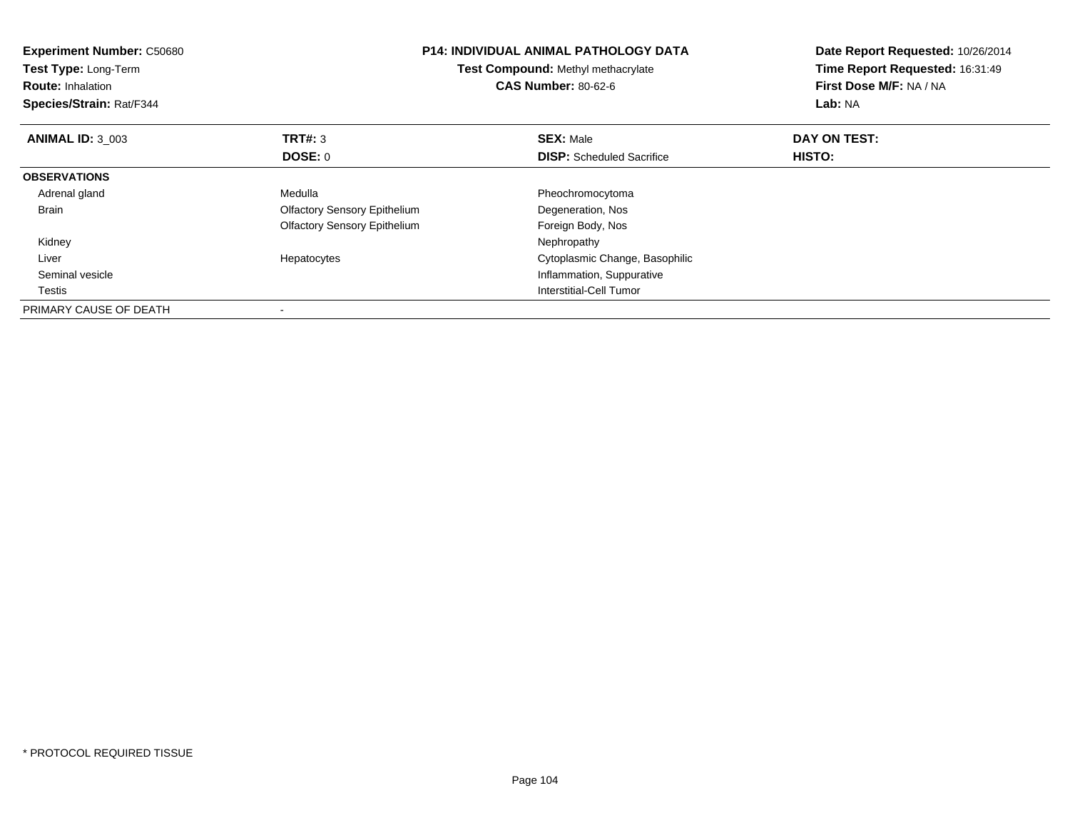**Experiment Number:** C50680
**Test Type:** Long-Term
**Route:** Inhalation
**Species/Strain:** Rat/F344

**P14: INDIVIDUAL ANIMAL PATHOLOGY DATA**
**Test Compound:** Methyl methacrylate
**CAS Number:** 80-62-6

**Date Report Requested:** 10/26/2014
**Time Report Requested:** 16:31:49
**First Dose M/F:** NA / NA
**Lab:** NA

| **ANIMAL ID:** 3_003 | **TRT#:** 3 | **SEX:** Male | **DAY ON TEST:** |
|---|---|---|---|
| | **DOSE:** 0 | **DISP:** Scheduled Sacrifice | **HISTO:** |
| **OBSERVATIONS** | | | |
| Adrenal gland | Medulla | Pheochromocytoma | |
| Brain | Olfactory Sensory Epithelium | Degeneration, Nos | |
| | Olfactory Sensory Epithelium | Foreign Body, Nos | |
| Kidney | | Nephropathy | |
| Liver | Hepatocytes | Cytoplasmic Change, Basophilic | |
| Seminal vesicle | | Inflammation, Suppurative | |
| Testis | | Interstitial-Cell Tumor | |
| PRIMARY CAUSE OF DEATH | - | | |

* PROTOCOL REQUIRED TISSUE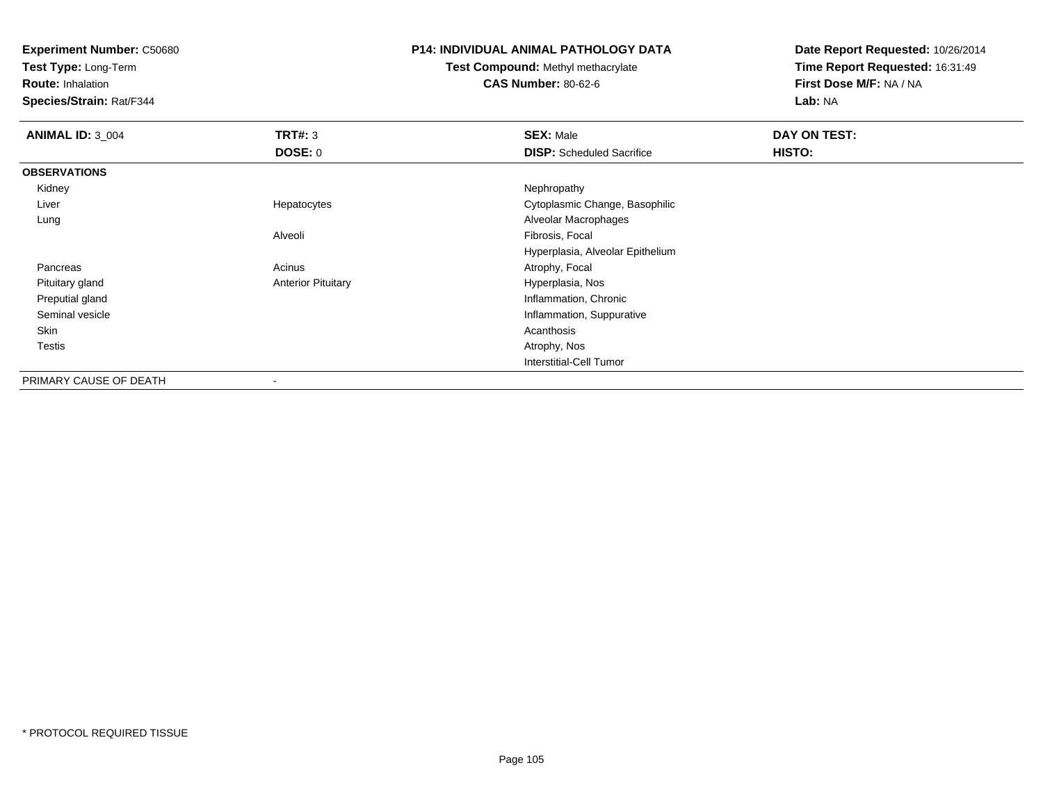**Experiment Number:** C50680
**Test Type:** Long-Term
**Route:** Inhalation
**Species/Strain:** Rat/F344

**P14: INDIVIDUAL ANIMAL PATHOLOGY DATA**
**Test Compound:** Methyl methacrylate
**CAS Number:** 80-62-6

**Date Report Requested:** 10/26/2014
**Time Report Requested:** 16:31:49
**First Dose M/F:** NA / NA
**Lab:** NA

| **ANIMAL ID:** 3_004 | **TRT#:** 3 | **SEX:** Male | **DAY ON TEST:** |
|---|---|---|---|
| | **DOSE:** 0 | **DISP:** Scheduled Sacrifice | **HISTO:** |
| **OBSERVATIONS** | | | |
| Kidney | | Nephropathy | |
| Liver | Hepatocytes | Cytoplasmic Change, Basophilic | |
| Lung | | Alveolar Macrophages | |
| | Alveoli | Fibrosis, Focal | |
| | | Hyperplasia, Alveolar Epithelium | |
| Pancreas | Acinus | Atrophy, Focal | |
| Pituitary gland | Anterior Pituitary | Hyperplasia, Nos | |
| Preputial gland | | Inflammation, Chronic | |
| Seminal vesicle | | Inflammation, Suppurative | |
| Skin | | Acanthosis | |
| Testis | | Atrophy, Nos | |
| | | Interstitial-Cell Tumor | |
| PRIMARY CAUSE OF DEATH | - | | |

* PROTOCOL REQUIRED TISSUE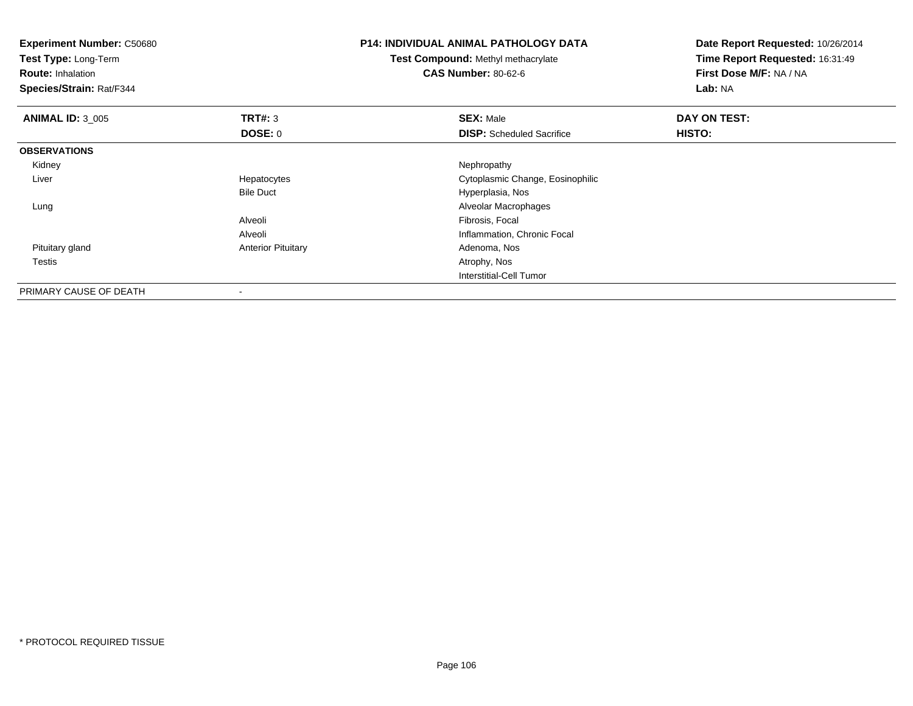**Experiment Number:** C50680
**Test Type:** Long-Term
**Route:** Inhalation
**Species/Strain:** Rat/F344

**P14: INDIVIDUAL ANIMAL PATHOLOGY DATA**
**Test Compound:** Methyl methacrylate
**CAS Number:** 80-62-6

**Date Report Requested:** 10/26/2014
**Time Report Requested:** 16:31:49
**First Dose M/F:** NA / NA
**Lab:** NA

| **ANIMAL ID:** 3_005 | **TRT#:** 3 | **SEX:** Male | **DAY ON TEST:** |
|---|---|---|---|
| | **DOSE:** 0 | **DISP:** Scheduled Sacrifice | **HISTO:** |
| **OBSERVATIONS** | | | |
| Kidney | | Nephropathy | |
| Liver | Hepatocytes | Cytoplasmic Change, Eosinophilic | |
| | Bile Duct | Hyperplasia, Nos | |
| Lung | | Alveolar Macrophages | |
| | Alveoli | Fibrosis, Focal | |
| | Alveoli | Inflammation, Chronic Focal | |
| Pituitary gland | Anterior Pituitary | Adenoma, Nos | |
| Testis | | Atrophy, Nos | |
| | | Interstitial-Cell Tumor | |
| PRIMARY CAUSE OF DEATH | - | | |

* PROTOCOL REQUIRED TISSUE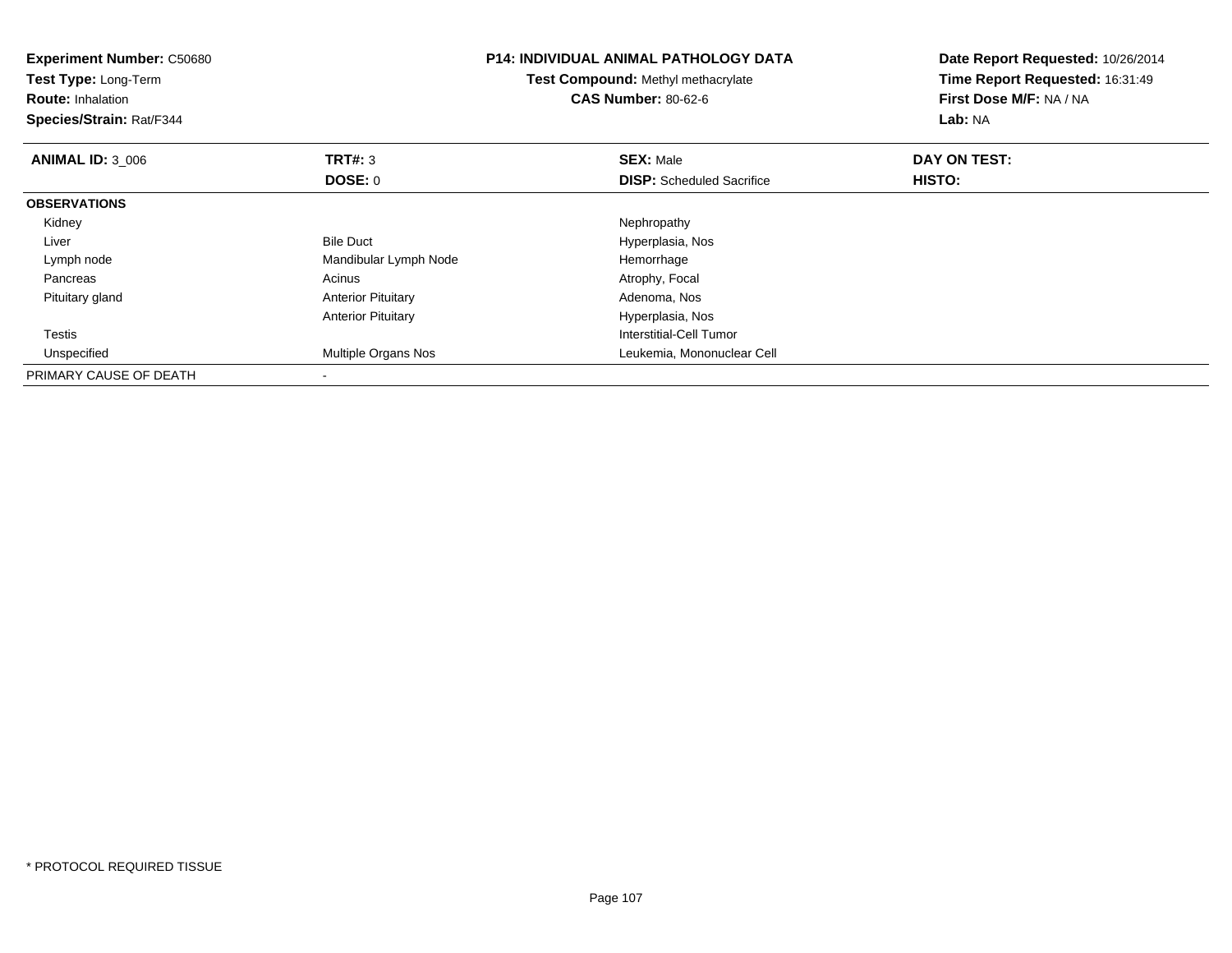**Experiment Number:** C50680
**Test Type:** Long-Term
**Route:** Inhalation
**Species/Strain:** Rat/F344

**P14: INDIVIDUAL ANIMAL PATHOLOGY DATA**
**Test Compound:** Methyl methacrylate
**CAS Number:** 80-62-6

**Date Report Requested:** 10/26/2014
**Time Report Requested:** 16:31:49
**First Dose M/F:** NA / NA
**Lab:** NA

| **ANIMAL ID:** 3_006 | **TRT#:** 3 | **SEX:** Male | **DAY ON TEST:** |
|---|---|---|---|
| | **DOSE:** 0 | **DISP:** Scheduled Sacrifice | **HISTO:** |
| **OBSERVATIONS** | | | |
| Kidney | | Nephropathy | |
| Liver | Bile Duct | Hyperplasia, Nos | |
| Lymph node | Mandibular Lymph Node | Hemorrhage | |
| Pancreas | Acinus | Atrophy, Focal | |
| Pituitary gland | Anterior Pituitary | Adenoma, Nos | |
| | Anterior Pituitary | Hyperplasia, Nos | |
| Testis | | Interstitial-Cell Tumor | |
| Unspecified | Multiple Organs Nos | Leukemia, Mononuclear Cell | |
| PRIMARY CAUSE OF DEATH | - | | |

* PROTOCOL REQUIRED TISSUE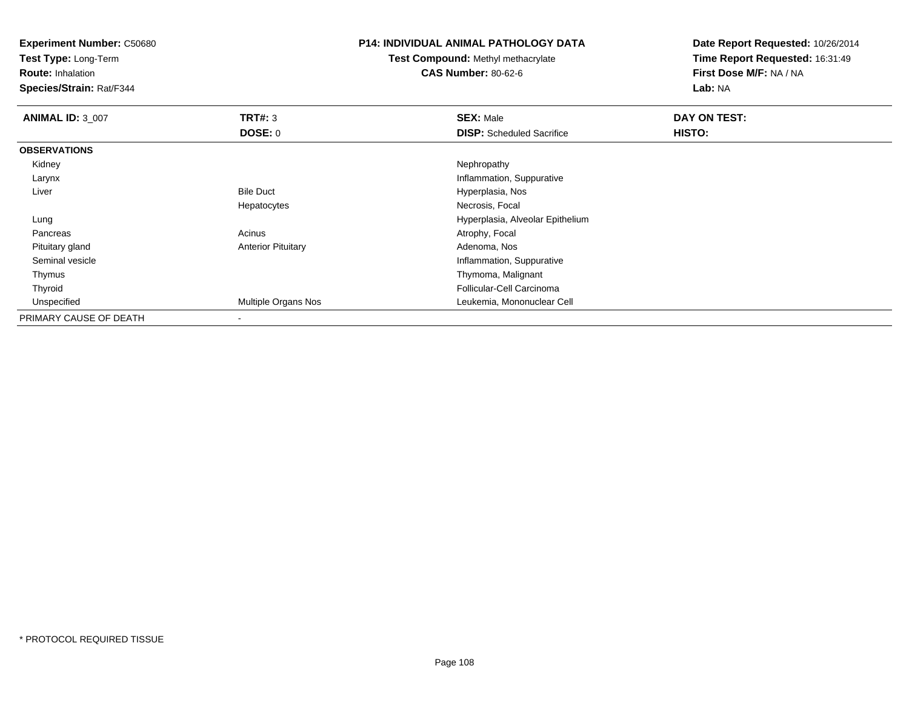**Experiment Number:** C50680
**Test Type:** Long-Term
**Route:** Inhalation
**Species/Strain:** Rat/F344

**P14: INDIVIDUAL ANIMAL PATHOLOGY DATA**
**Test Compound:** Methyl methacrylate
**CAS Number:** 80-62-6

**Date Report Requested:** 10/26/2014
**Time Report Requested:** 16:31:49
**First Dose M/F:** NA / NA
**Lab:** NA

| **ANIMAL ID:** 3_007 | **TRT#:** 3 | **SEX:** Male | **DAY ON TEST:** |
|---|---|---|---|
| | **DOSE:** 0 | **DISP:** Scheduled Sacrifice | **HISTO:** |
| **OBSERVATIONS** | | | |
| Kidney | | Nephropathy | |
| Larynx | | Inflammation, Suppurative | |
| Liver | Bile Duct | Hyperplasia, Nos | |
| | Hepatocytes | Necrosis, Focal | |
| Lung | | Hyperplasia, Alveolar Epithelium | |
| Pancreas | Acinus | Atrophy, Focal | |
| Pituitary gland | Anterior Pituitary | Adenoma, Nos | |
| Seminal vesicle | | Inflammation, Suppurative | |
| Thymus | | Thymoma, Malignant | |
| Thyroid | | Follicular-Cell Carcinoma | |
| Unspecified | Multiple Organs Nos | Leukemia, Mononuclear Cell | |
| PRIMARY CAUSE OF DEATH | - | | |

* PROTOCOL REQUIRED TISSUE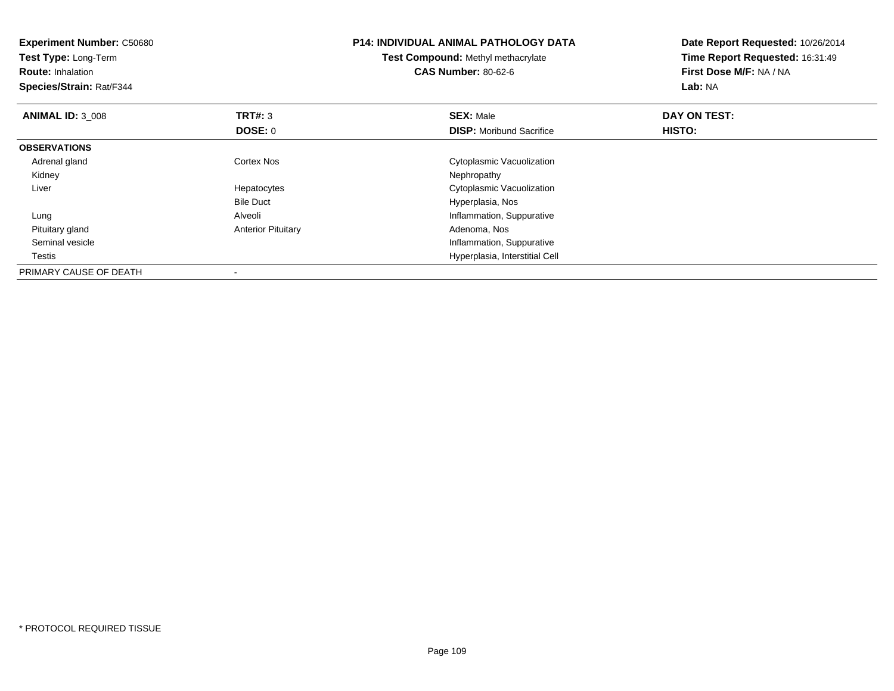**Experiment Number:** C50680
**Test Type:** Long-Term
**Route:** Inhalation
**Species/Strain:** Rat/F344

**P14: INDIVIDUAL ANIMAL PATHOLOGY DATA**
**Test Compound:** Methyl methacrylate
**CAS Number:** 80-62-6

**Date Report Requested:** 10/26/2014
**Time Report Requested:** 16:31:49
**First Dose M/F:** NA / NA
**Lab:** NA

| **ANIMAL ID:** 3_008 | **TRT#:** 3 | **SEX:** Male | **DAY ON TEST:** |
|---|---|---|---|
| | **DOSE:** 0 | **DISP:** Moribund Sacrifice | **HISTO:** |
| **OBSERVATIONS** | | | |
| Adrenal gland | Cortex Nos | Cytoplasmic Vacuolization | |
| Kidney | | Nephropathy | |
| Liver | Hepatocytes | Cytoplasmic Vacuolization | |
| | Bile Duct | Hyperplasia, Nos | |
| Lung | Alveoli | Inflammation, Suppurative | |
| Pituitary gland | Anterior Pituitary | Adenoma, Nos | |
| Seminal vesicle | | Inflammation, Suppurative | |
| Testis | | Hyperplasia, Interstitial Cell | |
| PRIMARY CAUSE OF DEATH | - | | |

* PROTOCOL REQUIRED TISSUE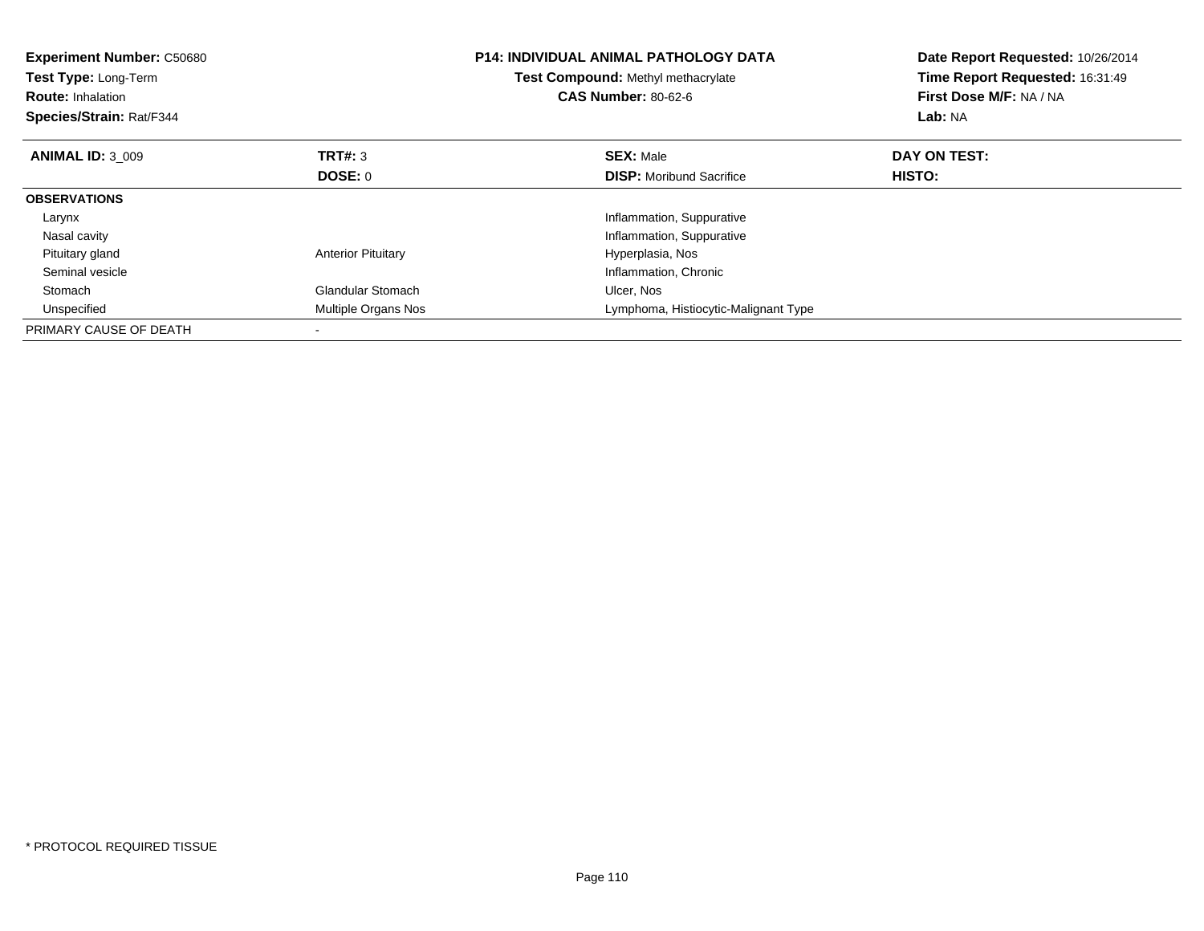**Experiment Number:** C50680
**Test Type:** Long-Term
**Route:** Inhalation
**Species/Strain:** Rat/F344

**P14: INDIVIDUAL ANIMAL PATHOLOGY DATA**
**Test Compound:** Methyl methacrylate
**CAS Number:** 80-62-6

**Date Report Requested:** 10/26/2014
**Time Report Requested:** 16:31:49
**First Dose M/F:** NA / NA
**Lab:** NA

| **ANIMAL ID:** 3_009 | **TRT#:** 3 | **SEX:** Male | **DAY ON TEST:** |
|---|---|---|---|
| | **DOSE:** 0 | **DISP:** Moribund Sacrifice | **HISTO:** |
| **OBSERVATIONS** | | | |
| Larynx | | Inflammation, Suppurative | |
| Nasal cavity | | Inflammation, Suppurative | |
| Pituitary gland | Anterior Pituitary | Hyperplasia, Nos | |
| Seminal vesicle | | Inflammation, Chronic | |
| Stomach | Glandular Stomach | Ulcer, Nos | |
| Unspecified | Multiple Organs Nos | Lymphoma, Histiocytic-Malignant Type | |
| PRIMARY CAUSE OF DEATH | - | | |

* PROTOCOL REQUIRED TISSUE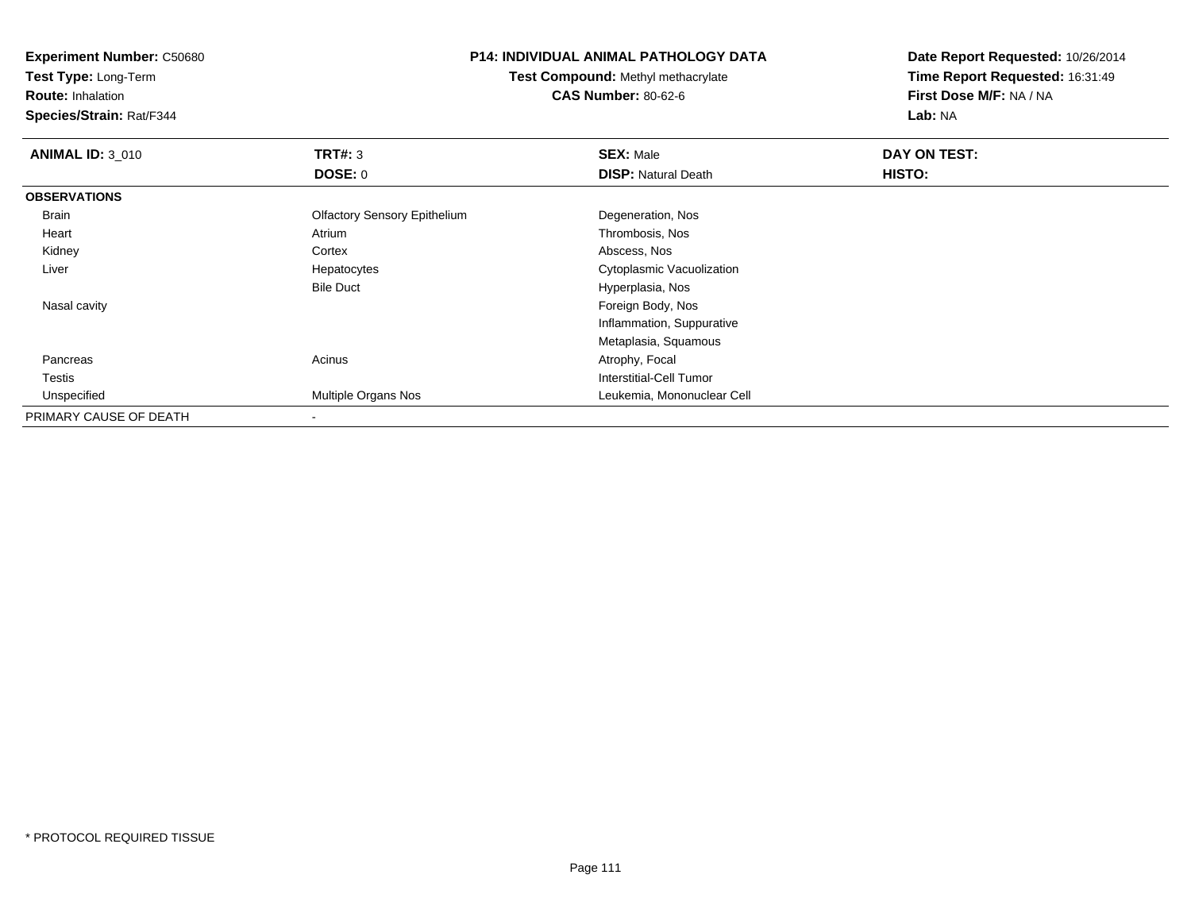**Experiment Number:** C50680
**Test Type:** Long-Term
**Route:** Inhalation
**Species/Strain:** Rat/F344

**P14: INDIVIDUAL ANIMAL PATHOLOGY DATA**
**Test Compound:** Methyl methacrylate
**CAS Number:** 80-62-6

**Date Report Requested:** 10/26/2014
**Time Report Requested:** 16:31:49
**First Dose M/F:** NA / NA
**Lab:** NA

| **ANIMAL ID:** 3_010 | **TRT#:** 3 | **SEX:** Male | **DAY ON TEST:** |
|---|---|---|---|
| | **DOSE:** 0 | **DISP:** Natural Death | **HISTO:** |
| **OBSERVATIONS** | | | |
| Brain | Olfactory Sensory Epithelium | Degeneration, Nos | |
| Heart | Atrium | Thrombosis, Nos | |
| Kidney | Cortex | Abscess, Nos | |
| Liver | Hepatocytes | Cytoplasmic Vacuolization | |
| | Bile Duct | Hyperplasia, Nos | |
| Nasal cavity | | Foreign Body, Nos | |
| | | Inflammation, Suppurative | |
| | | Metaplasia, Squamous | |
| Pancreas | Acinus | Atrophy, Focal | |
| Testis | | Interstitial-Cell Tumor | |
| Unspecified | Multiple Organs Nos | Leukemia, Mononuclear Cell | |
| PRIMARY CAUSE OF DEATH | - | | |

* PROTOCOL REQUIRED TISSUE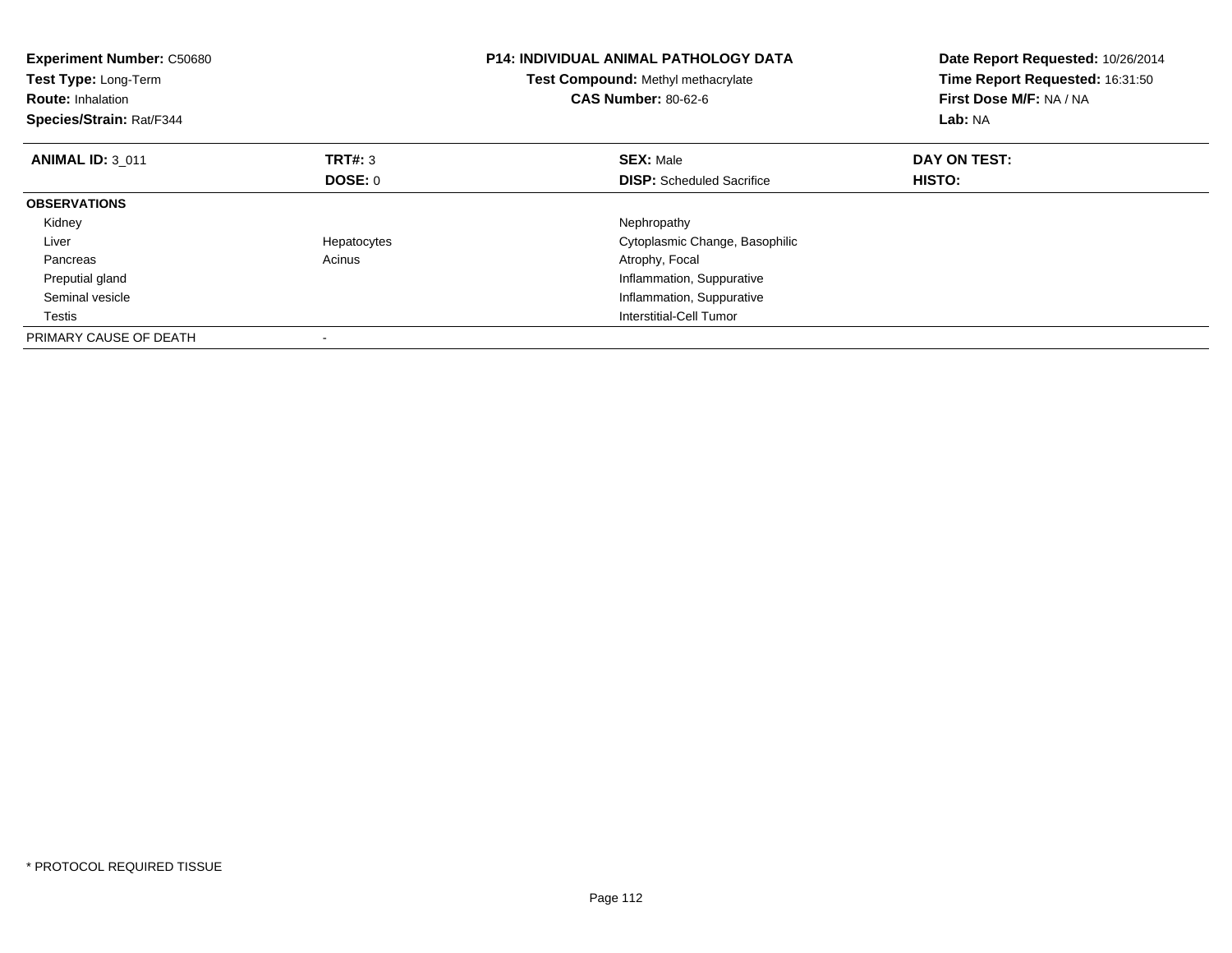**Experiment Number:** C50680
**Test Type:** Long-Term
**Route:** Inhalation
**Species/Strain:** Rat/F344

**P14: INDIVIDUAL ANIMAL PATHOLOGY DATA**
**Test Compound:** Methyl methacrylate
**CAS Number:** 80-62-6

**Date Report Requested:** 10/26/2014
**Time Report Requested:** 16:31:50
**First Dose M/F:** NA / NA
**Lab:** NA

| **ANIMAL ID:** 3_011 | **TRT#:** 3 | **SEX:** Male | **DAY ON TEST:** |
|---|---|---|---|
| | **DOSE:** 0 | **DISP:** Scheduled Sacrifice | **HISTO:** |
| **OBSERVATIONS** | | | |
| Kidney | | Nephropathy | |
| Liver | Hepatocytes | Cytoplasmic Change, Basophilic | |
| Pancreas | Acinus | Atrophy, Focal | |
| Preputial gland | | Inflammation, Suppurative | |
| Seminal vesicle | | Inflammation, Suppurative | |
| Testis | | Interstitial-Cell Tumor | |
| PRIMARY CAUSE OF DEATH | - | | |

\* PROTOCOL REQUIRED TISSUE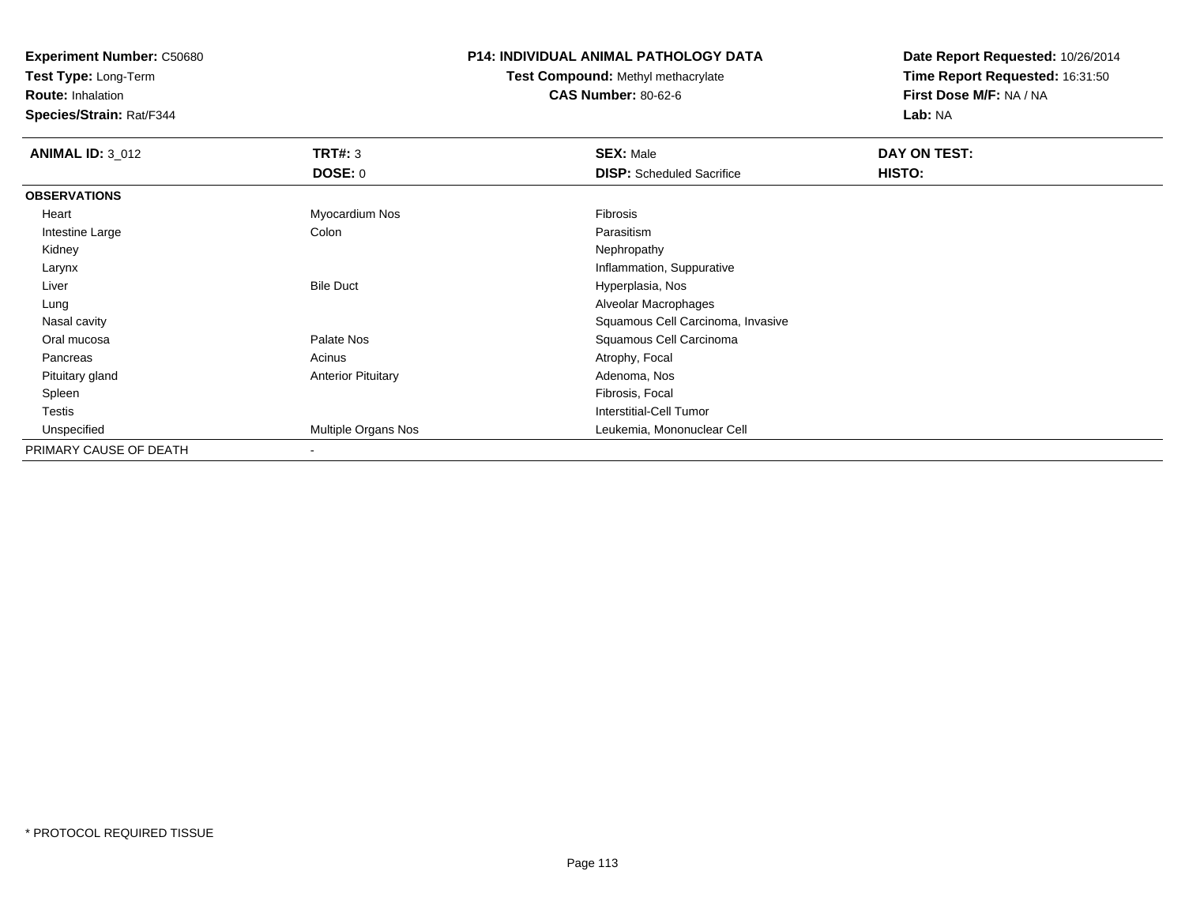**Experiment Number:** C50680
**Test Type:** Long-Term
**Route:** Inhalation
**Species/Strain:** Rat/F344

# P14: INDIVIDUAL ANIMAL PATHOLOGY DATA

**Test Compound:** Methyl methacrylate
**CAS Number:** 80-62-6

**Date Report Requested:** 10/26/2014
**Time Report Requested:** 16:31:50
**First Dose M/F:** NA / NA
**Lab:** NA

| **ANIMAL ID:** 3_012 | **TRT#:** 3 | **SEX:** Male | **DAY ON TEST:** |
|---|---|---|---|
| | **DOSE:** 0 | **DISP:** Scheduled Sacrifice | **HISTO:** |
| **OBSERVATIONS** | | | |
| Heart | Myocardium Nos | Fibrosis | |
| Intestine Large | Colon | Parasitism | |
| Kidney | | Nephropathy | |
| Larynx | | Inflammation, Suppurative | |
| Liver | Bile Duct | Hyperplasia, Nos | |
| Lung | | Alveolar Macrophages | |
| Nasal cavity | | Squamous Cell Carcinoma, Invasive | |
| Oral mucosa | Palate Nos | Squamous Cell Carcinoma | |
| Pancreas | Acinus | Atrophy, Focal | |
| Pituitary gland | Anterior Pituitary | Adenoma, Nos | |
| Spleen | | Fibrosis, Focal | |
| Testis | | Interstitial-Cell Tumor | |
| Unspecified | Multiple Organs Nos | Leukemia, Mononuclear Cell | |
| PRIMARY CAUSE OF DEATH | - | | |

* PROTOCOL REQUIRED TISSUE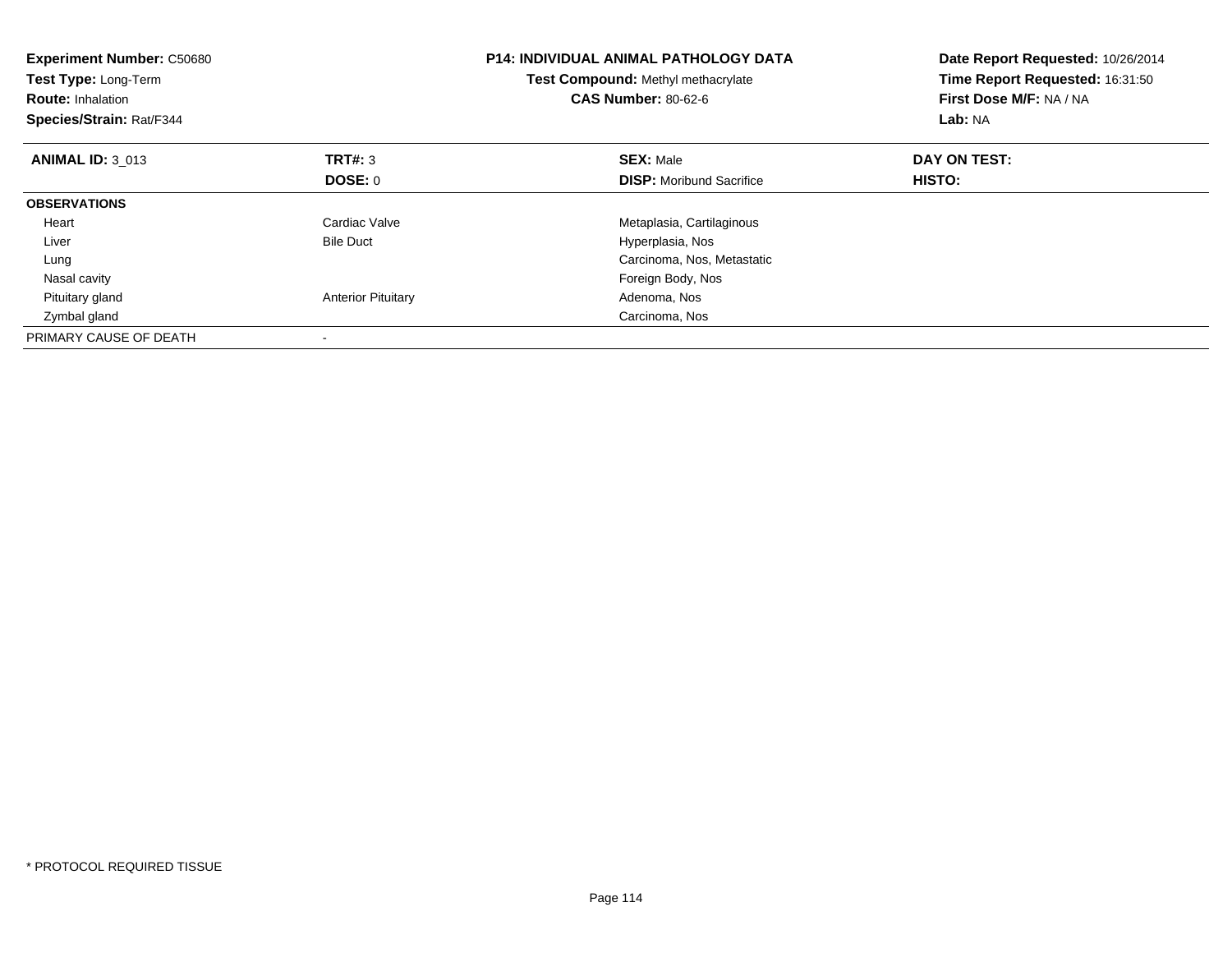**Experiment Number:** C50680
**Test Type:** Long-Term
**Route:** Inhalation
**Species/Strain:** Rat/F344

**P14: INDIVIDUAL ANIMAL PATHOLOGY DATA**
**Test Compound:** Methyl methacrylate
**CAS Number:** 80-62-6

**Date Report Requested:** 10/26/2014
**Time Report Requested:** 16:31:50
**First Dose M/F:** NA / NA
**Lab:** NA

| **ANIMAL ID:** 3_013 | **TRT#:** 3 | **SEX:** Male | **DAY ON TEST:** |
|---|---|---|---|
| | **DOSE:** 0 | **DISP:** Moribund Sacrifice | **HISTO:** |
| **OBSERVATIONS** | | | |
| Heart | Cardiac Valve | Metaplasia, Cartilaginous | |
| Liver | Bile Duct | Hyperplasia, Nos | |
| Lung | | Carcinoma, Nos, Metastatic | |
| Nasal cavity | | Foreign Body, Nos | |
| Pituitary gland | Anterior Pituitary | Adenoma, Nos | |
| Zymbal gland | | Carcinoma, Nos | |
| PRIMARY CAUSE OF DEATH | - | | |

* PROTOCOL REQUIRED TISSUE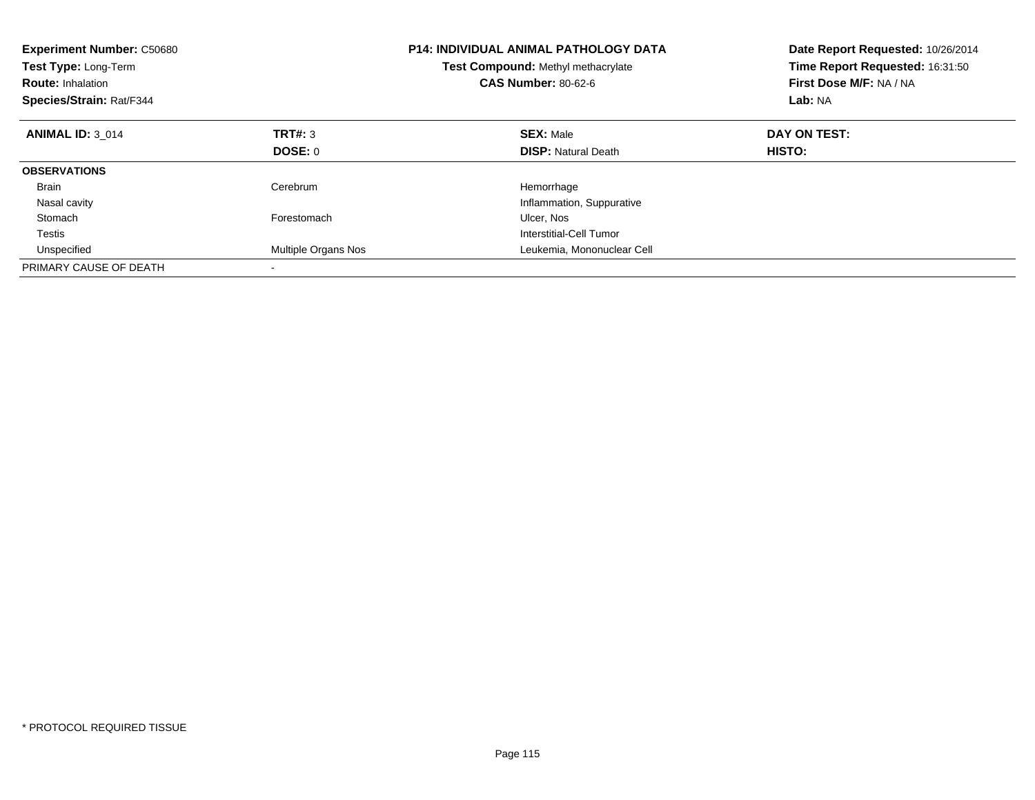**Experiment Number:** C50680
**Test Type:** Long-Term
**Route:** Inhalation
**Species/Strain:** Rat/F344

**P14: INDIVIDUAL ANIMAL PATHOLOGY DATA**
**Test Compound:** Methyl methacrylate
**CAS Number:** 80-62-6

**Date Report Requested:** 10/26/2014
**Time Report Requested:** 16:31:50
**First Dose M/F:** NA / NA
**Lab:** NA

| **ANIMAL ID:** 3_014 | **TRT#:** 3 | **SEX:** Male | **DAY ON TEST:** |
|---|---|---|---|
| | **DOSE:** 0 | **DISP:** Natural Death | **HISTO:** |
| **OBSERVATIONS** | | | |
| Brain | Cerebrum | Hemorrhage | |
| Nasal cavity | | Inflammation, Suppurative | |
| Stomach | Forestomach | Ulcer, Nos | |
| Testis | | Interstitial-Cell Tumor | |
| Unspecified | Multiple Organs Nos | Leukemia, Mononuclear Cell | |
| PRIMARY CAUSE OF DEATH | - | | |

* PROTOCOL REQUIRED TISSUE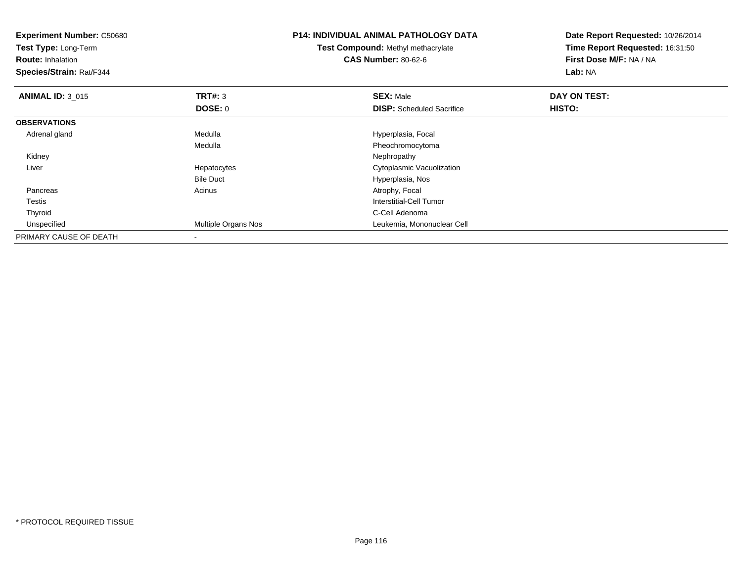**Experiment Number:** C50680
**Test Type:** Long-Term
**Route:** Inhalation
**Species/Strain:** Rat/F344

**P14: INDIVIDUAL ANIMAL PATHOLOGY DATA**
**Test Compound:** Methyl methacrylate
**CAS Number:** 80-62-6

**Date Report Requested:** 10/26/2014
**Time Report Requested:** 16:31:50
**First Dose M/F:** NA / NA
**Lab:** NA

| **ANIMAL ID:** 3_015 | **TRT#:** 3 | **SEX:** Male | **DAY ON TEST:** |
|---|---|---|---|
| | **DOSE:** 0 | **DISP:** Scheduled Sacrifice | **HISTO:** |
| **OBSERVATIONS** | | | |
| Adrenal gland | Medulla | Hyperplasia, Focal | |
| | Medulla | Pheochromocytoma | |
| Kidney | | Nephropathy | |
| Liver | Hepatocytes | Cytoplasmic Vacuolization | |
| | Bile Duct | Hyperplasia, Nos | |
| Pancreas | Acinus | Atrophy, Focal | |
| Testis | | Interstitial-Cell Tumor | |
| Thyroid | | C-Cell Adenoma | |
| Unspecified | Multiple Organs Nos | Leukemia, Mononuclear Cell | |
| PRIMARY CAUSE OF DEATH | - | | |

\* PROTOCOL REQUIRED TISSUE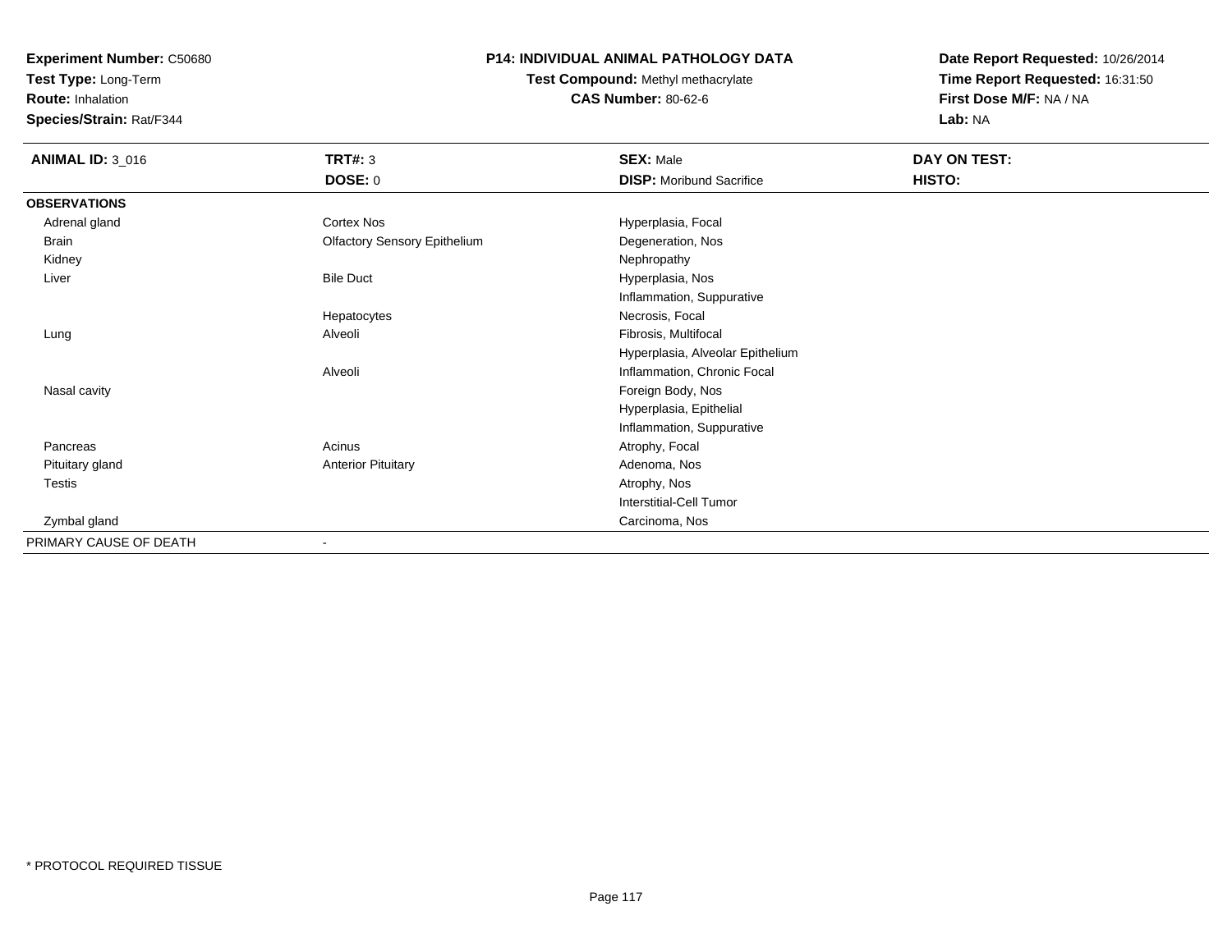**Experiment Number:** C50680
**Test Type:** Long-Term
**Route:** Inhalation
**Species/Strain:** Rat/F344

**P14: INDIVIDUAL ANIMAL PATHOLOGY DATA**
**Test Compound:** Methyl methacrylate
**CAS Number:** 80-62-6

**Date Report Requested:** 10/26/2014
**Time Report Requested:** 16:31:50
**First Dose M/F:** NA / NA
**Lab:** NA

| **ANIMAL ID:** 3_016 | **TRT#:** 3 | **SEX:** Male | **DAY ON TEST:** |
|---|---|---|---|
| | **DOSE:** 0 | **DISP:** Moribund Sacrifice | **HISTO:** |
| **OBSERVATIONS** | | | |
| Adrenal gland | Cortex Nos | Hyperplasia, Focal | |
| Brain | Olfactory Sensory Epithelium | Degeneration, Nos | |
| Kidney | | Nephropathy | |
| Liver | Bile Duct | Hyperplasia, Nos | |
| | | Inflammation, Suppurative | |
| | Hepatocytes | Necrosis, Focal | |
| Lung | Alveoli | Fibrosis, Multifocal | |
| | | Hyperplasia, Alveolar Epithelium | |
| | Alveoli | Inflammation, Chronic Focal | |
| Nasal cavity | | Foreign Body, Nos | |
| | | Hyperplasia, Epithelial | |
| | | Inflammation, Suppurative | |
| Pancreas | Acinus | Atrophy, Focal | |
| Pituitary gland | Anterior Pituitary | Adenoma, Nos | |
| Testis | | Atrophy, Nos | |
| | | Interstitial-Cell Tumor | |
| Zymbal gland | | Carcinoma, Nos | |
| PRIMARY CAUSE OF DEATH | - | | |

* PROTOCOL REQUIRED TISSUE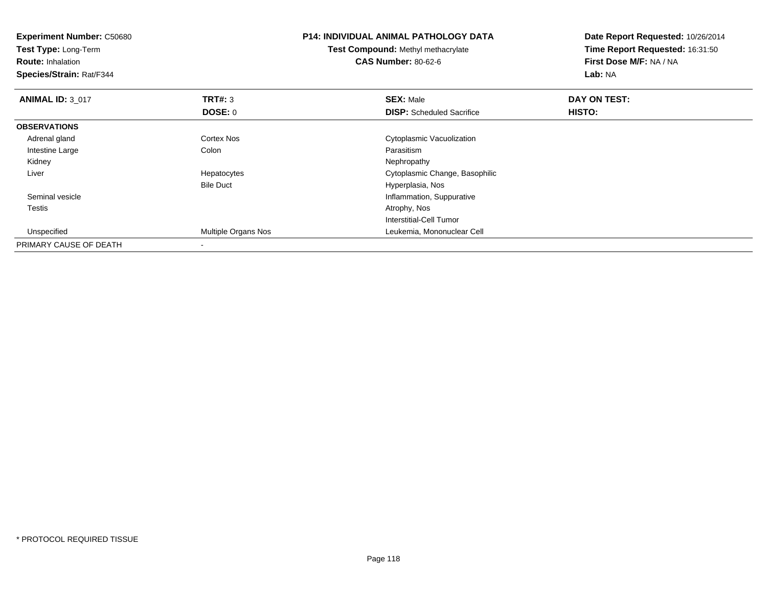**Experiment Number:** C50680
**Test Type:** Long-Term
**Route:** Inhalation
**Species/Strain:** Rat/F344

**P14: INDIVIDUAL ANIMAL PATHOLOGY DATA**
**Test Compound:** Methyl methacrylate
**CAS Number:** 80-62-6

**Date Report Requested:** 10/26/2014
**Time Report Requested:** 16:31:50
**First Dose M/F:** NA / NA
**Lab:** NA

| **ANIMAL ID:** 3_017 | **TRT#:** 3 | **SEX:** Male | **DAY ON TEST:** |
|---|---|---|---|
| | **DOSE:** 0 | **DISP:** Scheduled Sacrifice | **HISTO:** |
| **OBSERVATIONS** | | | |
| Adrenal gland | Cortex Nos | Cytoplasmic Vacuolization | |
| Intestine Large | Colon | Parasitism | |
| Kidney | | Nephropathy | |
| Liver | Hepatocytes | Cytoplasmic Change, Basophilic | |
| | Bile Duct | Hyperplasia, Nos | |
| Seminal vesicle | | Inflammation, Suppurative | |
| Testis | | Atrophy, Nos | |
| | | Interstitial-Cell Tumor | |
| Unspecified | Multiple Organs Nos | Leukemia, Mononuclear Cell | |
| PRIMARY CAUSE OF DEATH | - | | |

* PROTOCOL REQUIRED TISSUE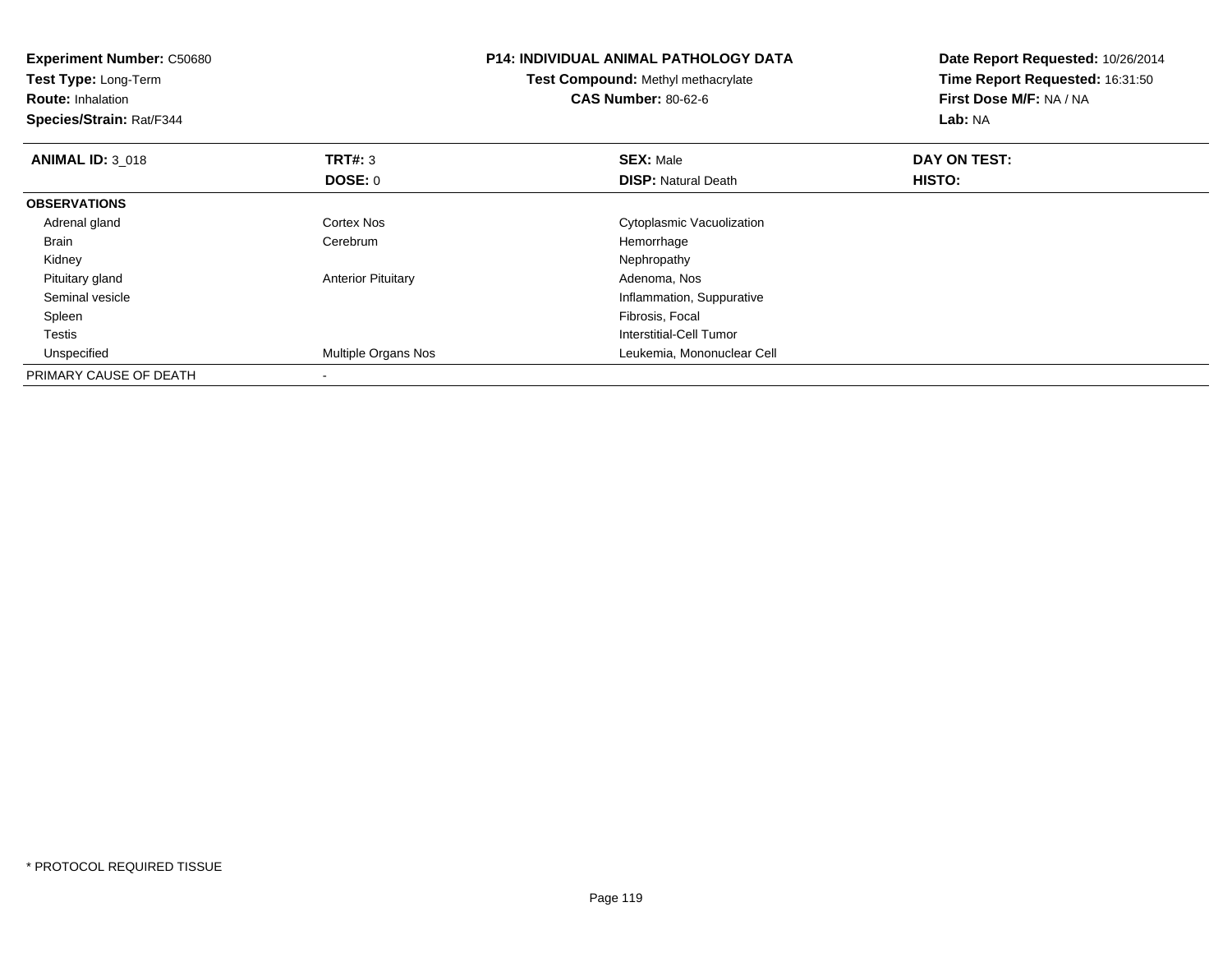**Experiment Number:** C50680
**Test Type:** Long-Term
**Route:** Inhalation
**Species/Strain:** Rat/F344

**P14: INDIVIDUAL ANIMAL PATHOLOGY DATA**
**Test Compound:** Methyl methacrylate
**CAS Number:** 80-62-6

**Date Report Requested:** 10/26/2014
**Time Report Requested:** 16:31:50
**First Dose M/F:** NA / NA
**Lab:** NA

| **ANIMAL ID:** 3_018 | **TRT#:** 3 | **SEX:** Male | **DAY ON TEST:** |
|---|---|---|---|
| | **DOSE:** 0 | **DISP:** Natural Death | **HISTO:** |
| **OBSERVATIONS** | | | |
| Adrenal gland | Cortex Nos | Cytoplasmic Vacuolization | |
| Brain | Cerebrum | Hemorrhage | |
| Kidney | | Nephropathy | |
| Pituitary gland | Anterior Pituitary | Adenoma, Nos | |
| Seminal vesicle | | Inflammation, Suppurative | |
| Spleen | | Fibrosis, Focal | |
| Testis | | Interstitial-Cell Tumor | |
| Unspecified | Multiple Organs Nos | Leukemia, Mononuclear Cell | |
| PRIMARY CAUSE OF DEATH | - | | |

* PROTOCOL REQUIRED TISSUE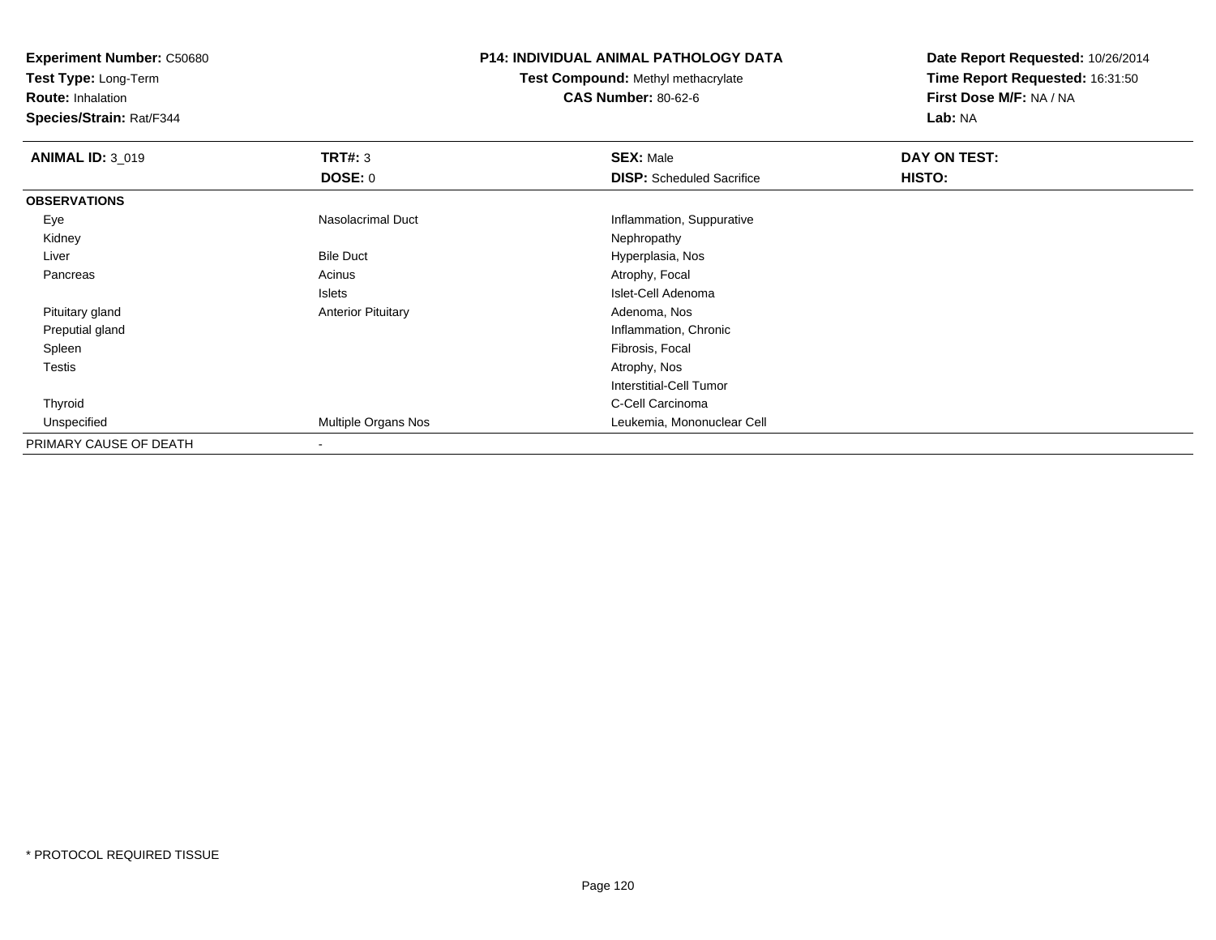**Experiment Number:** C50680
**Test Type:** Long-Term
**Route:** Inhalation
**Species/Strain:** Rat/F344

**P14: INDIVIDUAL ANIMAL PATHOLOGY DATA**
**Test Compound:** Methyl methacrylate
**CAS Number:** 80-62-6

**Date Report Requested:** 10/26/2014
**Time Report Requested:** 16:31:50
**First Dose M/F:** NA / NA
**Lab:** NA

| **ANIMAL ID:** 3_019 | **TRT#:** 3 | **SEX:** Male | **DAY ON TEST:** |
|---|---|---|---|
| | **DOSE:** 0 | **DISP:** Scheduled Sacrifice | **HISTO:** |
| **OBSERVATIONS** | | | |
| Eye | Nasolacrimal Duct | Inflammation, Suppurative | |
| Kidney | | Nephropathy | |
| Liver | Bile Duct | Hyperplasia, Nos | |
| Pancreas | Acinus | Atrophy, Focal | |
| | Islets | Islet-Cell Adenoma | |
| Pituitary gland | Anterior Pituitary | Adenoma, Nos | |
| Preputial gland | | Inflammation, Chronic | |
| Spleen | | Fibrosis, Focal | |
| Testis | | Atrophy, Nos | |
| | | Interstitial-Cell Tumor | |
| Thyroid | | C-Cell Carcinoma | |
| Unspecified | Multiple Organs Nos | Leukemia, Mononuclear Cell | |
| PRIMARY CAUSE OF DEATH | - | | |

* PROTOCOL REQUIRED TISSUE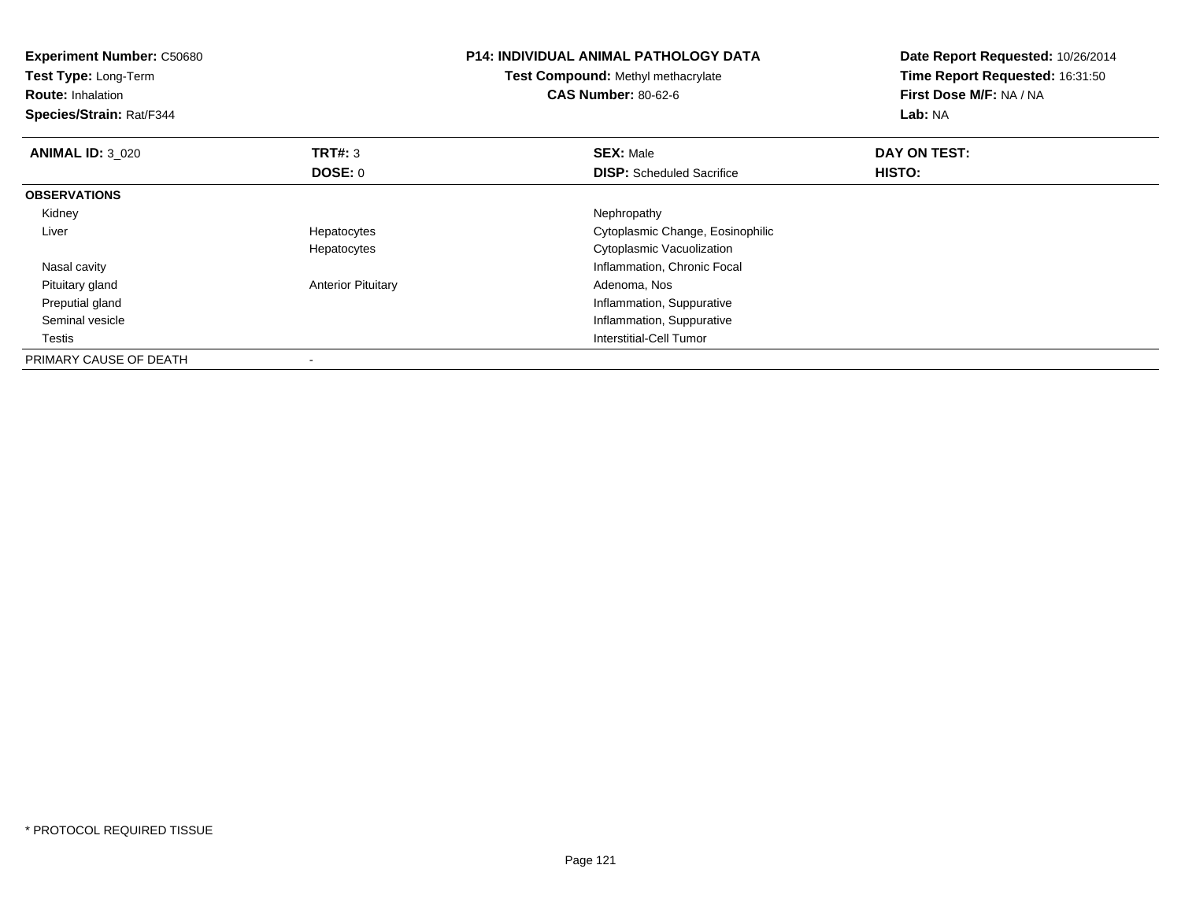**Experiment Number:** C50680
**Test Type:** Long-Term
**Route:** Inhalation
**Species/Strain:** Rat/F344

**P14: INDIVIDUAL ANIMAL PATHOLOGY DATA**
**Test Compound:** Methyl methacrylate
**CAS Number:** 80-62-6

**Date Report Requested:** 10/26/2014
**Time Report Requested:** 16:31:50
**First Dose M/F:** NA / NA
**Lab:** NA

| **ANIMAL ID:** 3_020 | **TRT#:** 3 | **SEX:** Male | **DAY ON TEST:** |
|---|---|---|---|
| | **DOSE:** 0 | **DISP:** Scheduled Sacrifice | **HISTO:** |
| **OBSERVATIONS** | | | |
| Kidney | | Nephropathy | |
| Liver | Hepatocytes | Cytoplasmic Change, Eosinophilic | |
| | Hepatocytes | Cytoplasmic Vacuolization | |
| Nasal cavity | | Inflammation, Chronic Focal | |
| Pituitary gland | Anterior Pituitary | Adenoma, Nos | |
| Preputial gland | | Inflammation, Suppurative | |
| Seminal vesicle | | Inflammation, Suppurative | |
| Testis | | Interstitial-Cell Tumor | |
| PRIMARY CAUSE OF DEATH | - | | |

* PROTOCOL REQUIRED TISSUE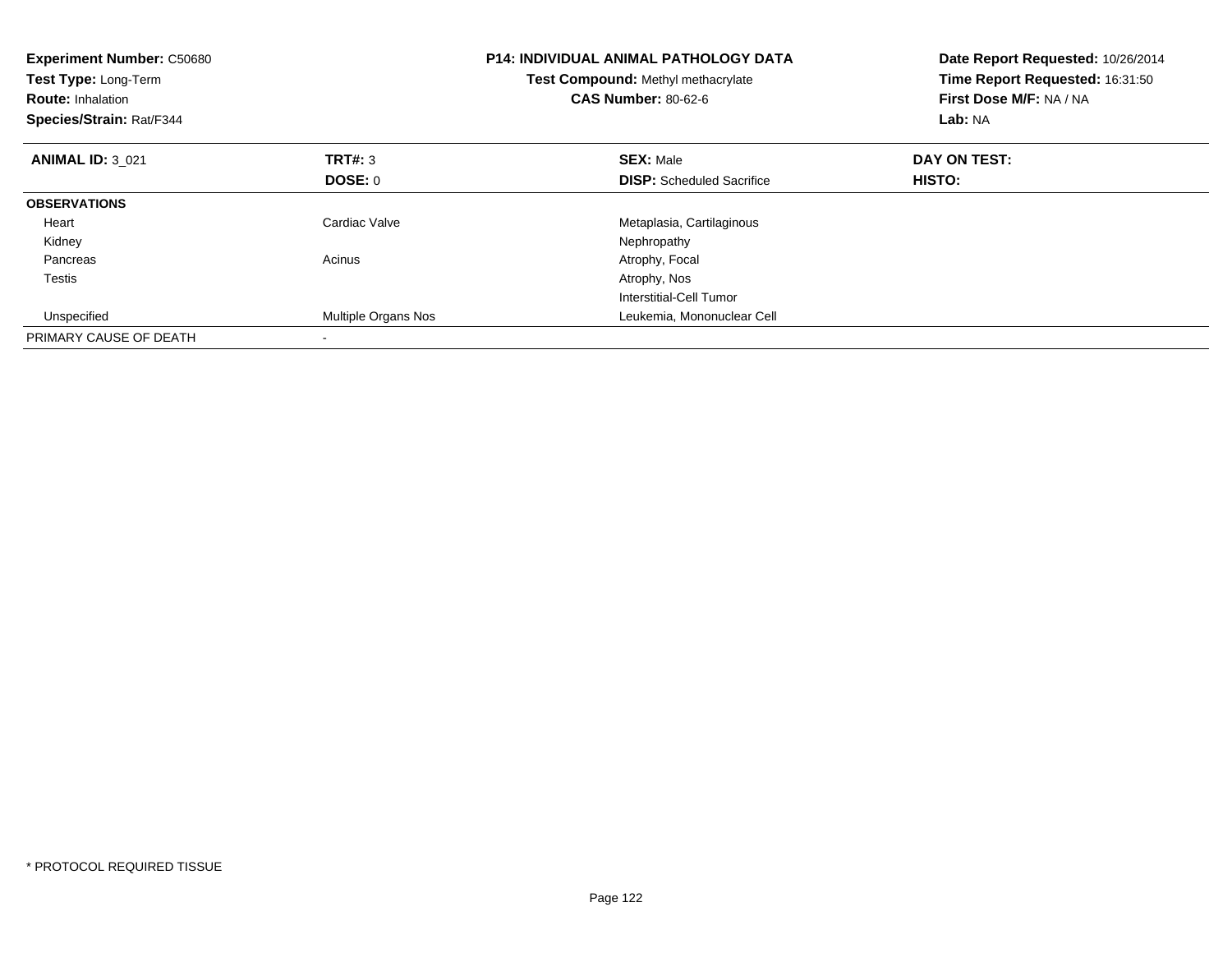**Experiment Number:** C50680
**Test Type:** Long-Term
**Route:** Inhalation
**Species/Strain:** Rat/F344

**P14: INDIVIDUAL ANIMAL PATHOLOGY DATA**
**Test Compound:** Methyl methacrylate
**CAS Number:** 80-62-6

**Date Report Requested:** 10/26/2014
**Time Report Requested:** 16:31:50
**First Dose M/F:** NA / NA
**Lab:** NA

| **ANIMAL ID:** 3_021 | **TRT#:** 3 | **SEX:** Male | **DAY ON TEST:** |
|---|---|---|---|
| | **DOSE:** 0 | **DISP:** Scheduled Sacrifice | **HISTO:** |
| **OBSERVATIONS** | | | |
| Heart | Cardiac Valve | Metaplasia, Cartilaginous | |
| Kidney | | Nephropathy | |
| Pancreas | Acinus | Atrophy, Focal | |
| Testis | | Atrophy, Nos | |
| | | Interstitial-Cell Tumor | |
| Unspecified | Multiple Organs Nos | Leukemia, Mononuclear Cell | |
| PRIMARY CAUSE OF DEATH | - | | |

* PROTOCOL REQUIRED TISSUE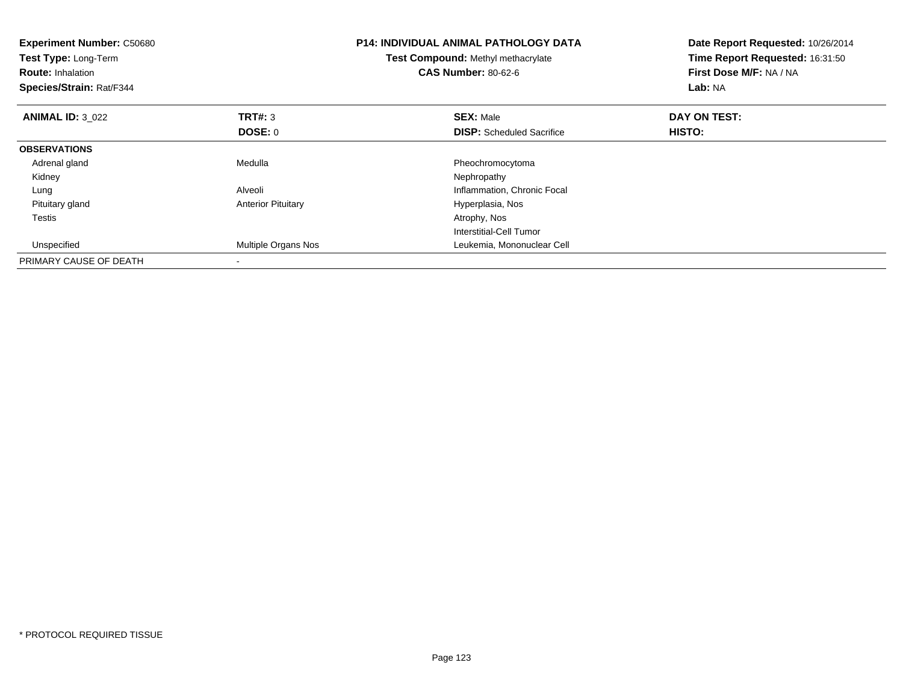**Experiment Number:** C50680
**Test Type:** Long-Term
**Route:** Inhalation
**Species/Strain:** Rat/F344

**P14: INDIVIDUAL ANIMAL PATHOLOGY DATA**
**Test Compound:** Methyl methacrylate
**CAS Number:** 80-62-6

**Date Report Requested:** 10/26/2014
**Time Report Requested:** 16:31:50
**First Dose M/F:** NA / NA
**Lab:** NA

| **ANIMAL ID:** 3_022 | **TRT#:** 3 | **SEX:** Male | **DAY ON TEST:** |
|---|---|---|---|
| | **DOSE:** 0 | **DISP:** Scheduled Sacrifice | **HISTO:** |
| **OBSERVATIONS** | | | |
| Adrenal gland | Medulla | Pheochromocytoma | |
| Kidney | | Nephropathy | |
| Lung | Alveoli | Inflammation, Chronic Focal | |
| Pituitary gland | Anterior Pituitary | Hyperplasia, Nos | |
| Testis | | Atrophy, Nos | |
| | | Interstitial-Cell Tumor | |
| Unspecified | Multiple Organs Nos | Leukemia, Mononuclear Cell | |
| PRIMARY CAUSE OF DEATH | - | | |

* PROTOCOL REQUIRED TISSUE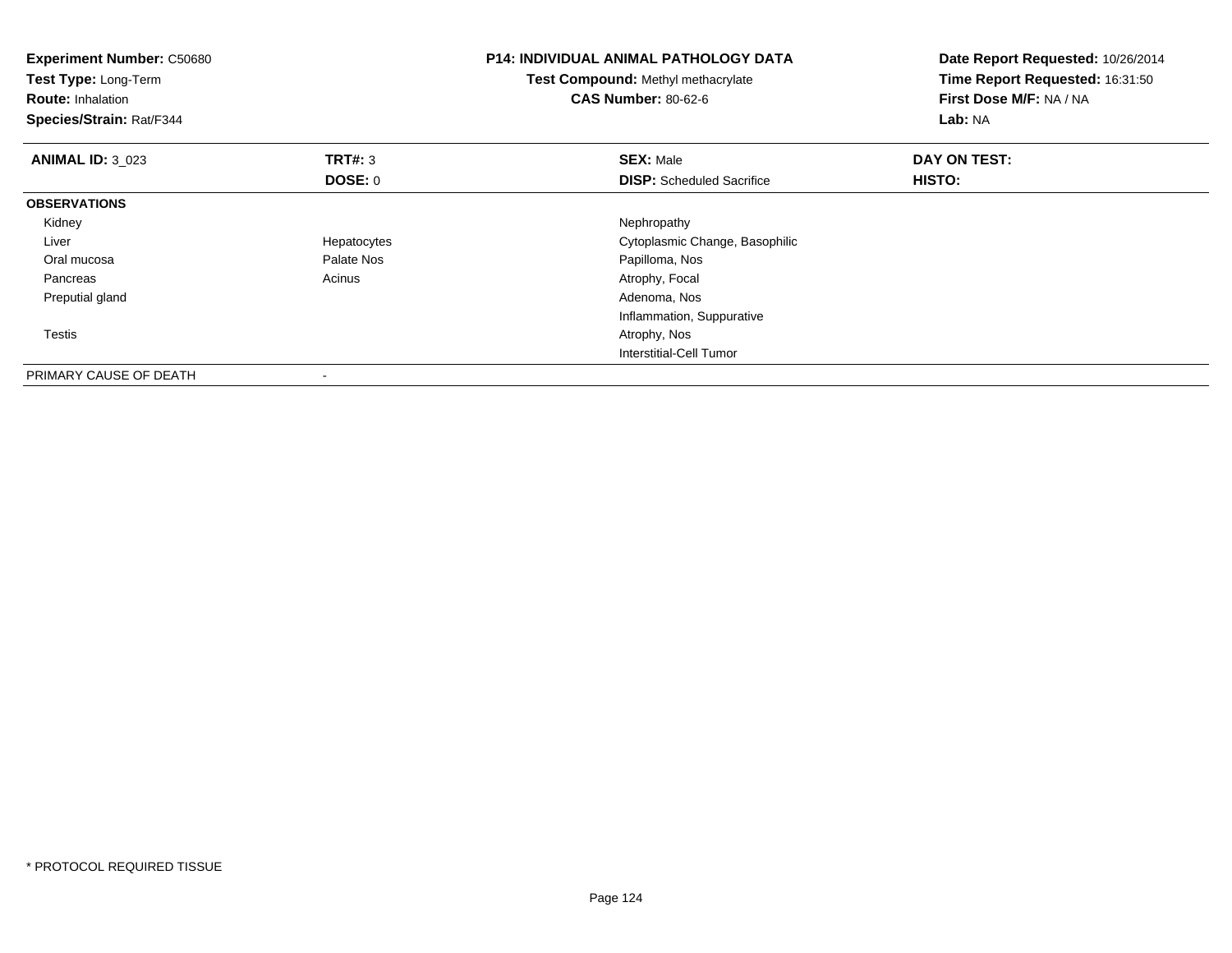**Experiment Number:** C50680
**Test Type:** Long-Term
**Route:** Inhalation
**Species/Strain:** Rat/F344

**P14: INDIVIDUAL ANIMAL PATHOLOGY DATA**
**Test Compound:** Methyl methacrylate
**CAS Number:** 80-62-6

**Date Report Requested:** 10/26/2014
**Time Report Requested:** 16:31:50
**First Dose M/F:** NA / NA
**Lab:** NA

| **ANIMAL ID:** 3_023 | **TRT#:** 3 | **SEX:** Male | **DAY ON TEST:** |
|---|---|---|---|
| | **DOSE:** 0 | **DISP:** Scheduled Sacrifice | **HISTO:** |
| **OBSERVATIONS** | | | |
| Kidney | | Nephropathy | |
| Liver | Hepatocytes | Cytoplasmic Change, Basophilic | |
| Oral mucosa | Palate Nos | Papilloma, Nos | |
| Pancreas | Acinus | Atrophy, Focal | |
| Preputial gland | | Adenoma, Nos | |
| | | Inflammation, Suppurative | |
| Testis | | Atrophy, Nos | |
| | | Interstitial-Cell Tumor | |
| PRIMARY CAUSE OF DEATH | - | | |

* PROTOCOL REQUIRED TISSUE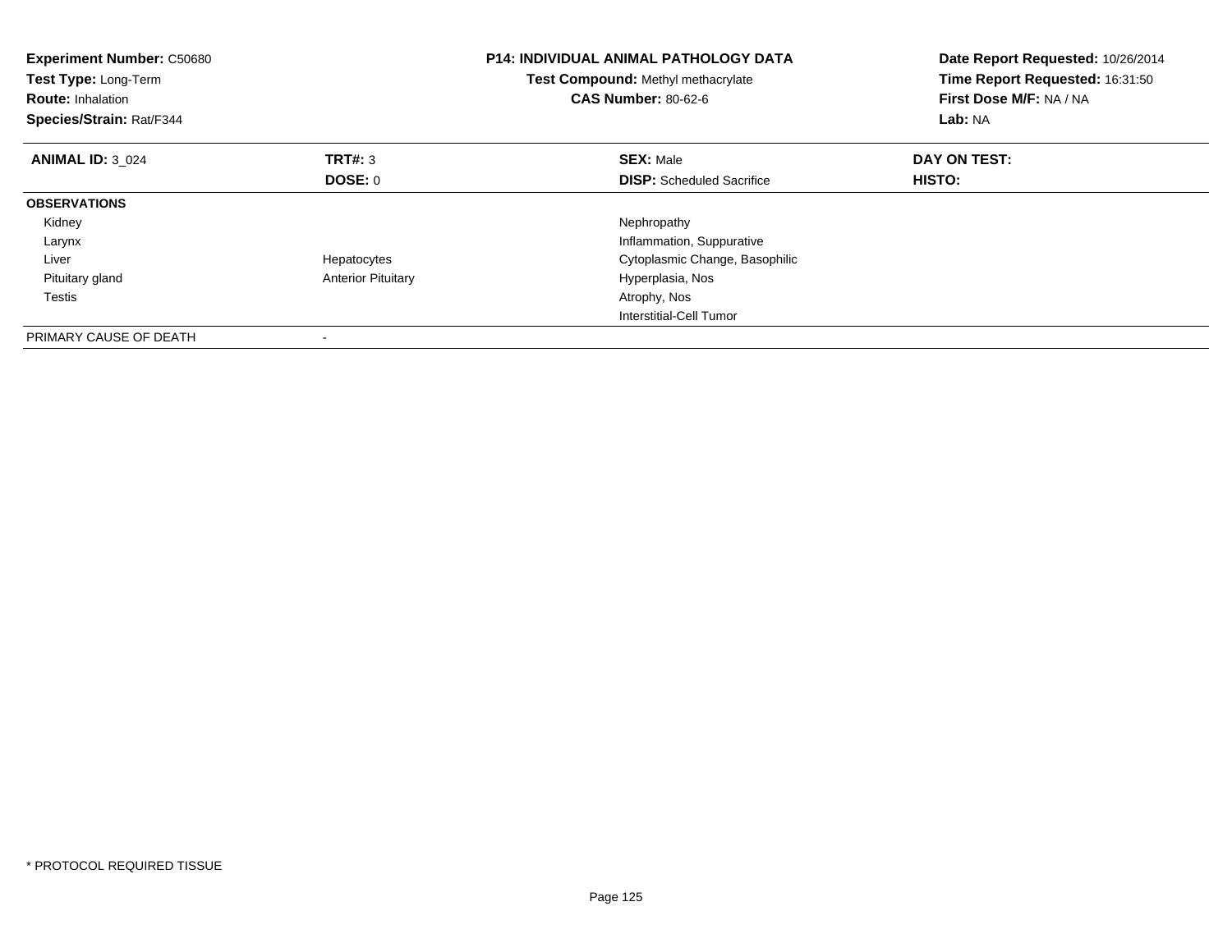**Experiment Number:** C50680
**Test Type:** Long-Term
**Route:** Inhalation
**Species/Strain:** Rat/F344

**P14: INDIVIDUAL ANIMAL PATHOLOGY DATA**
**Test Compound:** Methyl methacrylate
**CAS Number:** 80-62-6

**Date Report Requested:** 10/26/2014
**Time Report Requested:** 16:31:50
**First Dose M/F:** NA / NA
**Lab:** NA

| **ANIMAL ID:** 3_024 | **TRT#:** 3 | **SEX:** Male | **DAY ON TEST:** |
|---|---|---|---|
| | **DOSE:** 0 | **DISP:** Scheduled Sacrifice | **HISTO:** |
| **OBSERVATIONS** | | | |
| Kidney | | Nephropathy | |
| Larynx | | Inflammation, Suppurative | |
| Liver | Hepatocytes | Cytoplasmic Change, Basophilic | |
| Pituitary gland | Anterior Pituitary | Hyperplasia, Nos | |
| Testis | | Atrophy, Nos | |
| | | Interstitial-Cell Tumor | |
| PRIMARY CAUSE OF DEATH | - | | |

* PROTOCOL REQUIRED TISSUE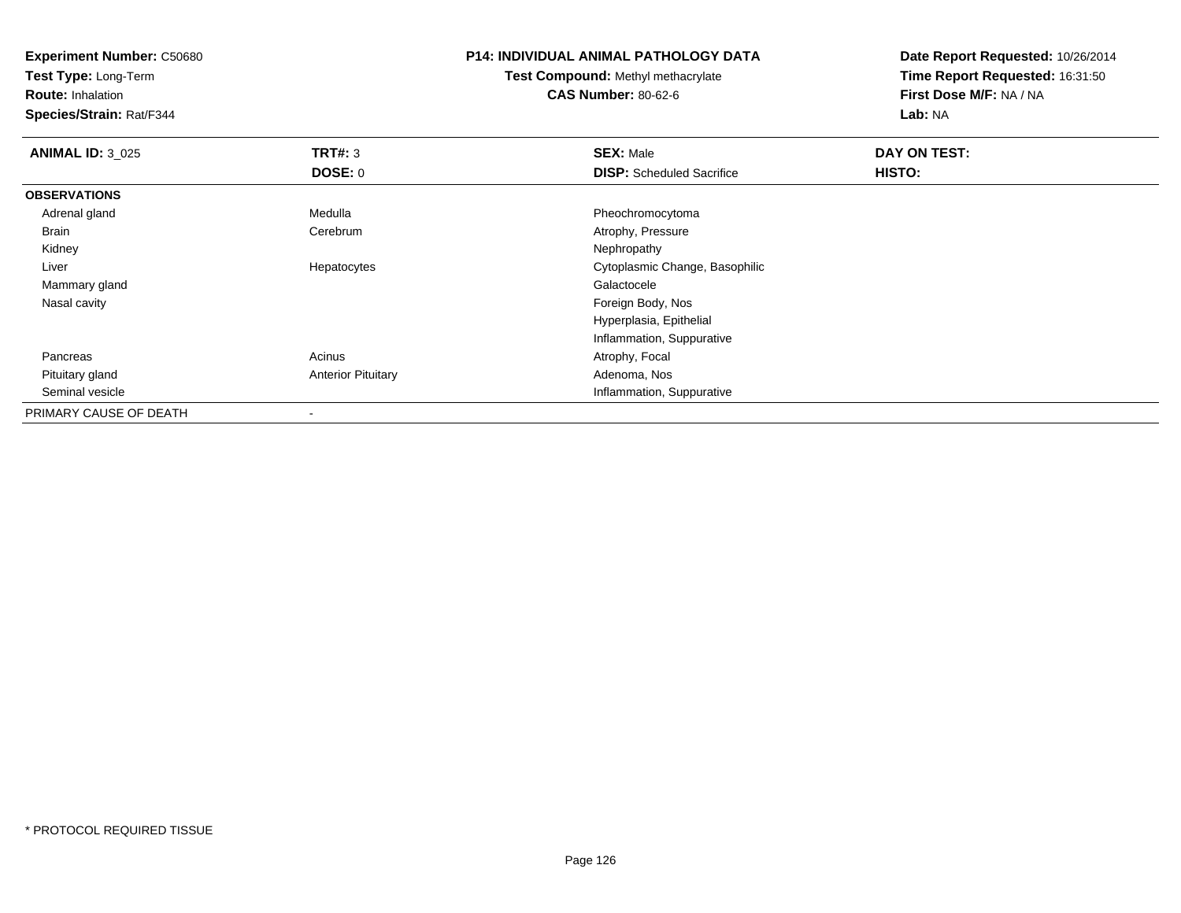**Experiment Number:** C50680
**Test Type:** Long-Term
**Route:** Inhalation
**Species/Strain:** Rat/F344

**P14: INDIVIDUAL ANIMAL PATHOLOGY DATA**
**Test Compound:** Methyl methacrylate
**CAS Number:** 80-62-6

**Date Report Requested:** 10/26/2014
**Time Report Requested:** 16:31:50
**First Dose M/F:** NA / NA
**Lab:** NA

| **ANIMAL ID:** 3_025 | **TRT#:** 3 | **SEX:** Male | **DAY ON TEST:** |
|---|---|---|---|
| | **DOSE:** 0 | **DISP:** Scheduled Sacrifice | **HISTO:** |
| **OBSERVATIONS** | | | |
| Adrenal gland | Medulla | Pheochromocytoma | |
| Brain | Cerebrum | Atrophy, Pressure | |
| Kidney | | Nephropathy | |
| Liver | Hepatocytes | Cytoplasmic Change, Basophilic | |
| Mammary gland | | Galactocele | |
| Nasal cavity | | Foreign Body, Nos | |
| | | Hyperplasia, Epithelial | |
| | | Inflammation, Suppurative | |
| Pancreas | Acinus | Atrophy, Focal | |
| Pituitary gland | Anterior Pituitary | Adenoma, Nos | |
| Seminal vesicle | | Inflammation, Suppurative | |
| PRIMARY CAUSE OF DEATH | - | | |

* PROTOCOL REQUIRED TISSUE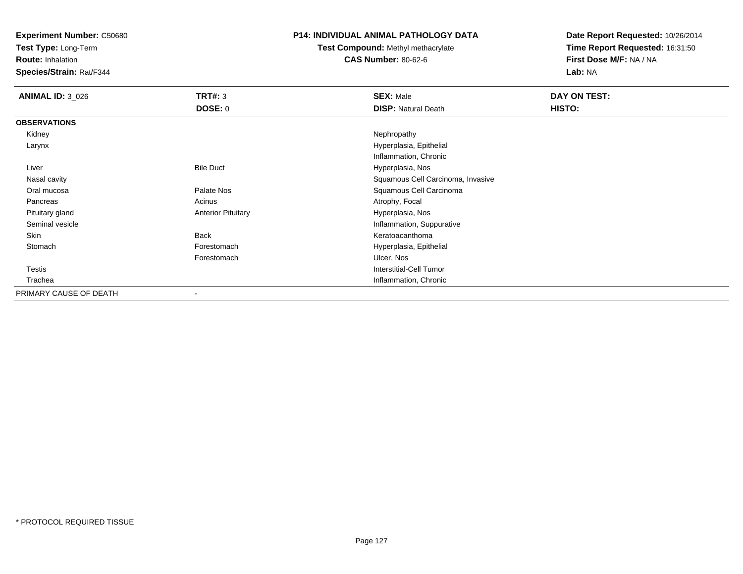**Experiment Number:** C50680
**Test Type:** Long-Term
**Route:** Inhalation
**Species/Strain:** Rat/F344

**P14: INDIVIDUAL ANIMAL PATHOLOGY DATA**
**Test Compound:** Methyl methacrylate
**CAS Number:** 80-62-6

**Date Report Requested:** 10/26/2014
**Time Report Requested:** 16:31:50
**First Dose M/F:** NA / NA
**Lab:** NA

| **ANIMAL ID:** 3_026 | **TRT#:** 3<br>**DOSE:** 0 | **SEX:** Male<br>**DISP:** Natural Death | **DAY ON TEST:**<br>**HISTO:** |
|---|---|---|---|
| **OBSERVATIONS** | | | |
| Kidney | | Nephropathy | |
| Larynx | | Hyperplasia, Epithelial | |
| | | Inflammation, Chronic | |
| Liver | Bile Duct | Hyperplasia, Nos | |
| Nasal cavity | | Squamous Cell Carcinoma, Invasive | |
| Oral mucosa | Palate Nos | Squamous Cell Carcinoma | |
| Pancreas | Acinus | Atrophy, Focal | |
| Pituitary gland | Anterior Pituitary | Hyperplasia, Nos | |
| Seminal vesicle | | Inflammation, Suppurative | |
| Skin | Back | Keratoacanthoma | |
| Stomach | Forestomach | Hyperplasia, Epithelial | |
| | Forestomach | Ulcer, Nos | |
| Testis | | Interstitial-Cell Tumor | |
| Trachea | | Inflammation, Chronic | |
| PRIMARY CAUSE OF DEATH | - | | |

* PROTOCOL REQUIRED TISSUE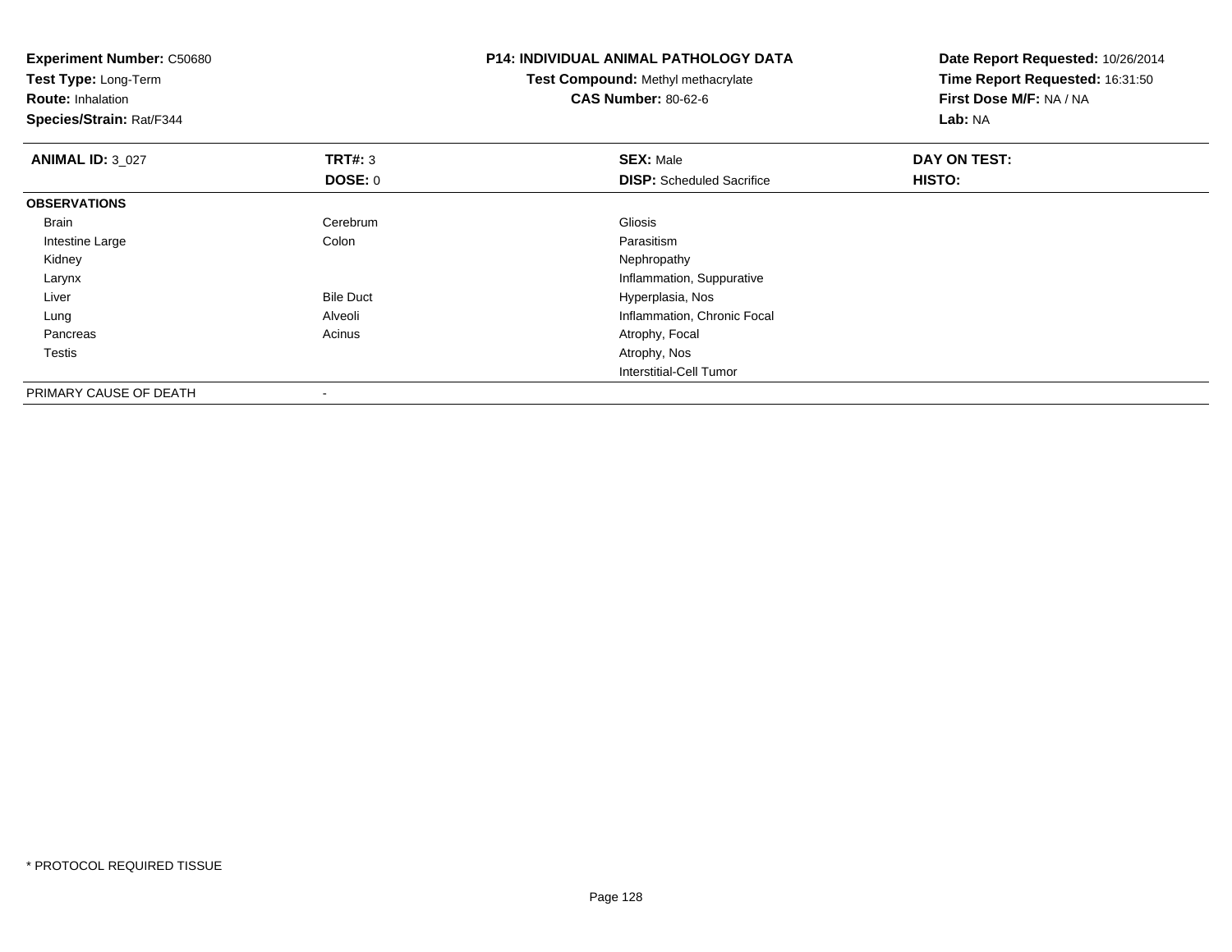**Experiment Number:** C50680
**Test Type:** Long-Term
**Route:** Inhalation
**Species/Strain:** Rat/F344

**P14: INDIVIDUAL ANIMAL PATHOLOGY DATA**
**Test Compound:** Methyl methacrylate
**CAS Number:** 80-62-6

**Date Report Requested:** 10/26/2014
**Time Report Requested:** 16:31:50
**First Dose M/F:** NA / NA
**Lab:** NA

| **ANIMAL ID:** 3_027 | **TRT#:** 3 | **SEX:** Male | **DAY ON TEST:** |
|---|---|---|---|
| | **DOSE:** 0 | **DISP:** Scheduled Sacrifice | **HISTO:** |
| **OBSERVATIONS** | | | |
| Brain | Cerebrum | Gliosis | |
| Intestine Large | Colon | Parasitism | |
| Kidney | | Nephropathy | |
| Larynx | | Inflammation, Suppurative | |
| Liver | Bile Duct | Hyperplasia, Nos | |
| Lung | Alveoli | Inflammation, Chronic Focal | |
| Pancreas | Acinus | Atrophy, Focal | |
| Testis | | Atrophy, Nos | |
| | | Interstitial-Cell Tumor | |
| PRIMARY CAUSE OF DEATH | - | | |

\* PROTOCOL REQUIRED TISSUE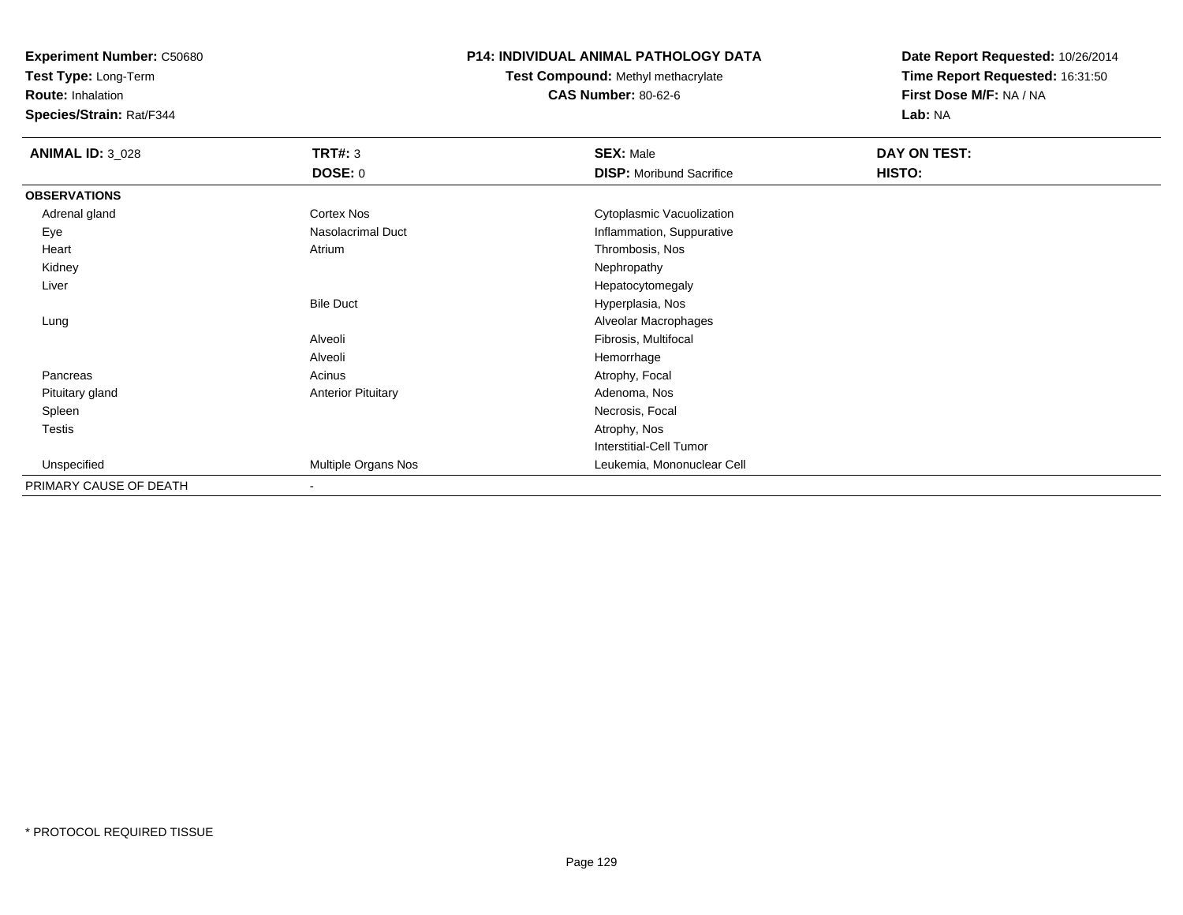**Experiment Number:** C50680
**Test Type:** Long-Term
**Route:** Inhalation
**Species/Strain:** Rat/F344

**P14: INDIVIDUAL ANIMAL PATHOLOGY DATA**
**Test Compound:** Methyl methacrylate
**CAS Number:** 80-62-6

**Date Report Requested:** 10/26/2014
**Time Report Requested:** 16:31:50
**First Dose M/F:** NA / NA
**Lab:** NA

| **ANIMAL ID:** 3_028 | **TRT#:** 3 | **SEX:** Male | **DAY ON TEST:** |
|---|---|---|---|
| | **DOSE:** 0 | **DISP:** Moribund Sacrifice | **HISTO:** |
| **OBSERVATIONS** | | | |
| Adrenal gland | Cortex Nos | Cytoplasmic Vacuolization | |
| Eye | Nasolacrimal Duct | Inflammation, Suppurative | |
| Heart | Atrium | Thrombosis, Nos | |
| Kidney | | Nephropathy | |
| Liver | | Hepatocytomegaly | |
| | Bile Duct | Hyperplasia, Nos | |
| Lung | | Alveolar Macrophages | |
| | Alveoli | Fibrosis, Multifocal | |
| | Alveoli | Hemorrhage | |
| Pancreas | Acinus | Atrophy, Focal | |
| Pituitary gland | Anterior Pituitary | Adenoma, Nos | |
| Spleen | | Necrosis, Focal | |
| Testis | | Atrophy, Nos | |
| | | Interstitial-Cell Tumor | |
| Unspecified | Multiple Organs Nos | Leukemia, Mononuclear Cell | |
| PRIMARY CAUSE OF DEATH | - | | |

\* PROTOCOL REQUIRED TISSUE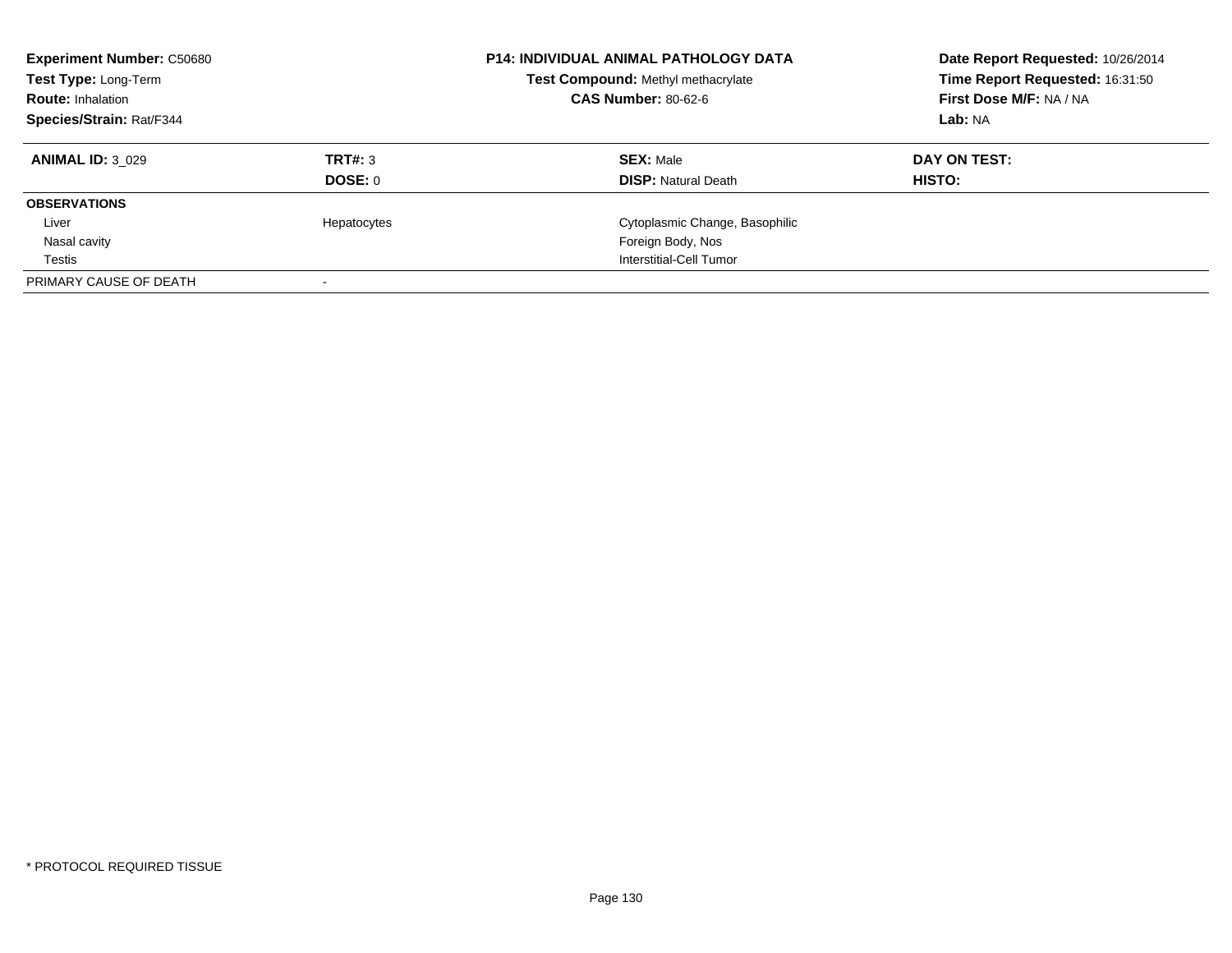**Experiment Number:** C50680
**Test Type:** Long-Term
**Route:** Inhalation
**Species/Strain:** Rat/F344

**P14: INDIVIDUAL ANIMAL PATHOLOGY DATA**
**Test Compound:** Methyl methacrylate
**CAS Number:** 80-62-6

**Date Report Requested:** 10/26/2014
**Time Report Requested:** 16:31:50
**First Dose M/F:** NA / NA
**Lab:** NA

| **ANIMAL ID:** 3_029 | **TRT#:** 3 | **SEX:** Male | **DAY ON TEST:** |
|---|---|---|---|
| | **DOSE:** 0 | **DISP:** Natural Death | **HISTO:** |
| **OBSERVATIONS** | | | |
| Liver | Hepatocytes | Cytoplasmic Change, Basophilic | |
| Nasal cavity | | Foreign Body, Nos | |
| Testis | | Interstitial-Cell Tumor | |
| PRIMARY CAUSE OF DEATH | - | | |

\* PROTOCOL REQUIRED TISSUE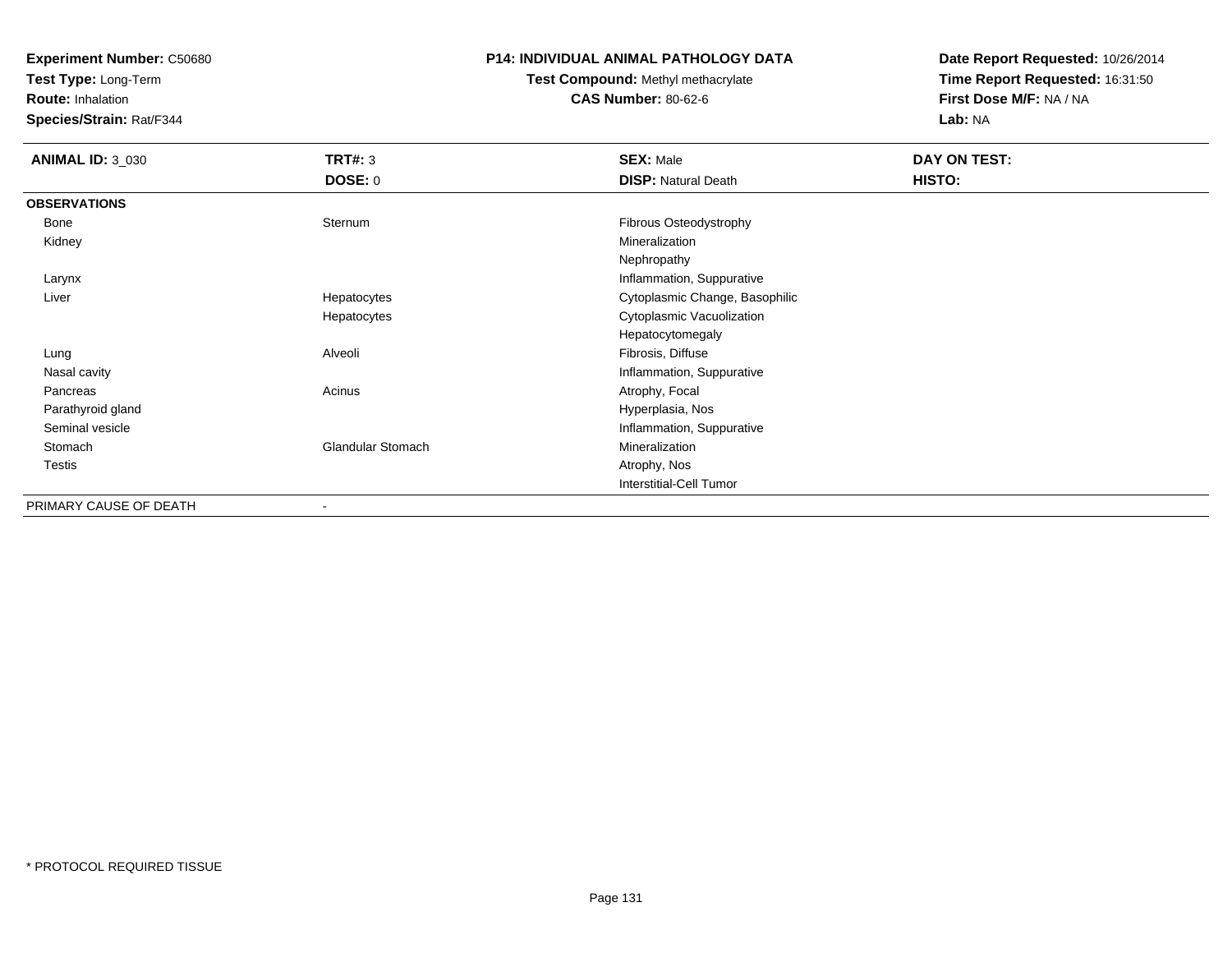**Experiment Number:** C50680
**Test Type:** Long-Term
**Route:** Inhalation
**Species/Strain:** Rat/F344

# P14: INDIVIDUAL ANIMAL PATHOLOGY DATA

**Test Compound:** Methyl methacrylate
**CAS Number:** 80-62-6

**Date Report Requested:** 10/26/2014
**Time Report Requested:** 16:31:50
**First Dose M/F:** NA / NA
**Lab:** NA

| **ANIMAL ID:** 3_030 | **TRT#:** 3 | **SEX:** Male | **DAY ON TEST:** |
|---|---|---|---|
| | **DOSE:** 0 | **DISP:** Natural Death | **HISTO:** |
| **OBSERVATIONS** | | | |
| Bone | Sternum | Fibrous Osteodystrophy | |
| Kidney | | Mineralization | |
| | | Nephropathy | |
| Larynx | | Inflammation, Suppurative | |
| Liver | Hepatocytes | Cytoplasmic Change, Basophilic | |
| | Hepatocytes | Cytoplasmic Vacuolization | |
| | | Hepatocytomegaly | |
| Lung | Alveoli | Fibrosis, Diffuse | |
| Nasal cavity | | Inflammation, Suppurative | |
| Pancreas | Acinus | Atrophy, Focal | |
| Parathyroid gland | | Hyperplasia, Nos | |
| Seminal vesicle | | Inflammation, Suppurative | |
| Stomach | Glandular Stomach | Mineralization | |
| Testis | | Atrophy, Nos | |
| | | Interstitial-Cell Tumor | |
| PRIMARY CAUSE OF DEATH | - | | |

* PROTOCOL REQUIRED TISSUE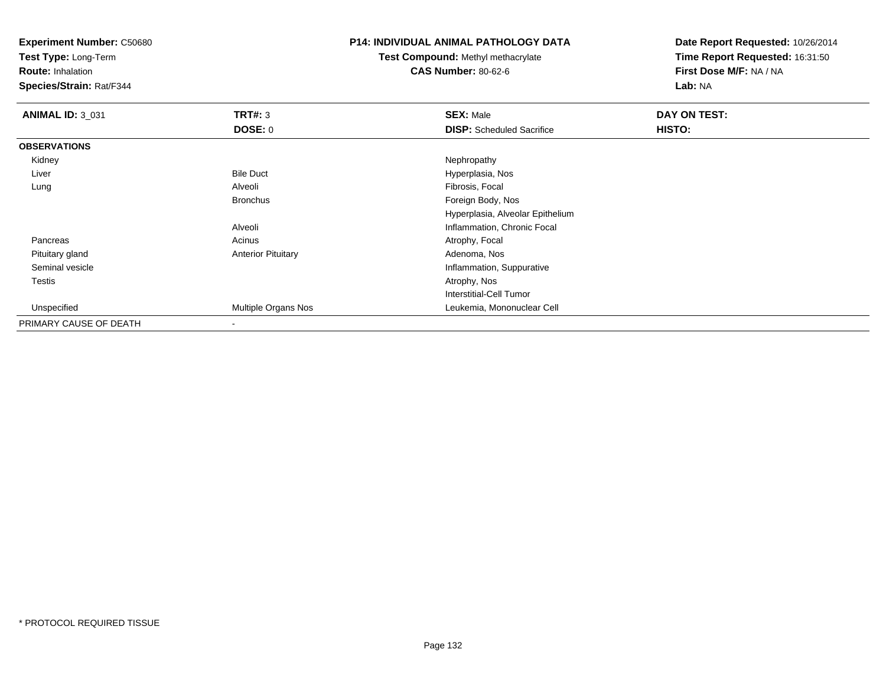**Experiment Number:** C50680
**Test Type:** Long-Term
**Route:** Inhalation
**Species/Strain:** Rat/F344

**P14: INDIVIDUAL ANIMAL PATHOLOGY DATA**
**Test Compound:** Methyl methacrylate
**CAS Number:** 80-62-6

**Date Report Requested:** 10/26/2014
**Time Report Requested:** 16:31:50
**First Dose M/F:** NA / NA
**Lab:** NA

| **ANIMAL ID:** 3_031 | **TRT#:** 3 | **SEX:** Male | **DAY ON TEST:** |
|---|---|---|---|
| | **DOSE:** 0 | **DISP:** Scheduled Sacrifice | **HISTO:** |
| **OBSERVATIONS** | | | |
| Kidney | | Nephropathy | |
| Liver | Bile Duct | Hyperplasia, Nos | |
| Lung | Alveoli | Fibrosis, Focal | |
| | Bronchus | Foreign Body, Nos | |
| | | Hyperplasia, Alveolar Epithelium | |
| | Alveoli | Inflammation, Chronic Focal | |
| Pancreas | Acinus | Atrophy, Focal | |
| Pituitary gland | Anterior Pituitary | Adenoma, Nos | |
| Seminal vesicle | | Inflammation, Suppurative | |
| Testis | | Atrophy, Nos | |
| | | Interstitial-Cell Tumor | |
| Unspecified | Multiple Organs Nos | Leukemia, Mononuclear Cell | |
| PRIMARY CAUSE OF DEATH | - | | |

* PROTOCOL REQUIRED TISSUE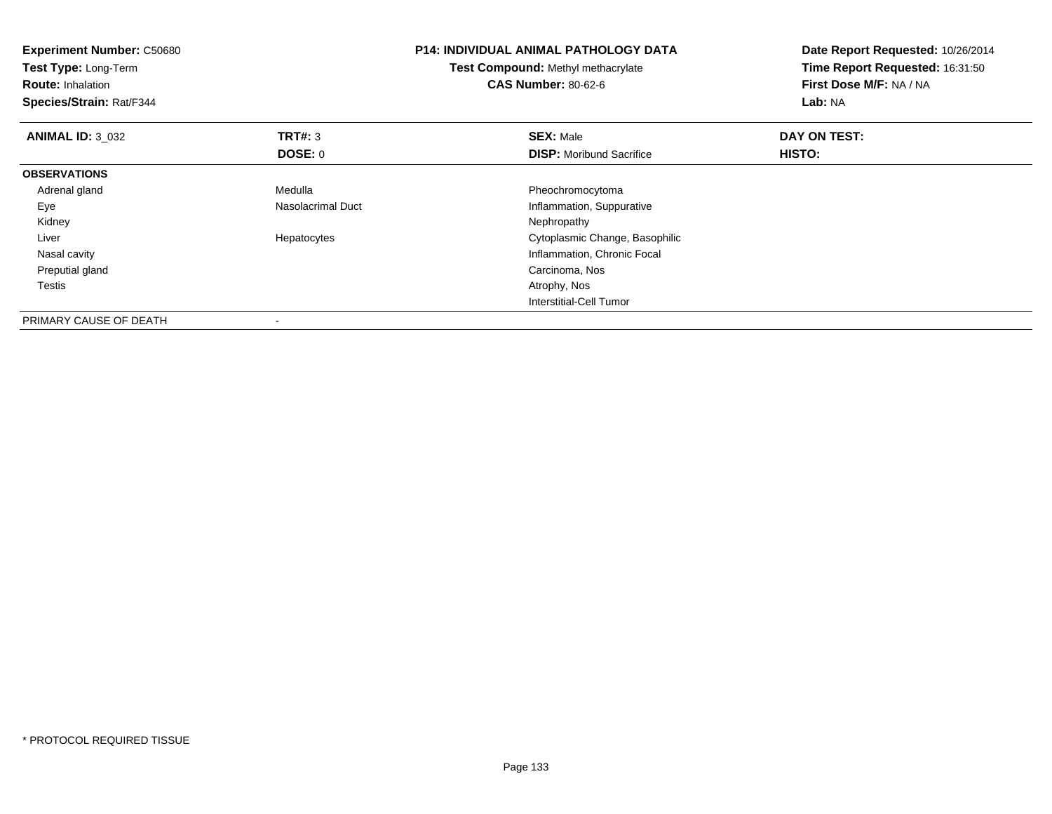**Experiment Number:** C50680
**Test Type:** Long-Term
**Route:** Inhalation
**Species/Strain:** Rat/F344

**P14: INDIVIDUAL ANIMAL PATHOLOGY DATA**
**Test Compound:** Methyl methacrylate
**CAS Number:** 80-62-6

**Date Report Requested:** 10/26/2014
**Time Report Requested:** 16:31:50
**First Dose M/F:** NA / NA
**Lab:** NA

| **ANIMAL ID:** 3_032 | **TRT#:** 3 | **SEX:** Male | **DAY ON TEST:** |
|---|---|---|---|
| | **DOSE:** 0 | **DISP:** Moribund Sacrifice | **HISTO:** |
| **OBSERVATIONS** | | | |
| Adrenal gland | Medulla | Pheochromocytoma | |
| Eye | Nasolacrimal Duct | Inflammation, Suppurative | |
| Kidney | | Nephropathy | |
| Liver | Hepatocytes | Cytoplasmic Change, Basophilic | |
| Nasal cavity | | Inflammation, Chronic Focal | |
| Preputial gland | | Carcinoma, Nos | |
| Testis | | Atrophy, Nos | |
| | | Interstitial-Cell Tumor | |
| PRIMARY CAUSE OF DEATH | - | | |

\* PROTOCOL REQUIRED TISSUE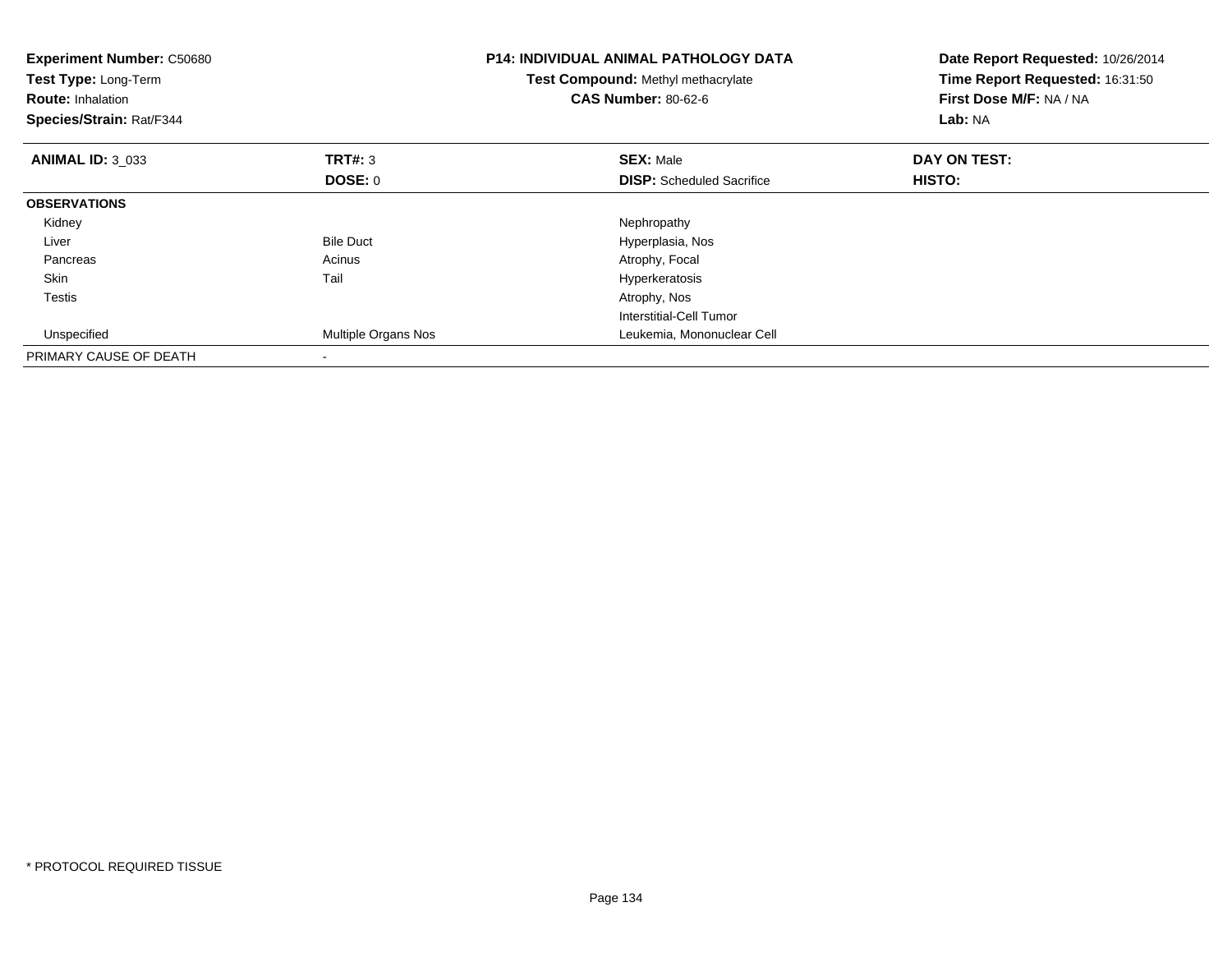**Experiment Number:** C50680
**Test Type:** Long-Term
**Route:** Inhalation
**Species/Strain:** Rat/F344

**P14: INDIVIDUAL ANIMAL PATHOLOGY DATA**
**Test Compound:** Methyl methacrylate
**CAS Number:** 80-62-6

**Date Report Requested:** 10/26/2014
**Time Report Requested:** 16:31:50
**First Dose M/F:** NA / NA
**Lab:** NA

| **ANIMAL ID:** 3_033 | **TRT#:** 3 | **SEX:** Male | **DAY ON TEST:** |
|---|---|---|---|
| | **DOSE:** 0 | **DISP:** Scheduled Sacrifice | **HISTO:** |
| **OBSERVATIONS** | | | |
| Kidney | | Nephropathy | |
| Liver | Bile Duct | Hyperplasia, Nos | |
| Pancreas | Acinus | Atrophy, Focal | |
| Skin | Tail | Hyperkeratosis | |
| Testis | | Atrophy, Nos | |
| | | Interstitial-Cell Tumor | |
| Unspecified | Multiple Organs Nos | Leukemia, Mononuclear Cell | |
| PRIMARY CAUSE OF DEATH | - | | |

* PROTOCOL REQUIRED TISSUE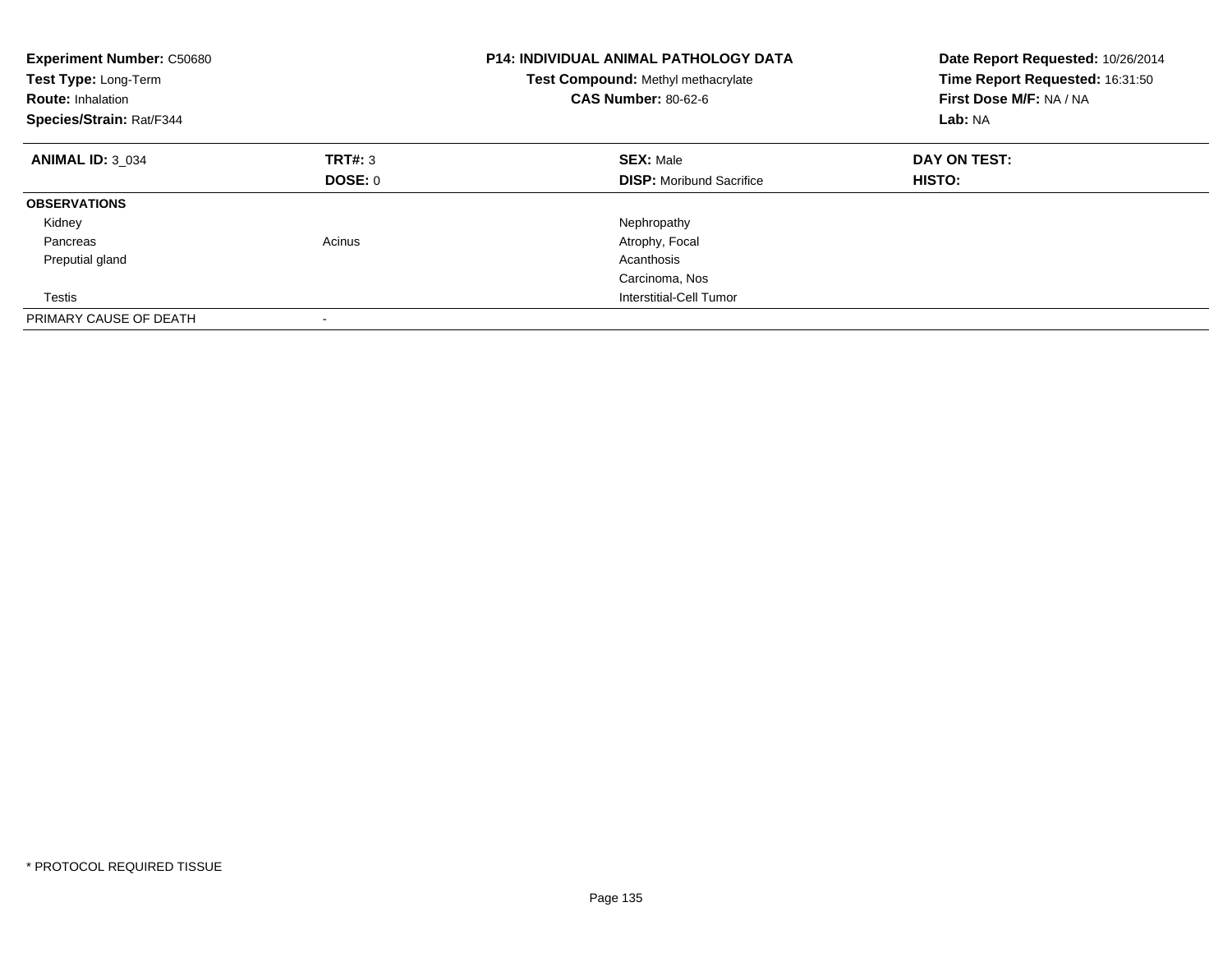| **Experiment Number:** C50680 | **P14: INDIVIDUAL ANIMAL PATHOLOGY DATA** | **Date Report Requested:** 10/26/2014 |
|---|---|---|
| **Test Type:** Long-Term | **Test Compound:** Methyl methacrylate | **Time Report Requested:** 16:31:50 |
| **Route:** Inhalation | **CAS Number:** 80-62-6 | **First Dose M/F:** NA / NA |
| **Species/Strain:** Rat/F344 | | **Lab:** NA |

| **ANIMAL ID:** 3_034 | **TRT#:** 3 | **SEX:** Male | **DAY ON TEST:** |
|---|---|---|---|
| | **DOSE:** 0 | **DISP:** Moribund Sacrifice | **HISTO:** |
| **OBSERVATIONS** | | | |
| Kidney | | Nephropathy | |
| Pancreas | Acinus | Atrophy, Focal | |
| Preputial gland | | Acanthosis | |
| | | Carcinoma, Nos | |
| Testis | | Interstitial-Cell Tumor | |
| PRIMARY CAUSE OF DEATH | - | | |

\* PROTOCOL REQUIRED TISSUE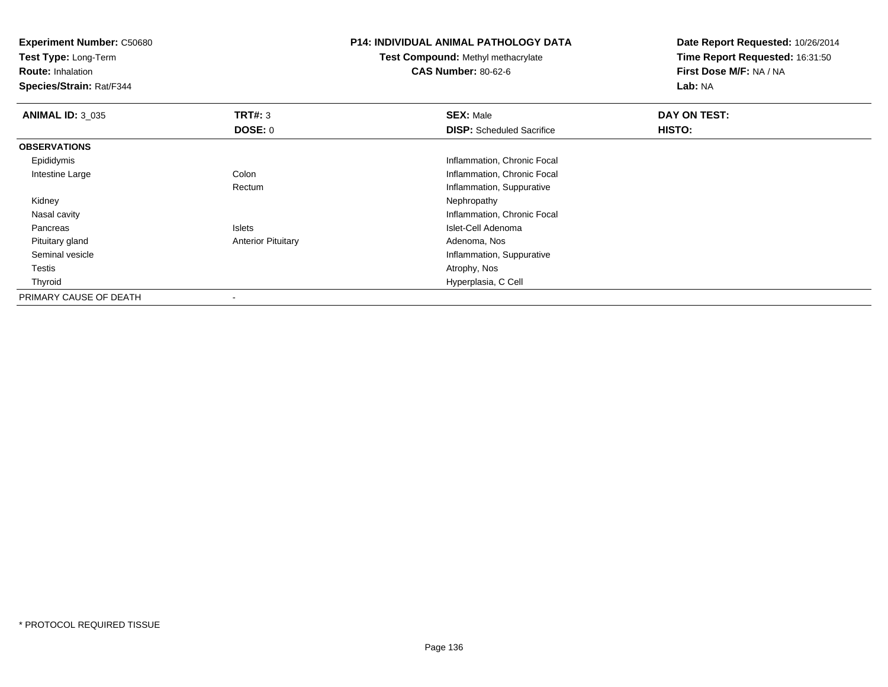**Experiment Number:** C50680
**Test Type:** Long-Term
**Route:** Inhalation
**Species/Strain:** Rat/F344

**P14: INDIVIDUAL ANIMAL PATHOLOGY DATA**
**Test Compound:** Methyl methacrylate
**CAS Number:** 80-62-6

**Date Report Requested:** 10/26/2014
**Time Report Requested:** 16:31:50
**First Dose M/F:** NA / NA
**Lab:** NA

| **ANIMAL ID:** 3_035 | **TRT#:** 3 | **SEX:** Male | **DAY ON TEST:** |
|---|---|---|---|
| | **DOSE:** 0 | **DISP:** Scheduled Sacrifice | **HISTO:** |
| **OBSERVATIONS** | | | |
| Epididymis | | Inflammation, Chronic Focal | |
| Intestine Large | Colon | Inflammation, Chronic Focal | |
| | Rectum | Inflammation, Suppurative | |
| Kidney | | Nephropathy | |
| Nasal cavity | | Inflammation, Chronic Focal | |
| Pancreas | Islets | Islet-Cell Adenoma | |
| Pituitary gland | Anterior Pituitary | Adenoma, Nos | |
| Seminal vesicle | | Inflammation, Suppurative | |
| Testis | | Atrophy, Nos | |
| Thyroid | | Hyperplasia, C Cell | |
| PRIMARY CAUSE OF DEATH | - | | |

* PROTOCOL REQUIRED TISSUE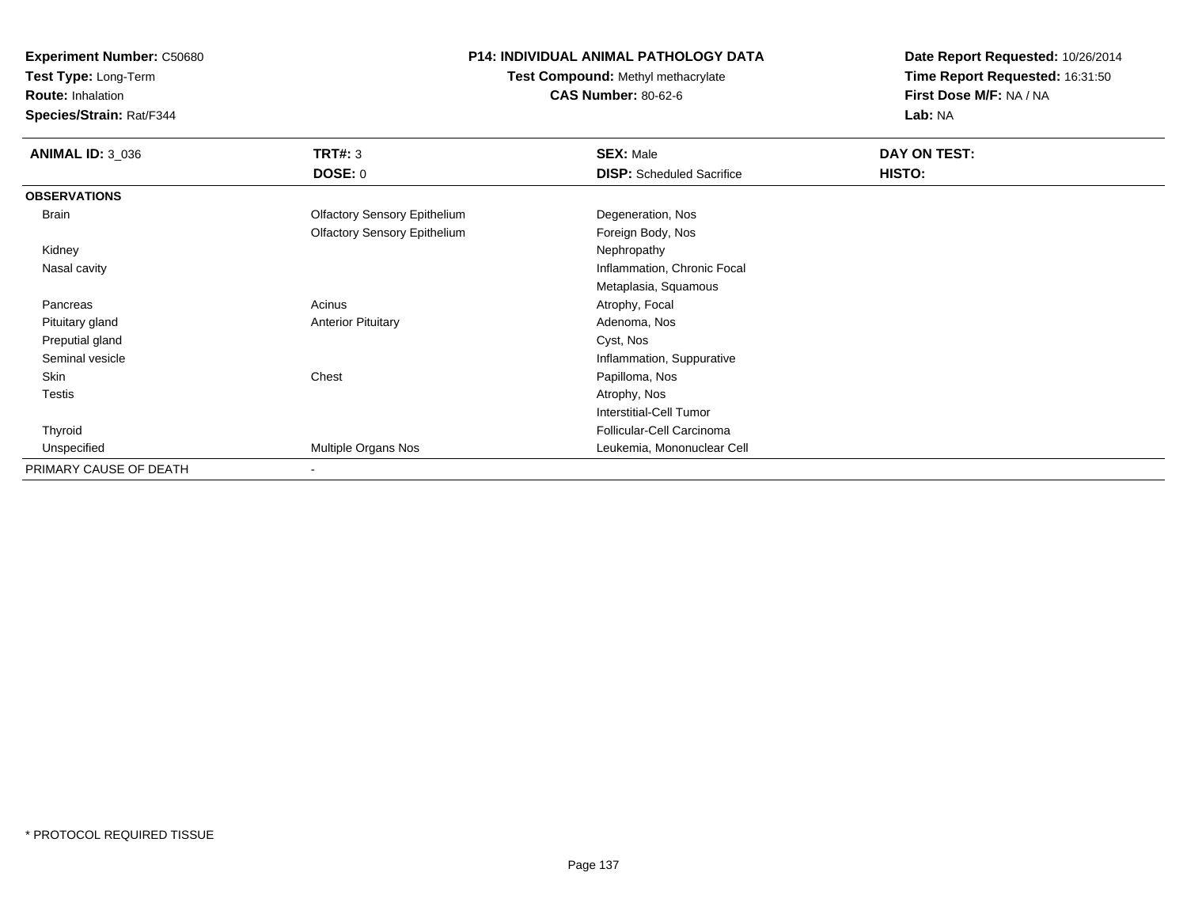**Experiment Number:** C50680
**Test Type:** Long-Term
**Route:** Inhalation
**Species/Strain:** Rat/F344

**P14: INDIVIDUAL ANIMAL PATHOLOGY DATA**
**Test Compound:** Methyl methacrylate
**CAS Number:** 80-62-6

**Date Report Requested:** 10/26/2014
**Time Report Requested:** 16:31:50
**First Dose M/F:** NA / NA
**Lab:** NA

| **ANIMAL ID:** 3_036 | **TRT#:** 3 | **SEX:** Male | **DAY ON TEST:** |
|---|---|---|---|
| | **DOSE:** 0 | **DISP:** Scheduled Sacrifice | **HISTO:** |
| **OBSERVATIONS** | | | |
| Brain | Olfactory Sensory Epithelium | Degeneration, Nos | |
| | Olfactory Sensory Epithelium | Foreign Body, Nos | |
| Kidney | | Nephropathy | |
| Nasal cavity | | Inflammation, Chronic Focal | |
| | | Metaplasia, Squamous | |
| Pancreas | Acinus | Atrophy, Focal | |
| Pituitary gland | Anterior Pituitary | Adenoma, Nos | |
| Preputial gland | | Cyst, Nos | |
| Seminal vesicle | | Inflammation, Suppurative | |
| Skin | Chest | Papilloma, Nos | |
| Testis | | Atrophy, Nos | |
| | | Interstitial-Cell Tumor | |
| Thyroid | | Follicular-Cell Carcinoma | |
| Unspecified | Multiple Organs Nos | Leukemia, Mononuclear Cell | |
| PRIMARY CAUSE OF DEATH | - | | |

* PROTOCOL REQUIRED TISSUE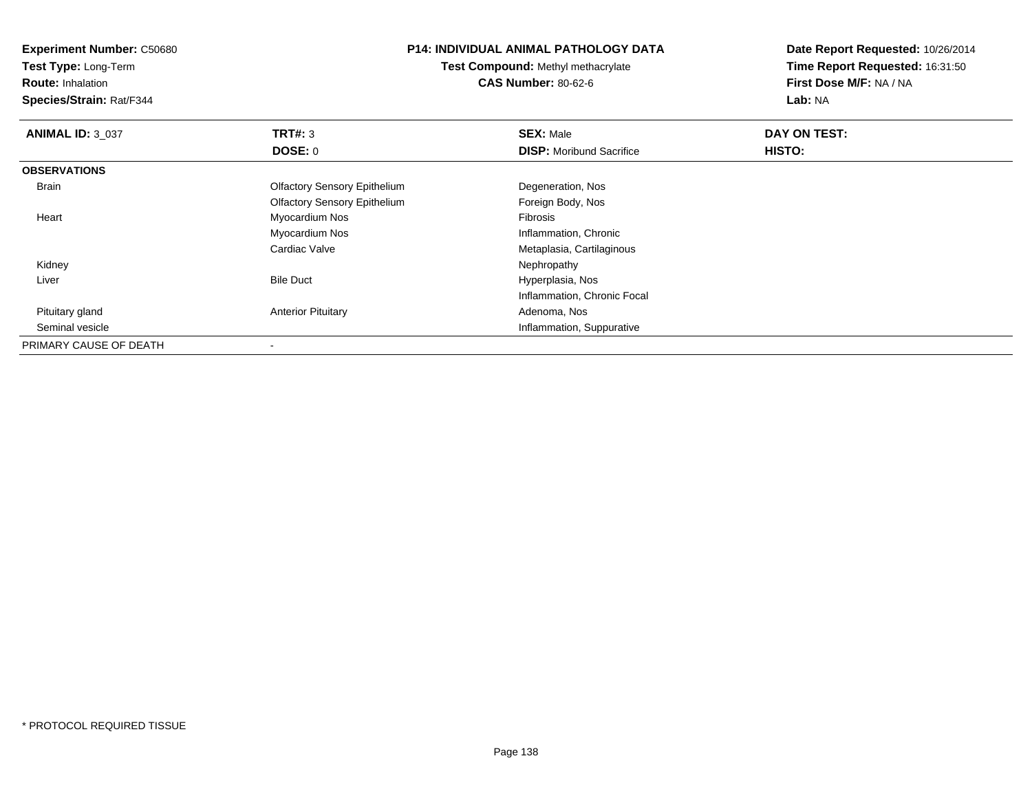**Experiment Number:** C50680
**Test Type:** Long-Term
**Route:** Inhalation
**Species/Strain:** Rat/F344

**P14: INDIVIDUAL ANIMAL PATHOLOGY DATA**
**Test Compound:** Methyl methacrylate
**CAS Number:** 80-62-6

**Date Report Requested:** 10/26/2014
**Time Report Requested:** 16:31:50
**First Dose M/F:** NA / NA
**Lab:** NA

| **ANIMAL ID:** 3_037 | **TRT#:** 3 | **SEX:** Male | **DAY ON TEST:** |
|---|---|---|---|
| | **DOSE:** 0 | **DISP:** Moribund Sacrifice | **HISTO:** |
| **OBSERVATIONS** | | | |
| Brain | Olfactory Sensory Epithelium | Degeneration, Nos | |
| | Olfactory Sensory Epithelium | Foreign Body, Nos | |
| Heart | Myocardium Nos | Fibrosis | |
| | Myocardium Nos | Inflammation, Chronic | |
| | Cardiac Valve | Metaplasia, Cartilaginous | |
| Kidney | | Nephropathy | |
| Liver | Bile Duct | Hyperplasia, Nos | |
| | | Inflammation, Chronic Focal | |
| Pituitary gland | Anterior Pituitary | Adenoma, Nos | |
| Seminal vesicle | | Inflammation, Suppurative | |
| PRIMARY CAUSE OF DEATH | - | | |

* PROTOCOL REQUIRED TISSUE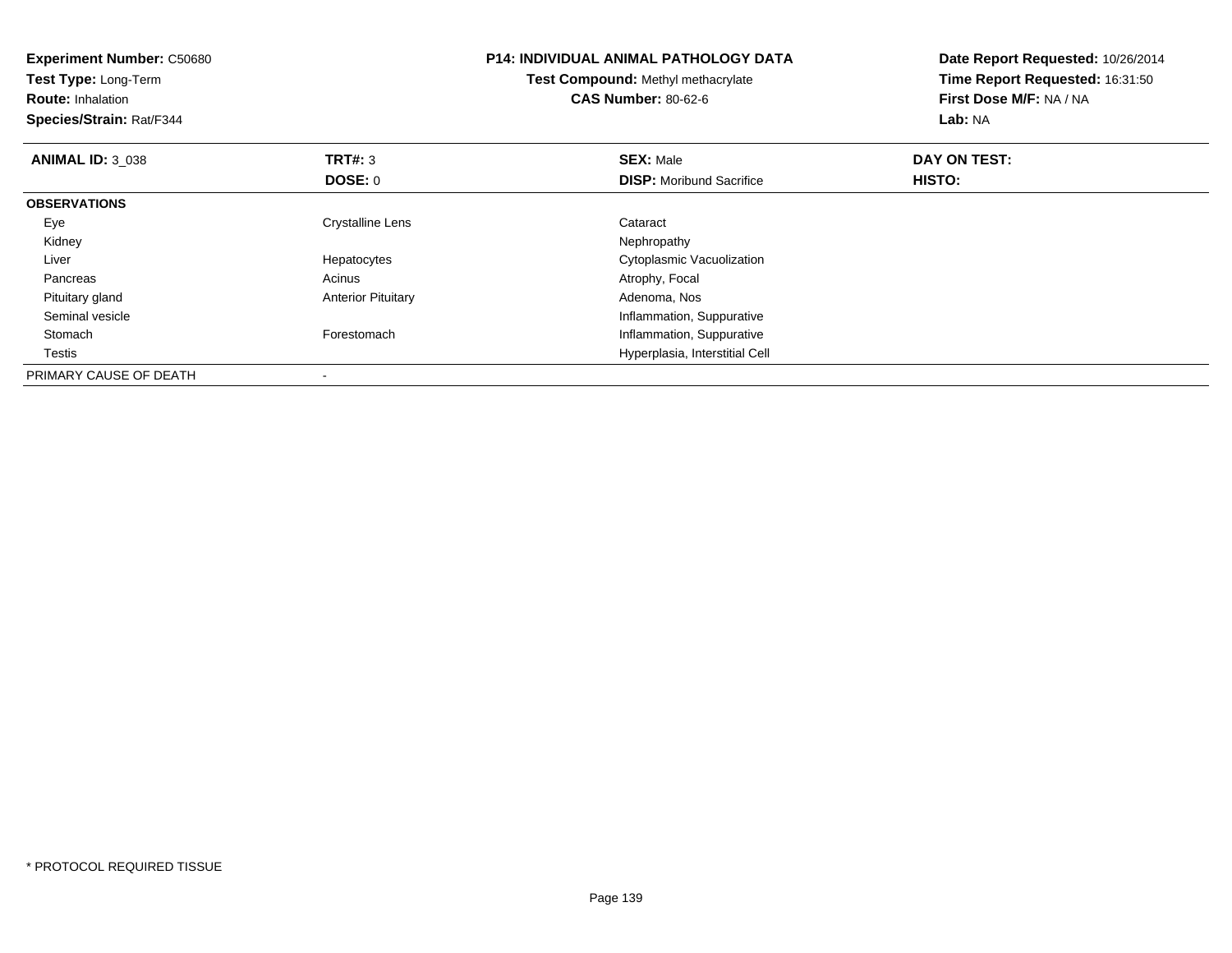**Experiment Number:** C50680
**Test Type:** Long-Term
**Route:** Inhalation
**Species/Strain:** Rat/F344

**P14: INDIVIDUAL ANIMAL PATHOLOGY DATA**
**Test Compound:** Methyl methacrylate
**CAS Number:** 80-62-6

**Date Report Requested:** 10/26/2014
**Time Report Requested:** 16:31:50
**First Dose M/F:** NA / NA
**Lab:** NA

| **ANIMAL ID:** 3_038 | **TRT#:** 3 | **SEX:** Male | **DAY ON TEST:** |
|---|---|---|---|
| | **DOSE:** 0 | **DISP:** Moribund Sacrifice | **HISTO:** |
| **OBSERVATIONS** | | | |
| Eye | Crystalline Lens | Cataract | |
| Kidney | | Nephropathy | |
| Liver | Hepatocytes | Cytoplasmic Vacuolization | |
| Pancreas | Acinus | Atrophy, Focal | |
| Pituitary gland | Anterior Pituitary | Adenoma, Nos | |
| Seminal vesicle | | Inflammation, Suppurative | |
| Stomach | Forestomach | Inflammation, Suppurative | |
| Testis | | Hyperplasia, Interstitial Cell | |
| PRIMARY CAUSE OF DEATH | - | | |

\* PROTOCOL REQUIRED TISSUE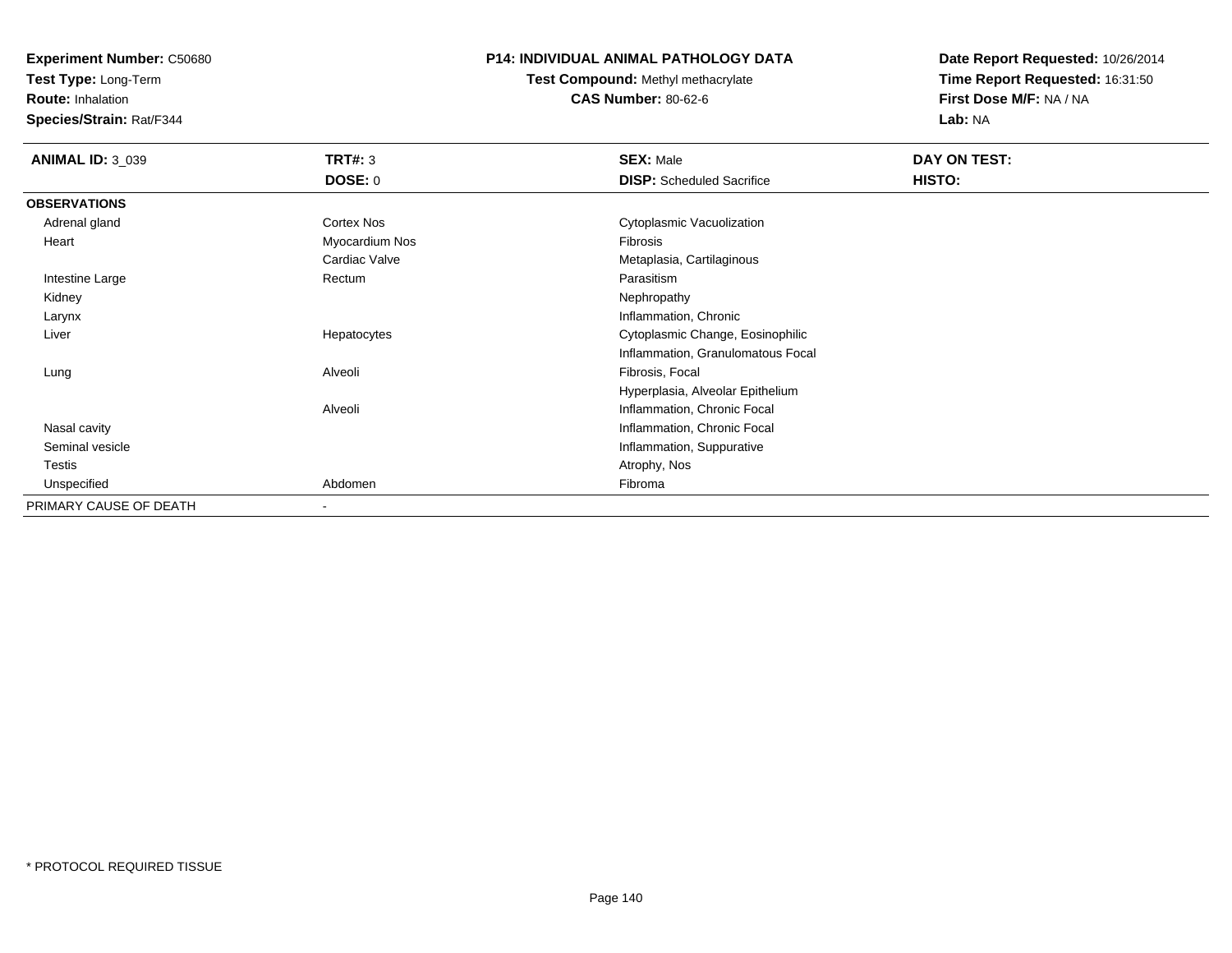**Experiment Number:** C50680
**Test Type:** Long-Term
**Route:** Inhalation
**Species/Strain:** Rat/F344

**P14: INDIVIDUAL ANIMAL PATHOLOGY DATA**
**Test Compound:** Methyl methacrylate
**CAS Number:** 80-62-6

**Date Report Requested:** 10/26/2014
**Time Report Requested:** 16:31:50
**First Dose M/F:** NA / NA
**Lab:** NA

| **ANIMAL ID:** 3_039 | **TRT#:** 3 | **SEX:** Male | **DAY ON TEST:** |
|---|---|---|---|
| | **DOSE:** 0 | **DISP:** Scheduled Sacrifice | **HISTO:** |
| **OBSERVATIONS** | | | |
| Adrenal gland | Cortex Nos | Cytoplasmic Vacuolization | |
| Heart | Myocardium Nos | Fibrosis | |
| | Cardiac Valve | Metaplasia, Cartilaginous | |
| Intestine Large | Rectum | Parasitism | |
| Kidney | | Nephropathy | |
| Larynx | | Inflammation, Chronic | |
| Liver | Hepatocytes | Cytoplasmic Change, Eosinophilic | |
| | | Inflammation, Granulomatous Focal | |
| Lung | Alveoli | Fibrosis, Focal | |
| | | Hyperplasia, Alveolar Epithelium | |
| | Alveoli | Inflammation, Chronic Focal | |
| Nasal cavity | | Inflammation, Chronic Focal | |
| Seminal vesicle | | Inflammation, Suppurative | |
| Testis | | Atrophy, Nos | |
| Unspecified | Abdomen | Fibroma | |
| PRIMARY CAUSE OF DEATH | - | | |

* PROTOCOL REQUIRED TISSUE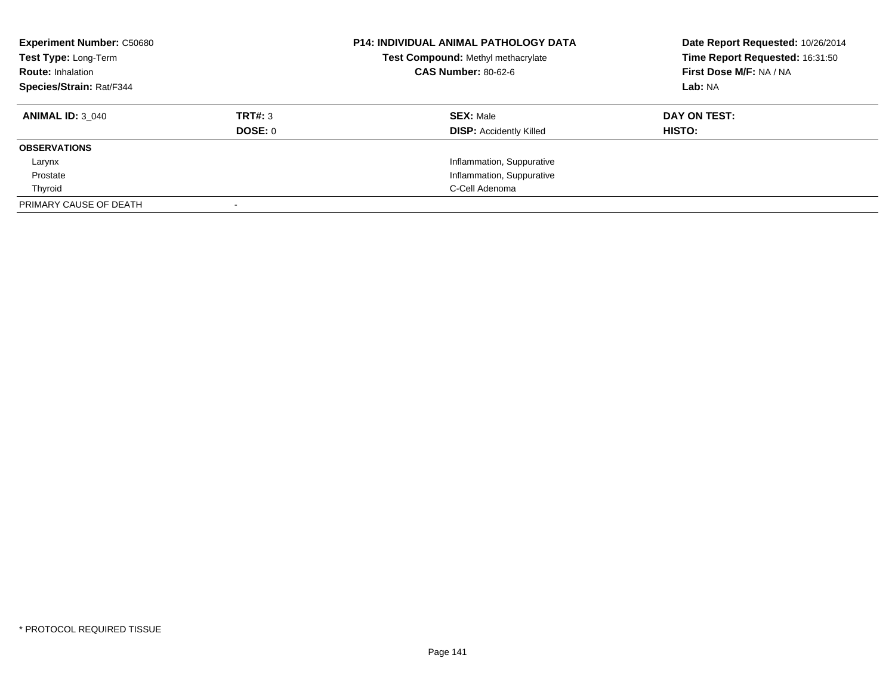**Experiment Number:** C50680
**Test Type:** Long-Term
**Route:** Inhalation
**Species/Strain:** Rat/F344

**P14: INDIVIDUAL ANIMAL PATHOLOGY DATA**
**Test Compound:** Methyl methacrylate
**CAS Number:** 80-62-6

**Date Report Requested:** 10/26/2014
**Time Report Requested:** 16:31:50
**First Dose M/F:** NA / NA
**Lab:** NA

| **ANIMAL ID:** 3_040 | **TRT#:** 3 | **SEX:** Male | **DAY ON TEST:** |
|---|---|---|---|
| | **DOSE:** 0 | **DISP:** Accidently Killed | **HISTO:** |
| **OBSERVATIONS** | | | |
| Larynx | | Inflammation, Suppurative | |
| Prostate | | Inflammation, Suppurative | |
| Thyroid | | C-Cell Adenoma | |
| PRIMARY CAUSE OF DEATH | - | | |

* PROTOCOL REQUIRED TISSUE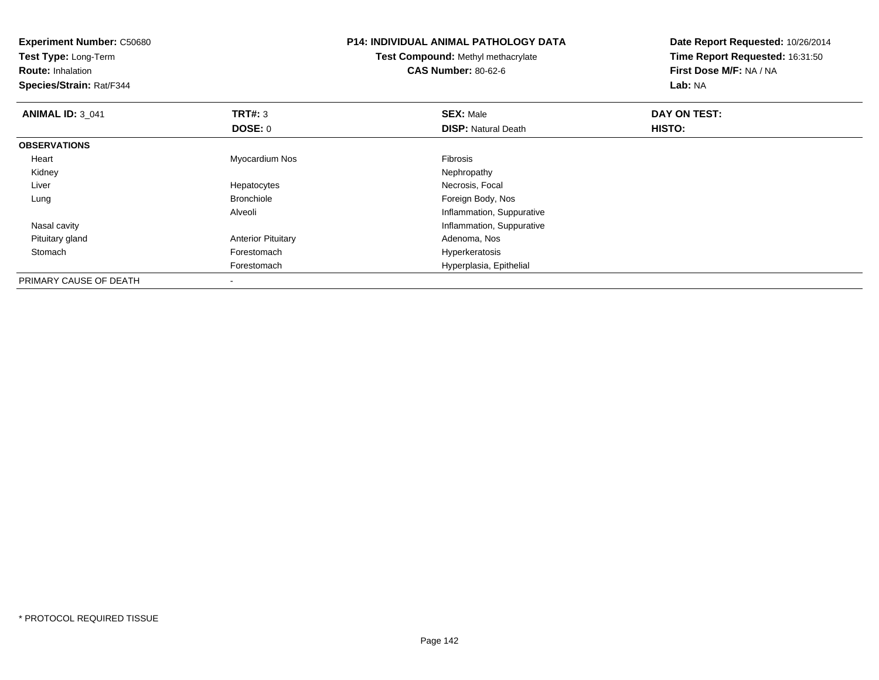**Experiment Number:** C50680
**Test Type:** Long-Term
**Route:** Inhalation
**Species/Strain:** Rat/F344

# P14: INDIVIDUAL ANIMAL PATHOLOGY DATA

**Test Compound:** Methyl methacrylate
**CAS Number:** 80-62-6

**Date Report Requested:** 10/26/2014
**Time Report Requested:** 16:31:50
**First Dose M/F:** NA / NA
**Lab:** NA

| ANIMAL ID: 3_041 | TRT#: 3 | SEX: Male | DAY ON TEST: |
|---|---|---|---|
| | DOSE: 0 | DISP: Natural Death | HISTO: |
| **OBSERVATIONS** | | | |
| Heart | Myocardium Nos | Fibrosis | |
| Kidney | | Nephropathy | |
| Liver | Hepatocytes | Necrosis, Focal | |
| Lung | Bronchiole | Foreign Body, Nos | |
| | Alveoli | Inflammation, Suppurative | |
| Nasal cavity | | Inflammation, Suppurative | |
| Pituitary gland | Anterior Pituitary | Adenoma, Nos | |
| Stomach | Forestomach | Hyperkeratosis | |
| | Forestomach | Hyperplasia, Epithelial | |
| PRIMARY CAUSE OF DEATH | - | | |

* PROTOCOL REQUIRED TISSUE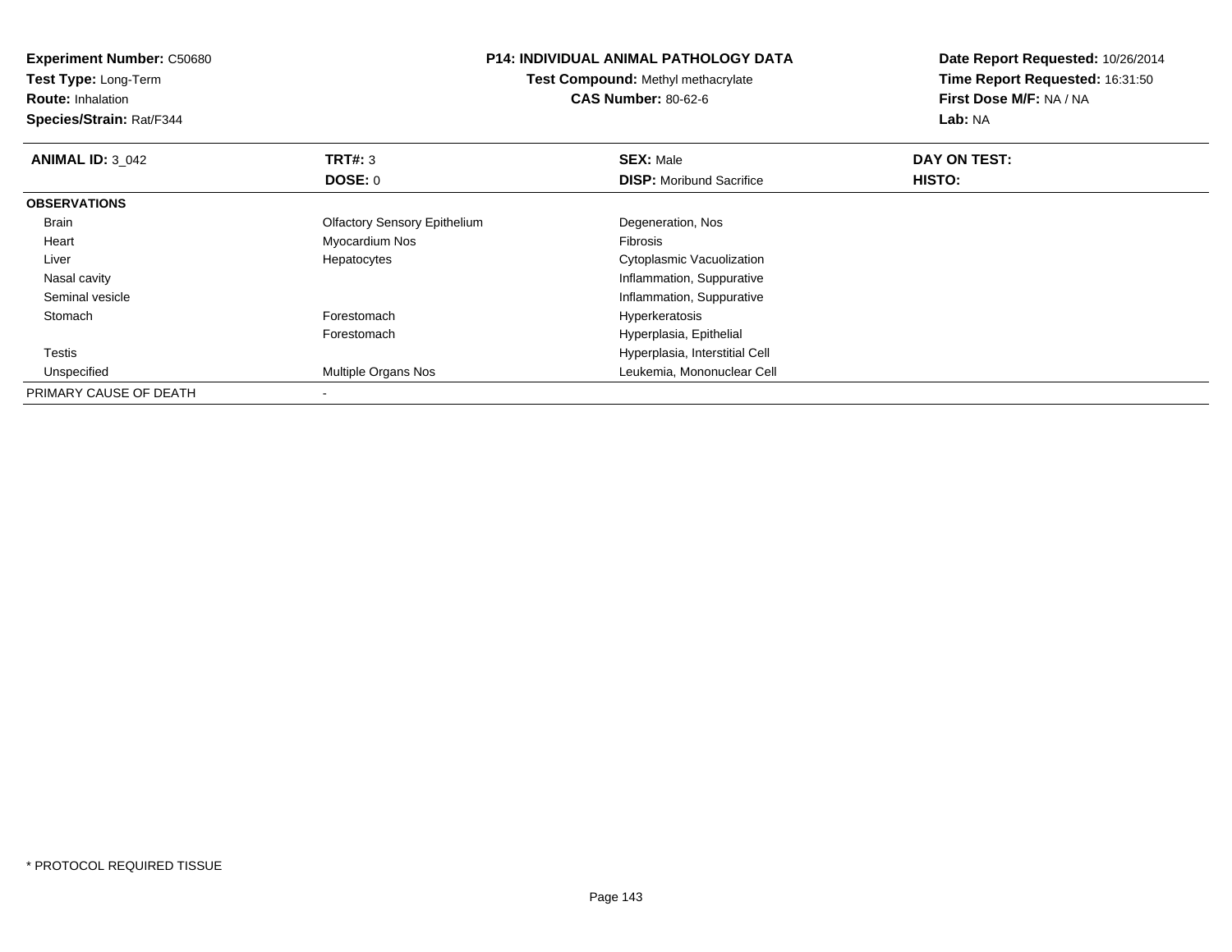**Experiment Number:** C50680
**Test Type:** Long-Term
**Route:** Inhalation
**Species/Strain:** Rat/F344

**P14: INDIVIDUAL ANIMAL PATHOLOGY DATA**
**Test Compound:** Methyl methacrylate
**CAS Number:** 80-62-6

**Date Report Requested:** 10/26/2014
**Time Report Requested:** 16:31:50
**First Dose M/F:** NA / NA
**Lab:** NA

| **ANIMAL ID:** 3_042 | **TRT#:** 3 | **SEX:** Male | **DAY ON TEST:** |
|---|---|---|---|
| | **DOSE:** 0 | **DISP:** Moribund Sacrifice | **HISTO:** |
| **OBSERVATIONS** | | | |
| Brain | Olfactory Sensory Epithelium | Degeneration, Nos | |
| Heart | Myocardium Nos | Fibrosis | |
| Liver | Hepatocytes | Cytoplasmic Vacuolization | |
| Nasal cavity | | Inflammation, Suppurative | |
| Seminal vesicle | | Inflammation, Suppurative | |
| Stomach | Forestomach | Hyperkeratosis | |
| | Forestomach | Hyperplasia, Epithelial | |
| Testis | | Hyperplasia, Interstitial Cell | |
| Unspecified | Multiple Organs Nos | Leukemia, Mononuclear Cell | |
| PRIMARY CAUSE OF DEATH | - | | |

* PROTOCOL REQUIRED TISSUE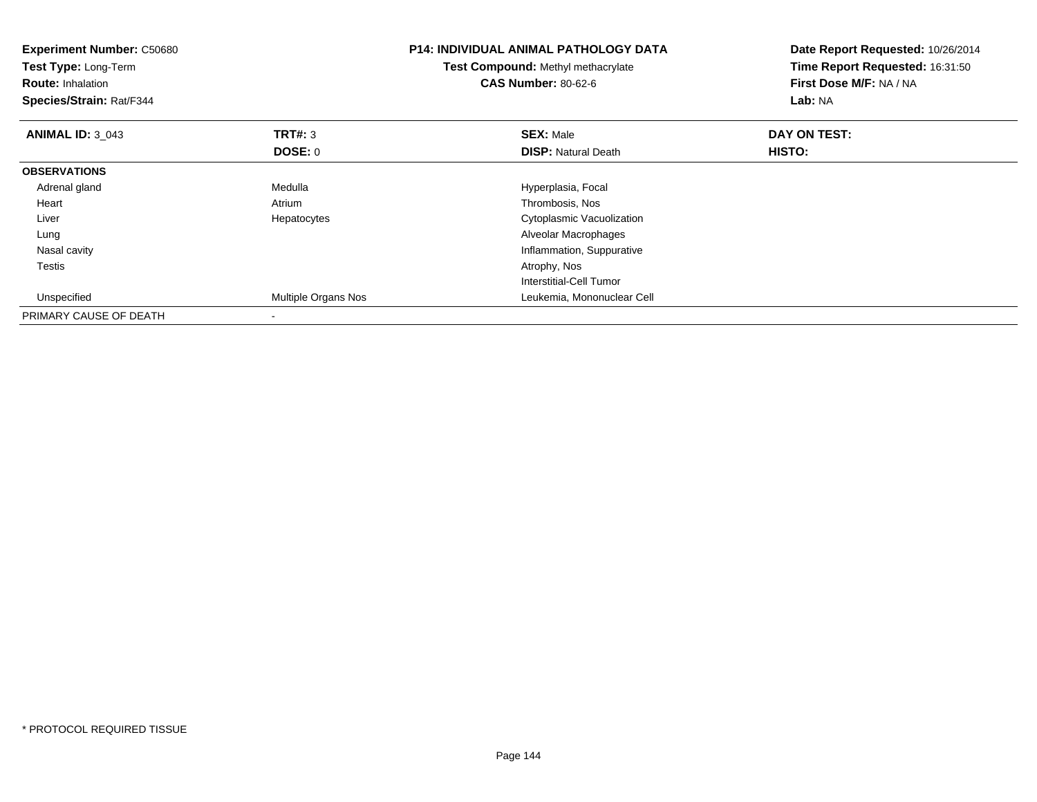**Experiment Number:** C50680
**Test Type:** Long-Term
**Route:** Inhalation
**Species/Strain:** Rat/F344

**P14: INDIVIDUAL ANIMAL PATHOLOGY DATA**
**Test Compound:** Methyl methacrylate
**CAS Number:** 80-62-6

**Date Report Requested:** 10/26/2014
**Time Report Requested:** 16:31:50
**First Dose M/F:** NA / NA
**Lab:** NA

| **ANIMAL ID:** 3_043 | **TRT#:** 3 | **SEX:** Male | **DAY ON TEST:** |
|---|---|---|---|
| | **DOSE:** 0 | **DISP:** Natural Death | **HISTO:** |
| **OBSERVATIONS** | | | |
| Adrenal gland | Medulla | Hyperplasia, Focal | |
| Heart | Atrium | Thrombosis, Nos | |
| Liver | Hepatocytes | Cytoplasmic Vacuolization | |
| Lung | | Alveolar Macrophages | |
| Nasal cavity | | Inflammation, Suppurative | |
| Testis | | Atrophy, Nos | |
| | | Interstitial-Cell Tumor | |
| Unspecified | Multiple Organs Nos | Leukemia, Mononuclear Cell | |
| PRIMARY CAUSE OF DEATH | - | | |

\* PROTOCOL REQUIRED TISSUE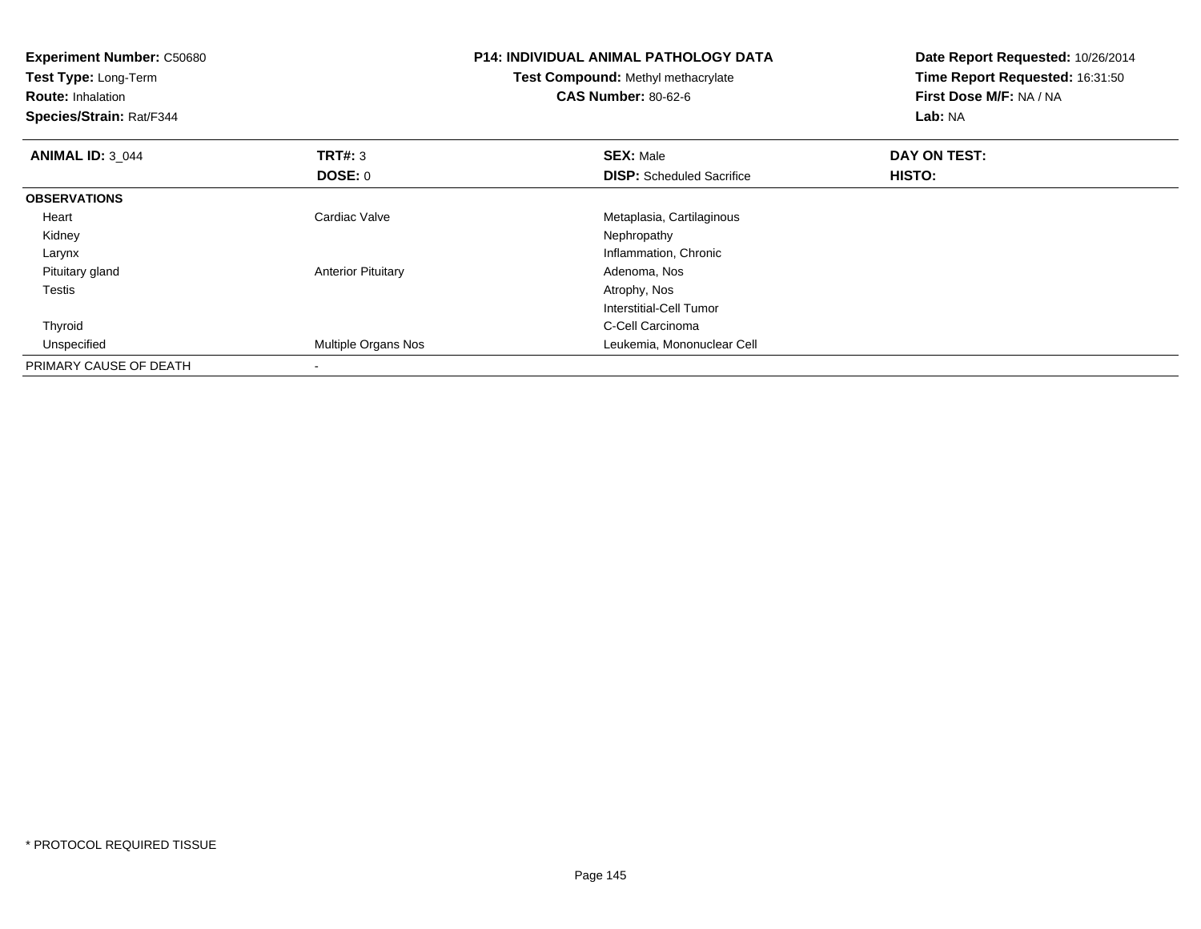**Experiment Number:** C50680
**Test Type:** Long-Term
**Route:** Inhalation
**Species/Strain:** Rat/F344

**P14: INDIVIDUAL ANIMAL PATHOLOGY DATA**
**Test Compound:** Methyl methacrylate
**CAS Number:** 80-62-6

**Date Report Requested:** 10/26/2014
**Time Report Requested:** 16:31:50
**First Dose M/F:** NA / NA
**Lab:** NA

| **ANIMAL ID:** 3_044 | **TRT#:** 3 | **SEX:** Male | **DAY ON TEST:** |
|---|---|---|---|
| | **DOSE:** 0 | **DISP:** Scheduled Sacrifice | **HISTO:** |
| **OBSERVATIONS** | | | |
| Heart | Cardiac Valve | Metaplasia, Cartilaginous | |
| Kidney | | Nephropathy | |
| Larynx | | Inflammation, Chronic | |
| Pituitary gland | Anterior Pituitary | Adenoma, Nos | |
| Testis | | Atrophy, Nos | |
| | | Interstitial-Cell Tumor | |
| Thyroid | | C-Cell Carcinoma | |
| Unspecified | Multiple Organs Nos | Leukemia, Mononuclear Cell | |
| PRIMARY CAUSE OF DEATH | - | | |

* PROTOCOL REQUIRED TISSUE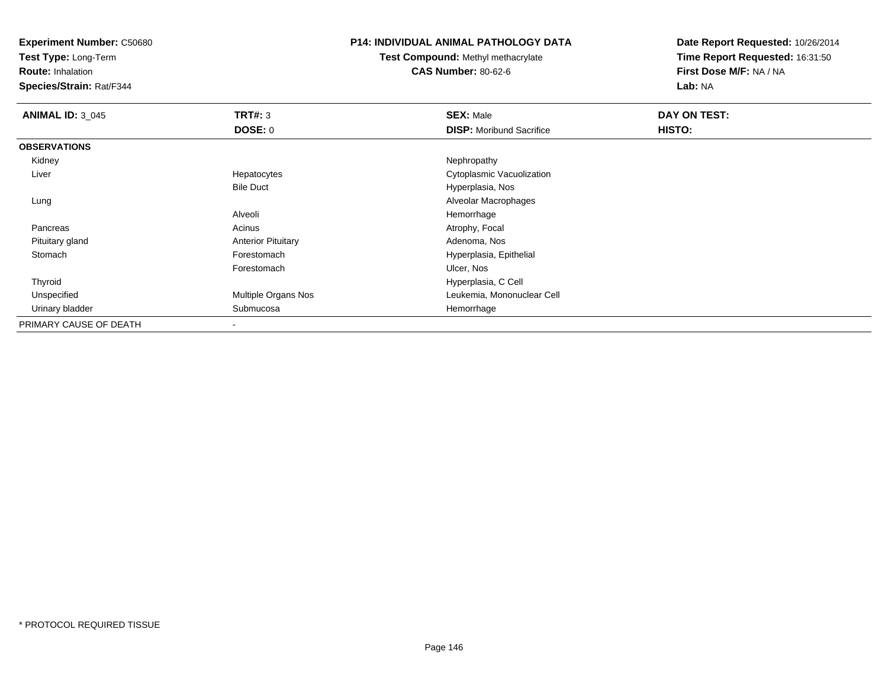**Experiment Number:** C50680
**Test Type:** Long-Term
**Route:** Inhalation
**Species/Strain:** Rat/F344

**P14: INDIVIDUAL ANIMAL PATHOLOGY DATA**
**Test Compound:** Methyl methacrylate
**CAS Number:** 80-62-6

**Date Report Requested:** 10/26/2014
**Time Report Requested:** 16:31:50
**First Dose M/F:** NA / NA
**Lab:** NA

| **ANIMAL ID:** 3_045 | **TRT#:** 3 | **SEX:** Male | **DAY ON TEST:** |
|---|---|---|---|
| | **DOSE:** 0 | **DISP:** Moribund Sacrifice | **HISTO:** |
| **OBSERVATIONS** | | | |
| Kidney | | Nephropathy | |
| Liver | Hepatocytes | Cytoplasmic Vacuolization | |
| | Bile Duct | Hyperplasia, Nos | |
| Lung | | Alveolar Macrophages | |
| | Alveoli | Hemorrhage | |
| Pancreas | Acinus | Atrophy, Focal | |
| Pituitary gland | Anterior Pituitary | Adenoma, Nos | |
| Stomach | Forestomach | Hyperplasia, Epithelial | |
| | Forestomach | Ulcer, Nos | |
| Thyroid | | Hyperplasia, C Cell | |
| Unspecified | Multiple Organs Nos | Leukemia, Mononuclear Cell | |
| Urinary bladder | Submucosa | Hemorrhage | |
| PRIMARY CAUSE OF DEATH | - | | |

* PROTOCOL REQUIRED TISSUE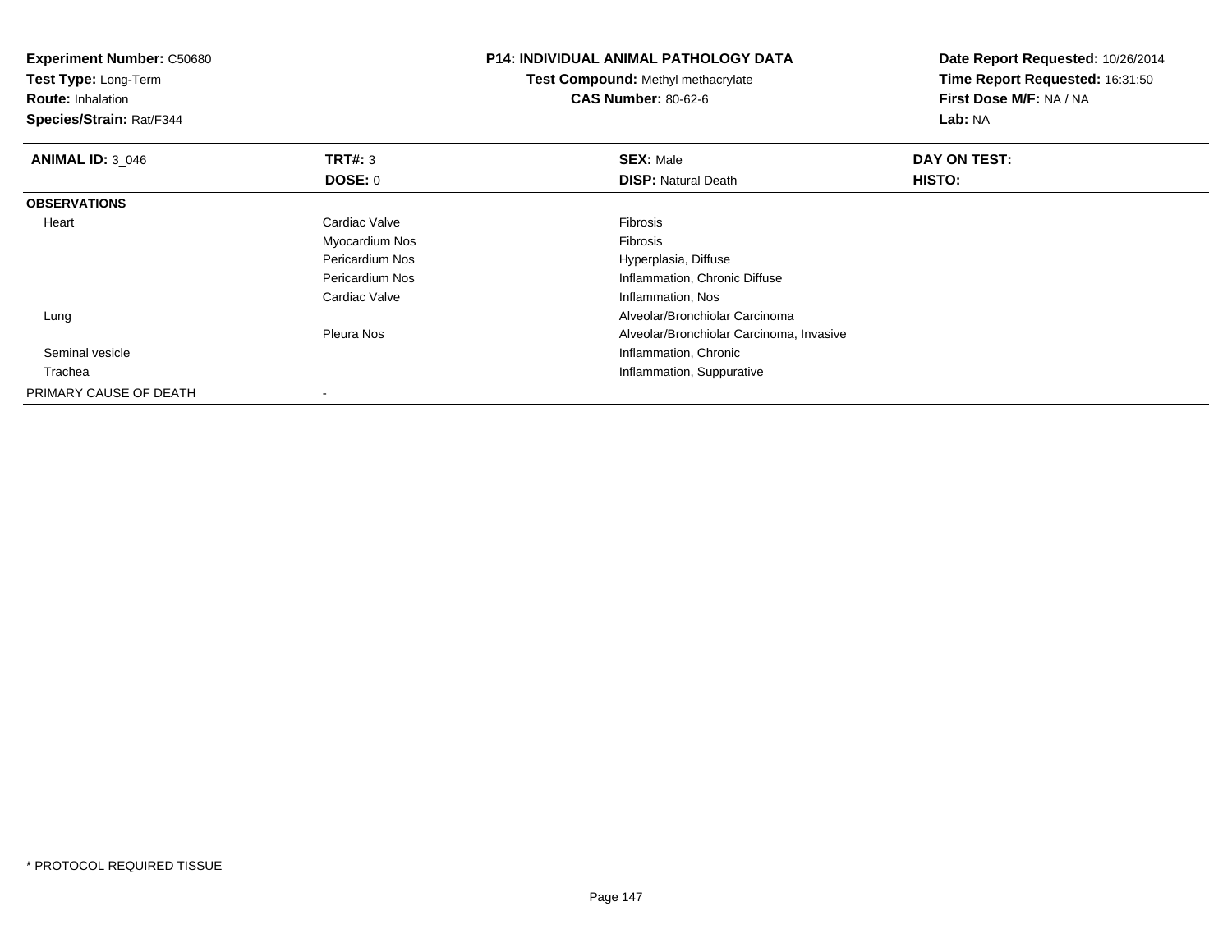**Experiment Number:** C50680
**Test Type:** Long-Term
**Route:** Inhalation
**Species/Strain:** Rat/F344

**P14: INDIVIDUAL ANIMAL PATHOLOGY DATA**
**Test Compound:** Methyl methacrylate
**CAS Number:** 80-62-6

**Date Report Requested:** 10/26/2014
**Time Report Requested:** 16:31:50
**First Dose M/F:** NA / NA
**Lab:** NA

| **ANIMAL ID:** 3_046 | **TRT#:** 3 | **SEX:** Male | **DAY ON TEST:** |
|---|---|---|---|
| | **DOSE:** 0 | **DISP:** Natural Death | **HISTO:** |
| **OBSERVATIONS** | | | |
| Heart | Cardiac Valve | Fibrosis | |
| | Myocardium Nos | Fibrosis | |
| | Pericardium Nos | Hyperplasia, Diffuse | |
| | Pericardium Nos | Inflammation, Chronic Diffuse | |
| | Cardiac Valve | Inflammation, Nos | |
| Lung | | Alveolar/Bronchiolar Carcinoma | |
| | Pleura Nos | Alveolar/Bronchiolar Carcinoma, Invasive | |
| Seminal vesicle | | Inflammation, Chronic | |
| Trachea | | Inflammation, Suppurative | |
| PRIMARY CAUSE OF DEATH | - | | |

* PROTOCOL REQUIRED TISSUE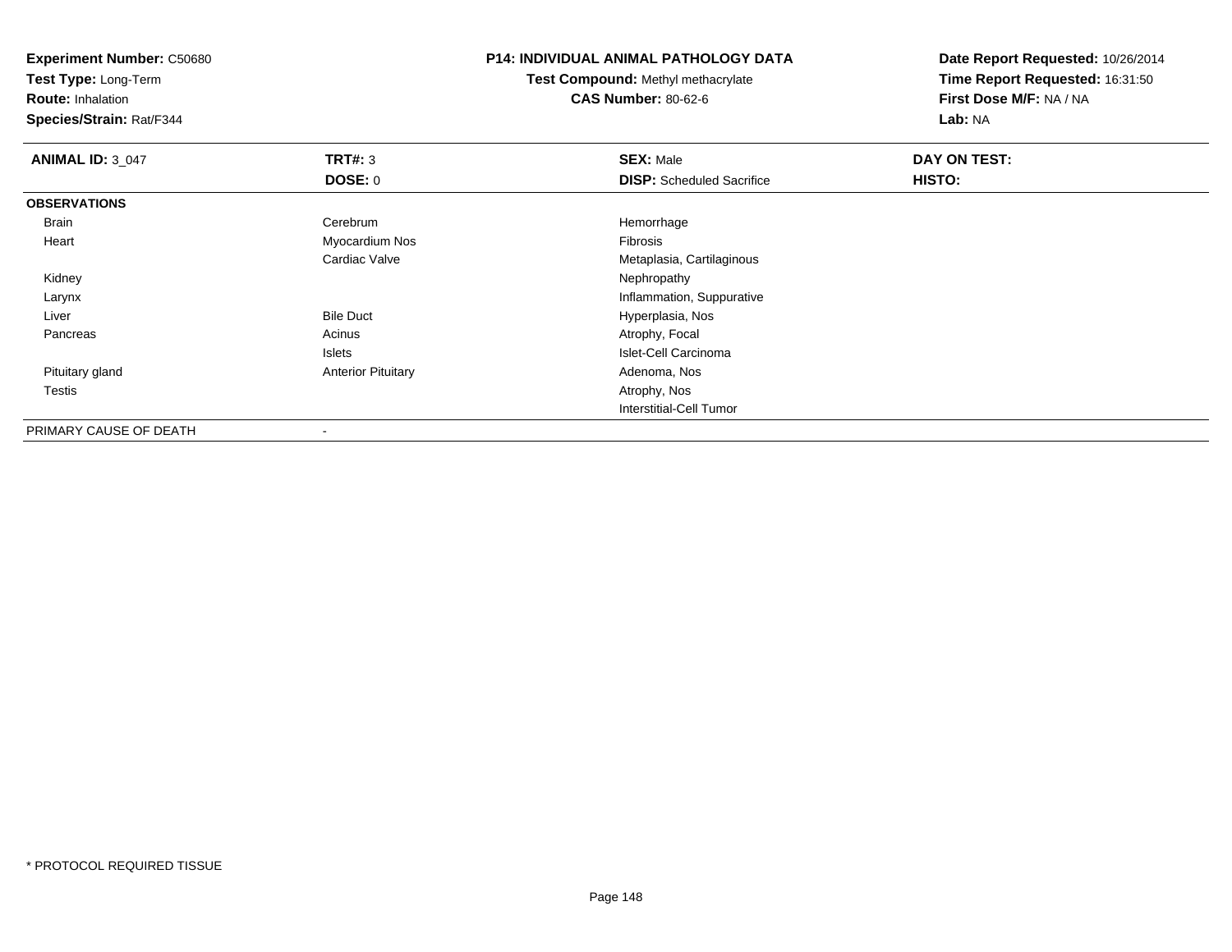**Experiment Number:** C50680
**Test Type:** Long-Term
**Route:** Inhalation
**Species/Strain:** Rat/F344

**P14: INDIVIDUAL ANIMAL PATHOLOGY DATA**
**Test Compound:** Methyl methacrylate
**CAS Number:** 80-62-6

**Date Report Requested:** 10/26/2014
**Time Report Requested:** 16:31:50
**First Dose M/F:** NA / NA
**Lab:** NA

| **ANIMAL ID:** 3_047 | **TRT#:** 3 | **SEX:** Male | **DAY ON TEST:** |
|---|---|---|---|
| | **DOSE:** 0 | **DISP:** Scheduled Sacrifice | **HISTO:** |
| **OBSERVATIONS** | | | |
| Brain | Cerebrum | Hemorrhage | |
| Heart | Myocardium Nos | Fibrosis | |
| | Cardiac Valve | Metaplasia, Cartilaginous | |
| Kidney | | Nephropathy | |
| Larynx | | Inflammation, Suppurative | |
| Liver | Bile Duct | Hyperplasia, Nos | |
| Pancreas | Acinus | Atrophy, Focal | |
| | Islets | Islet-Cell Carcinoma | |
| Pituitary gland | Anterior Pituitary | Adenoma, Nos | |
| Testis | | Atrophy, Nos | |
| | | Interstitial-Cell Tumor | |
| PRIMARY CAUSE OF DEATH | - | | |

* PROTOCOL REQUIRED TISSUE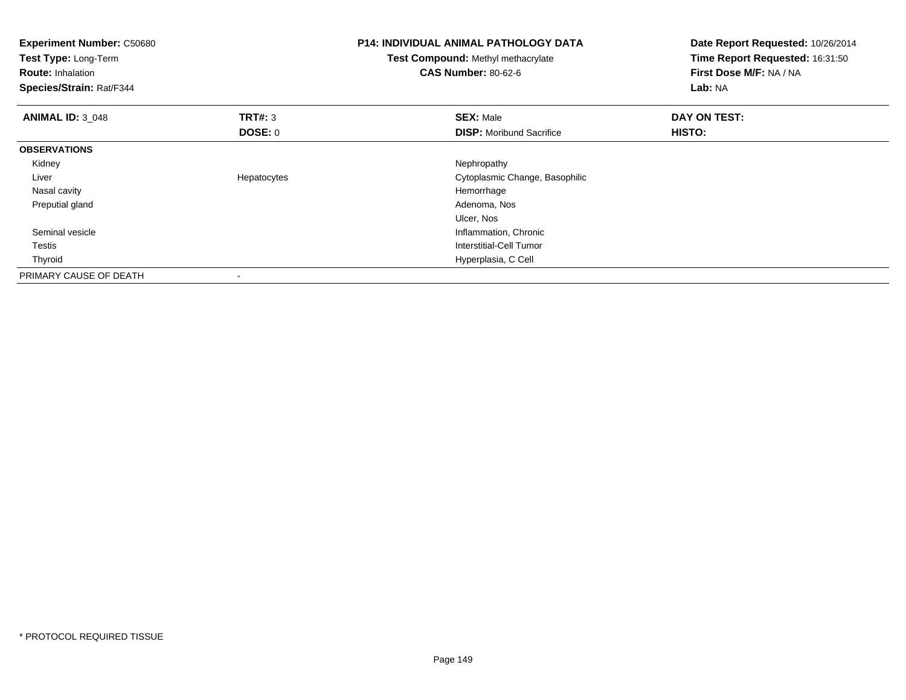**Experiment Number:** C50680
**Test Type:** Long-Term
**Route:** Inhalation
**Species/Strain:** Rat/F344

**P14: INDIVIDUAL ANIMAL PATHOLOGY DATA**
**Test Compound:** Methyl methacrylate
**CAS Number:** 80-62-6

**Date Report Requested:** 10/26/2014
**Time Report Requested:** 16:31:50
**First Dose M/F:** NA / NA
**Lab:** NA

| **ANIMAL ID:** 3_048 | **TRT#:** 3 | **SEX:** Male | **DAY ON TEST:** |
|---|---|---|---|
| | **DOSE:** 0 | **DISP:** Moribund Sacrifice | **HISTO:** |
| **OBSERVATIONS** | | | |
| Kidney | | Nephropathy | |
| Liver | Hepatocytes | Cytoplasmic Change, Basophilic | |
| Nasal cavity | | Hemorrhage | |
| Preputial gland | | Adenoma, Nos | |
| | | Ulcer, Nos | |
| Seminal vesicle | | Inflammation, Chronic | |
| Testis | | Interstitial-Cell Tumor | |
| Thyroid | | Hyperplasia, C Cell | |
| PRIMARY CAUSE OF DEATH | - | | |

* PROTOCOL REQUIRED TISSUE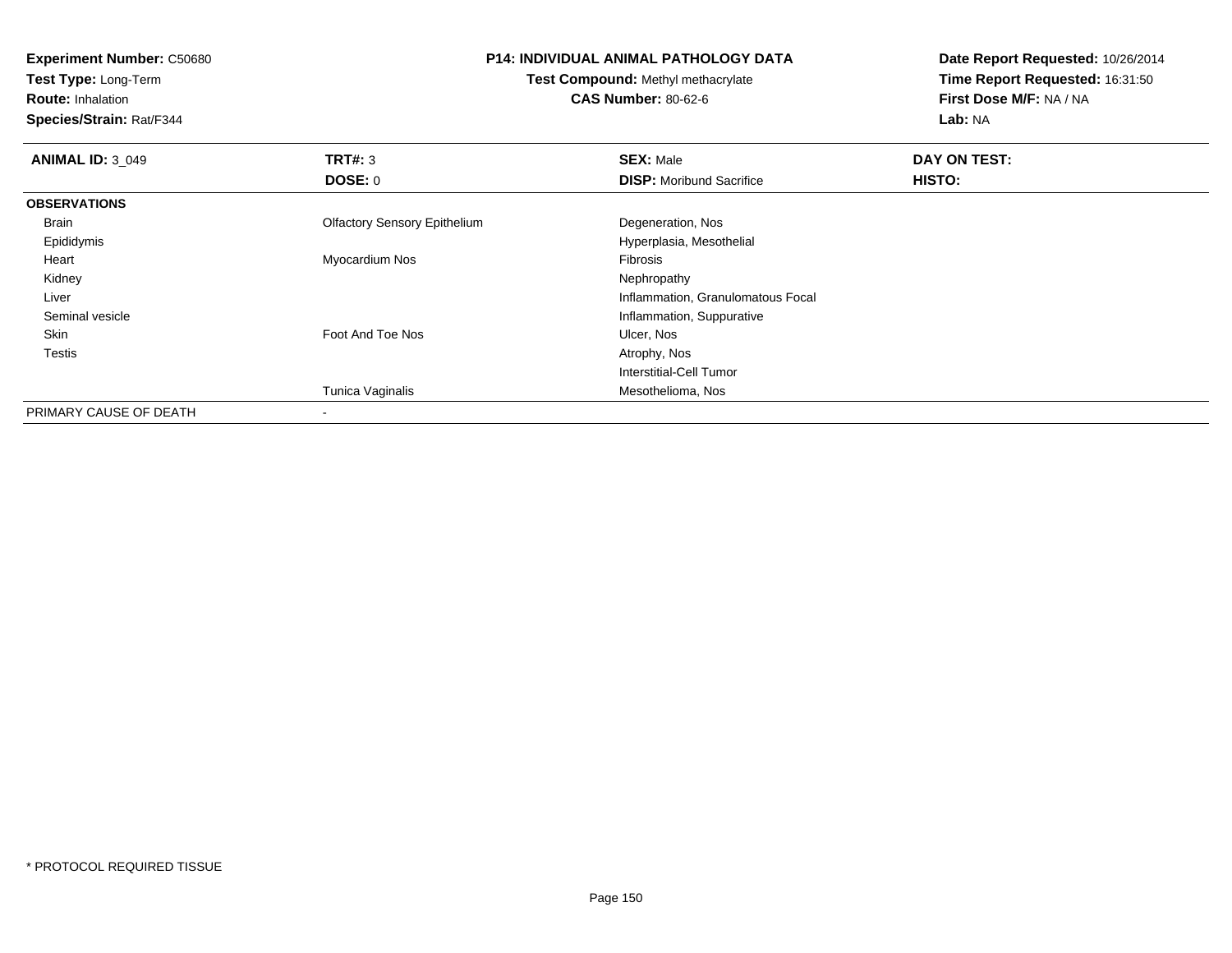**Experiment Number:** C50680
**Test Type:** Long-Term
**Route:** Inhalation
**Species/Strain:** Rat/F344

**P14: INDIVIDUAL ANIMAL PATHOLOGY DATA**
**Test Compound:** Methyl methacrylate
**CAS Number:** 80-62-6

**Date Report Requested:** 10/26/2014
**Time Report Requested:** 16:31:50
**First Dose M/F:** NA / NA
**Lab:** NA

| **ANIMAL ID:** 3_049 | **TRT#:** 3 | **SEX:** Male | **DAY ON TEST:** |
|---|---|---|---|
| | **DOSE:** 0 | **DISP:** Moribund Sacrifice | **HISTO:** |
| **OBSERVATIONS** | | | |
| Brain | Olfactory Sensory Epithelium | Degeneration, Nos | |
| Epididymis | | Hyperplasia, Mesothelial | |
| Heart | Myocardium Nos | Fibrosis | |
| Kidney | | Nephropathy | |
| Liver | | Inflammation, Granulomatous Focal | |
| Seminal vesicle | | Inflammation, Suppurative | |
| Skin | Foot And Toe Nos | Ulcer, Nos | |
| Testis | | Atrophy, Nos | |
| | | Interstitial-Cell Tumor | |
| | Tunica Vaginalis | Mesothelioma, Nos | |
| PRIMARY CAUSE OF DEATH | - | | |

* PROTOCOL REQUIRED TISSUE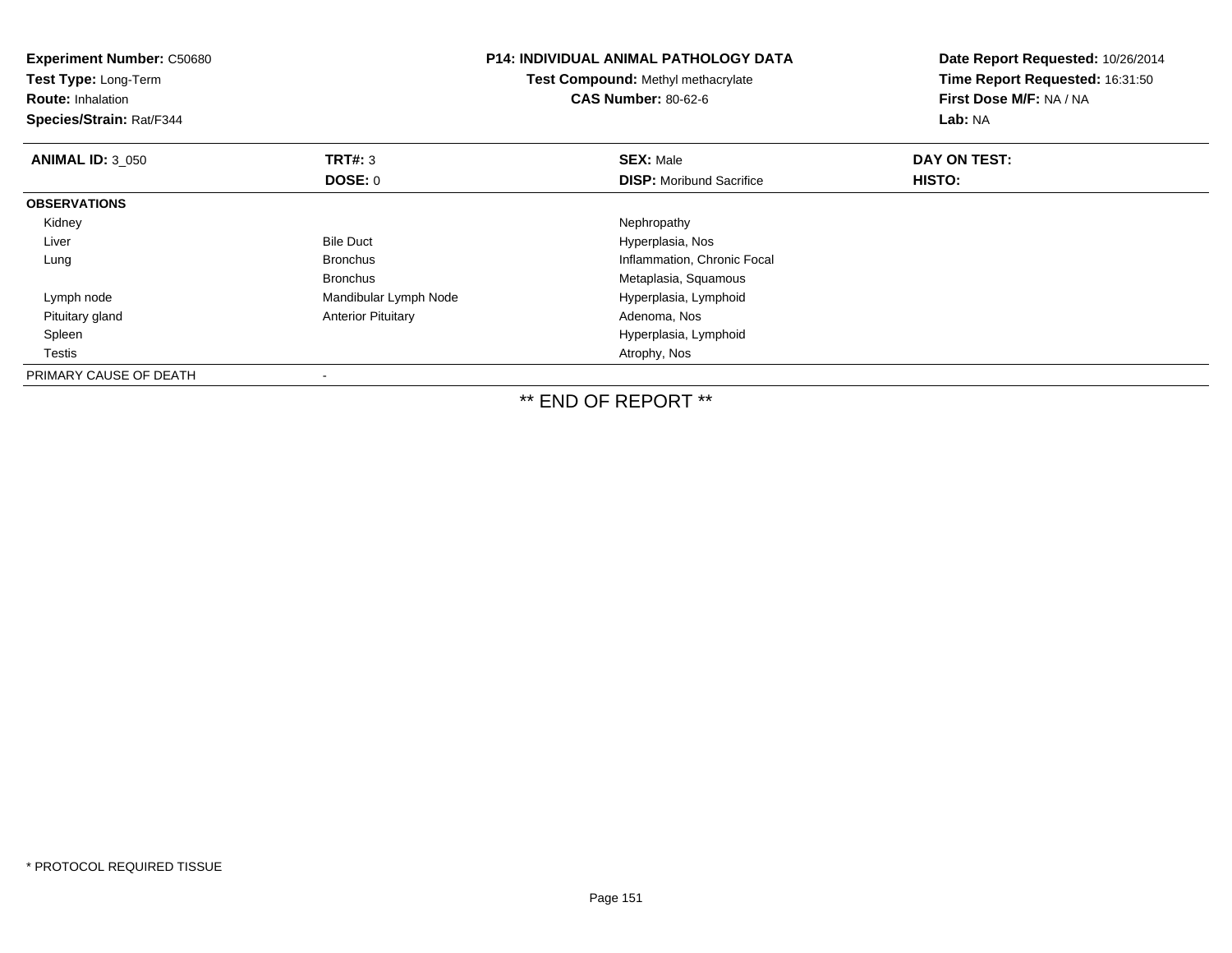**Experiment Number:** C50680
**Test Type:** Long-Term
**Route:** Inhalation
**Species/Strain:** Rat/F344

**P14: INDIVIDUAL ANIMAL PATHOLOGY DATA**
**Test Compound:** Methyl methacrylate
**CAS Number:** 80-62-6

**Date Report Requested:** 10/26/2014
**Time Report Requested:** 16:31:50
**First Dose M/F:** NA / NA
**Lab:** NA

| | | | |
|---|---|---|---|
| **ANIMAL ID:** 3_050 | **TRT#:** 3 | **SEX:** Male | **DAY ON TEST:** |
| | **DOSE:** 0 | **DISP:** Moribund Sacrifice | **HISTO:** |
| **OBSERVATIONS** | | | |
| Kidney | | Nephropathy | |
| Liver | Bile Duct | Hyperplasia, Nos | |
| Lung | Bronchus | Inflammation, Chronic Focal | |
| | Bronchus | Metaplasia, Squamous | |
| Lymph node | Mandibular Lymph Node | Hyperplasia, Lymphoid | |
| Pituitary gland | Anterior Pituitary | Adenoma, Nos | |
| Spleen | | Hyperplasia, Lymphoid | |
| Testis | | Atrophy, Nos | |
| PRIMARY CAUSE OF DEATH | - | | |

** END OF REPORT **

* PROTOCOL REQUIRED TISSUE